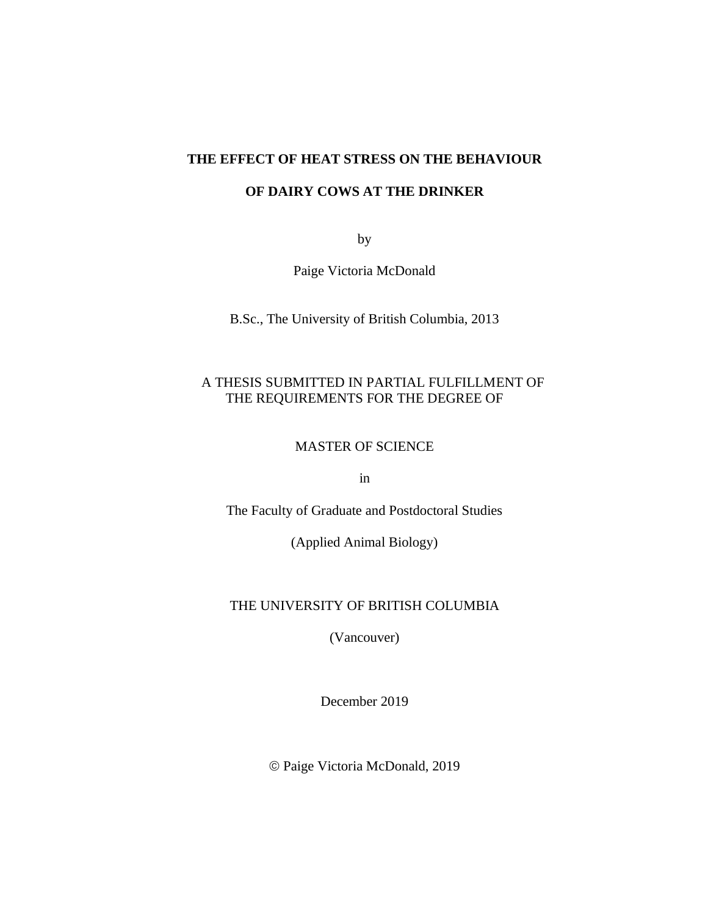# THE EFFECT OF HEAT STRESS ON THE BEHAVIOUR OF DAIRY COWS AT THE DRINKER

by

Paige Victoria McDonald

B.Sc., The University of British Columbia, 2013

A THESIS SUBMITTED IN PARTIAL FULFILLMENT OF THE REQUIREMENTS FOR THE DEGREE OF

MASTER OF SCIENCE

in

The Faculty of Graduate and Postdoctoral Studies

(Applied Animal Biology)

THE UNIVERSITY OF BRITISH COLUMBIA

(Vancouver)

December 2019

© Paige Victoria McDonald, 2019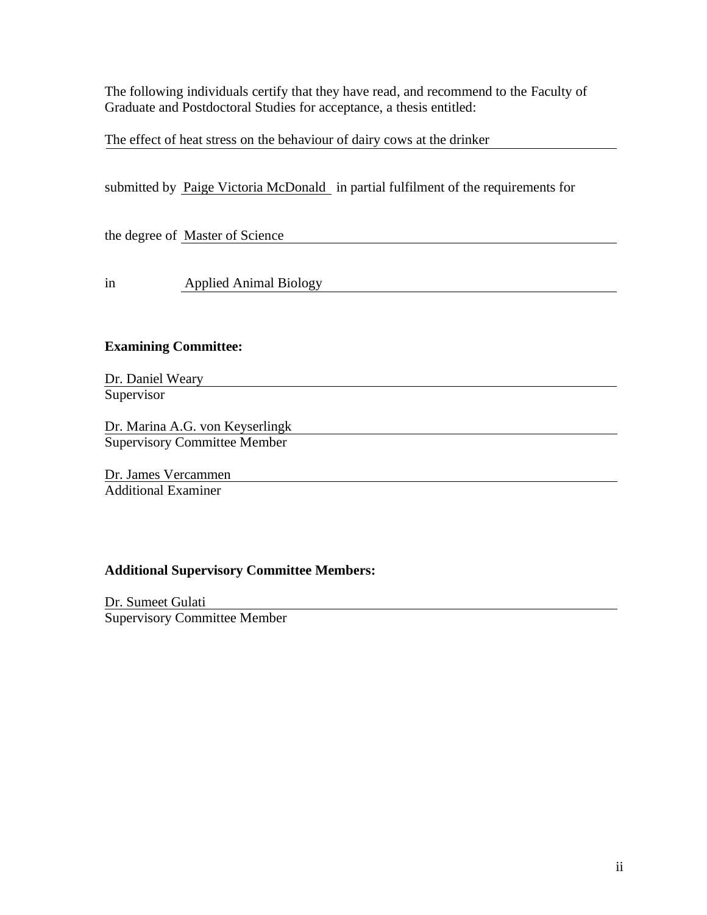The following individuals certify that they have read, and recommend to the Faculty of Graduate and Postdoctoral Studies for acceptance, a thesis entitled:

The effect of heat stress on the behaviour of dairy cows at the drinker

submitted by Paige Victoria McDonald in partial fulfilment of the requirements for

the degree of Master of Science

in Applied Animal Biology

**Examining Committee:**

Dr. Daniel Weary
Supervisor

Dr. Marina A.G. von Keyserlingk
Supervisory Committee Member

Dr. James Vercammen
Additional Examiner

**Additional Supervisory Committee Members:**

Dr. Sumeet Gulati
Supervisory Committee Member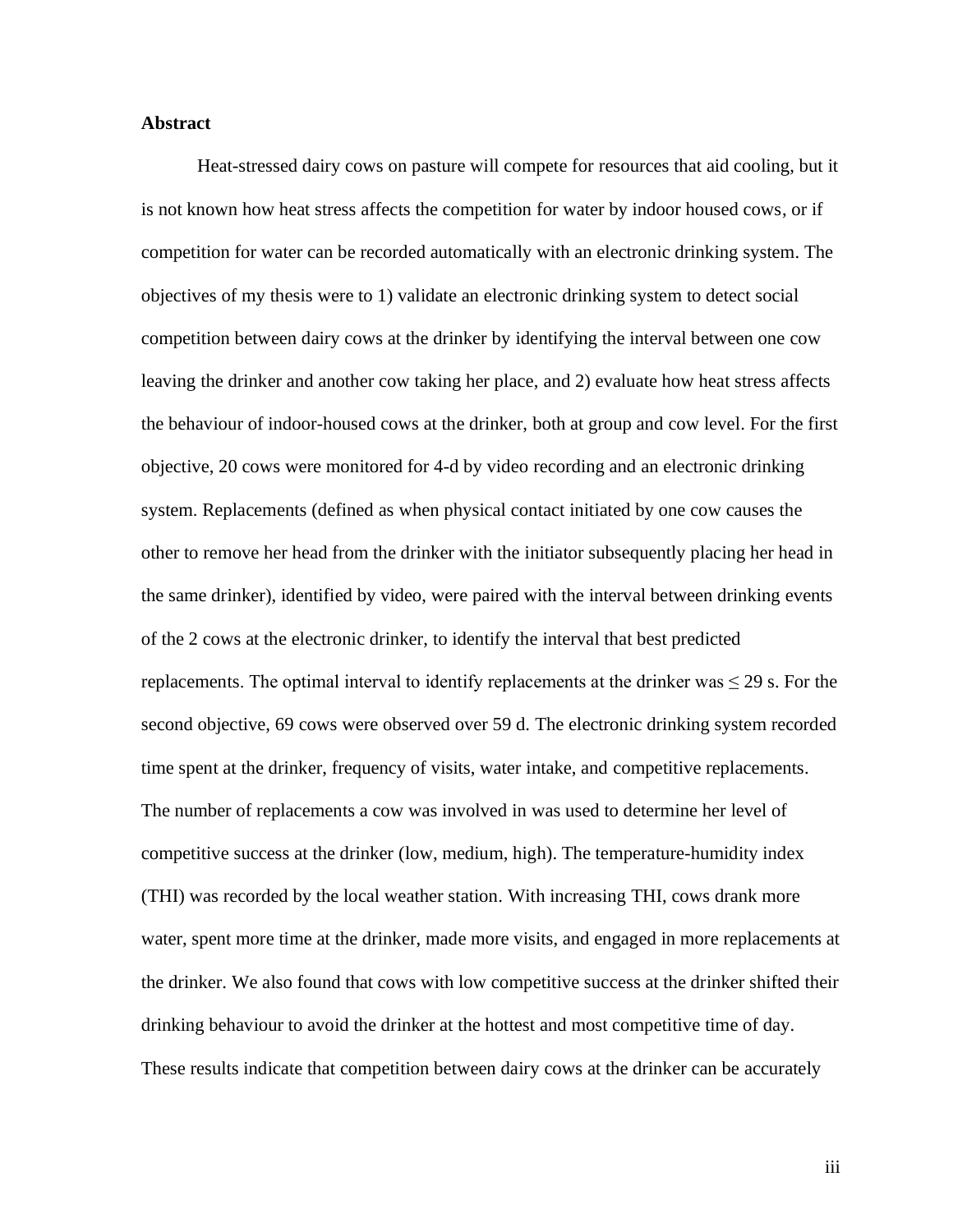**Abstract**

Heat-stressed dairy cows on pasture will compete for resources that aid cooling, but it is not known how heat stress affects the competition for water by indoor housed cows, or if competition for water can be recorded automatically with an electronic drinking system. The objectives of my thesis were to 1) validate an electronic drinking system to detect social competition between dairy cows at the drinker by identifying the interval between one cow leaving the drinker and another cow taking her place, and 2) evaluate how heat stress affects the behaviour of indoor-housed cows at the drinker, both at group and cow level. For the first objective, 20 cows were monitored for 4-d by video recording and an electronic drinking system. Replacements (defined as when physical contact initiated by one cow causes the other to remove her head from the drinker with the initiator subsequently placing her head in the same drinker), identified by video, were paired with the interval between drinking events of the 2 cows at the electronic drinker, to identify the interval that best predicted replacements. The optimal interval to identify replacements at the drinker was ≤ 29 s. For the second objective, 69 cows were observed over 59 d. The electronic drinking system recorded time spent at the drinker, frequency of visits, water intake, and competitive replacements. The number of replacements a cow was involved in was used to determine her level of competitive success at the drinker (low, medium, high). The temperature-humidity index (THI) was recorded by the local weather station. With increasing THI, cows drank more water, spent more time at the drinker, made more visits, and engaged in more replacements at the drinker. We also found that cows with low competitive success at the drinker shifted their drinking behaviour to avoid the drinker at the hottest and most competitive time of day. These results indicate that competition between dairy cows at the drinker can be accurately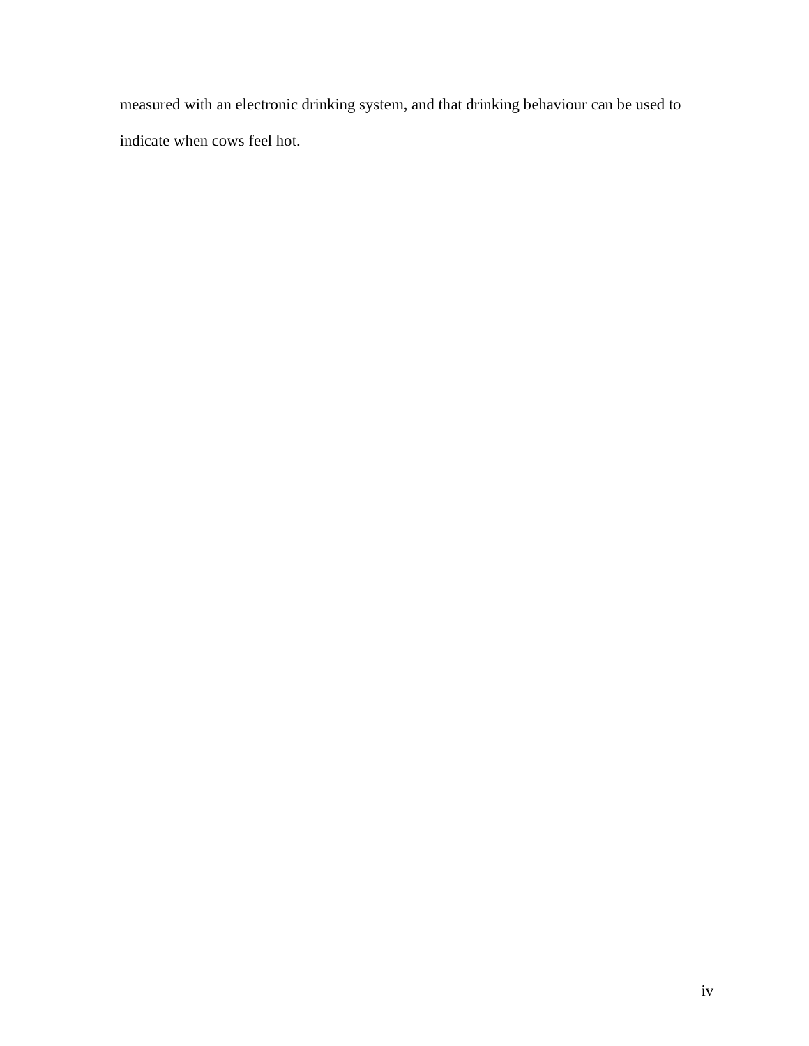measured with an electronic drinking system, and that drinking behaviour can be used to indicate when cows feel hot.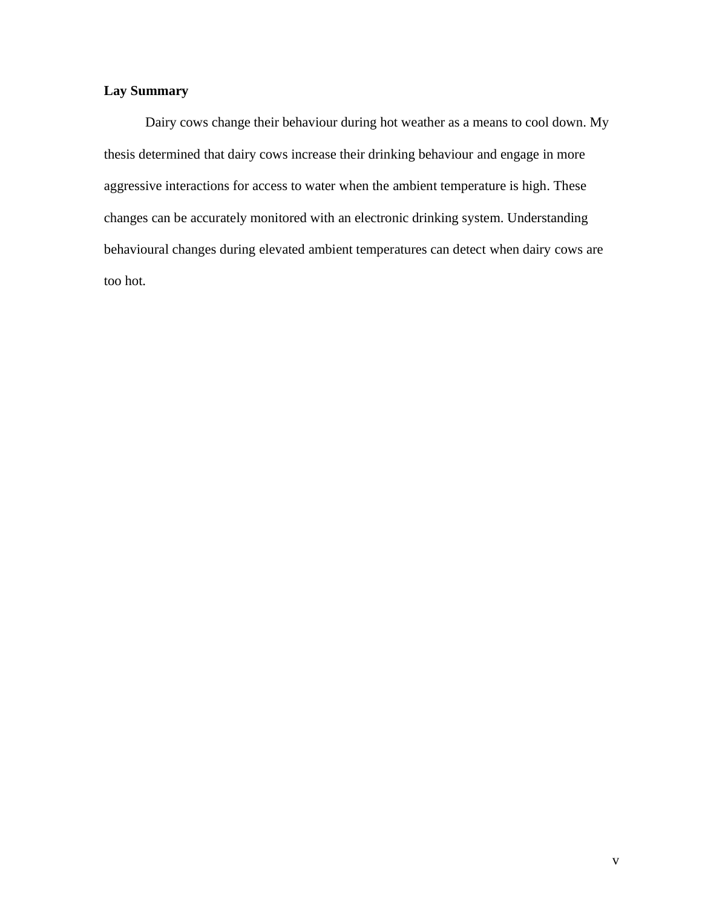**Lay Summary**

Dairy cows change their behaviour during hot weather as a means to cool down. My thesis determined that dairy cows increase their drinking behaviour and engage in more aggressive interactions for access to water when the ambient temperature is high. These changes can be accurately monitored with an electronic drinking system. Understanding behavioural changes during elevated ambient temperatures can detect when dairy cows are too hot.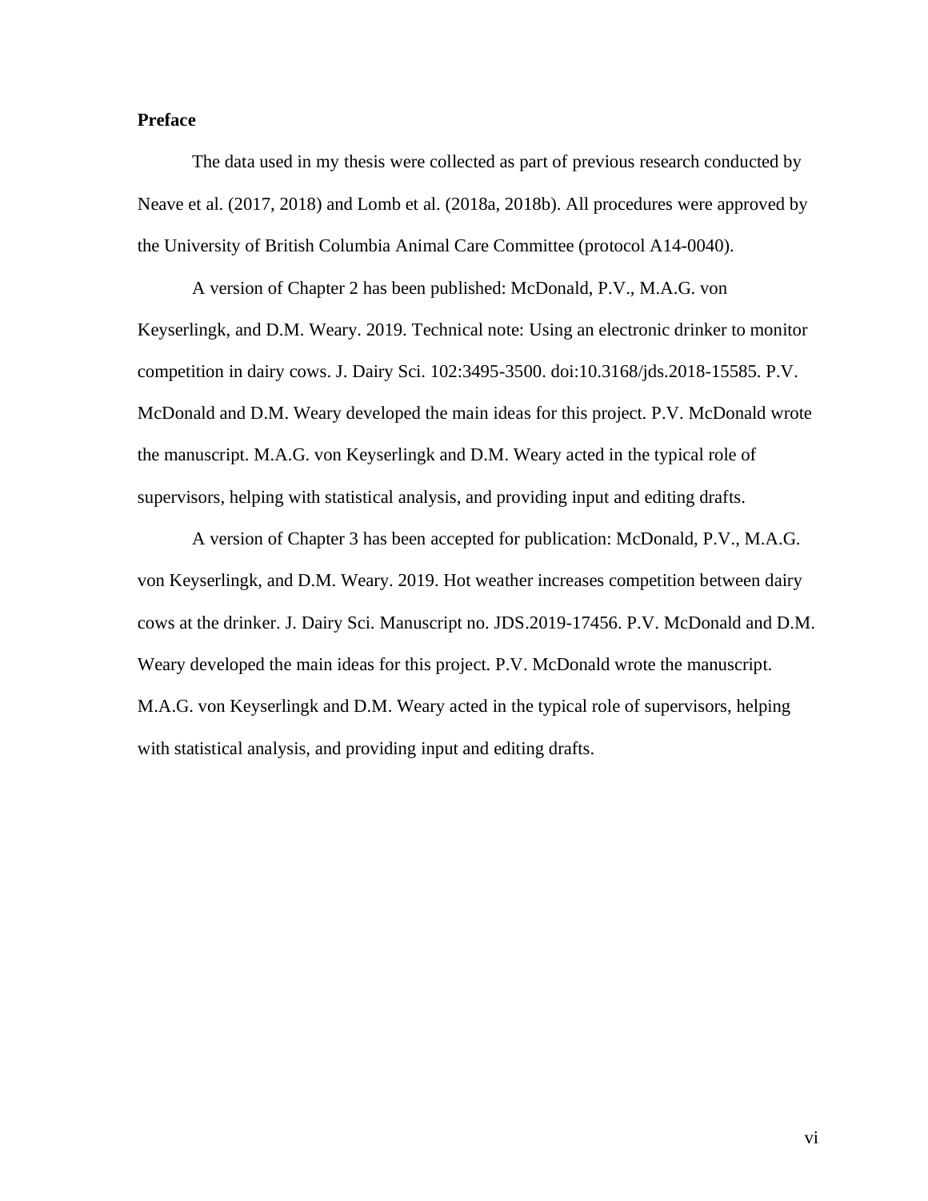## Preface

The data used in my thesis were collected as part of previous research conducted by Neave et al. (2017, 2018) and Lomb et al. (2018a, 2018b). All procedures were approved by the University of British Columbia Animal Care Committee (protocol A14-0040).

A version of Chapter 2 has been published: McDonald, P.V., M.A.G. von Keyserlingk, and D.M. Weary. 2019. Technical note: Using an electronic drinker to monitor competition in dairy cows. J. Dairy Sci. 102:3495-3500. doi:10.3168/jds.2018-15585. P.V. McDonald and D.M. Weary developed the main ideas for this project. P.V. McDonald wrote the manuscript. M.A.G. von Keyserlingk and D.M. Weary acted in the typical role of supervisors, helping with statistical analysis, and providing input and editing drafts.

A version of Chapter 3 has been accepted for publication: McDonald, P.V., M.A.G. von Keyserlingk, and D.M. Weary. 2019. Hot weather increases competition between dairy cows at the drinker. J. Dairy Sci. Manuscript no. JDS.2019-17456. P.V. McDonald and D.M. Weary developed the main ideas for this project. P.V. McDonald wrote the manuscript. M.A.G. von Keyserlingk and D.M. Weary acted in the typical role of supervisors, helping with statistical analysis, and providing input and editing drafts.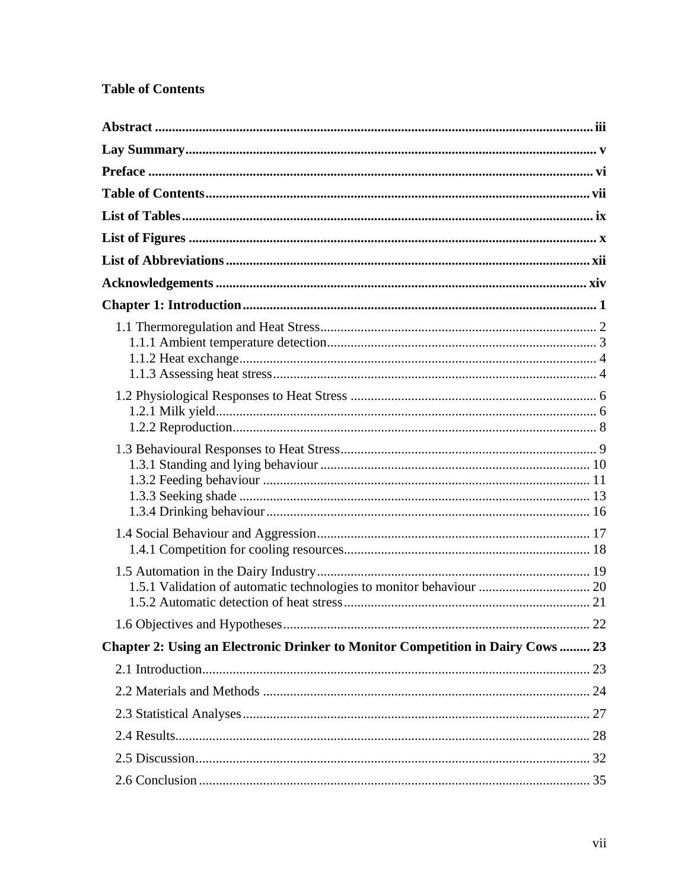**Table of Contents**

**Abstract** .................................................................................................................... **iii**

**Lay Summary** .............................................................................................................. **v**

**Preface** ....................................................................................................................... **vi**

**Table of Contents** ..................................................................................................... **vii**

**List of Tables** .............................................................................................................. **ix**

**List of Figures** ............................................................................................................. **x**

**List of Abbreviations** ................................................................................................ **xii**

**Acknowledgements** .................................................................................................. **xiv**

**Chapter 1: Introduction** .............................................................................................. **1**

1.1 Thermoregulation and Heat Stress ............................................................................ 2
1.1.1 Ambient temperature detection ............................................................................ 3
1.1.2 Heat exchange ........................................................................................................ 4
1.1.3 Assessing heat stress .............................................................................................. 4

1.2 Physiological Responses to Heat Stress .................................................................... 6
1.2.1 Milk yield ................................................................................................................ 6
1.2.2 Reproduction .......................................................................................................... 8

1.3 Behavioural Responses to Heat Stress ...................................................................... 9
1.3.1 Standing and lying behaviour .............................................................................. 10
1.3.2 Feeding behaviour ................................................................................................ 11
1.3.3 Seeking shade ....................................................................................................... 13
1.3.4 Drinking behaviour ............................................................................................... 16

1.4 Social Behaviour and Aggression ............................................................................ 17
1.4.1 Competition for cooling resources ....................................................................... 18

1.5 Automation in the Dairy Industry ............................................................................ 19
1.5.1 Validation of automatic technologies to monitor behaviour ................................ 20
1.5.2 Automatic detection of heat stress ....................................................................... 21

1.6 Objectives and Hypotheses ...................................................................................... 22

**Chapter 2: Using an Electronic Drinker to Monitor Competition in Dairy Cows** ......... **23**

2.1 Introduction .............................................................................................................. 23

2.2 Materials and Methods ............................................................................................ 24

2.3 Statistical Analyses .................................................................................................. 27

2.4 Results ...................................................................................................................... 28

2.5 Discussion ................................................................................................................ 32

2.6 Conclusion ............................................................................................................... 35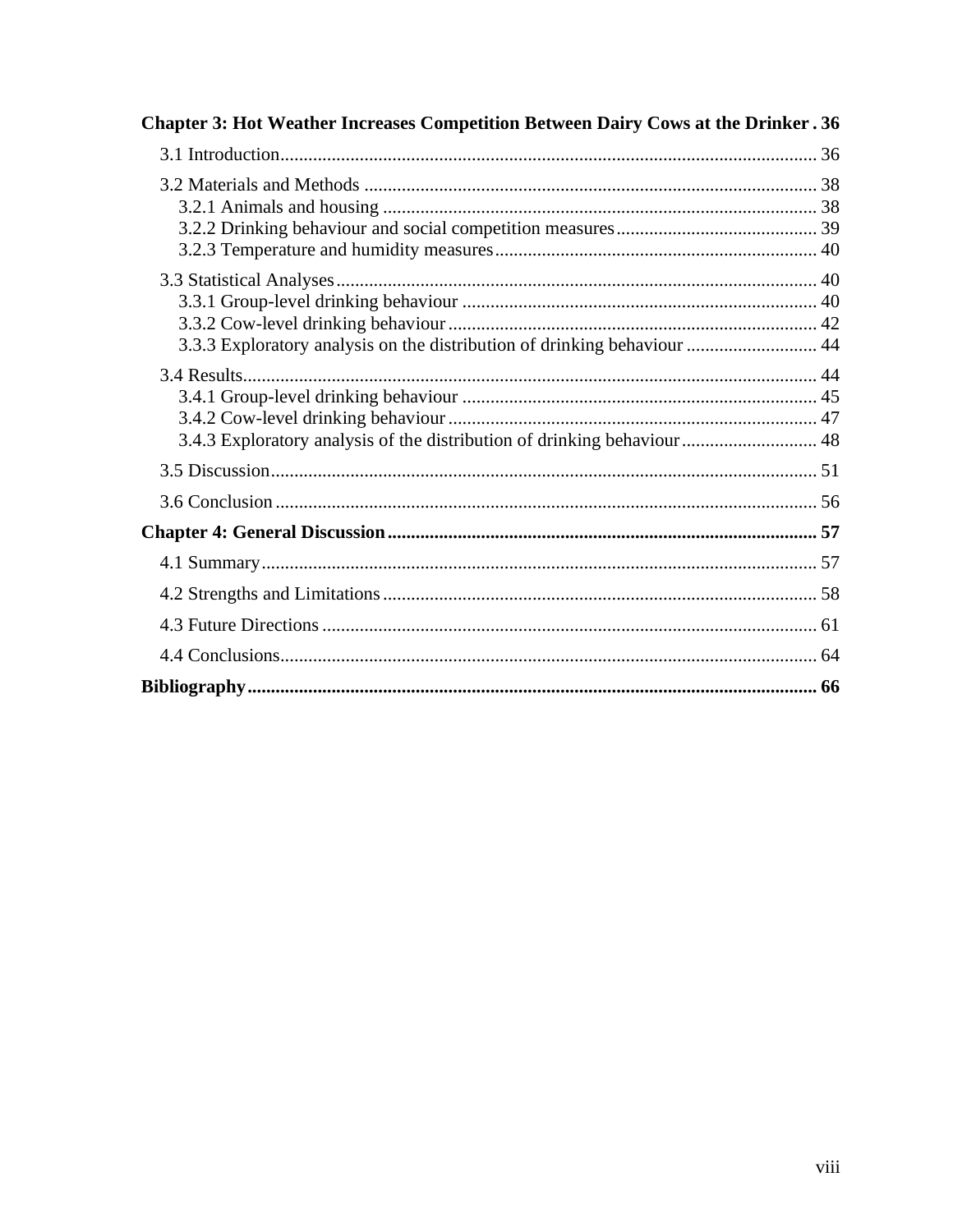**Chapter 3: Hot Weather Increases Competition Between Dairy Cows at the Drinker . 36**

- 3.1 Introduction .................................................. 36
- 3.2 Materials and Methods .................................................. 38
  - 3.2.1 Animals and housing .................................................. 38
  - 3.2.2 Drinking behaviour and social competition measures .................................................. 39
  - 3.2.3 Temperature and humidity measures .................................................. 40
- 3.3 Statistical Analyses .................................................. 40
  - 3.3.1 Group-level drinking behaviour .................................................. 40
  - 3.3.2 Cow-level drinking behaviour .................................................. 42
  - 3.3.3 Exploratory analysis on the distribution of drinking behaviour .................................................. 44
- 3.4 Results .................................................. 44
  - 3.4.1 Group-level drinking behaviour .................................................. 45
  - 3.4.2 Cow-level drinking behaviour .................................................. 47
  - 3.4.3 Exploratory analysis of the distribution of drinking behaviour .................................................. 48
- 3.5 Discussion .................................................. 51
- 3.6 Conclusion .................................................. 56

**Chapter 4: General Discussion .................................................. 57**

- 4.1 Summary .................................................. 57
- 4.2 Strengths and Limitations .................................................. 58
- 4.3 Future Directions .................................................. 61
- 4.4 Conclusions .................................................. 64

**Bibliography .................................................. 66**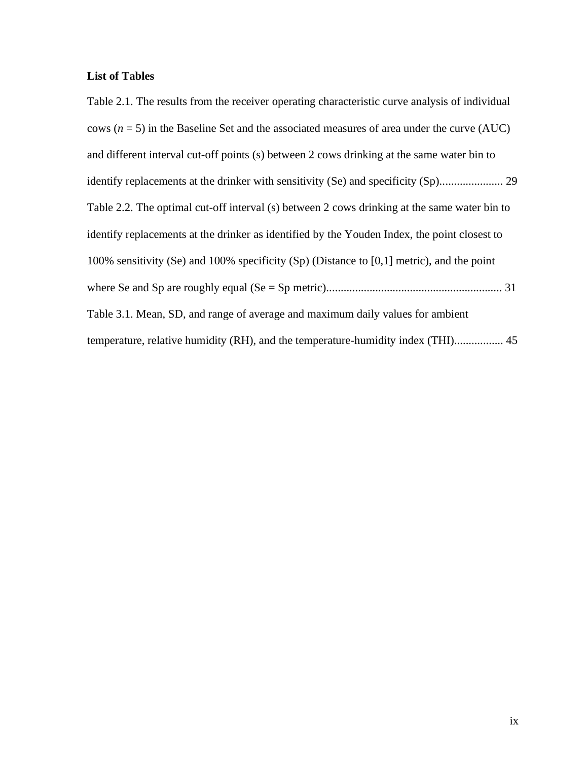**List of Tables**

Table 2.1. The results from the receiver operating characteristic curve analysis of individual cows (*n* = 5) in the Baseline Set and the associated measures of area under the curve (AUC) and different interval cut-off points (s) between 2 cows drinking at the same water bin to identify replacements at the drinker with sensitivity (Se) and specificity (Sp)...................... 29

Table 2.2. The optimal cut-off interval (s) between 2 cows drinking at the same water bin to identify replacements at the drinker as identified by the Youden Index, the point closest to 100% sensitivity (Se) and 100% specificity (Sp) (Distance to [0,1] metric), and the point where Se and Sp are roughly equal (Se = Sp metric)............................................................ 31

Table 3.1. Mean, SD, and range of average and maximum daily values for ambient temperature, relative humidity (RH), and the temperature-humidity index (THI)................. 45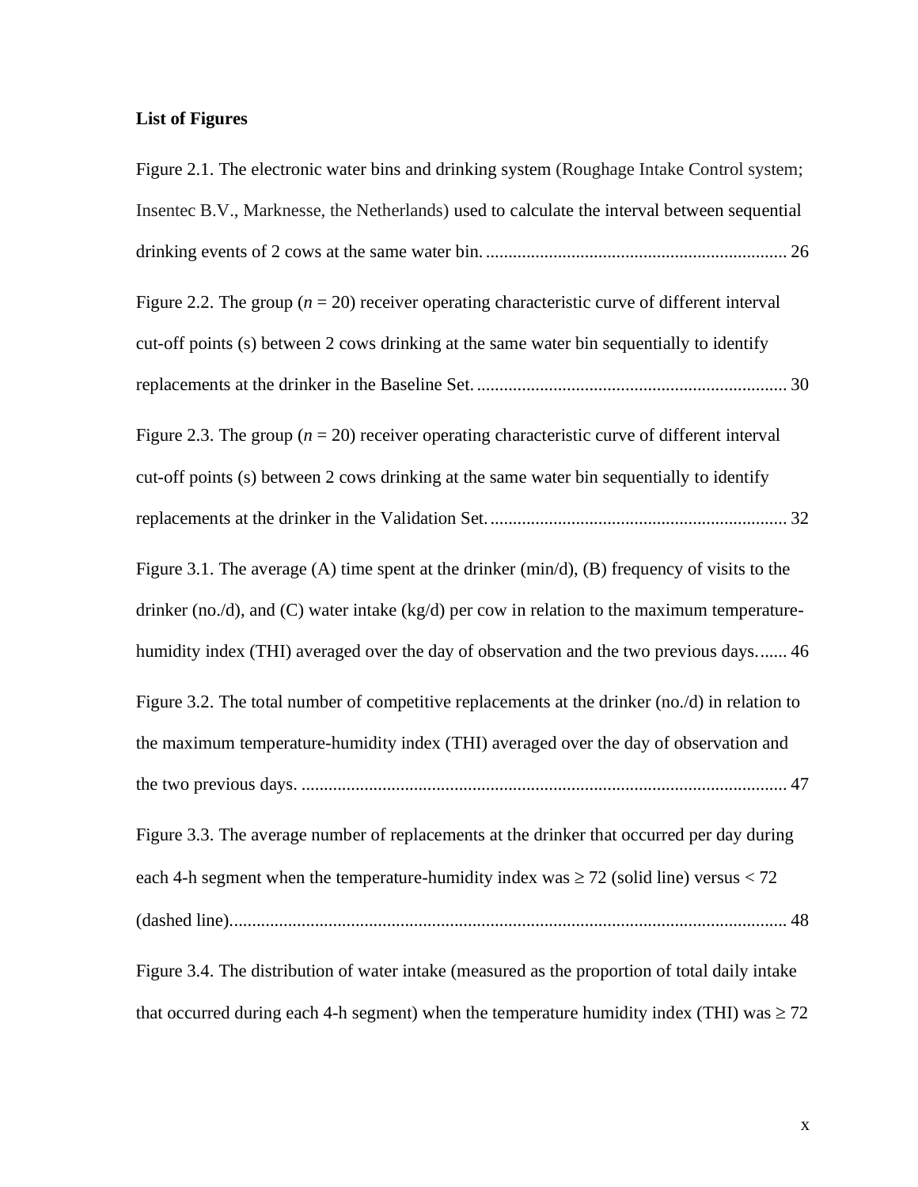**List of Figures**

Figure 2.1. The electronic water bins and drinking system (Roughage Intake Control system; Insentec B.V., Marknesse, the Netherlands) used to calculate the interval between sequential drinking events of 2 cows at the same water bin. .................................................................. 26

Figure 2.2. The group ($n$ = 20) receiver operating characteristic curve of different interval cut-off points (s) between 2 cows drinking at the same water bin sequentially to identify replacements at the drinker in the Baseline Set. .................................................................... 30

Figure 2.3. The group ($n$ = 20) receiver operating characteristic curve of different interval cut-off points (s) between 2 cows drinking at the same water bin sequentially to identify replacements at the drinker in the Validation Set. ................................................................. 32

Figure 3.1. The average (A) time spent at the drinker (min/d), (B) frequency of visits to the drinker (no./d), and (C) water intake (kg/d) per cow in relation to the maximum temperature-humidity index (THI) averaged over the day of observation and the two previous days....... 46

Figure 3.2. The total number of competitive replacements at the drinker (no./d) in relation to the maximum temperature-humidity index (THI) averaged over the day of observation and the two previous days. .......................................................................................................... 47

Figure 3.3. The average number of replacements at the drinker that occurred per day during each 4-h segment when the temperature-humidity index was ≥ 72 (solid line) versus < 72 (dashed line).......................................................................................................................... 48

Figure 3.4. The distribution of water intake (measured as the proportion of total daily intake that occurred during each 4-h segment) when the temperature humidity index (THI) was ≥ 72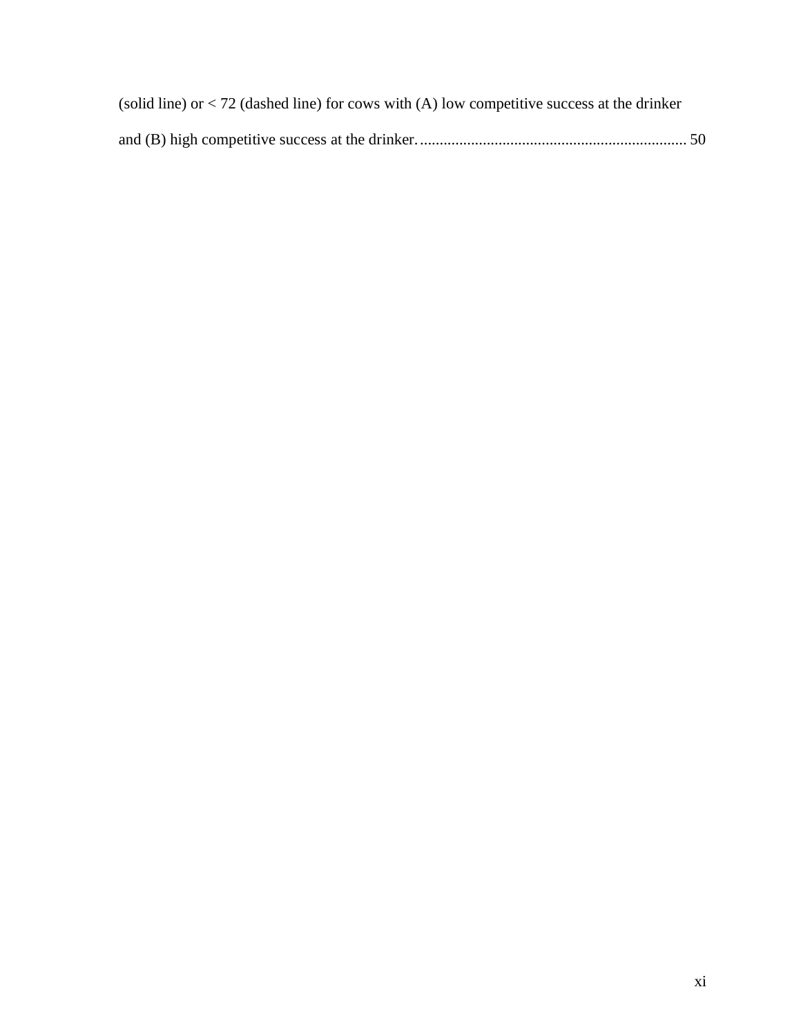(solid line) or < 72 (dashed line) for cows with (A) low competitive success at the drinker and (B) high competitive success at the drinker. .................................................................... 50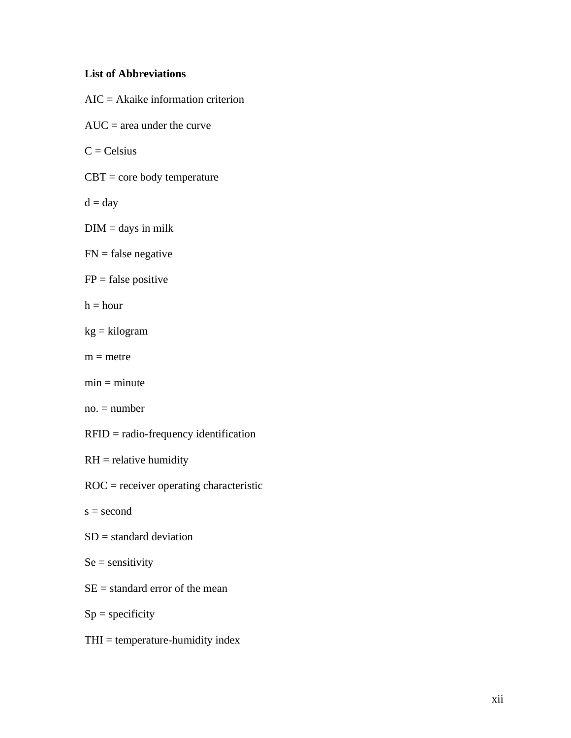**List of Abbreviations**

AIC = Akaike information criterion

AUC = area under the curve

C = Celsius

CBT = core body temperature

d = day

DIM = days in milk

FN = false negative

FP = false positive

h = hour

kg = kilogram

m = metre

min = minute

no. = number

RFID = radio-frequency identification

RH = relative humidity

ROC = receiver operating characteristic

s = second

SD = standard deviation

Se = sensitivity

SE = standard error of the mean

Sp = specificity

THI = temperature-humidity index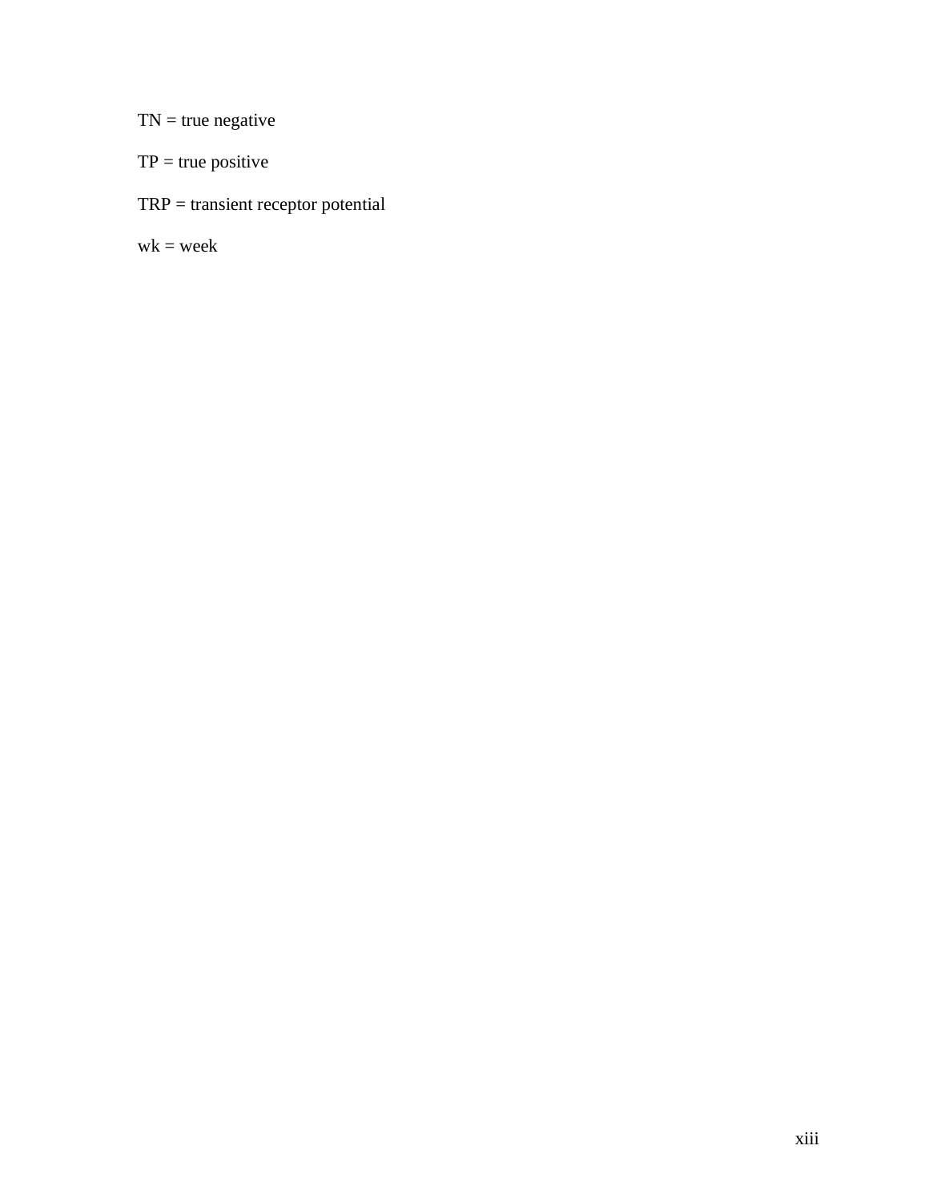TN = true negative

TP = true positive

TRP = transient receptor potential

wk = week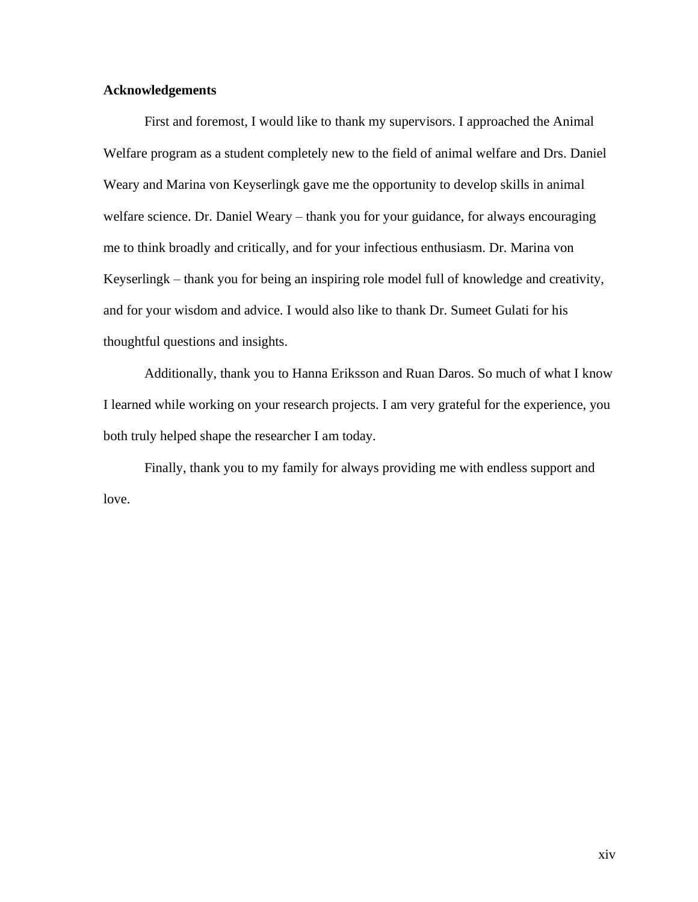## Acknowledgements

First and foremost, I would like to thank my supervisors. I approached the Animal Welfare program as a student completely new to the field of animal welfare and Drs. Daniel Weary and Marina von Keyserlingk gave me the opportunity to develop skills in animal welfare science. Dr. Daniel Weary – thank you for your guidance, for always encouraging me to think broadly and critically, and for your infectious enthusiasm. Dr. Marina von Keyserlingk – thank you for being an inspiring role model full of knowledge and creativity, and for your wisdom and advice. I would also like to thank Dr. Sumeet Gulati for his thoughtful questions and insights.

Additionally, thank you to Hanna Eriksson and Ruan Daros. So much of what I know I learned while working on your research projects. I am very grateful for the experience, you both truly helped shape the researcher I am today.

Finally, thank you to my family for always providing me with endless support and love.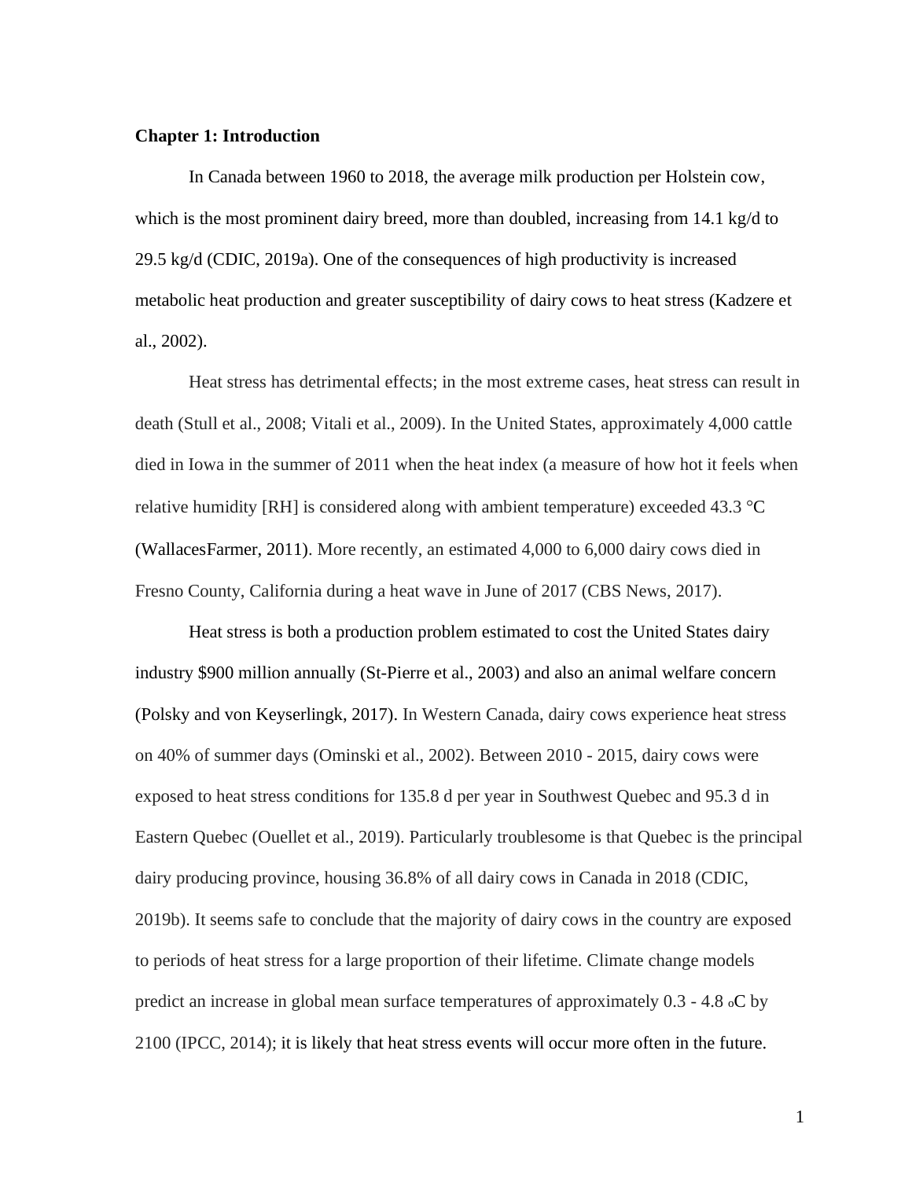**Chapter 1: Introduction**

In Canada between 1960 to 2018, the average milk production per Holstein cow, which is the most prominent dairy breed, more than doubled, increasing from 14.1 kg/d to 29.5 kg/d (CDIC, 2019a). One of the consequences of high productivity is increased metabolic heat production and greater susceptibility of dairy cows to heat stress (Kadzere et al., 2002).

Heat stress has detrimental effects; in the most extreme cases, heat stress can result in death (Stull et al., 2008; Vitali et al., 2009). In the United States, approximately 4,000 cattle died in Iowa in the summer of 2011 when the heat index (a measure of how hot it feels when relative humidity [RH] is considered along with ambient temperature) exceeded 43.3 °C (WallacesFarmer, 2011). More recently, an estimated 4,000 to 6,000 dairy cows died in Fresno County, California during a heat wave in June of 2017 (CBS News, 2017).

Heat stress is both a production problem estimated to cost the United States dairy industry $900 million annually (St-Pierre et al., 2003) and also an animal welfare concern (Polsky and von Keyserlingk, 2017). In Western Canada, dairy cows experience heat stress on 40% of summer days (Ominski et al., 2002). Between 2010 - 2015, dairy cows were exposed to heat stress conditions for 135.8 d per year in Southwest Quebec and 95.3 d in Eastern Quebec (Ouellet et al., 2019). Particularly troublesome is that Quebec is the principal dairy producing province, housing 36.8% of all dairy cows in Canada in 2018 (CDIC, 2019b). It seems safe to conclude that the majority of dairy cows in the country are exposed to periods of heat stress for a large proportion of their lifetime. Climate change models predict an increase in global mean surface temperatures of approximately 0.3 - 4.8 $_{o}$C by 2100 (IPCC, 2014); it is likely that heat stress events will occur more often in the future.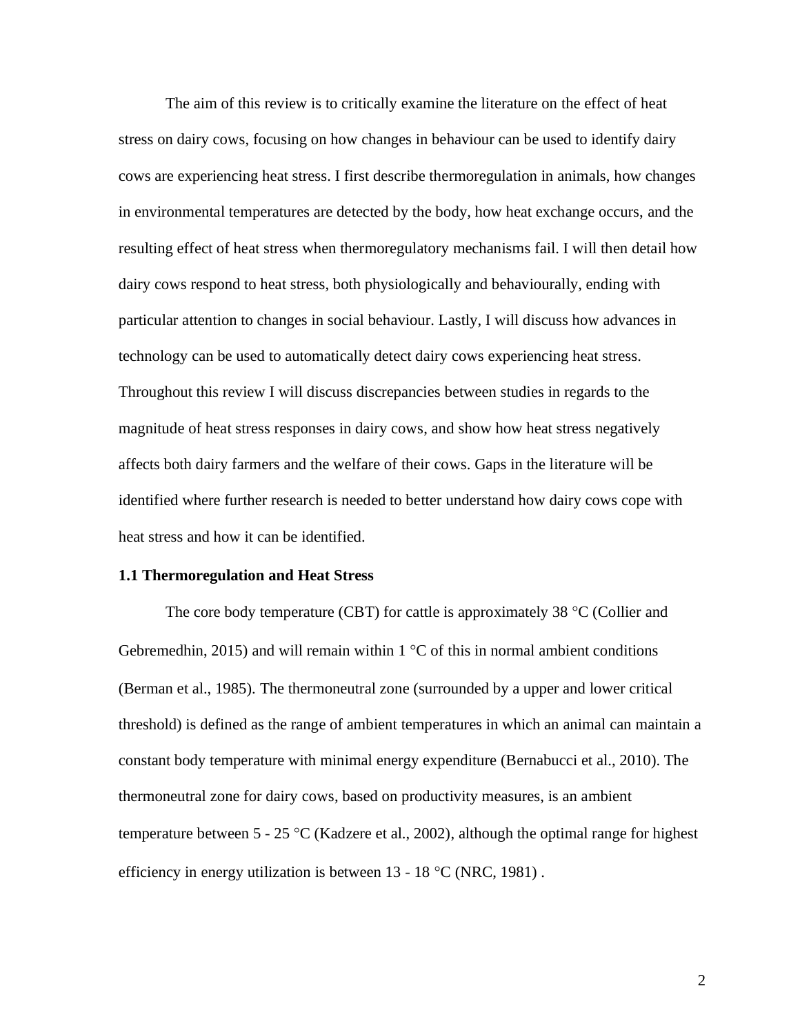The aim of this review is to critically examine the literature on the effect of heat stress on dairy cows, focusing on how changes in behaviour can be used to identify dairy cows are experiencing heat stress. I first describe thermoregulation in animals, how changes in environmental temperatures are detected by the body, how heat exchange occurs, and the resulting effect of heat stress when thermoregulatory mechanisms fail. I will then detail how dairy cows respond to heat stress, both physiologically and behaviourally, ending with particular attention to changes in social behaviour. Lastly, I will discuss how advances in technology can be used to automatically detect dairy cows experiencing heat stress. Throughout this review I will discuss discrepancies between studies in regards to the magnitude of heat stress responses in dairy cows, and show how heat stress negatively affects both dairy farmers and the welfare of their cows. Gaps in the literature will be identified where further research is needed to better understand how dairy cows cope with heat stress and how it can be identified.

### 1.1 Thermoregulation and Heat Stress

The core body temperature (CBT) for cattle is approximately 38 °C (Collier and Gebremedhin, 2015) and will remain within 1 °C of this in normal ambient conditions (Berman et al., 1985). The thermoneutral zone (surrounded by a upper and lower critical threshold) is defined as the range of ambient temperatures in which an animal can maintain a constant body temperature with minimal energy expenditure (Bernabucci et al., 2010). The thermoneutral zone for dairy cows, based on productivity measures, is an ambient temperature between 5 - 25 °C (Kadzere et al., 2002), although the optimal range for highest efficiency in energy utilization is between 13 - 18 °C (NRC, 1981) .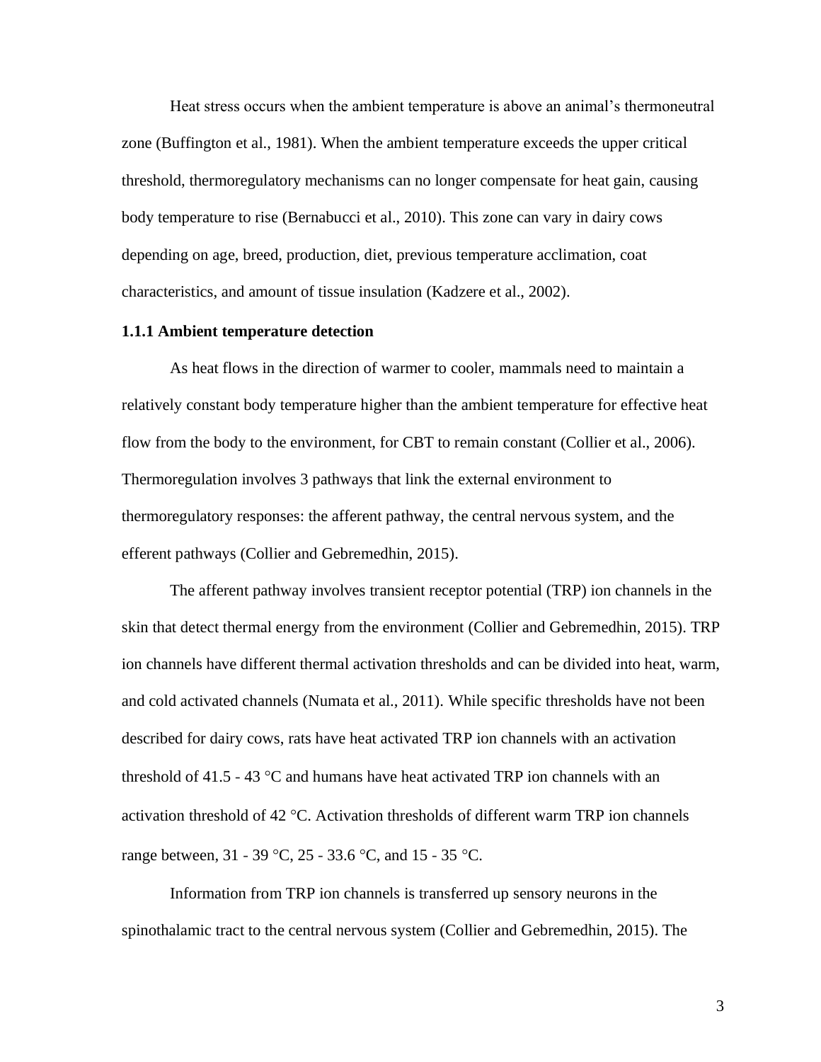Heat stress occurs when the ambient temperature is above an animal's thermoneutral zone (Buffington et al., 1981). When the ambient temperature exceeds the upper critical threshold, thermoregulatory mechanisms can no longer compensate for heat gain, causing body temperature to rise (Bernabucci et al., 2010). This zone can vary in dairy cows depending on age, breed, production, diet, previous temperature acclimation, coat characteristics, and amount of tissue insulation (Kadzere et al., 2002).

### 1.1.1 Ambient temperature detection

As heat flows in the direction of warmer to cooler, mammals need to maintain a relatively constant body temperature higher than the ambient temperature for effective heat flow from the body to the environment, for CBT to remain constant (Collier et al., 2006). Thermoregulation involves 3 pathways that link the external environment to thermoregulatory responses: the afferent pathway, the central nervous system, and the efferent pathways (Collier and Gebremedhin, 2015).

The afferent pathway involves transient receptor potential (TRP) ion channels in the skin that detect thermal energy from the environment (Collier and Gebremedhin, 2015). TRP ion channels have different thermal activation thresholds and can be divided into heat, warm, and cold activated channels (Numata et al., 2011). While specific thresholds have not been described for dairy cows, rats have heat activated TRP ion channels with an activation threshold of 41.5 - 43 °C and humans have heat activated TRP ion channels with an activation threshold of 42 °C. Activation thresholds of different warm TRP ion channels range between, 31 - 39 °C, 25 - 33.6 °C, and 15 - 35 °C.

Information from TRP ion channels is transferred up sensory neurons in the spinothalamic tract to the central nervous system (Collier and Gebremedhin, 2015). The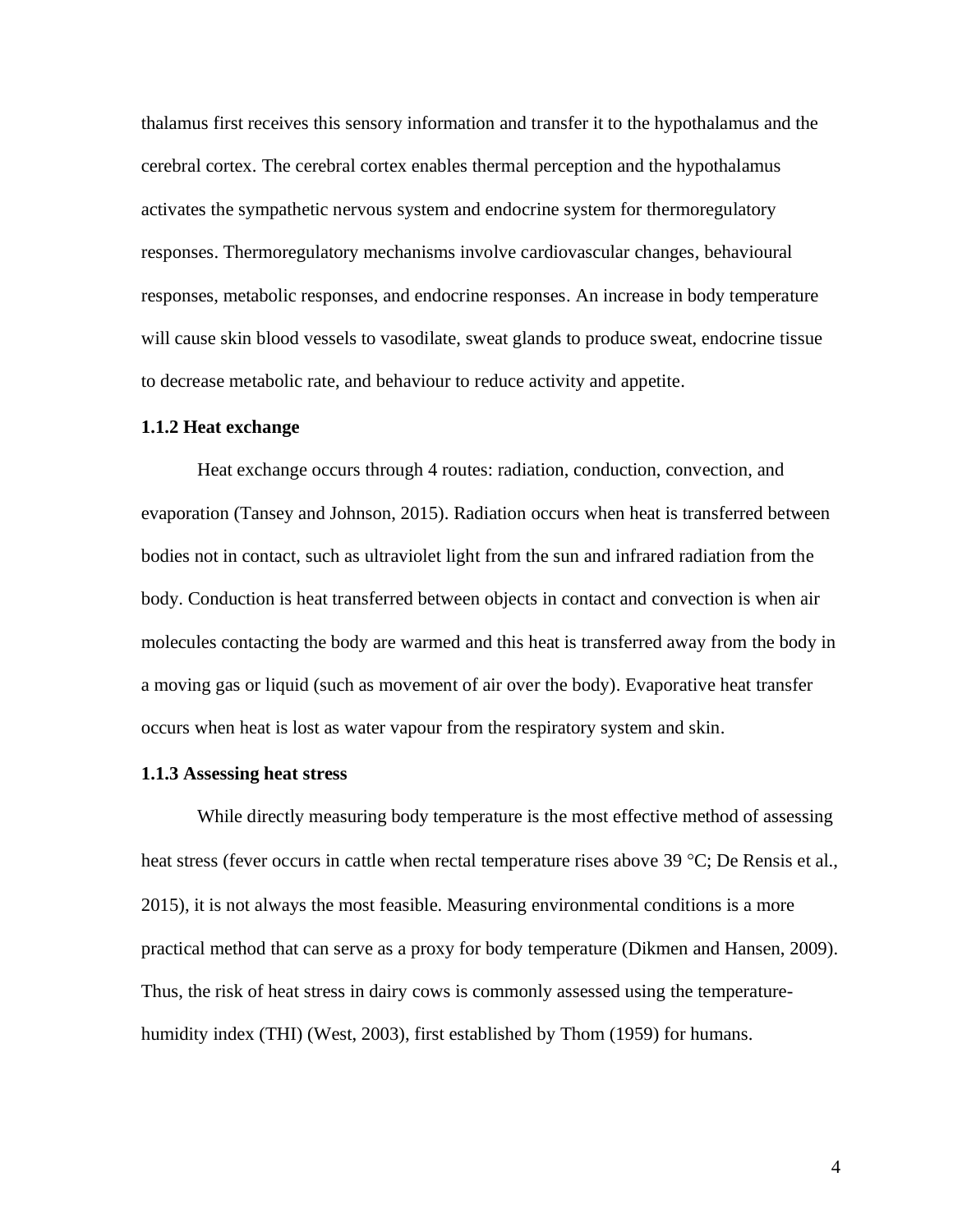thalamus first receives this sensory information and transfer it to the hypothalamus and the cerebral cortex. The cerebral cortex enables thermal perception and the hypothalamus activates the sympathetic nervous system and endocrine system for thermoregulatory responses. Thermoregulatory mechanisms involve cardiovascular changes, behavioural responses, metabolic responses, and endocrine responses. An increase in body temperature will cause skin blood vessels to vasodilate, sweat glands to produce sweat, endocrine tissue to decrease metabolic rate, and behaviour to reduce activity and appetite.

### 1.1.2 Heat exchange

Heat exchange occurs through 4 routes: radiation, conduction, convection, and evaporation (Tansey and Johnson, 2015). Radiation occurs when heat is transferred between bodies not in contact, such as ultraviolet light from the sun and infrared radiation from the body. Conduction is heat transferred between objects in contact and convection is when air molecules contacting the body are warmed and this heat is transferred away from the body in a moving gas or liquid (such as movement of air over the body). Evaporative heat transfer occurs when heat is lost as water vapour from the respiratory system and skin.

### 1.1.3 Assessing heat stress

While directly measuring body temperature is the most effective method of assessing heat stress (fever occurs in cattle when rectal temperature rises above 39 °C; De Rensis et al., 2015), it is not always the most feasible. Measuring environmental conditions is a more practical method that can serve as a proxy for body temperature (Dikmen and Hansen, 2009). Thus, the risk of heat stress in dairy cows is commonly assessed using the temperature-humidity index (THI) (West, 2003), first established by Thom (1959) for humans.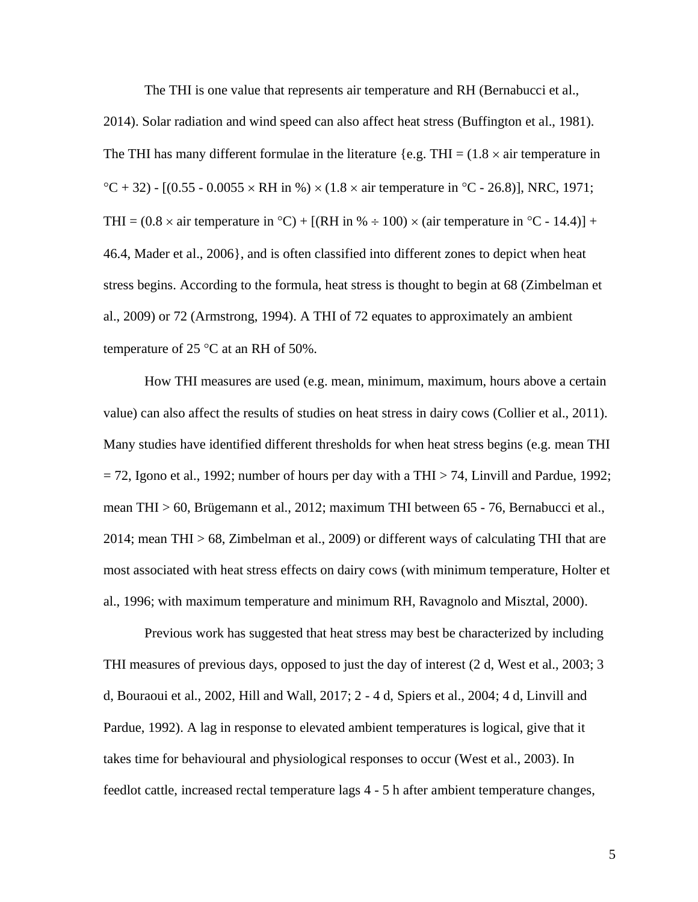The THI is one value that represents air temperature and RH (Bernabucci et al., 2014). Solar radiation and wind speed can also affect heat stress (Buffington et al., 1981). The THI has many different formulae in the literature {e.g. THI = $(1.8 \times$ air temperature in $°C + 32) - [(0.55 - 0.0055 \times$ RH in %$) \times (1.8 \times$ air temperature in $°C - 26.8)]$, NRC, 1971; THI = $(0.8 \times$ air temperature in $°C) + [($RH in % $\div 100) \times ($air temperature in $°C - 14.4)] + 46.4$, Mader et al., 2006}, and is often classified into different zones to depict when heat stress begins. According to the formula, heat stress is thought to begin at 68 (Zimbelman et al., 2009) or 72 (Armstrong, 1994). A THI of 72 equates to approximately an ambient temperature of 25 °C at an RH of 50%.

How THI measures are used (e.g. mean, minimum, maximum, hours above a certain value) can also affect the results of studies on heat stress in dairy cows (Collier et al., 2011). Many studies have identified different thresholds for when heat stress begins (e.g. mean THI = 72, Igono et al., 1992; number of hours per day with a THI > 74, Linvill and Pardue, 1992; mean THI > 60, Brügemann et al., 2012; maximum THI between 65 - 76, Bernabucci et al., 2014; mean THI > 68, Zimbelman et al., 2009) or different ways of calculating THI that are most associated with heat stress effects on dairy cows (with minimum temperature, Holter et al., 1996; with maximum temperature and minimum RH, Ravagnolo and Misztal, 2000).

Previous work has suggested that heat stress may best be characterized by including THI measures of previous days, opposed to just the day of interest (2 d, West et al., 2003; 3 d, Bouraoui et al., 2002, Hill and Wall, 2017; 2 - 4 d, Spiers et al., 2004; 4 d, Linvill and Pardue, 1992). A lag in response to elevated ambient temperatures is logical, give that it takes time for behavioural and physiological responses to occur (West et al., 2003). In feedlot cattle, increased rectal temperature lags 4 - 5 h after ambient temperature changes,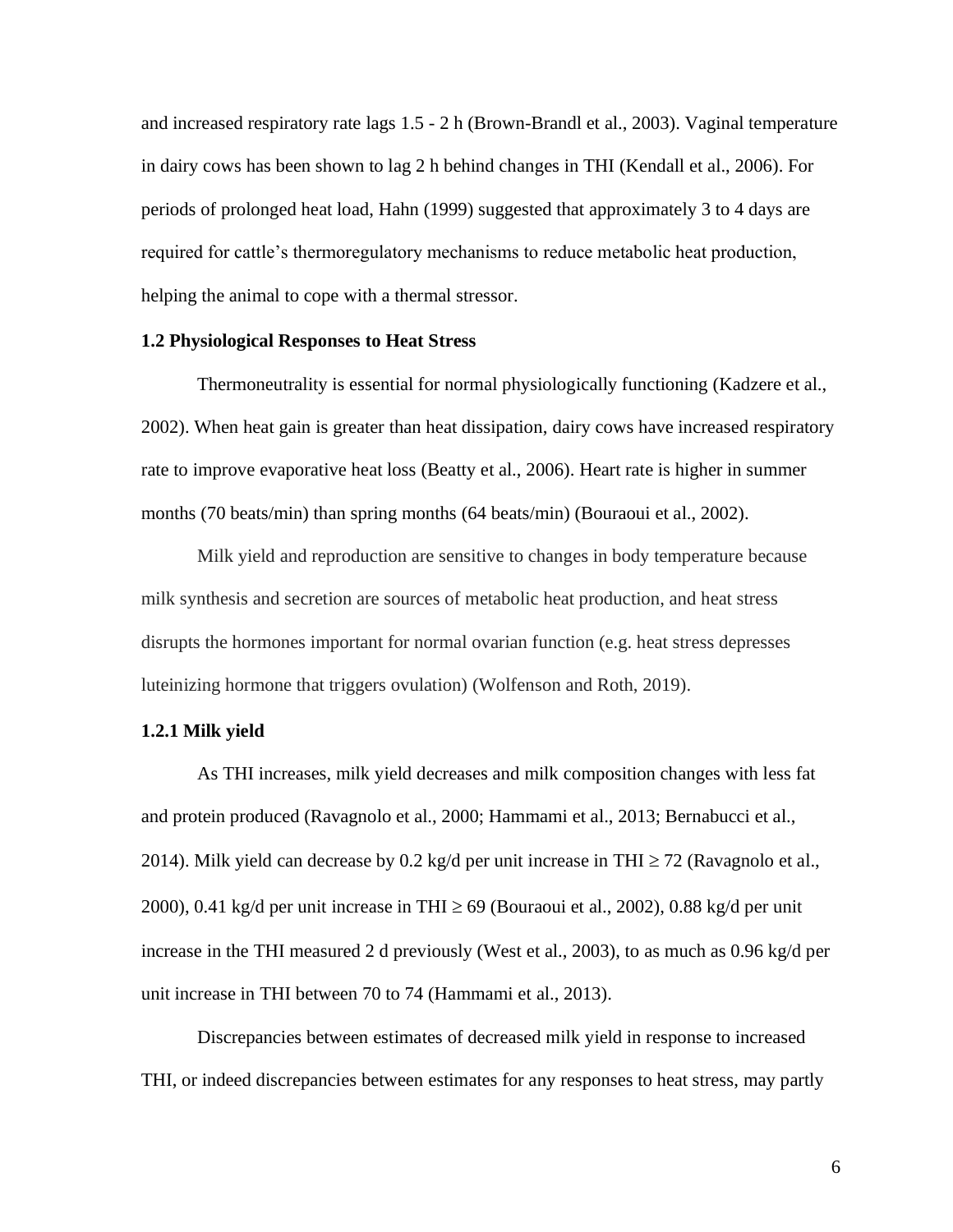and increased respiratory rate lags 1.5 - 2 h (Brown-Brandl et al., 2003). Vaginal temperature in dairy cows has been shown to lag 2 h behind changes in THI (Kendall et al., 2006). For periods of prolonged heat load, Hahn (1999) suggested that approximately 3 to 4 days are required for cattle's thermoregulatory mechanisms to reduce metabolic heat production, helping the animal to cope with a thermal stressor.

### 1.2 Physiological Responses to Heat Stress

Thermoneutrality is essential for normal physiologically functioning (Kadzere et al., 2002). When heat gain is greater than heat dissipation, dairy cows have increased respiratory rate to improve evaporative heat loss (Beatty et al., 2006). Heart rate is higher in summer months (70 beats/min) than spring months (64 beats/min) (Bouraoui et al., 2002).

Milk yield and reproduction are sensitive to changes in body temperature because milk synthesis and secretion are sources of metabolic heat production, and heat stress disrupts the hormones important for normal ovarian function (e.g. heat stress depresses luteinizing hormone that triggers ovulation) (Wolfenson and Roth, 2019).

#### 1.2.1 Milk yield

As THI increases, milk yield decreases and milk composition changes with less fat and protein produced (Ravagnolo et al., 2000; Hammami et al., 2013; Bernabucci et al., 2014). Milk yield can decrease by 0.2 kg/d per unit increase in THI $\geq 72$ (Ravagnolo et al., 2000), 0.41 kg/d per unit increase in THI $\geq 69$ (Bouraoui et al., 2002), 0.88 kg/d per unit increase in the THI measured 2 d previously (West et al., 2003), to as much as 0.96 kg/d per unit increase in THI between 70 to 74 (Hammami et al., 2013).

Discrepancies between estimates of decreased milk yield in response to increased THI, or indeed discrepancies between estimates for any responses to heat stress, may partly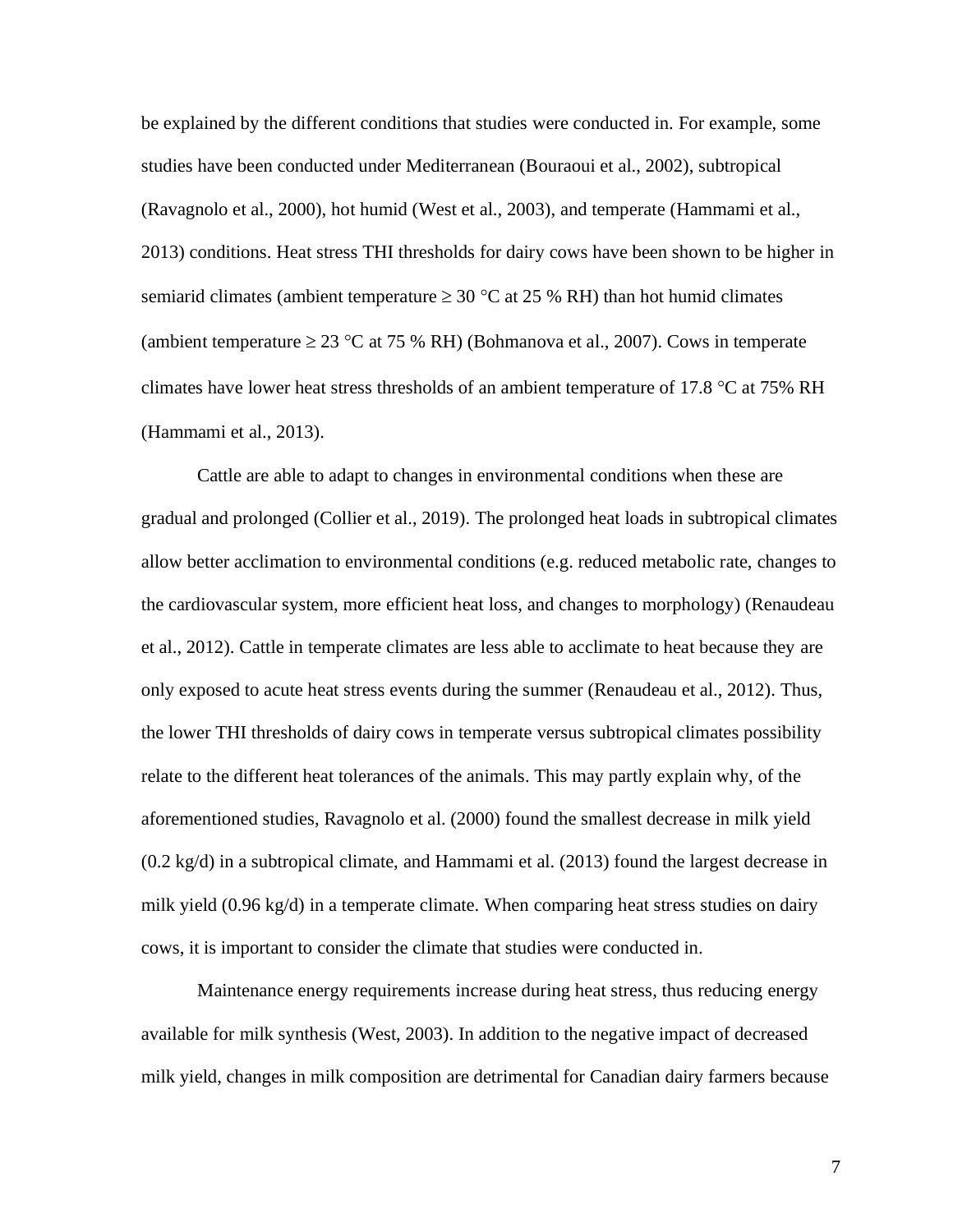be explained by the different conditions that studies were conducted in. For example, some studies have been conducted under Mediterranean (Bouraoui et al., 2002), subtropical (Ravagnolo et al., 2000), hot humid (West et al., 2003), and temperate (Hammami et al., 2013) conditions. Heat stress THI thresholds for dairy cows have been shown to be higher in semiarid climates (ambient temperature ≥ 30 °C at 25 % RH) than hot humid climates (ambient temperature ≥ 23 °C at 75 % RH) (Bohmanova et al., 2007). Cows in temperate climates have lower heat stress thresholds of an ambient temperature of 17.8 °C at 75% RH (Hammami et al., 2013).

Cattle are able to adapt to changes in environmental conditions when these are gradual and prolonged (Collier et al., 2019). The prolonged heat loads in subtropical climates allow better acclimation to environmental conditions (e.g. reduced metabolic rate, changes to the cardiovascular system, more efficient heat loss, and changes to morphology) (Renaudeau et al., 2012). Cattle in temperate climates are less able to acclimate to heat because they are only exposed to acute heat stress events during the summer (Renaudeau et al., 2012). Thus, the lower THI thresholds of dairy cows in temperate versus subtropical climates possibility relate to the different heat tolerances of the animals. This may partly explain why, of the aforementioned studies, Ravagnolo et al. (2000) found the smallest decrease in milk yield (0.2 kg/d) in a subtropical climate, and Hammami et al. (2013) found the largest decrease in milk yield (0.96 kg/d) in a temperate climate. When comparing heat stress studies on dairy cows, it is important to consider the climate that studies were conducted in.

Maintenance energy requirements increase during heat stress, thus reducing energy available for milk synthesis (West, 2003). In addition to the negative impact of decreased milk yield, changes in milk composition are detrimental for Canadian dairy farmers because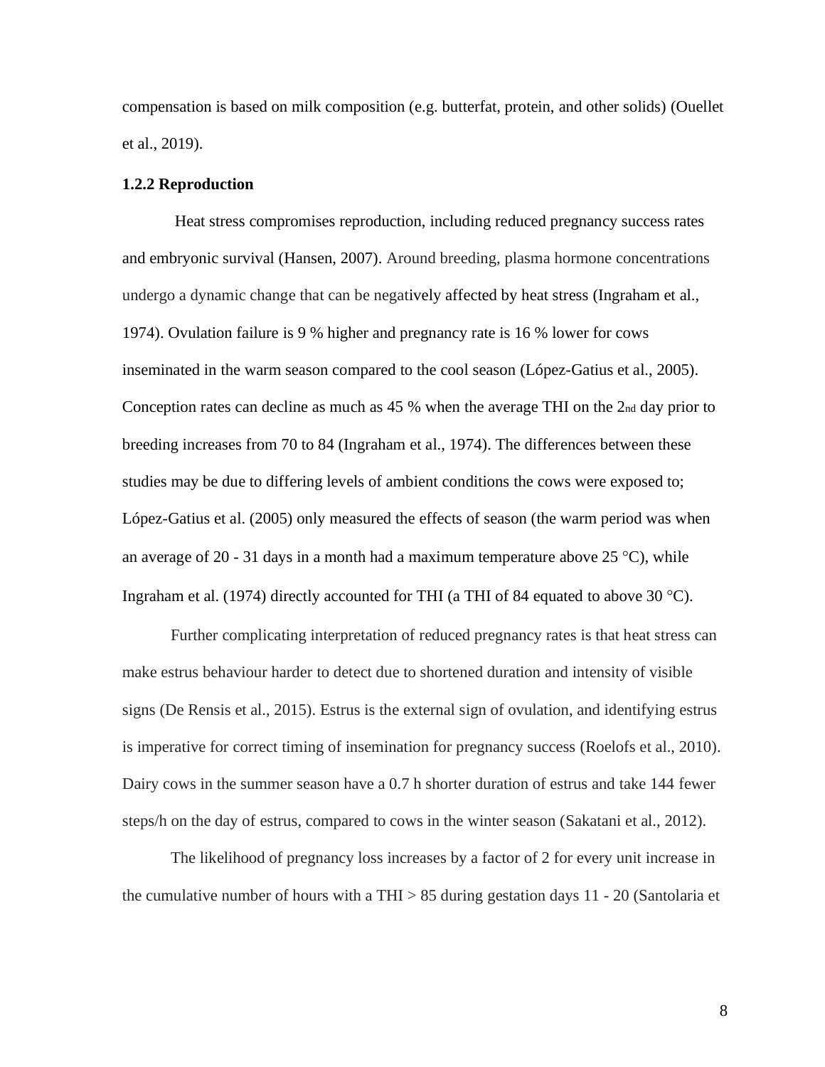compensation is based on milk composition (e.g. butterfat, protein, and other solids) (Ouellet et al., 2019).

### 1.2.2 Reproduction

Heat stress compromises reproduction, including reduced pregnancy success rates and embryonic survival (Hansen, 2007). Around breeding, plasma hormone concentrations undergo a dynamic change that can be negatively affected by heat stress (Ingraham et al., 1974). Ovulation failure is 9 % higher and pregnancy rate is 16 % lower for cows inseminated in the warm season compared to the cool season (López-Gatius et al., 2005). Conception rates can decline as much as 45 % when the average THI on the 2nd day prior to breeding increases from 70 to 84 (Ingraham et al., 1974). The differences between these studies may be due to differing levels of ambient conditions the cows were exposed to; López-Gatius et al. (2005) only measured the effects of season (the warm period was when an average of 20 - 31 days in a month had a maximum temperature above 25 °C), while Ingraham et al. (1974) directly accounted for THI (a THI of 84 equated to above 30 °C).

Further complicating interpretation of reduced pregnancy rates is that heat stress can make estrus behaviour harder to detect due to shortened duration and intensity of visible signs (De Rensis et al., 2015). Estrus is the external sign of ovulation, and identifying estrus is imperative for correct timing of insemination for pregnancy success (Roelofs et al., 2010). Dairy cows in the summer season have a 0.7 h shorter duration of estrus and take 144 fewer steps/h on the day of estrus, compared to cows in the winter season (Sakatani et al., 2012).

The likelihood of pregnancy loss increases by a factor of 2 for every unit increase in the cumulative number of hours with a THI > 85 during gestation days 11 - 20 (Santolaria et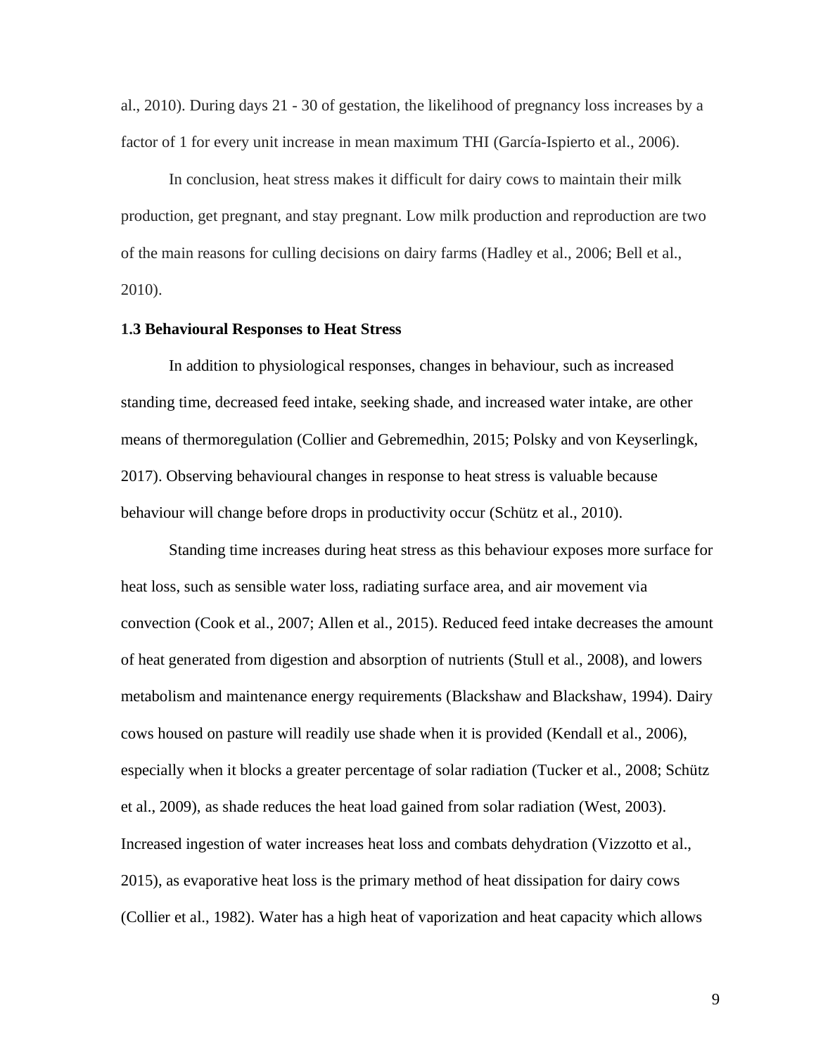al., 2010). During days 21 - 30 of gestation, the likelihood of pregnancy loss increases by a factor of 1 for every unit increase in mean maximum THI (García-Ispierto et al., 2006).

In conclusion, heat stress makes it difficult for dairy cows to maintain their milk production, get pregnant, and stay pregnant. Low milk production and reproduction are two of the main reasons for culling decisions on dairy farms (Hadley et al., 2006; Bell et al., 2010).

### 1.3 Behavioural Responses to Heat Stress

In addition to physiological responses, changes in behaviour, such as increased standing time, decreased feed intake, seeking shade, and increased water intake, are other means of thermoregulation (Collier and Gebremedhin, 2015; Polsky and von Keyserlingk, 2017). Observing behavioural changes in response to heat stress is valuable because behaviour will change before drops in productivity occur (Schütz et al., 2010).

Standing time increases during heat stress as this behaviour exposes more surface for heat loss, such as sensible water loss, radiating surface area, and air movement via convection (Cook et al., 2007; Allen et al., 2015). Reduced feed intake decreases the amount of heat generated from digestion and absorption of nutrients (Stull et al., 2008), and lowers metabolism and maintenance energy requirements (Blackshaw and Blackshaw, 1994). Dairy cows housed on pasture will readily use shade when it is provided (Kendall et al., 2006), especially when it blocks a greater percentage of solar radiation (Tucker et al., 2008; Schütz et al., 2009), as shade reduces the heat load gained from solar radiation (West, 2003). Increased ingestion of water increases heat loss and combats dehydration (Vizzotto et al., 2015), as evaporative heat loss is the primary method of heat dissipation for dairy cows (Collier et al., 1982). Water has a high heat of vaporization and heat capacity which allows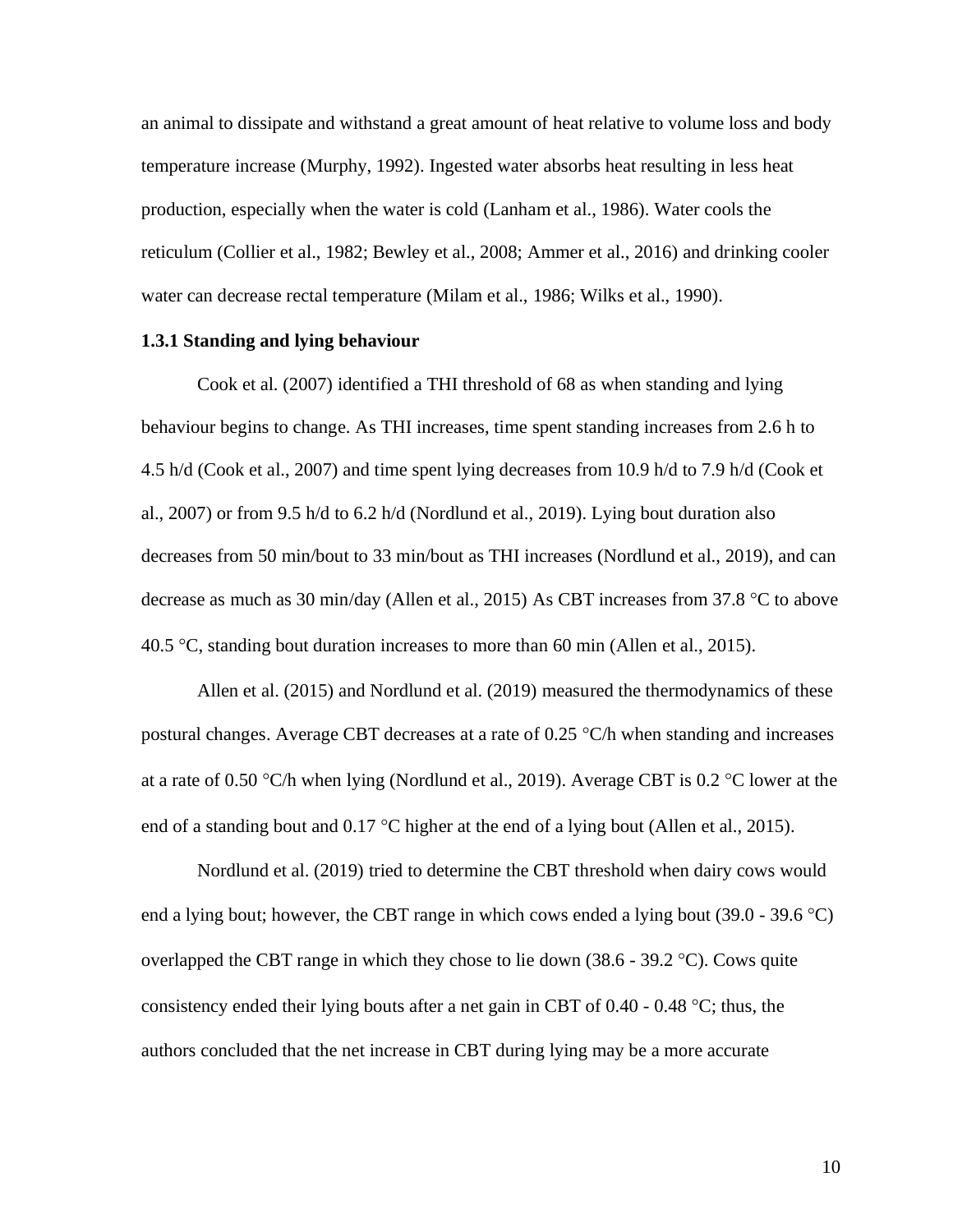an animal to dissipate and withstand a great amount of heat relative to volume loss and body temperature increase (Murphy, 1992). Ingested water absorbs heat resulting in less heat production, especially when the water is cold (Lanham et al., 1986). Water cools the reticulum (Collier et al., 1982; Bewley et al., 2008; Ammer et al., 2016) and drinking cooler water can decrease rectal temperature (Milam et al., 1986; Wilks et al., 1990).

### 1.3.1 Standing and lying behaviour

Cook et al. (2007) identified a THI threshold of 68 as when standing and lying behaviour begins to change. As THI increases, time spent standing increases from 2.6 h to 4.5 h/d (Cook et al., 2007) and time spent lying decreases from 10.9 h/d to 7.9 h/d (Cook et al., 2007) or from 9.5 h/d to 6.2 h/d (Nordlund et al., 2019). Lying bout duration also decreases from 50 min/bout to 33 min/bout as THI increases (Nordlund et al., 2019), and can decrease as much as 30 min/day (Allen et al., 2015) As CBT increases from 37.8 °C to above 40.5 °C, standing bout duration increases to more than 60 min (Allen et al., 2015).

Allen et al. (2015) and Nordlund et al. (2019) measured the thermodynamics of these postural changes. Average CBT decreases at a rate of 0.25 °C/h when standing and increases at a rate of 0.50 °C/h when lying (Nordlund et al., 2019). Average CBT is 0.2 °C lower at the end of a standing bout and 0.17 °C higher at the end of a lying bout (Allen et al., 2015).

Nordlund et al. (2019) tried to determine the CBT threshold when dairy cows would end a lying bout; however, the CBT range in which cows ended a lying bout (39.0 - 39.6 °C) overlapped the CBT range in which they chose to lie down (38.6 - 39.2 °C). Cows quite consistency ended their lying bouts after a net gain in CBT of 0.40 - 0.48 °C; thus, the authors concluded that the net increase in CBT during lying may be a more accurate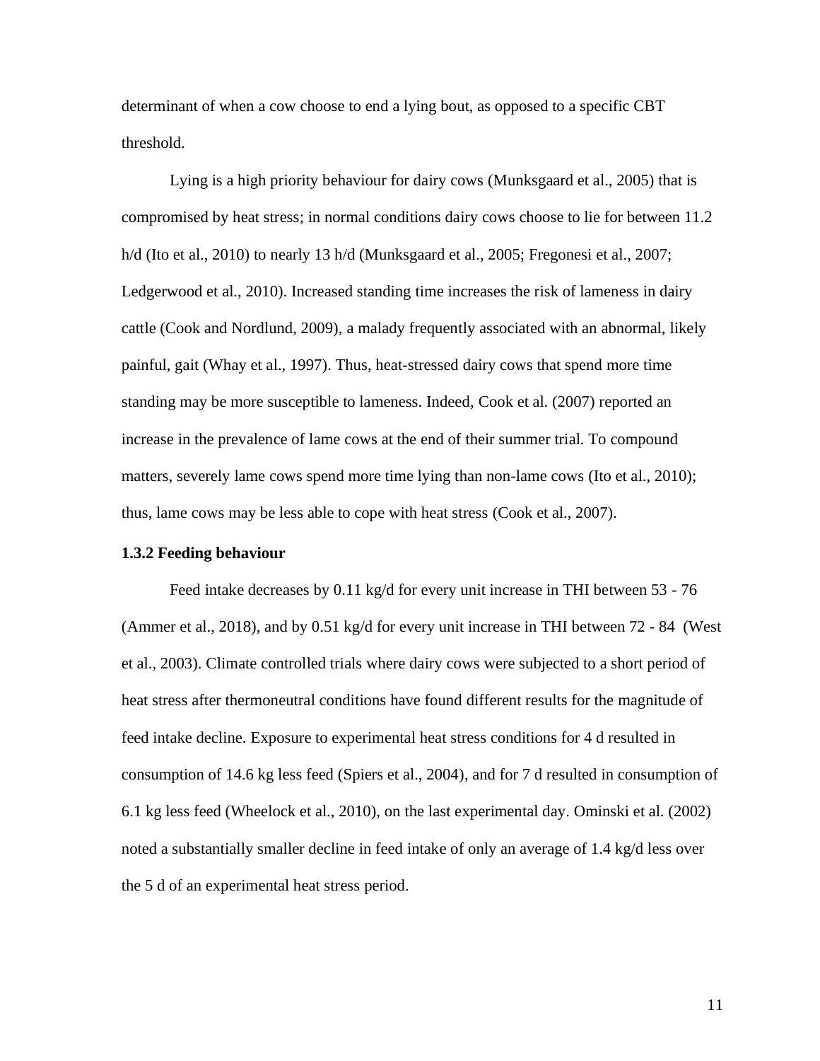determinant of when a cow choose to end a lying bout, as opposed to a specific CBT threshold.

Lying is a high priority behaviour for dairy cows (Munksgaard et al., 2005) that is compromised by heat stress; in normal conditions dairy cows choose to lie for between 11.2 h/d (Ito et al., 2010) to nearly 13 h/d (Munksgaard et al., 2005; Fregonesi et al., 2007; Ledgerwood et al., 2010). Increased standing time increases the risk of lameness in dairy cattle (Cook and Nordlund, 2009), a malady frequently associated with an abnormal, likely painful, gait (Whay et al., 1997). Thus, heat-stressed dairy cows that spend more time standing may be more susceptible to lameness. Indeed, Cook et al. (2007) reported an increase in the prevalence of lame cows at the end of their summer trial. To compound matters, severely lame cows spend more time lying than non-lame cows (Ito et al., 2010); thus, lame cows may be less able to cope with heat stress (Cook et al., 2007).

### 1.3.2 Feeding behaviour

Feed intake decreases by 0.11 kg/d for every unit increase in THI between 53 - 76 (Ammer et al., 2018), and by 0.51 kg/d for every unit increase in THI between 72 - 84 (West et al., 2003). Climate controlled trials where dairy cows were subjected to a short period of heat stress after thermoneutral conditions have found different results for the magnitude of feed intake decline. Exposure to experimental heat stress conditions for 4 d resulted in consumption of 14.6 kg less feed (Spiers et al., 2004), and for 7 d resulted in consumption of 6.1 kg less feed (Wheelock et al., 2010), on the last experimental day. Ominski et al. (2002) noted a substantially smaller decline in feed intake of only an average of 1.4 kg/d less over the 5 d of an experimental heat stress period.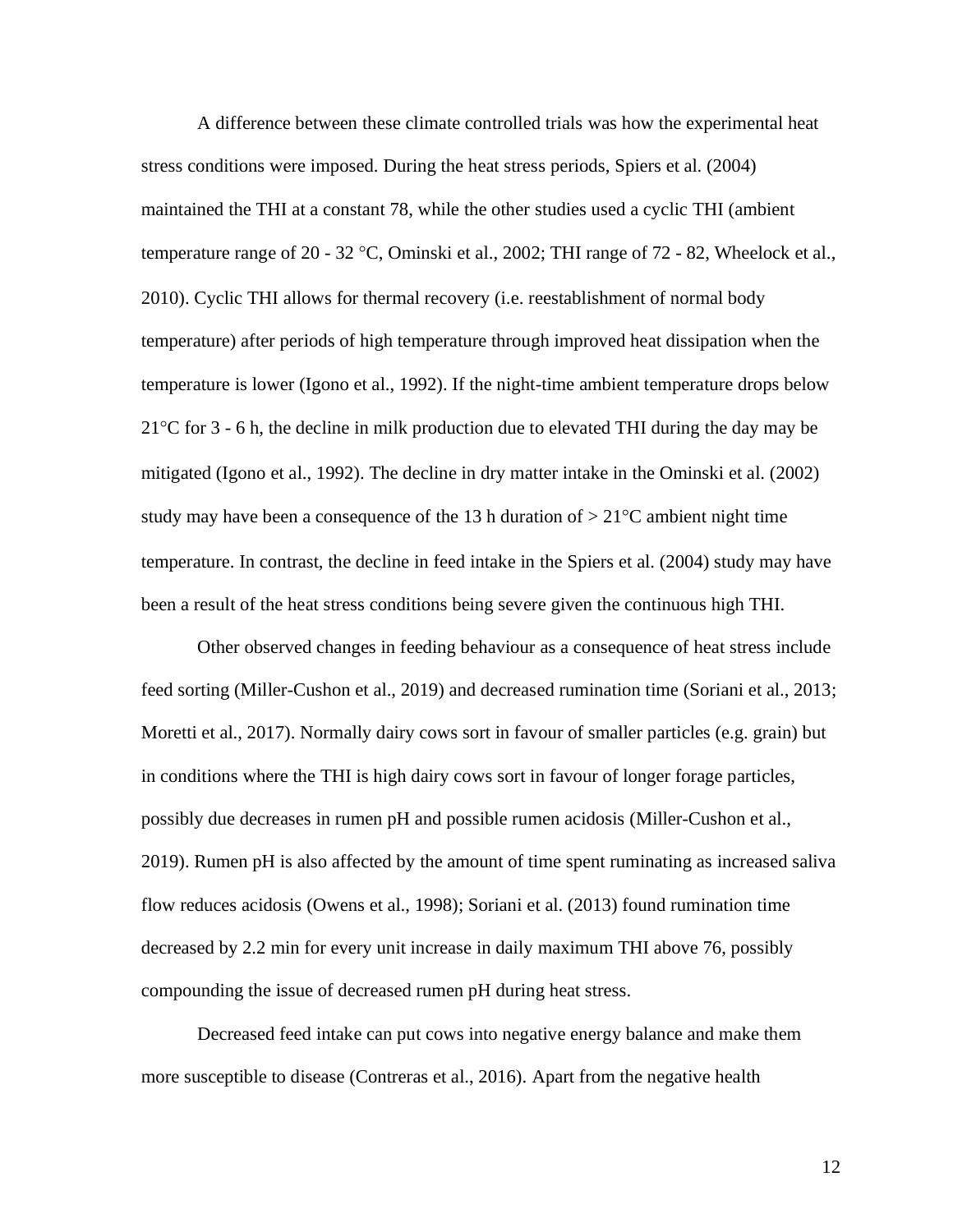A difference between these climate controlled trials was how the experimental heat stress conditions were imposed. During the heat stress periods, Spiers et al. (2004) maintained the THI at a constant 78, while the other studies used a cyclic THI (ambient temperature range of 20 - 32 °C, Ominski et al., 2002; THI range of 72 - 82, Wheelock et al., 2010). Cyclic THI allows for thermal recovery (i.e. reestablishment of normal body temperature) after periods of high temperature through improved heat dissipation when the temperature is lower (Igono et al., 1992). If the night-time ambient temperature drops below 21°C for 3 - 6 h, the decline in milk production due to elevated THI during the day may be mitigated (Igono et al., 1992). The decline in dry matter intake in the Ominski et al. (2002) study may have been a consequence of the 13 h duration of > 21°C ambient night time temperature. In contrast, the decline in feed intake in the Spiers et al. (2004) study may have been a result of the heat stress conditions being severe given the continuous high THI.

Other observed changes in feeding behaviour as a consequence of heat stress include feed sorting (Miller-Cushon et al., 2019) and decreased rumination time (Soriani et al., 2013; Moretti et al., 2017). Normally dairy cows sort in favour of smaller particles (e.g. grain) but in conditions where the THI is high dairy cows sort in favour of longer forage particles, possibly due decreases in rumen pH and possible rumen acidosis (Miller-Cushon et al., 2019). Rumen pH is also affected by the amount of time spent ruminating as increased saliva flow reduces acidosis (Owens et al., 1998); Soriani et al. (2013) found rumination time decreased by 2.2 min for every unit increase in daily maximum THI above 76, possibly compounding the issue of decreased rumen pH during heat stress.

Decreased feed intake can put cows into negative energy balance and make them more susceptible to disease (Contreras et al., 2016). Apart from the negative health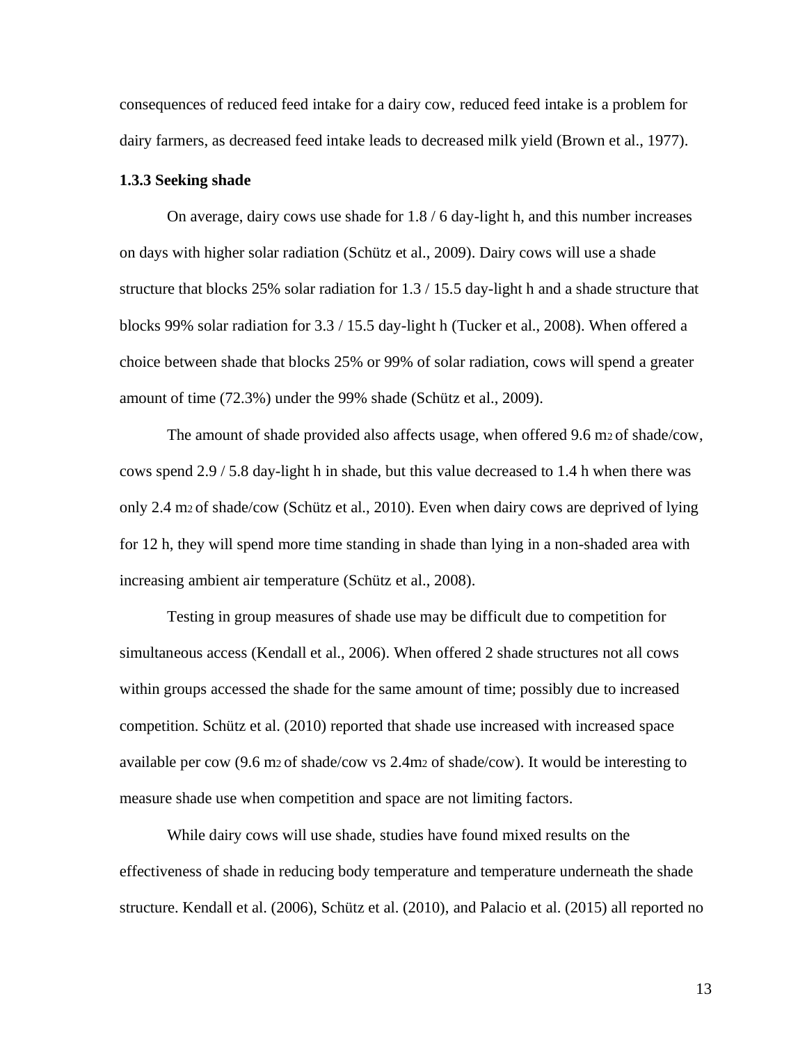consequences of reduced feed intake for a dairy cow, reduced feed intake is a problem for dairy farmers, as decreased feed intake leads to decreased milk yield (Brown et al., 1977).

### 1.3.3 Seeking shade

On average, dairy cows use shade for 1.8 / 6 day-light h, and this number increases on days with higher solar radiation (Schütz et al., 2009). Dairy cows will use a shade structure that blocks 25% solar radiation for 1.3 / 15.5 day-light h and a shade structure that blocks 99% solar radiation for 3.3 / 15.5 day-light h (Tucker et al., 2008). When offered a choice between shade that blocks 25% or 99% of solar radiation, cows will spend a greater amount of time (72.3%) under the 99% shade (Schütz et al., 2009).

The amount of shade provided also affects usage, when offered 9.6 $m^2$ of shade/cow, cows spend 2.9 / 5.8 day-light h in shade, but this value decreased to 1.4 h when there was only 2.4 $m^2$ of shade/cow (Schütz et al., 2010). Even when dairy cows are deprived of lying for 12 h, they will spend more time standing in shade than lying in a non-shaded area with increasing ambient air temperature (Schütz et al., 2008).

Testing in group measures of shade use may be difficult due to competition for simultaneous access (Kendall et al., 2006). When offered 2 shade structures not all cows within groups accessed the shade for the same amount of time; possibly due to increased competition. Schütz et al. (2010) reported that shade use increased with increased space available per cow (9.6 $m^2$ of shade/cow vs 2.4$m^2$ of shade/cow). It would be interesting to measure shade use when competition and space are not limiting factors.

While dairy cows will use shade, studies have found mixed results on the effectiveness of shade in reducing body temperature and temperature underneath the shade structure. Kendall et al. (2006), Schütz et al. (2010), and Palacio et al. (2015) all reported no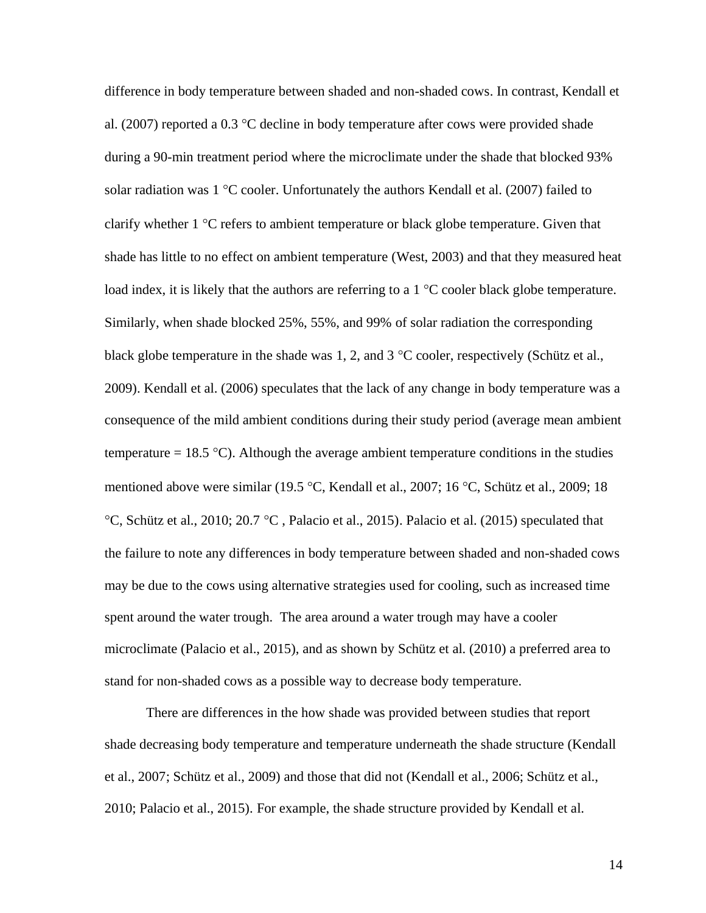difference in body temperature between shaded and non-shaded cows. In contrast, Kendall et al. (2007) reported a 0.3 °C decline in body temperature after cows were provided shade during a 90-min treatment period where the microclimate under the shade that blocked 93% solar radiation was 1 °C cooler. Unfortunately the authors Kendall et al. (2007) failed to clarify whether 1 °C refers to ambient temperature or black globe temperature. Given that shade has little to no effect on ambient temperature (West, 2003) and that they measured heat load index, it is likely that the authors are referring to a 1 °C cooler black globe temperature. Similarly, when shade blocked 25%, 55%, and 99% of solar radiation the corresponding black globe temperature in the shade was 1, 2, and 3 °C cooler, respectively (Schütz et al., 2009). Kendall et al. (2006) speculates that the lack of any change in body temperature was a consequence of the mild ambient conditions during their study period (average mean ambient temperature = 18.5 °C). Although the average ambient temperature conditions in the studies mentioned above were similar (19.5 °C, Kendall et al., 2007; 16 °C, Schütz et al., 2009; 18 °C, Schütz et al., 2010; 20.7 °C , Palacio et al., 2015). Palacio et al. (2015) speculated that the failure to note any differences in body temperature between shaded and non-shaded cows may be due to the cows using alternative strategies used for cooling, such as increased time spent around the water trough. The area around a water trough may have a cooler microclimate (Palacio et al., 2015), and as shown by Schütz et al. (2010) a preferred area to stand for non-shaded cows as a possible way to decrease body temperature.

There are differences in the how shade was provided between studies that report shade decreasing body temperature and temperature underneath the shade structure (Kendall et al., 2007; Schütz et al., 2009) and those that did not (Kendall et al., 2006; Schütz et al., 2010; Palacio et al., 2015). For example, the shade structure provided by Kendall et al.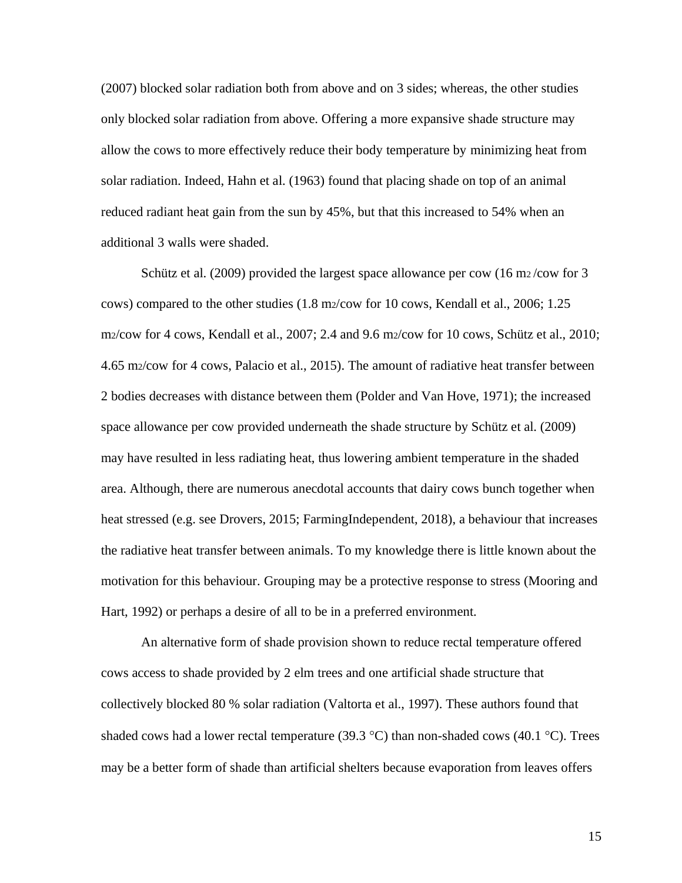(2007) blocked solar radiation both from above and on 3 sides; whereas, the other studies only blocked solar radiation from above. Offering a more expansive shade structure may allow the cows to more effectively reduce their body temperature by minimizing heat from solar radiation. Indeed, Hahn et al. (1963) found that placing shade on top of an animal reduced radiant heat gain from the sun by 45%, but that this increased to 54% when an additional 3 walls were shaded.

Schütz et al. (2009) provided the largest space allowance per cow (16 $m^2$/cow for 3 cows) compared to the other studies (1.8 $m^2$/cow for 10 cows, Kendall et al., 2006; 1.25 $m^2$/cow for 4 cows, Kendall et al., 2007; 2.4 and 9.6 $m^2$/cow for 10 cows, Schütz et al., 2010; 4.65 $m^2$/cow for 4 cows, Palacio et al., 2015). The amount of radiative heat transfer between 2 bodies decreases with distance between them (Polder and Van Hove, 1971); the increased space allowance per cow provided underneath the shade structure by Schütz et al. (2009) may have resulted in less radiating heat, thus lowering ambient temperature in the shaded area. Although, there are numerous anecdotal accounts that dairy cows bunch together when heat stressed (e.g. see Drovers, 2015; FarmingIndependent, 2018), a behaviour that increases the radiative heat transfer between animals. To my knowledge there is little known about the motivation for this behaviour. Grouping may be a protective response to stress (Mooring and Hart, 1992) or perhaps a desire of all to be in a preferred environment.

An alternative form of shade provision shown to reduce rectal temperature offered cows access to shade provided by 2 elm trees and one artificial shade structure that collectively blocked 80 % solar radiation (Valtorta et al., 1997). These authors found that shaded cows had a lower rectal temperature (39.3 °C) than non-shaded cows (40.1 °C). Trees may be a better form of shade than artificial shelters because evaporation from leaves offers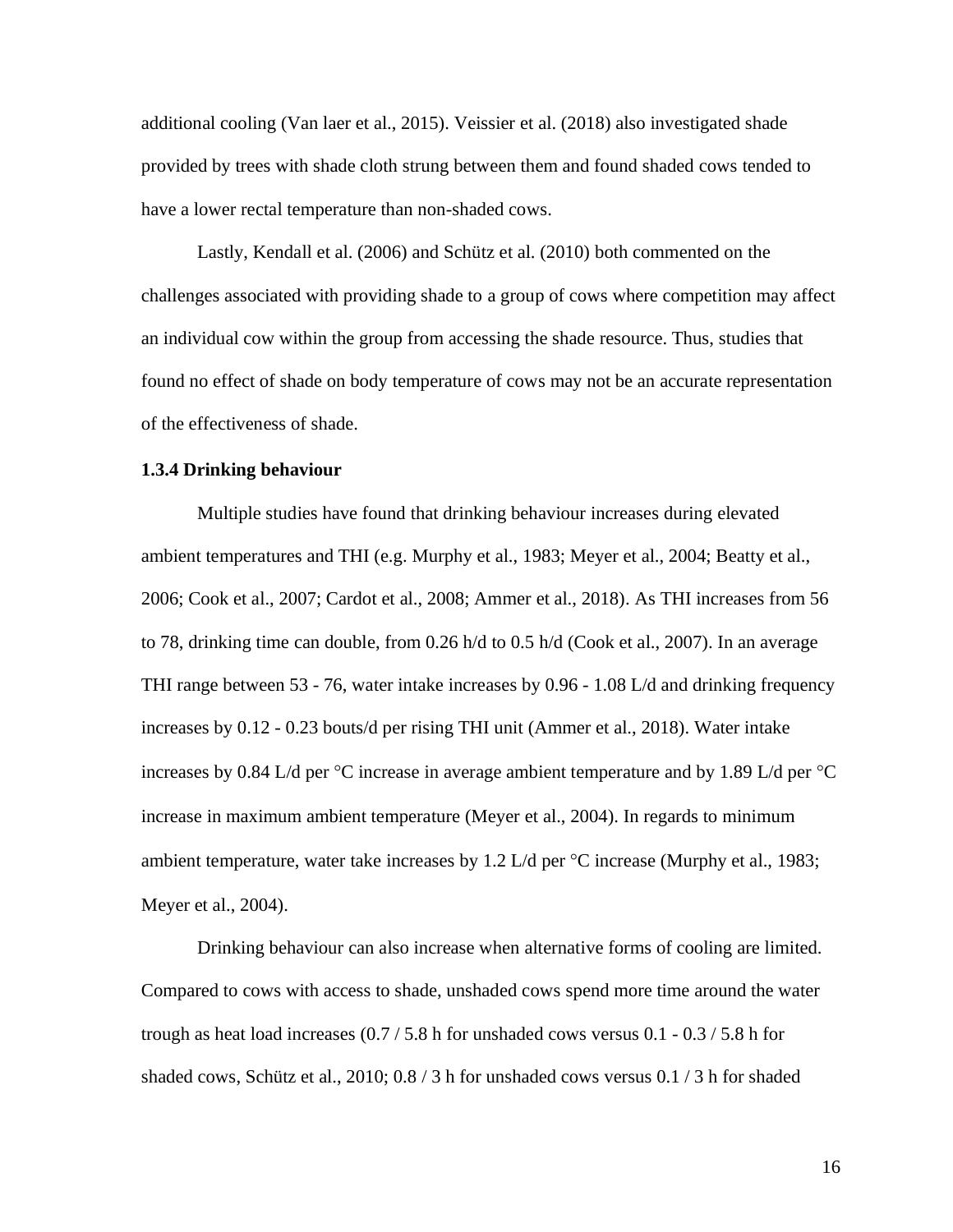additional cooling (Van laer et al., 2015). Veissier et al. (2018) also investigated shade provided by trees with shade cloth strung between them and found shaded cows tended to have a lower rectal temperature than non-shaded cows.

Lastly, Kendall et al. (2006) and Schütz et al. (2010) both commented on the challenges associated with providing shade to a group of cows where competition may affect an individual cow within the group from accessing the shade resource. Thus, studies that found no effect of shade on body temperature of cows may not be an accurate representation of the effectiveness of shade.

### 1.3.4 Drinking behaviour

Multiple studies have found that drinking behaviour increases during elevated ambient temperatures and THI (e.g. Murphy et al., 1983; Meyer et al., 2004; Beatty et al., 2006; Cook et al., 2007; Cardot et al., 2008; Ammer et al., 2018). As THI increases from 56 to 78, drinking time can double, from 0.26 h/d to 0.5 h/d (Cook et al., 2007). In an average THI range between 53 - 76, water intake increases by 0.96 - 1.08 L/d and drinking frequency increases by 0.12 - 0.23 bouts/d per rising THI unit (Ammer et al., 2018). Water intake increases by 0.84 L/d per °C increase in average ambient temperature and by 1.89 L/d per °C increase in maximum ambient temperature (Meyer et al., 2004). In regards to minimum ambient temperature, water take increases by 1.2 L/d per °C increase (Murphy et al., 1983; Meyer et al., 2004).

Drinking behaviour can also increase when alternative forms of cooling are limited. Compared to cows with access to shade, unshaded cows spend more time around the water trough as heat load increases (0.7 / 5.8 h for unshaded cows versus 0.1 - 0.3 / 5.8 h for shaded cows, Schütz et al., 2010; 0.8 / 3 h for unshaded cows versus 0.1 / 3 h for shaded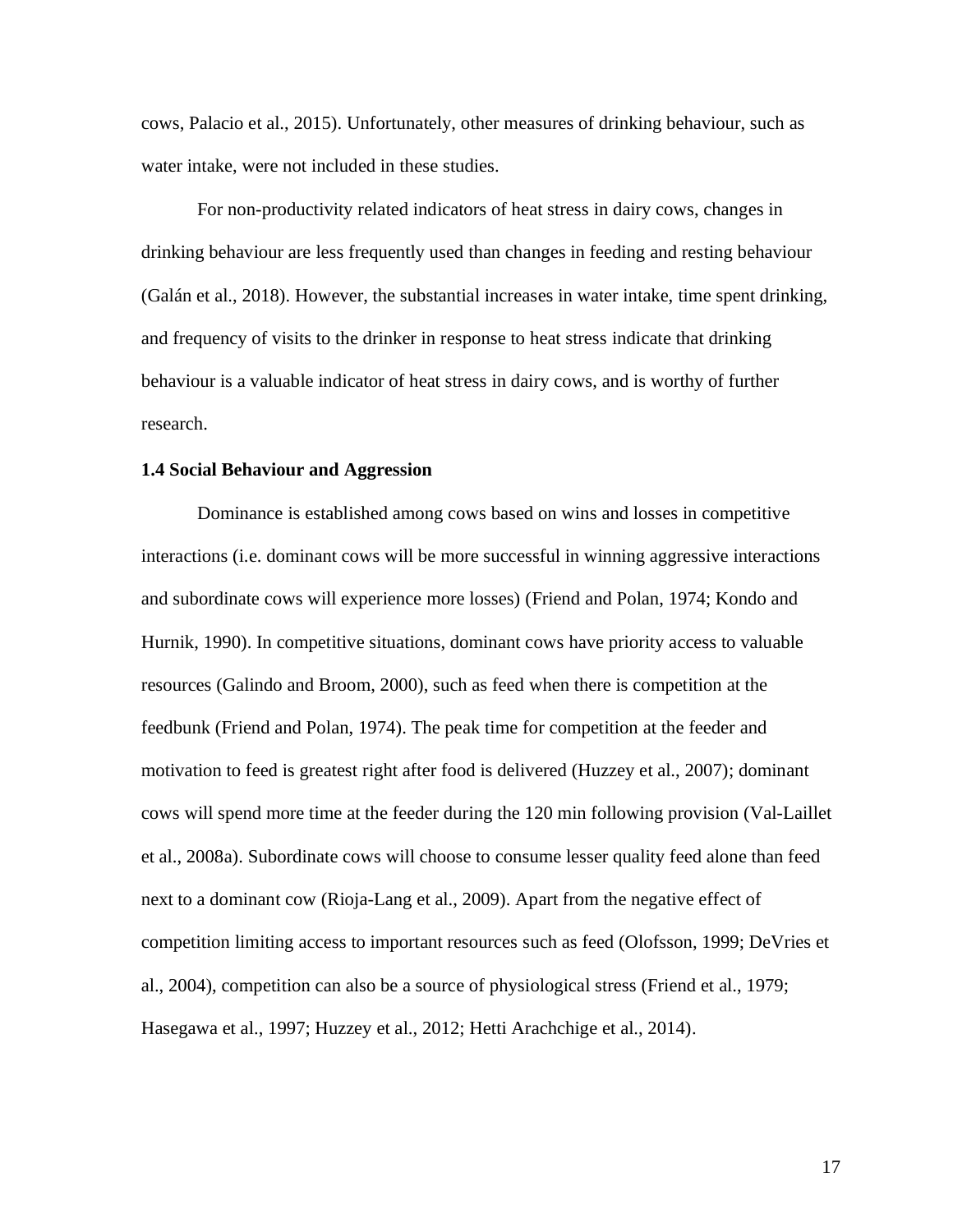cows, Palacio et al., 2015). Unfortunately, other measures of drinking behaviour, such as water intake, were not included in these studies.

For non-productivity related indicators of heat stress in dairy cows, changes in drinking behaviour are less frequently used than changes in feeding and resting behaviour (Galán et al., 2018). However, the substantial increases in water intake, time spent drinking, and frequency of visits to the drinker in response to heat stress indicate that drinking behaviour is a valuable indicator of heat stress in dairy cows, and is worthy of further research.

### 1.4 Social Behaviour and Aggression

Dominance is established among cows based on wins and losses in competitive interactions (i.e. dominant cows will be more successful in winning aggressive interactions and subordinate cows will experience more losses) (Friend and Polan, 1974; Kondo and Hurnik, 1990). In competitive situations, dominant cows have priority access to valuable resources (Galindo and Broom, 2000), such as feed when there is competition at the feedbunk (Friend and Polan, 1974). The peak time for competition at the feeder and motivation to feed is greatest right after food is delivered (Huzzey et al., 2007); dominant cows will spend more time at the feeder during the 120 min following provision (Val-Laillet et al., 2008a). Subordinate cows will choose to consume lesser quality feed alone than feed next to a dominant cow (Rioja-Lang et al., 2009). Apart from the negative effect of competition limiting access to important resources such as feed (Olofsson, 1999; DeVries et al., 2004), competition can also be a source of physiological stress (Friend et al., 1979; Hasegawa et al., 1997; Huzzey et al., 2012; Hetti Arachchige et al., 2014).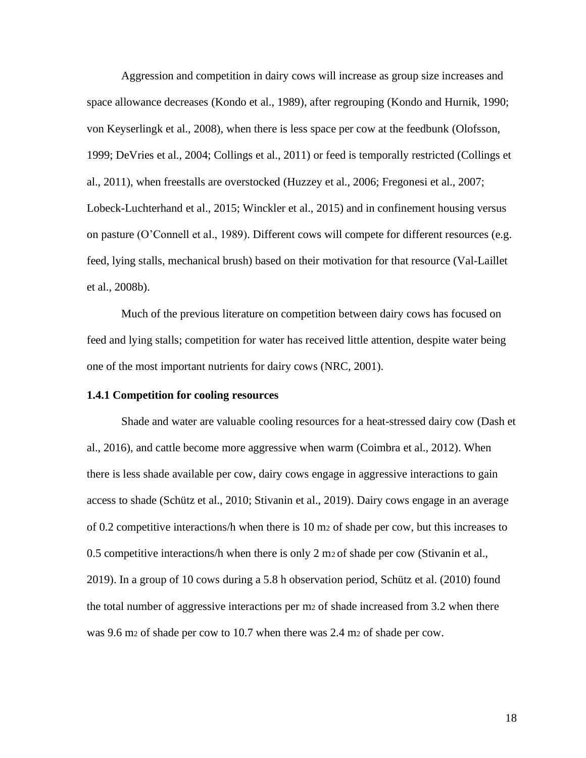Aggression and competition in dairy cows will increase as group size increases and space allowance decreases (Kondo et al., 1989), after regrouping (Kondo and Hurnik, 1990; von Keyserlingk et al., 2008), when there is less space per cow at the feedbunk (Olofsson, 1999; DeVries et al., 2004; Collings et al., 2011) or feed is temporally restricted (Collings et al., 2011), when freestalls are overstocked (Huzzey et al., 2006; Fregonesi et al., 2007; Lobeck-Luchterhand et al., 2015; Winckler et al., 2015) and in confinement housing versus on pasture (O'Connell et al., 1989). Different cows will compete for different resources (e.g. feed, lying stalls, mechanical brush) based on their motivation for that resource (Val-Laillet et al., 2008b).

Much of the previous literature on competition between dairy cows has focused on feed and lying stalls; competition for water has received little attention, despite water being one of the most important nutrients for dairy cows (NRC, 2001).

### 1.4.1 Competition for cooling resources

Shade and water are valuable cooling resources for a heat-stressed dairy cow (Dash et al., 2016), and cattle become more aggressive when warm (Coimbra et al., 2012). When there is less shade available per cow, dairy cows engage in aggressive interactions to gain access to shade (Schütz et al., 2010; Stivanin et al., 2019). Dairy cows engage in an average of 0.2 competitive interactions/h when there is 10 $m^2$ of shade per cow, but this increases to 0.5 competitive interactions/h when there is only 2 $m^2$ of shade per cow (Stivanin et al., 2019). In a group of 10 cows during a 5.8 h observation period, Schütz et al. (2010) found the total number of aggressive interactions per $m^2$ of shade increased from 3.2 when there was 9.6 $m^2$ of shade per cow to 10.7 when there was 2.4 $m^2$ of shade per cow.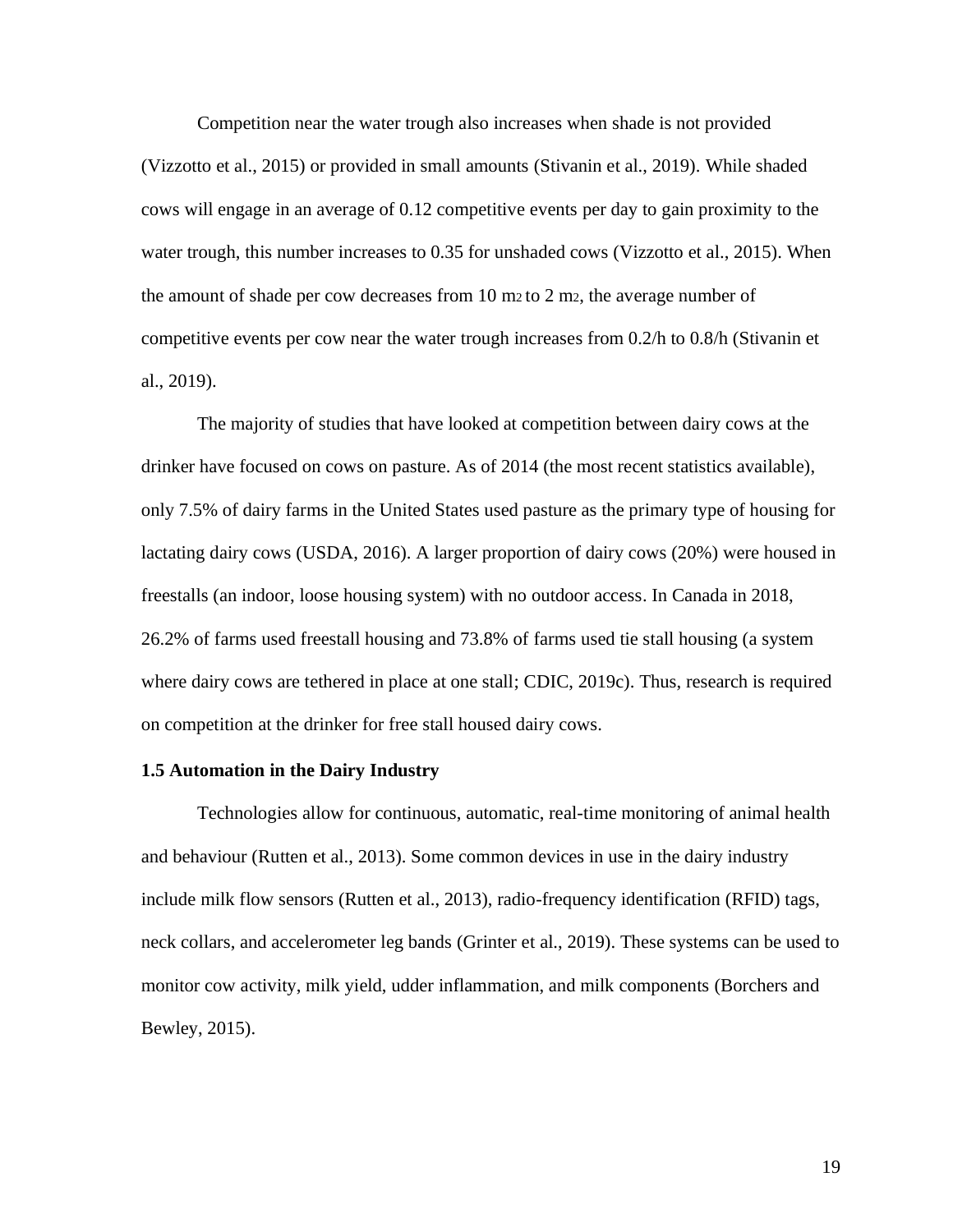Competition near the water trough also increases when shade is not provided (Vizzotto et al., 2015) or provided in small amounts (Stivanin et al., 2019). While shaded cows will engage in an average of 0.12 competitive events per day to gain proximity to the water trough, this number increases to 0.35 for unshaded cows (Vizzotto et al., 2015). When the amount of shade per cow decreases from 10 $m^2$ to 2 $m^2$, the average number of competitive events per cow near the water trough increases from 0.2/h to 0.8/h (Stivanin et al., 2019).

The majority of studies that have looked at competition between dairy cows at the drinker have focused on cows on pasture. As of 2014 (the most recent statistics available), only 7.5% of dairy farms in the United States used pasture as the primary type of housing for lactating dairy cows (USDA, 2016). A larger proportion of dairy cows (20%) were housed in freestalls (an indoor, loose housing system) with no outdoor access. In Canada in 2018, 26.2% of farms used freestall housing and 73.8% of farms used tie stall housing (a system where dairy cows are tethered in place at one stall; CDIC, 2019c). Thus, research is required on competition at the drinker for free stall housed dairy cows.

### 1.5 Automation in the Dairy Industry

Technologies allow for continuous, automatic, real-time monitoring of animal health and behaviour (Rutten et al., 2013). Some common devices in use in the dairy industry include milk flow sensors (Rutten et al., 2013), radio-frequency identification (RFID) tags, neck collars, and accelerometer leg bands (Grinter et al., 2019). These systems can be used to monitor cow activity, milk yield, udder inflammation, and milk components (Borchers and Bewley, 2015).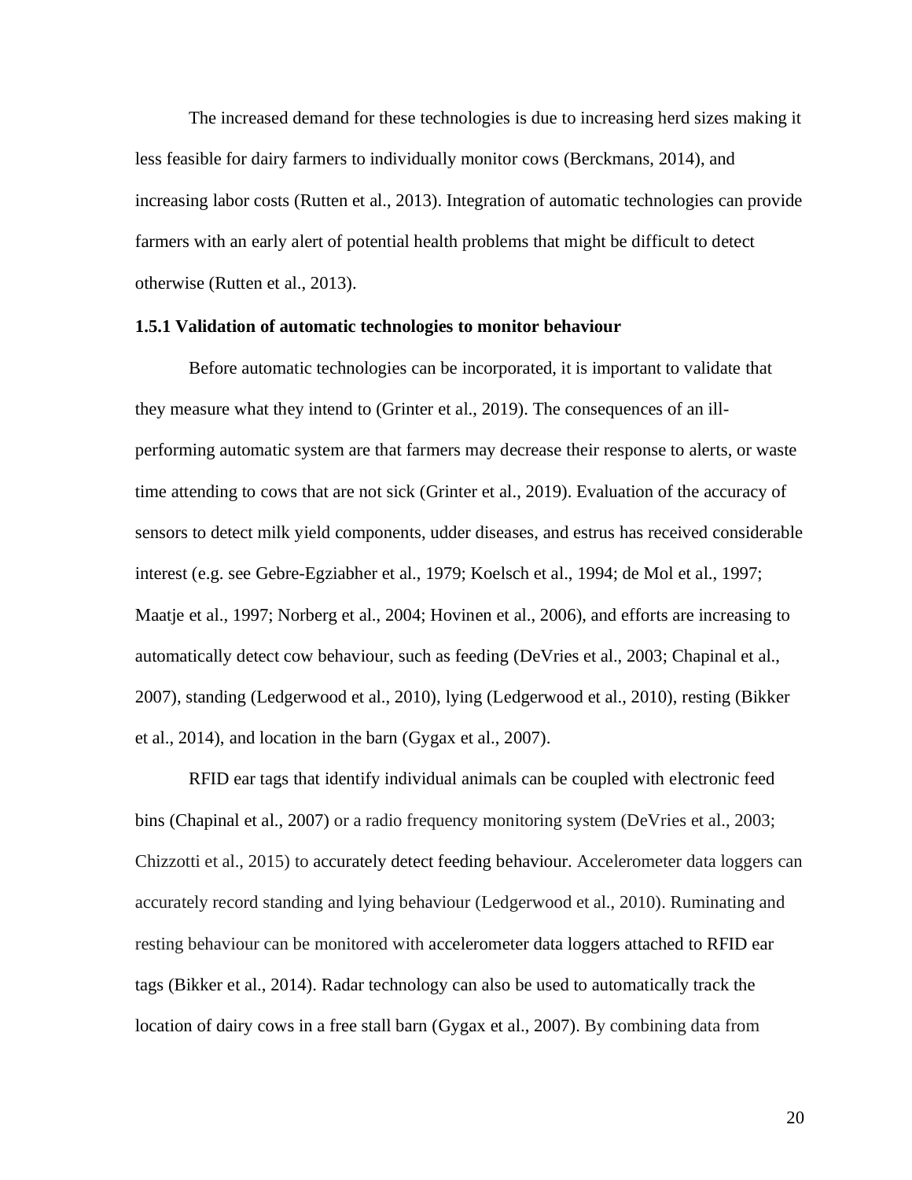The increased demand for these technologies is due to increasing herd sizes making it less feasible for dairy farmers to individually monitor cows (Berckmans, 2014), and increasing labor costs (Rutten et al., 2013). Integration of automatic technologies can provide farmers with an early alert of potential health problems that might be difficult to detect otherwise (Rutten et al., 2013).

### 1.5.1 Validation of automatic technologies to monitor behaviour

Before automatic technologies can be incorporated, it is important to validate that they measure what they intend to (Grinter et al., 2019). The consequences of an ill-performing automatic system are that farmers may decrease their response to alerts, or waste time attending to cows that are not sick (Grinter et al., 2019). Evaluation of the accuracy of sensors to detect milk yield components, udder diseases, and estrus has received considerable interest (e.g. see Gebre-Egziabher et al., 1979; Koelsch et al., 1994; de Mol et al., 1997; Maatje et al., 1997; Norberg et al., 2004; Hovinen et al., 2006), and efforts are increasing to automatically detect cow behaviour, such as feeding (DeVries et al., 2003; Chapinal et al., 2007), standing (Ledgerwood et al., 2010), lying (Ledgerwood et al., 2010), resting (Bikker et al., 2014), and location in the barn (Gygax et al., 2007).

RFID ear tags that identify individual animals can be coupled with electronic feed bins (Chapinal et al., 2007) or a radio frequency monitoring system (DeVries et al., 2003; Chizzotti et al., 2015) to accurately detect feeding behaviour. Accelerometer data loggers can accurately record standing and lying behaviour (Ledgerwood et al., 2010). Ruminating and resting behaviour can be monitored with accelerometer data loggers attached to RFID ear tags (Bikker et al., 2014). Radar technology can also be used to automatically track the location of dairy cows in a free stall barn (Gygax et al., 2007). By combining data from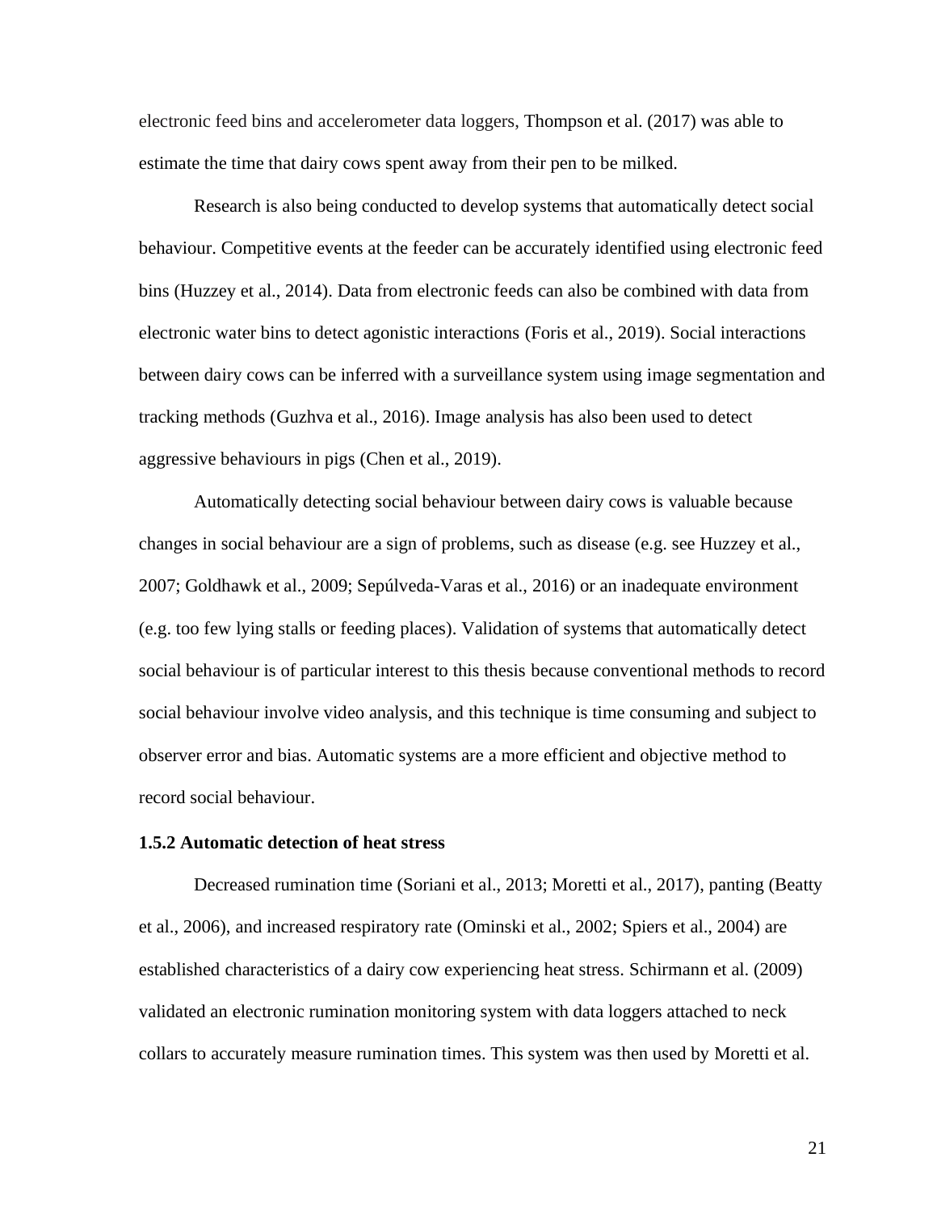electronic feed bins and accelerometer data loggers, Thompson et al. (2017) was able to estimate the time that dairy cows spent away from their pen to be milked.

Research is also being conducted to develop systems that automatically detect social behaviour. Competitive events at the feeder can be accurately identified using electronic feed bins (Huzzey et al., 2014). Data from electronic feeds can also be combined with data from electronic water bins to detect agonistic interactions (Foris et al., 2019). Social interactions between dairy cows can be inferred with a surveillance system using image segmentation and tracking methods (Guzhva et al., 2016). Image analysis has also been used to detect aggressive behaviours in pigs (Chen et al., 2019).

Automatically detecting social behaviour between dairy cows is valuable because changes in social behaviour are a sign of problems, such as disease (e.g. see Huzzey et al., 2007; Goldhawk et al., 2009; Sepúlveda-Varas et al., 2016) or an inadequate environment (e.g. too few lying stalls or feeding places). Validation of systems that automatically detect social behaviour is of particular interest to this thesis because conventional methods to record social behaviour involve video analysis, and this technique is time consuming and subject to observer error and bias. Automatic systems are a more efficient and objective method to record social behaviour.

### 1.5.2 Automatic detection of heat stress

Decreased rumination time (Soriani et al., 2013; Moretti et al., 2017), panting (Beatty et al., 2006), and increased respiratory rate (Ominski et al., 2002; Spiers et al., 2004) are established characteristics of a dairy cow experiencing heat stress. Schirmann et al. (2009) validated an electronic rumination monitoring system with data loggers attached to neck collars to accurately measure rumination times. This system was then used by Moretti et al.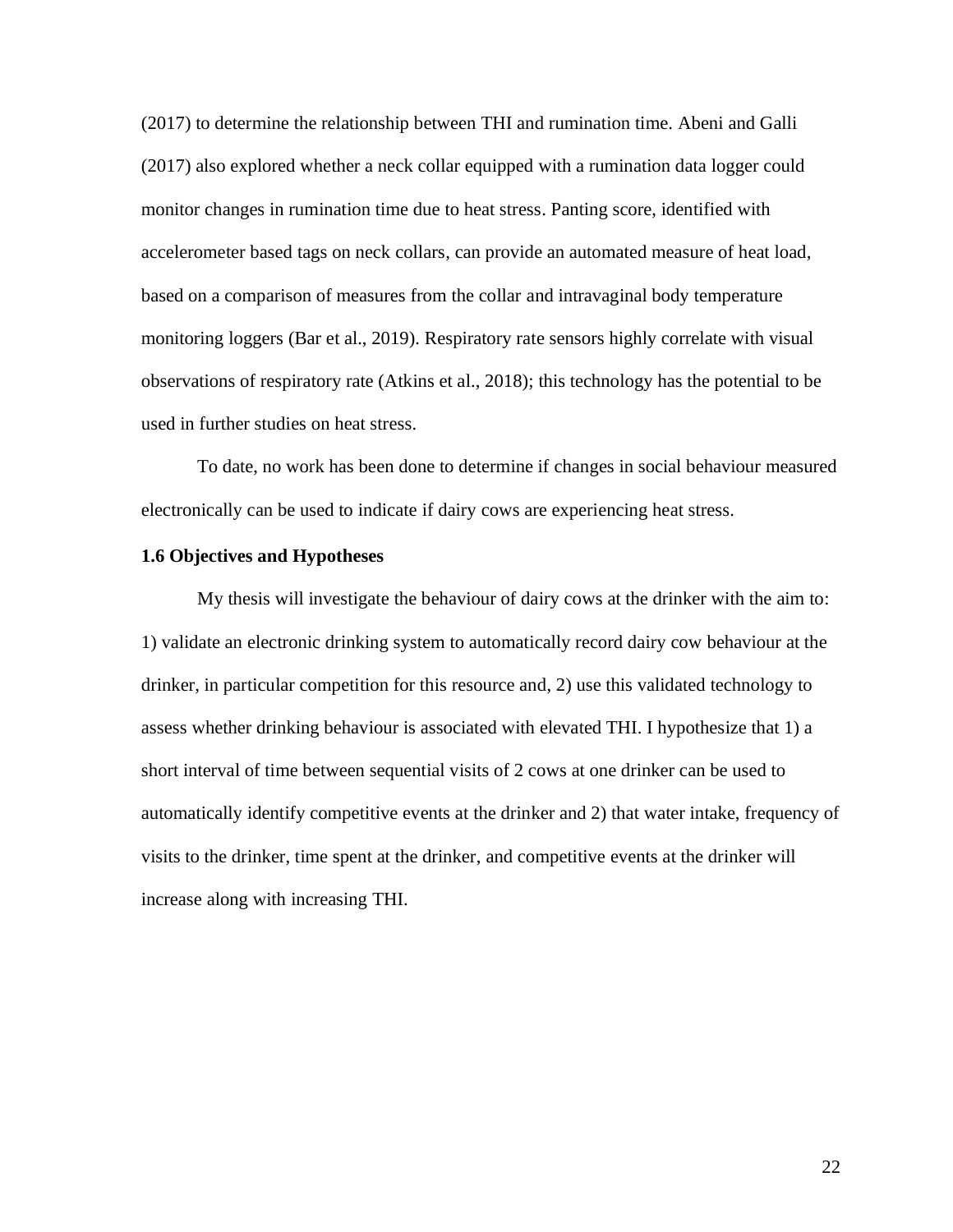(2017) to determine the relationship between THI and rumination time. Abeni and Galli (2017) also explored whether a neck collar equipped with a rumination data logger could monitor changes in rumination time due to heat stress. Panting score, identified with accelerometer based tags on neck collars, can provide an automated measure of heat load, based on a comparison of measures from the collar and intravaginal body temperature monitoring loggers (Bar et al., 2019). Respiratory rate sensors highly correlate with visual observations of respiratory rate (Atkins et al., 2018); this technology has the potential to be used in further studies on heat stress.

To date, no work has been done to determine if changes in social behaviour measured electronically can be used to indicate if dairy cows are experiencing heat stress.

### 1.6 Objectives and Hypotheses

My thesis will investigate the behaviour of dairy cows at the drinker with the aim to: 1) validate an electronic drinking system to automatically record dairy cow behaviour at the drinker, in particular competition for this resource and, 2) use this validated technology to assess whether drinking behaviour is associated with elevated THI. I hypothesize that 1) a short interval of time between sequential visits of 2 cows at one drinker can be used to automatically identify competitive events at the drinker and 2) that water intake, frequency of visits to the drinker, time spent at the drinker, and competitive events at the drinker will increase along with increasing THI.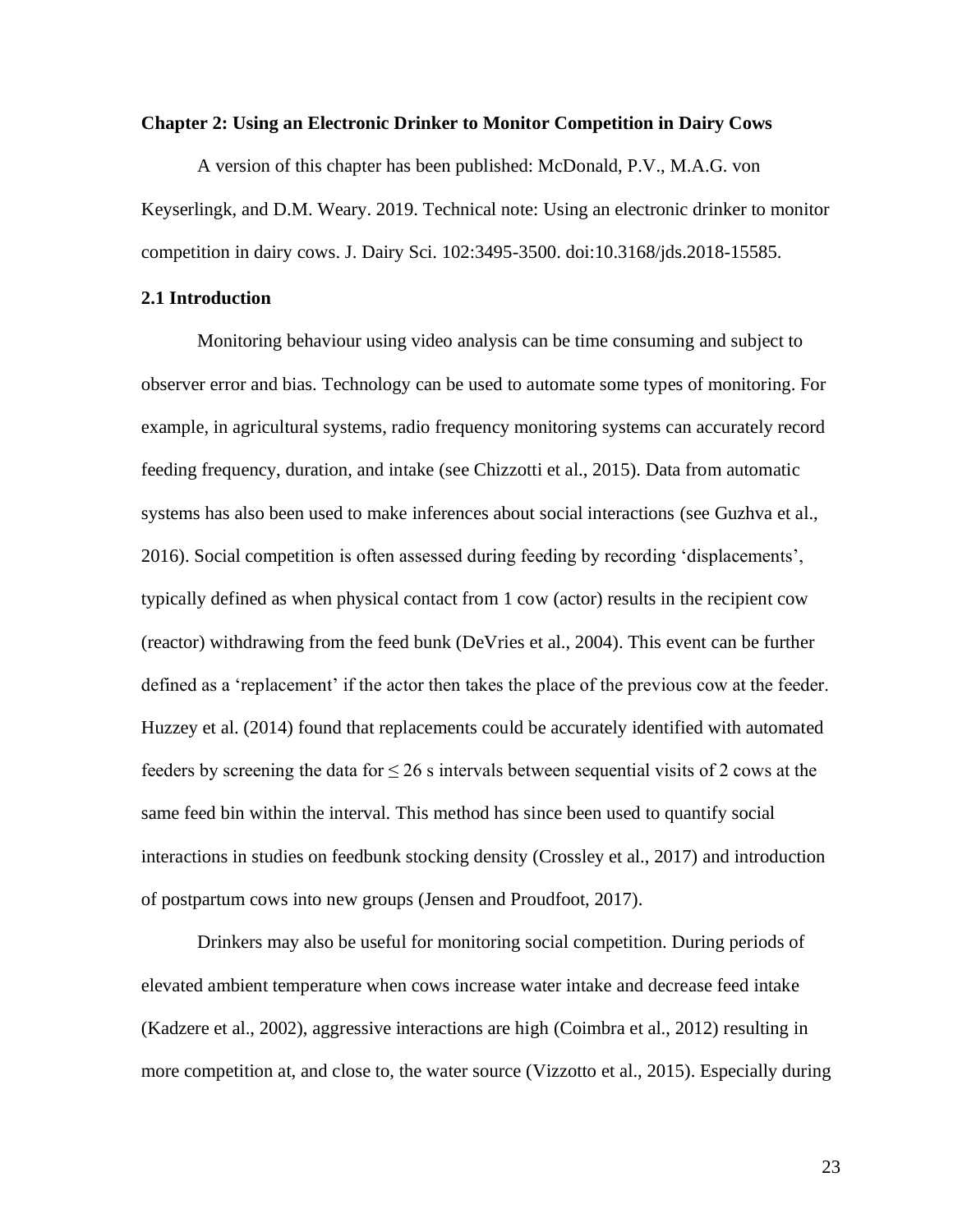## Chapter 2: Using an Electronic Drinker to Monitor Competition in Dairy Cows

A version of this chapter has been published: McDonald, P.V., M.A.G. von Keyserlingk, and D.M. Weary. 2019. Technical note: Using an electronic drinker to monitor competition in dairy cows. J. Dairy Sci. 102:3495-3500. doi:10.3168/jds.2018-15585.

### 2.1 Introduction

Monitoring behaviour using video analysis can be time consuming and subject to observer error and bias. Technology can be used to automate some types of monitoring. For example, in agricultural systems, radio frequency monitoring systems can accurately record feeding frequency, duration, and intake (see Chizzotti et al., 2015). Data from automatic systems has also been used to make inferences about social interactions (see Guzhva et al., 2016). Social competition is often assessed during feeding by recording 'displacements', typically defined as when physical contact from 1 cow (actor) results in the recipient cow (reactor) withdrawing from the feed bunk (DeVries et al., 2004). This event can be further defined as a 'replacement' if the actor then takes the place of the previous cow at the feeder. Huzzey et al. (2014) found that replacements could be accurately identified with automated feeders by screening the data for $\leq 26$ s intervals between sequential visits of 2 cows at the same feed bin within the interval. This method has since been used to quantify social interactions in studies on feedbunk stocking density (Crossley et al., 2017) and introduction of postpartum cows into new groups (Jensen and Proudfoot, 2017).

Drinkers may also be useful for monitoring social competition. During periods of elevated ambient temperature when cows increase water intake and decrease feed intake (Kadzere et al., 2002), aggressive interactions are high (Coimbra et al., 2012) resulting in more competition at, and close to, the water source (Vizzotto et al., 2015). Especially during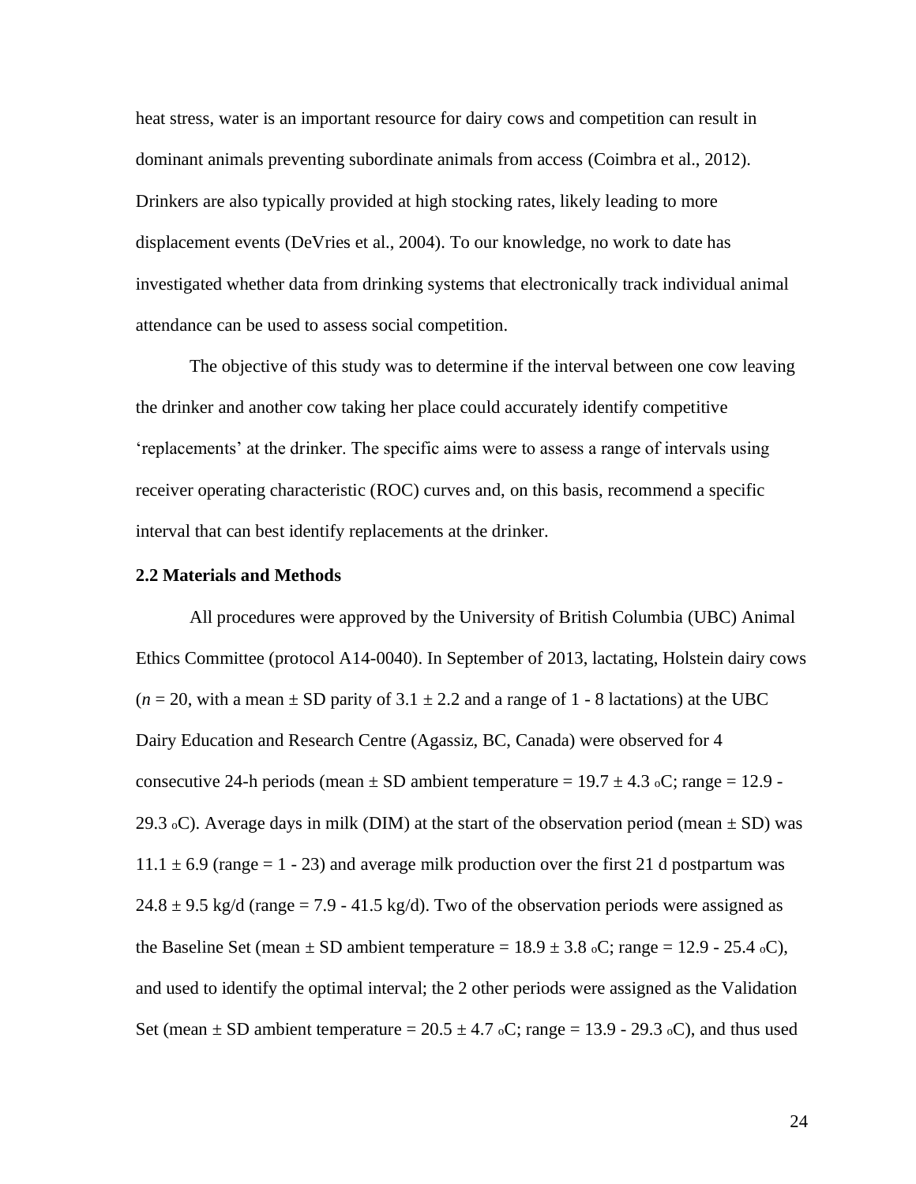heat stress, water is an important resource for dairy cows and competition can result in dominant animals preventing subordinate animals from access (Coimbra et al., 2012). Drinkers are also typically provided at high stocking rates, likely leading to more displacement events (DeVries et al., 2004). To our knowledge, no work to date has investigated whether data from drinking systems that electronically track individual animal attendance can be used to assess social competition.

The objective of this study was to determine if the interval between one cow leaving the drinker and another cow taking her place could accurately identify competitive 'replacements' at the drinker. The specific aims were to assess a range of intervals using receiver operating characteristic (ROC) curves and, on this basis, recommend a specific interval that can best identify replacements at the drinker.

### 2.2 Materials and Methods

All procedures were approved by the University of British Columbia (UBC) Animal Ethics Committee (protocol A14-0040). In September of 2013, lactating, Holstein dairy cows ($n = 20$, with a mean ± SD parity of 3.1 ± 2.2 and a range of 1 - 8 lactations) at the UBC Dairy Education and Research Centre (Agassiz, BC, Canada) were observed for 4 consecutive 24-h periods (mean ± SD ambient temperature = 19.7 ± 4.3 °C; range = 12.9 - 29.3 °C). Average days in milk (DIM) at the start of the observation period (mean ± SD) was 11.1 ± 6.9 (range = 1 - 23) and average milk production over the first 21 d postpartum was 24.8 ± 9.5 kg/d (range = 7.9 - 41.5 kg/d). Two of the observation periods were assigned as the Baseline Set (mean ± SD ambient temperature = 18.9 ± 3.8 °C; range = 12.9 - 25.4 °C), and used to identify the optimal interval; the 2 other periods were assigned as the Validation Set (mean ± SD ambient temperature = 20.5 ± 4.7 °C; range = 13.9 - 29.3 °C), and thus used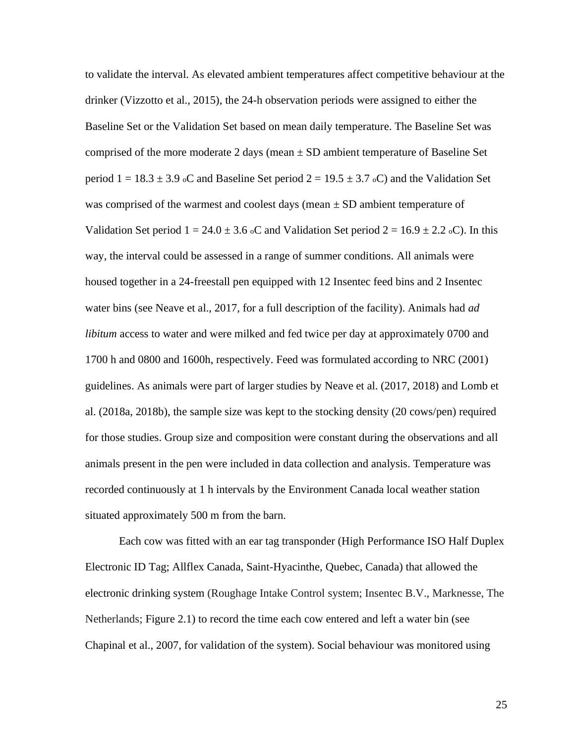to validate the interval. As elevated ambient temperatures affect competitive behaviour at the drinker (Vizzotto et al., 2015), the 24-h observation periods were assigned to either the Baseline Set or the Validation Set based on mean daily temperature. The Baseline Set was comprised of the more moderate 2 days (mean ± SD ambient temperature of Baseline Set period 1 = 18.3 ± 3.9 °C and Baseline Set period 2 = 19.5 ± 3.7 °C) and the Validation Set was comprised of the warmest and coolest days (mean ± SD ambient temperature of Validation Set period 1 = 24.0 ± 3.6 °C and Validation Set period 2 = 16.9 ± 2.2 °C). In this way, the interval could be assessed in a range of summer conditions. All animals were housed together in a 24-freestall pen equipped with 12 Insentec feed bins and 2 Insentec water bins (see Neave et al., 2017, for a full description of the facility). Animals had *ad libitum* access to water and were milked and fed twice per day at approximately 0700 and 1700 h and 0800 and 1600h, respectively. Feed was formulated according to NRC (2001) guidelines. As animals were part of larger studies by Neave et al. (2017, 2018) and Lomb et al. (2018a, 2018b), the sample size was kept to the stocking density (20 cows/pen) required for those studies. Group size and composition were constant during the observations and all animals present in the pen were included in data collection and analysis. Temperature was recorded continuously at 1 h intervals by the Environment Canada local weather station situated approximately 500 m from the barn.

Each cow was fitted with an ear tag transponder (High Performance ISO Half Duplex Electronic ID Tag; Allflex Canada, Saint-Hyacinthe, Quebec, Canada) that allowed the electronic drinking system (Roughage Intake Control system; Insentec B.V., Marknesse, The Netherlands; Figure 2.1) to record the time each cow entered and left a water bin (see Chapinal et al., 2007, for validation of the system). Social behaviour was monitored using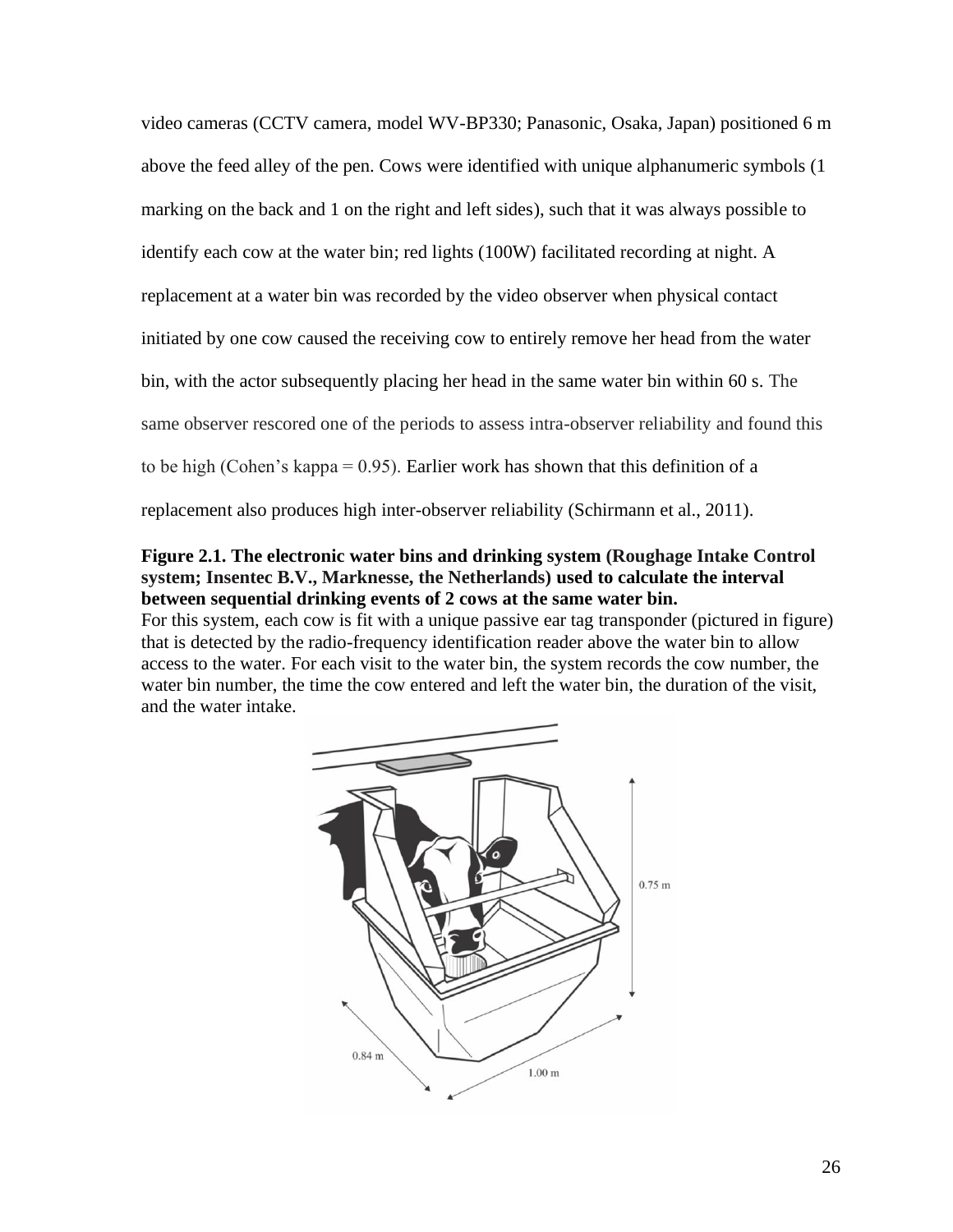video cameras (CCTV camera, model WV-BP330; Panasonic, Osaka, Japan) positioned 6 m above the feed alley of the pen. Cows were identified with unique alphanumeric symbols (1 marking on the back and 1 on the right and left sides), such that it was always possible to identify each cow at the water bin; red lights (100W) facilitated recording at night. A replacement at a water bin was recorded by the video observer when physical contact initiated by one cow caused the receiving cow to entirely remove her head from the water bin, with the actor subsequently placing her head in the same water bin within 60 s. The same observer rescored one of the periods to assess intra-observer reliability and found this to be high (Cohen's kappa = 0.95). Earlier work has shown that this definition of a replacement also produces high inter-observer reliability (Schirmann et al., 2011).

**Figure 2.1. The electronic water bins and drinking system (Roughage Intake Control system; Insentec B.V., Marknesse, the Netherlands) used to calculate the interval between sequential drinking events of 2 cows at the same water bin.**
For this system, each cow is fit with a unique passive ear tag transponder (pictured in figure) that is detected by the radio-frequency identification reader above the water bin to allow access to the water. For each visit to the water bin, the system records the cow number, the water bin number, the time the cow entered and left the water bin, the duration of the visit, and the water intake.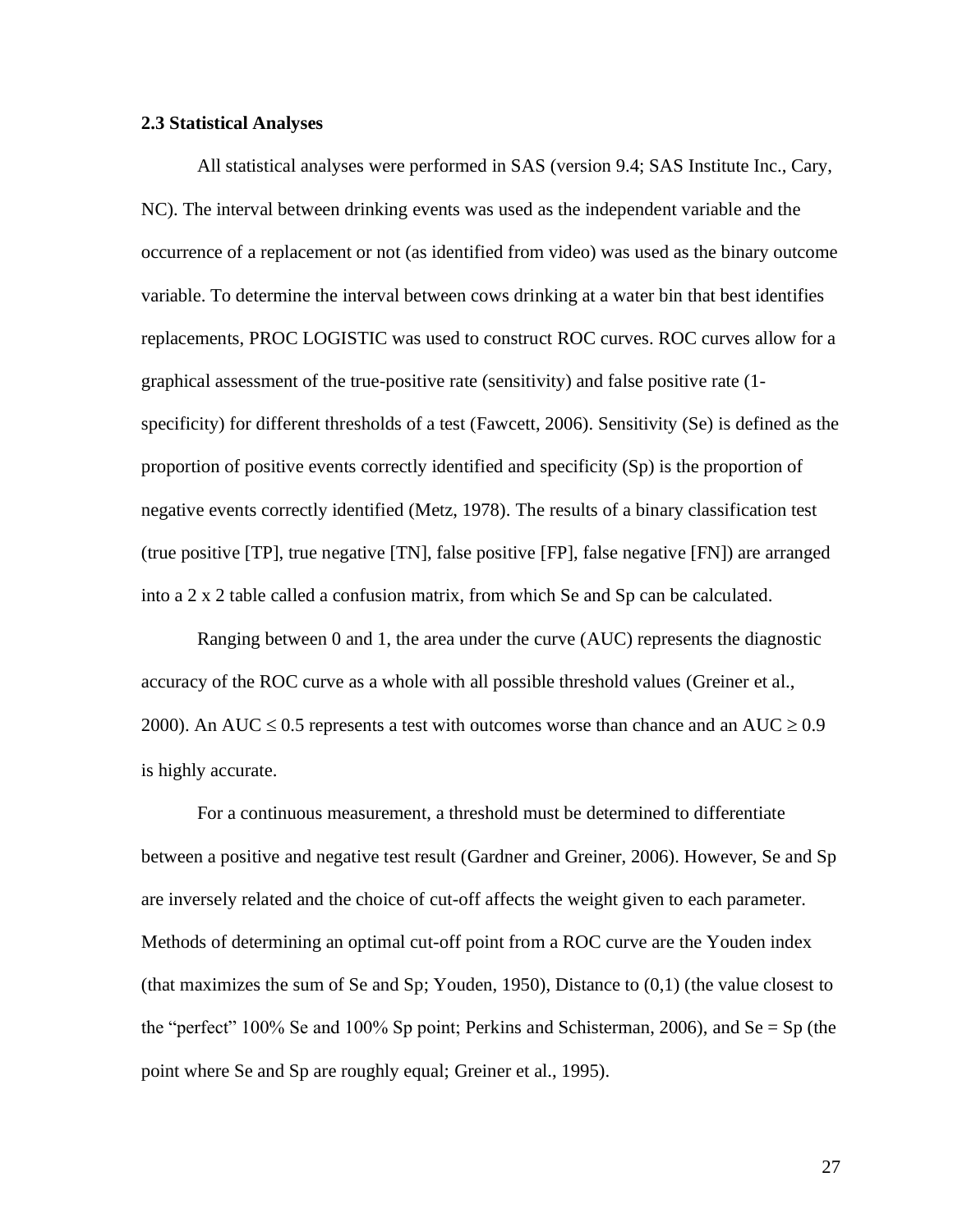### 2.3 Statistical Analyses

All statistical analyses were performed in SAS (version 9.4; SAS Institute Inc., Cary, NC). The interval between drinking events was used as the independent variable and the occurrence of a replacement or not (as identified from video) was used as the binary outcome variable. To determine the interval between cows drinking at a water bin that best identifies replacements, PROC LOGISTIC was used to construct ROC curves. ROC curves allow for a graphical assessment of the true-positive rate (sensitivity) and false positive rate (1-specificity) for different thresholds of a test (Fawcett, 2006). Sensitivity (Se) is defined as the proportion of positive events correctly identified and specificity (Sp) is the proportion of negative events correctly identified (Metz, 1978). The results of a binary classification test (true positive [TP], true negative [TN], false positive [FP], false negative [FN]) are arranged into a 2 x 2 table called a confusion matrix, from which Se and Sp can be calculated.

Ranging between 0 and 1, the area under the curve (AUC) represents the diagnostic accuracy of the ROC curve as a whole with all possible threshold values (Greiner et al., 2000). An AUC $\leq 0.5$ represents a test with outcomes worse than chance and an AUC $\geq 0.9$ is highly accurate.

For a continuous measurement, a threshold must be determined to differentiate between a positive and negative test result (Gardner and Greiner, 2006). However, Se and Sp are inversely related and the choice of cut-off affects the weight given to each parameter. Methods of determining an optimal cut-off point from a ROC curve are the Youden index (that maximizes the sum of Se and Sp; Youden, 1950), Distance to (0,1) (the value closest to the "perfect" 100% Se and 100% Sp point; Perkins and Schisterman, 2006), and Se = Sp (the point where Se and Sp are roughly equal; Greiner et al., 1995).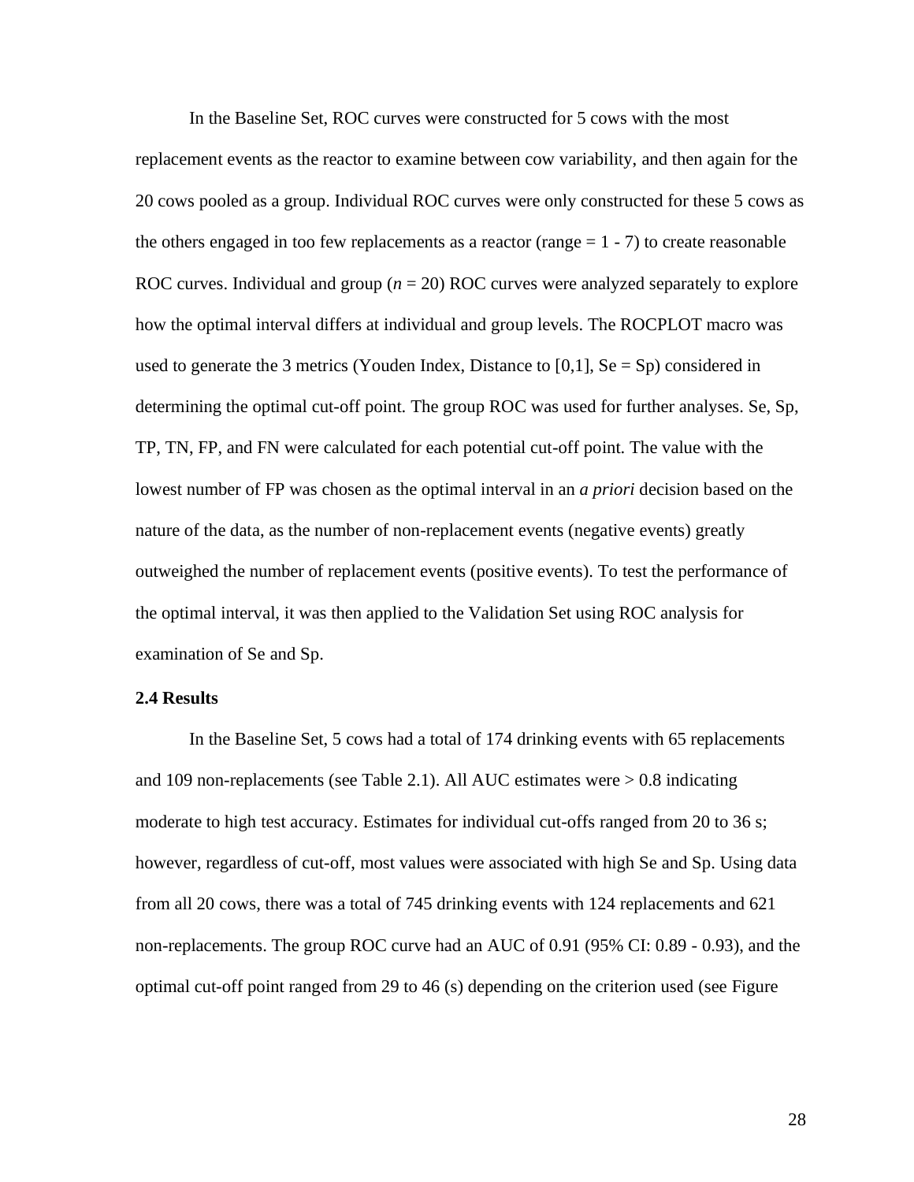In the Baseline Set, ROC curves were constructed for 5 cows with the most replacement events as the reactor to examine between cow variability, and then again for the 20 cows pooled as a group. Individual ROC curves were only constructed for these 5 cows as the others engaged in too few replacements as a reactor (range = 1 - 7) to create reasonable ROC curves. Individual and group ($n$ = 20) ROC curves were analyzed separately to explore how the optimal interval differs at individual and group levels. The ROCPLOT macro was used to generate the 3 metrics (Youden Index, Distance to [0,1], Se = Sp) considered in determining the optimal cut-off point. The group ROC was used for further analyses. Se, Sp, TP, TN, FP, and FN were calculated for each potential cut-off point. The value with the lowest number of FP was chosen as the optimal interval in an *a priori* decision based on the nature of the data, as the number of non-replacement events (negative events) greatly outweighed the number of replacement events (positive events). To test the performance of the optimal interval, it was then applied to the Validation Set using ROC analysis for examination of Se and Sp.

### 2.4 Results

In the Baseline Set, 5 cows had a total of 174 drinking events with 65 replacements and 109 non-replacements (see Table 2.1). All AUC estimates were > 0.8 indicating moderate to high test accuracy. Estimates for individual cut-offs ranged from 20 to 36 s; however, regardless of cut-off, most values were associated with high Se and Sp. Using data from all 20 cows, there was a total of 745 drinking events with 124 replacements and 621 non-replacements. The group ROC curve had an AUC of 0.91 (95% CI: 0.89 - 0.93), and the optimal cut-off point ranged from 29 to 46 (s) depending on the criterion used (see Figure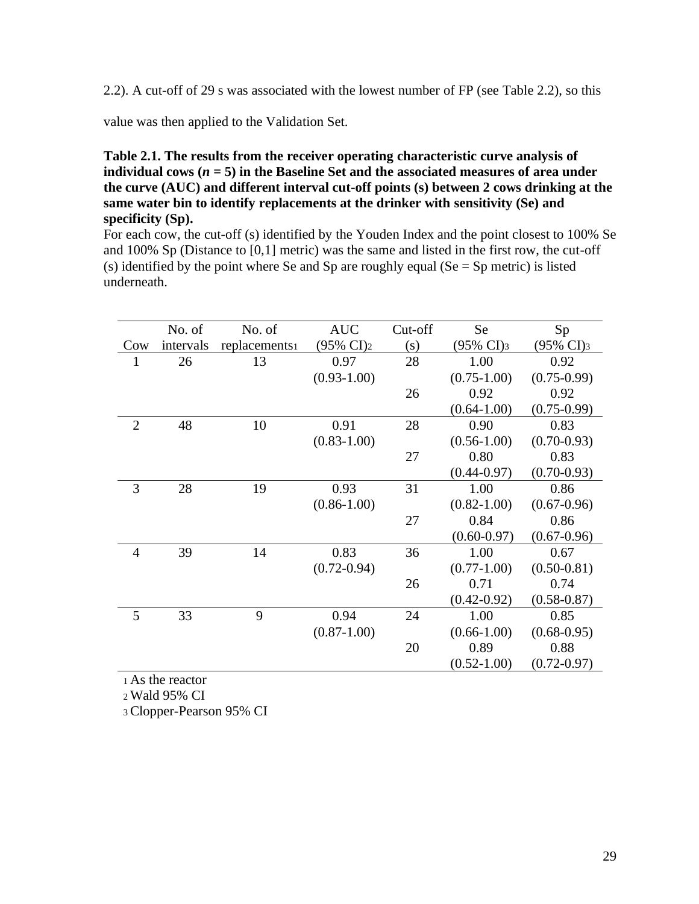2.2). A cut-off of 29 s was associated with the lowest number of FP (see Table 2.2), so this value was then applied to the Validation Set.

**Table 2.1. The results from the receiver operating characteristic curve analysis of individual cows (*n* = 5) in the Baseline Set and the associated measures of area under the curve (AUC) and different interval cut-off points (s) between 2 cows drinking at the same water bin to identify replacements at the drinker with sensitivity (Se) and specificity (Sp).**

For each cow, the cut-off (s) identified by the Youden Index and the point closest to 100% Se and 100% Sp (Distance to [0,1] metric) was the same and listed in the first row, the cut-off (s) identified by the point where Se and Sp are roughly equal (Se = Sp metric) is listed underneath.

| Cow | No. of intervals | No. of replacements[1] | AUC (95% CI)[2] | Cut-off (s) | Se (95% CI)[3] | Sp (95% CI)[3] |
|---|---|---|---|---|---|---|
| 1 | 26 | 13 | 0.97 (0.93-1.00) | 28 | 1.00 (0.75-1.00) | 0.92 (0.75-0.99) |
| | | | | 26 | 0.92 (0.64-1.00) | 0.92 (0.75-0.99) |
| 2 | 48 | 10 | 0.91 (0.83-1.00) | 28 | 0.90 (0.56-1.00) | 0.83 (0.70-0.93) |
| | | | | 27 | 0.80 (0.44-0.97) | 0.83 (0.70-0.93) |
| 3 | 28 | 19 | 0.93 (0.86-1.00) | 31 | 1.00 (0.82-1.00) | 0.86 (0.67-0.96) |
| | | | | 27 | 0.84 (0.60-0.97) | 0.86 (0.67-0.96) |
| 4 | 39 | 14 | 0.83 (0.72-0.94) | 36 | 1.00 (0.77-1.00) | 0.67 (0.50-0.81) |
| | | | | 26 | 0.71 (0.42-0.92) | 0.74 (0.58-0.87) |
| 5 | 33 | 9 | 0.94 (0.87-1.00) | 24 | 1.00 (0.66-1.00) | 0.85 (0.68-0.95) |
| | | | | 20 | 0.89 (0.52-1.00) | 0.88 (0.72-0.97) |

[1] As the reactor
[2] Wald 95% CI
[3] Clopper-Pearson 95% CI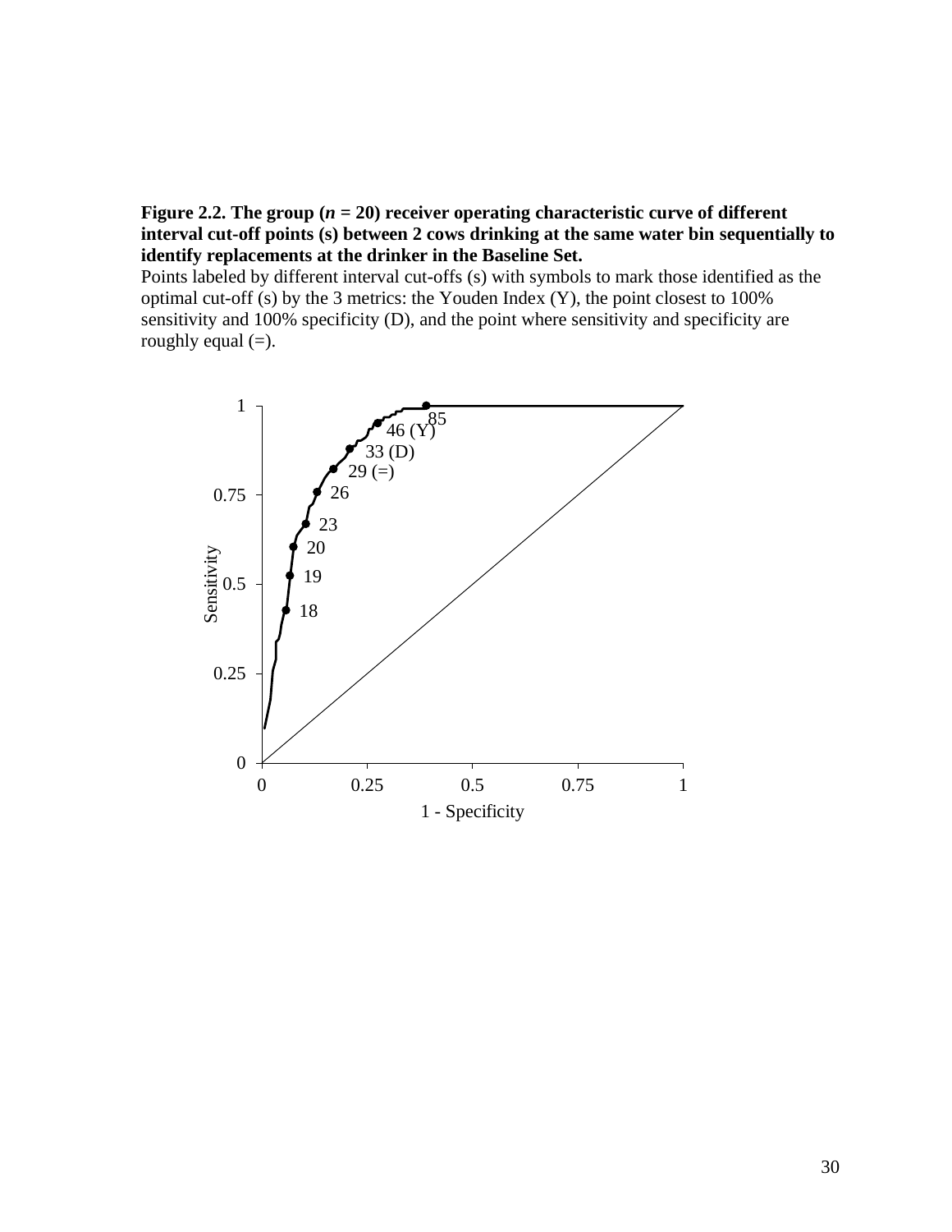**Figure 2.2. The group (*n* = 20) receiver operating characteristic curve of different interval cut-off points (s) between 2 cows drinking at the same water bin sequentially to identify replacements at the drinker in the Baseline Set.**

Points labeled by different interval cut-offs (s) with symbols to mark those identified as the optimal cut-off (s) by the 3 metrics: the Youden Index (Y), the point closest to 100% sensitivity and 100% specificity (D), and the point where sensitivity and specificity are roughly equal (=).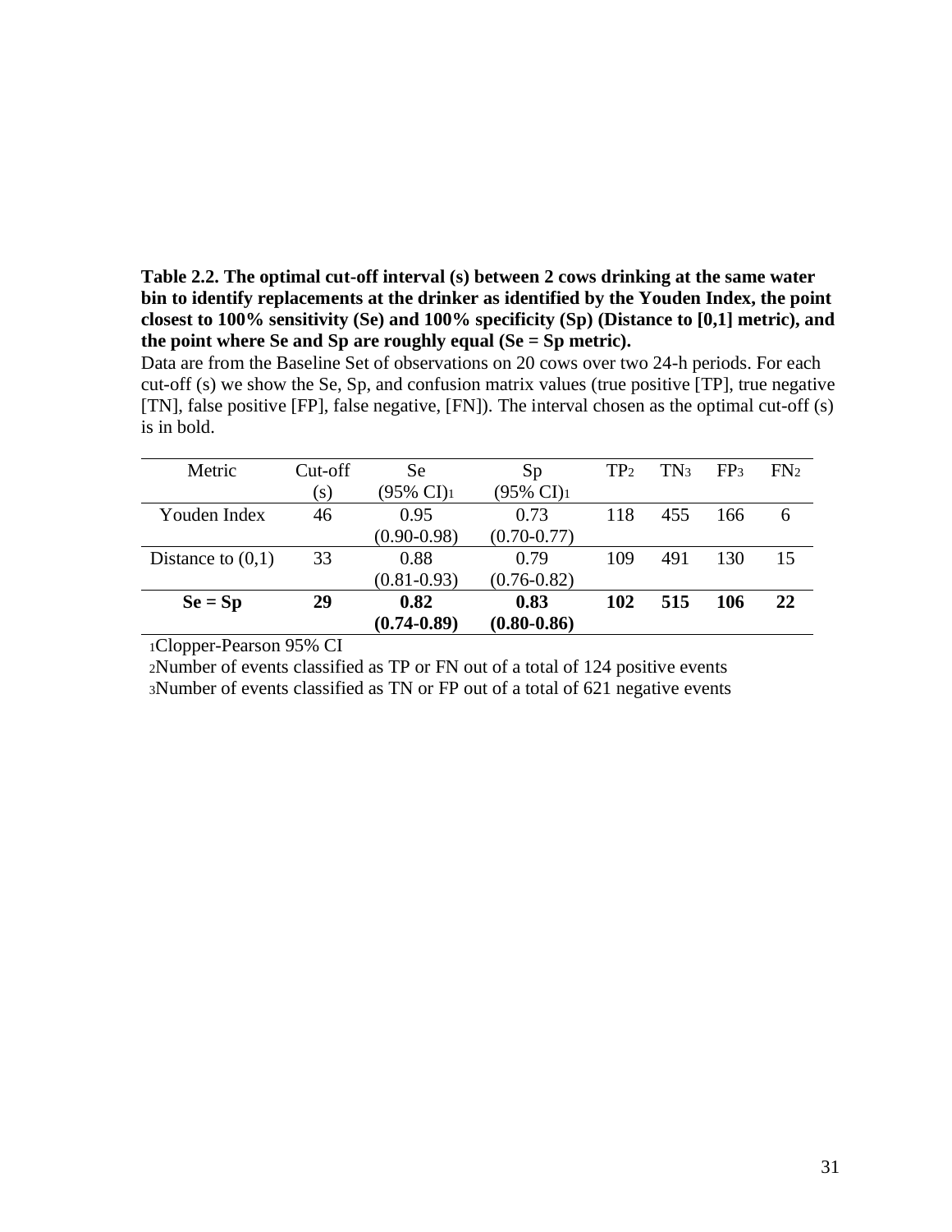**Table 2.2. The optimal cut-off interval (s) between 2 cows drinking at the same water bin to identify replacements at the drinker as identified by the Youden Index, the point closest to 100% sensitivity (Se) and 100% specificity (Sp) (Distance to [0,1] metric), and the point where Se and Sp are roughly equal (Se = Sp metric).**

Data are from the Baseline Set of observations on 20 cows over two 24-h periods. For each cut-off (s) we show the Se, Sp, and confusion matrix values (true positive [TP], true negative [TN], false positive [FP], false negative, [FN]). The interval chosen as the optimal cut-off (s) is in bold.

| Metric | Cut-off (s) | Se (95% CI)[1] | Sp (95% CI)[1] | TP[2] | TN[3] | FP[3] | FN[2] |
|---|---|---|---|---|---|---|---|
| Youden Index | 46 | 0.95 (0.90-0.98) | 0.73 (0.70-0.77) | 118 | 455 | 166 | 6 |
| Distance to (0,1) | 33 | 0.88 (0.81-0.93) | 0.79 (0.76-0.82) | 109 | 491 | 130 | 15 |
| **Se = Sp** | **29** | **0.82 (0.74-0.89)** | **0.83 (0.80-0.86)** | **102** | **515** | **106** | **22** |

[1]Clopper-Pearson 95% CI

[2]Number of events classified as TP or FN out of a total of 124 positive events

[3]Number of events classified as TN or FP out of a total of 621 negative events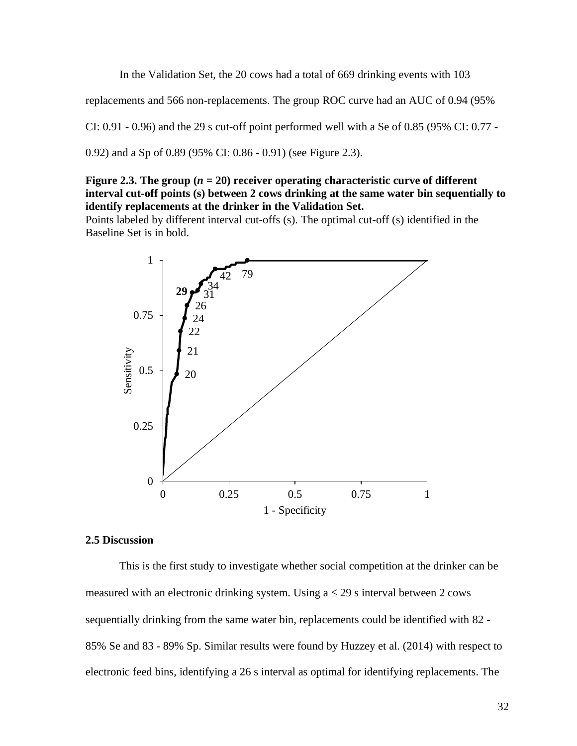In the Validation Set, the 20 cows had a total of 669 drinking events with 103 replacements and 566 non-replacements. The group ROC curve had an AUC of 0.94 (95% CI: 0.91 - 0.96) and the 29 s cut-off point performed well with a Se of 0.85 (95% CI: 0.77 - 0.92) and a Sp of 0.89 (95% CI: 0.86 - 0.91) (see Figure 2.3).

**Figure 2.3. The group (*n* = 20) receiver operating characteristic curve of different interval cut-off points (s) between 2 cows drinking at the same water bin sequentially to identify replacements at the drinker in the Validation Set.**

Points labeled by different interval cut-offs (s). The optimal cut-off (s) identified in the Baseline Set is in bold.

## 2.5 Discussion

This is the first study to investigate whether social competition at the drinker can be measured with an electronic drinking system. Using a ≤ 29 s interval between 2 cows sequentially drinking from the same water bin, replacements could be identified with 82 - 85% Se and 83 - 89% Sp. Similar results were found by Huzzey et al. (2014) with respect to electronic feed bins, identifying a 26 s interval as optimal for identifying replacements. The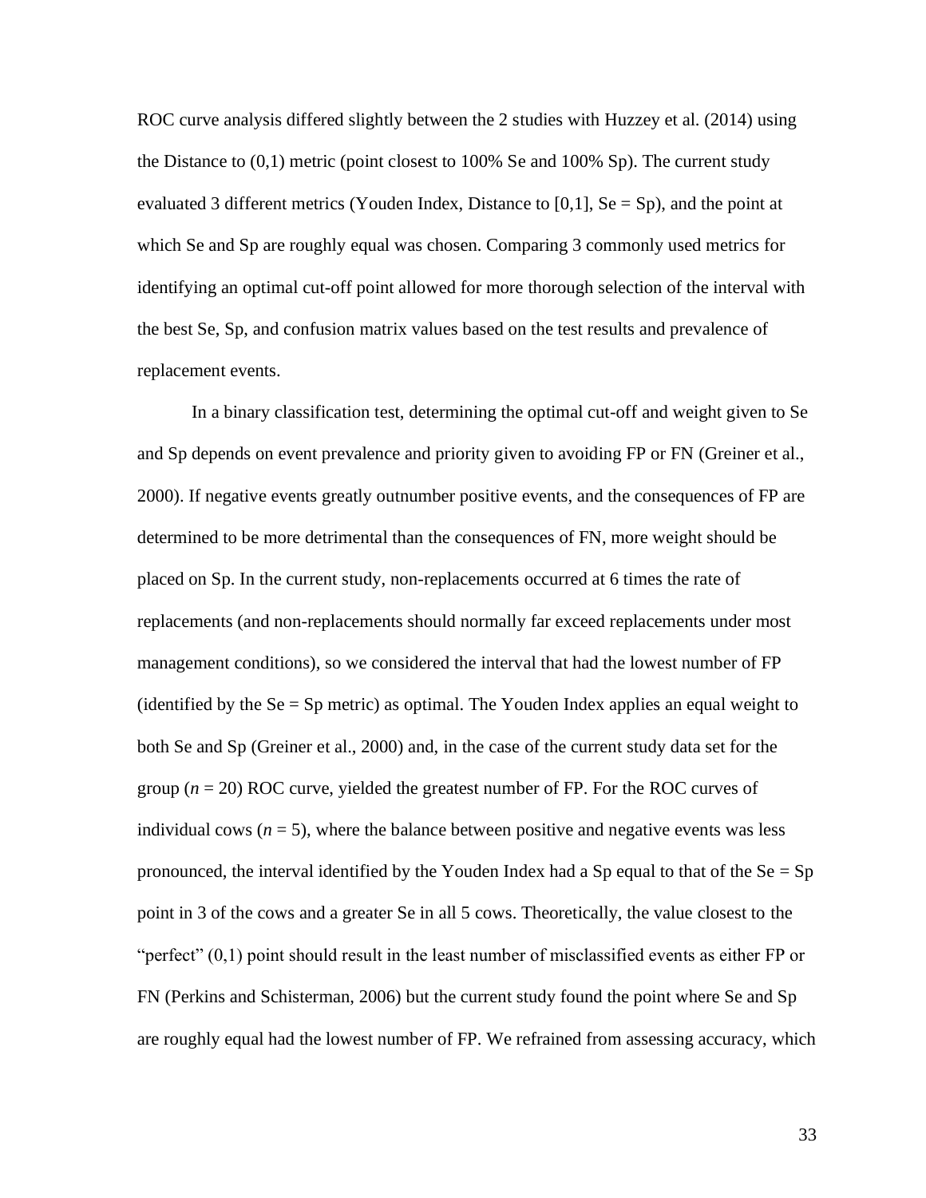ROC curve analysis differed slightly between the 2 studies with Huzzey et al. (2014) using the Distance to (0,1) metric (point closest to 100% Se and 100% Sp). The current study evaluated 3 different metrics (Youden Index, Distance to [0,1], Se = Sp), and the point at which Se and Sp are roughly equal was chosen. Comparing 3 commonly used metrics for identifying an optimal cut-off point allowed for more thorough selection of the interval with the best Se, Sp, and confusion matrix values based on the test results and prevalence of replacement events.

In a binary classification test, determining the optimal cut-off and weight given to Se and Sp depends on event prevalence and priority given to avoiding FP or FN (Greiner et al., 2000). If negative events greatly outnumber positive events, and the consequences of FP are determined to be more detrimental than the consequences of FN, more weight should be placed on Sp. In the current study, non-replacements occurred at 6 times the rate of replacements (and non-replacements should normally far exceed replacements under most management conditions), so we considered the interval that had the lowest number of FP (identified by the Se = Sp metric) as optimal. The Youden Index applies an equal weight to both Se and Sp (Greiner et al., 2000) and, in the case of the current study data set for the group ($n = 20$) ROC curve, yielded the greatest number of FP. For the ROC curves of individual cows ($n = 5$), where the balance between positive and negative events was less pronounced, the interval identified by the Youden Index had a Sp equal to that of the Se = Sp point in 3 of the cows and a greater Se in all 5 cows. Theoretically, the value closest to the "perfect" (0,1) point should result in the least number of misclassified events as either FP or FN (Perkins and Schisterman, 2006) but the current study found the point where Se and Sp are roughly equal had the lowest number of FP. We refrained from assessing accuracy, which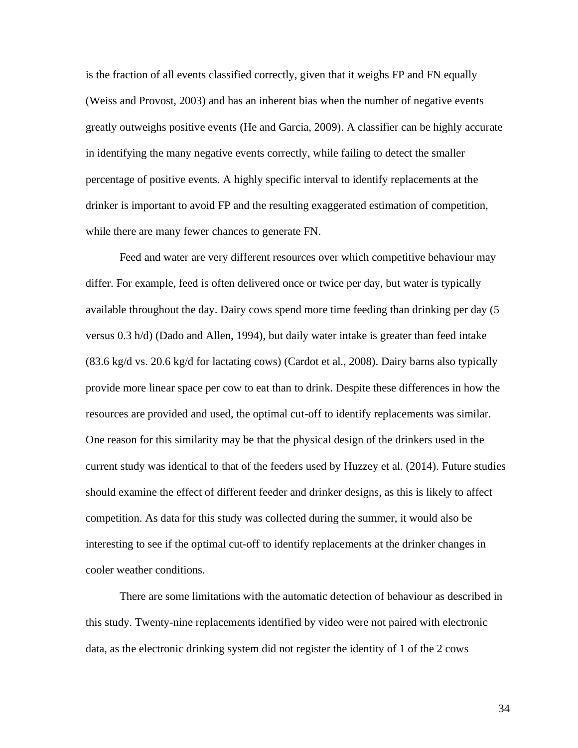is the fraction of all events classified correctly, given that it weighs FP and FN equally (Weiss and Provost, 2003) and has an inherent bias when the number of negative events greatly outweighs positive events (He and Garcia, 2009). A classifier can be highly accurate in identifying the many negative events correctly, while failing to detect the smaller percentage of positive events. A highly specific interval to identify replacements at the drinker is important to avoid FP and the resulting exaggerated estimation of competition, while there are many fewer chances to generate FN.

Feed and water are very different resources over which competitive behaviour may differ. For example, feed is often delivered once or twice per day, but water is typically available throughout the day. Dairy cows spend more time feeding than drinking per day (5 versus 0.3 h/d) (Dado and Allen, 1994), but daily water intake is greater than feed intake (83.6 kg/d vs. 20.6 kg/d for lactating cows) (Cardot et al., 2008). Dairy barns also typically provide more linear space per cow to eat than to drink. Despite these differences in how the resources are provided and used, the optimal cut-off to identify replacements was similar. One reason for this similarity may be that the physical design of the drinkers used in the current study was identical to that of the feeders used by Huzzey et al. (2014). Future studies should examine the effect of different feeder and drinker designs, as this is likely to affect competition. As data for this study was collected during the summer, it would also be interesting to see if the optimal cut-off to identify replacements at the drinker changes in cooler weather conditions.

There are some limitations with the automatic detection of behaviour as described in this study. Twenty-nine replacements identified by video were not paired with electronic data, as the electronic drinking system did not register the identity of 1 of the 2 cows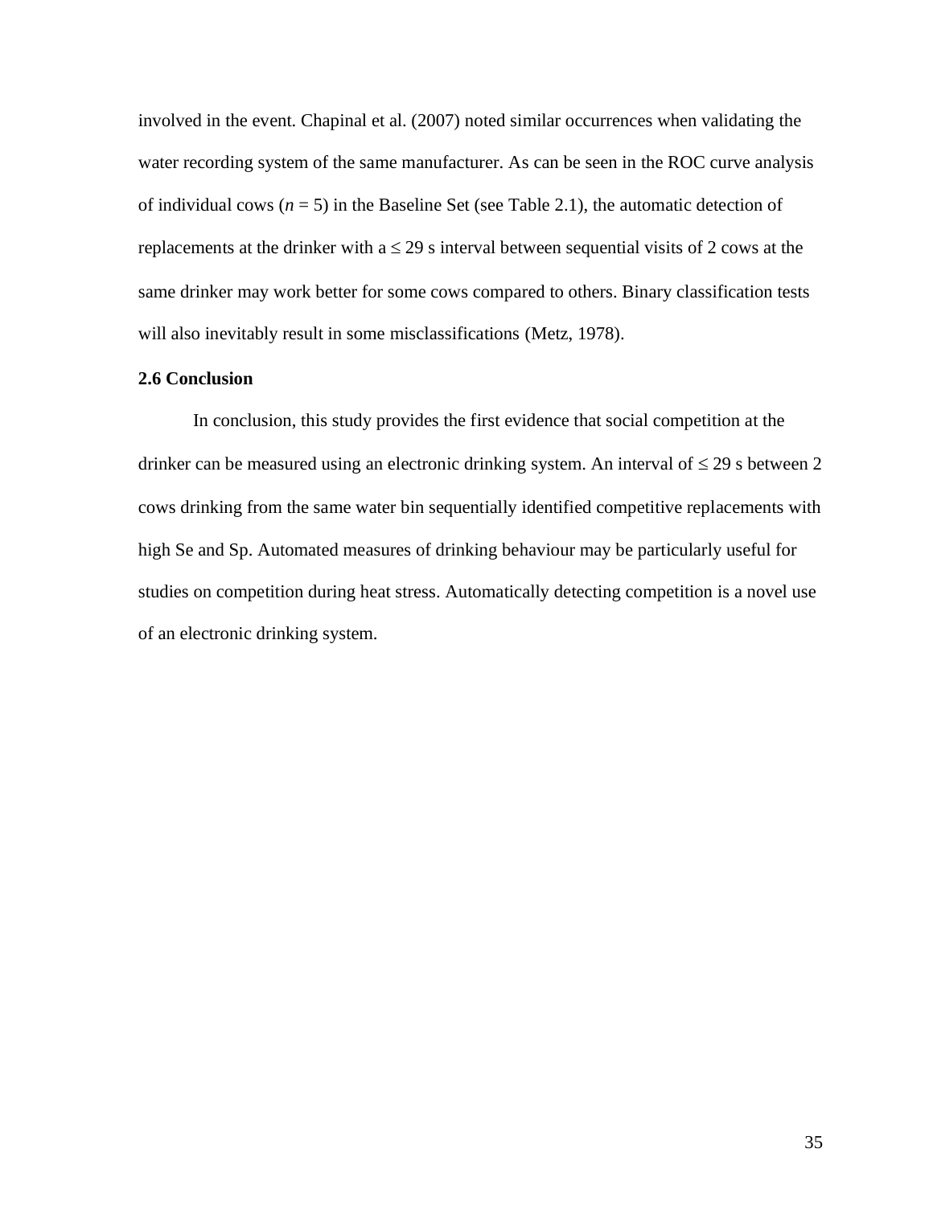involved in the event. Chapinal et al. (2007) noted similar occurrences when validating the water recording system of the same manufacturer. As can be seen in the ROC curve analysis of individual cows ($n = 5$) in the Baseline Set (see Table 2.1), the automatic detection of replacements at the drinker with a ≤ 29 s interval between sequential visits of 2 cows at the same drinker may work better for some cows compared to others. Binary classification tests will also inevitably result in some misclassifications (Metz, 1978).

### 2.6 Conclusion

In conclusion, this study provides the first evidence that social competition at the drinker can be measured using an electronic drinking system. An interval of ≤ 29 s between 2 cows drinking from the same water bin sequentially identified competitive replacements with high Se and Sp. Automated measures of drinking behaviour may be particularly useful for studies on competition during heat stress. Automatically detecting competition is a novel use of an electronic drinking system.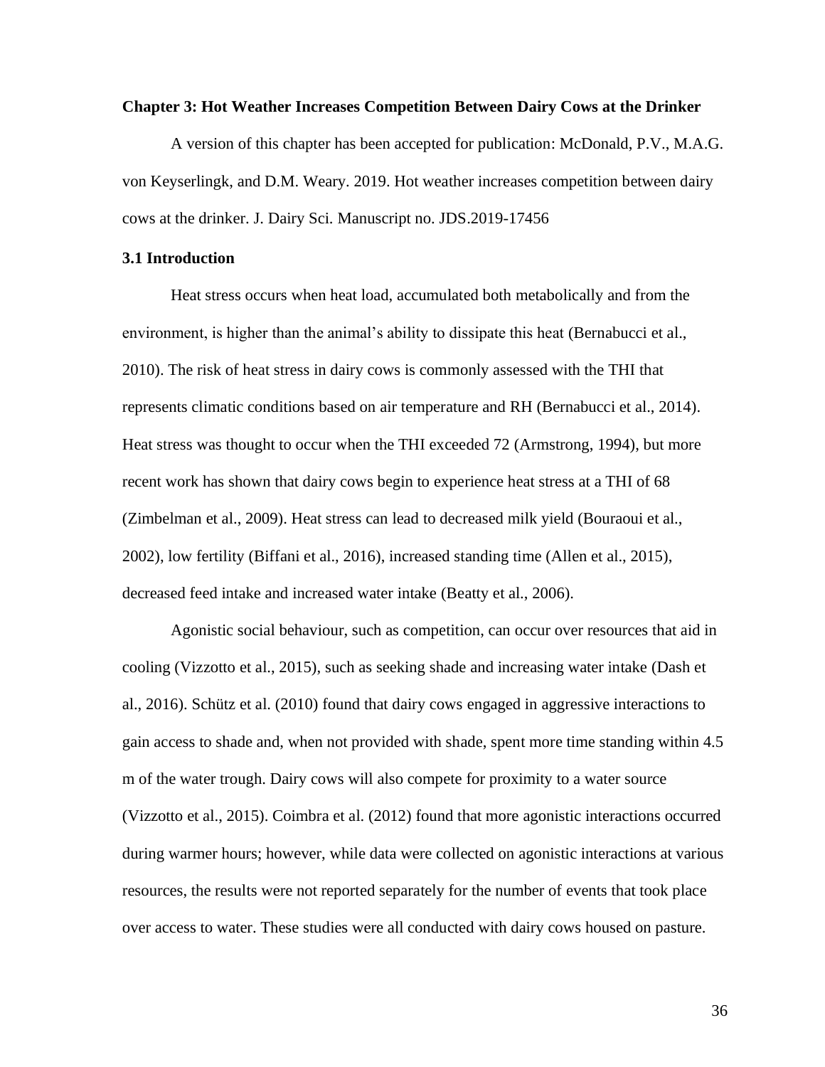## Chapter 3: Hot Weather Increases Competition Between Dairy Cows at the Drinker

A version of this chapter has been accepted for publication: McDonald, P.V., M.A.G. von Keyserlingk, and D.M. Weary. 2019. Hot weather increases competition between dairy cows at the drinker. J. Dairy Sci. Manuscript no. JDS.2019-17456

### 3.1 Introduction

Heat stress occurs when heat load, accumulated both metabolically and from the environment, is higher than the animal's ability to dissipate this heat (Bernabucci et al., 2010). The risk of heat stress in dairy cows is commonly assessed with the THI that represents climatic conditions based on air temperature and RH (Bernabucci et al., 2014). Heat stress was thought to occur when the THI exceeded 72 (Armstrong, 1994), but more recent work has shown that dairy cows begin to experience heat stress at a THI of 68 (Zimbelman et al., 2009). Heat stress can lead to decreased milk yield (Bouraoui et al., 2002), low fertility (Biffani et al., 2016), increased standing time (Allen et al., 2015), decreased feed intake and increased water intake (Beatty et al., 2006).

Agonistic social behaviour, such as competition, can occur over resources that aid in cooling (Vizzotto et al., 2015), such as seeking shade and increasing water intake (Dash et al., 2016). Schütz et al. (2010) found that dairy cows engaged in aggressive interactions to gain access to shade and, when not provided with shade, spent more time standing within 4.5 m of the water trough. Dairy cows will also compete for proximity to a water source (Vizzotto et al., 2015). Coimbra et al. (2012) found that more agonistic interactions occurred during warmer hours; however, while data were collected on agonistic interactions at various resources, the results were not reported separately for the number of events that took place over access to water. These studies were all conducted with dairy cows housed on pasture.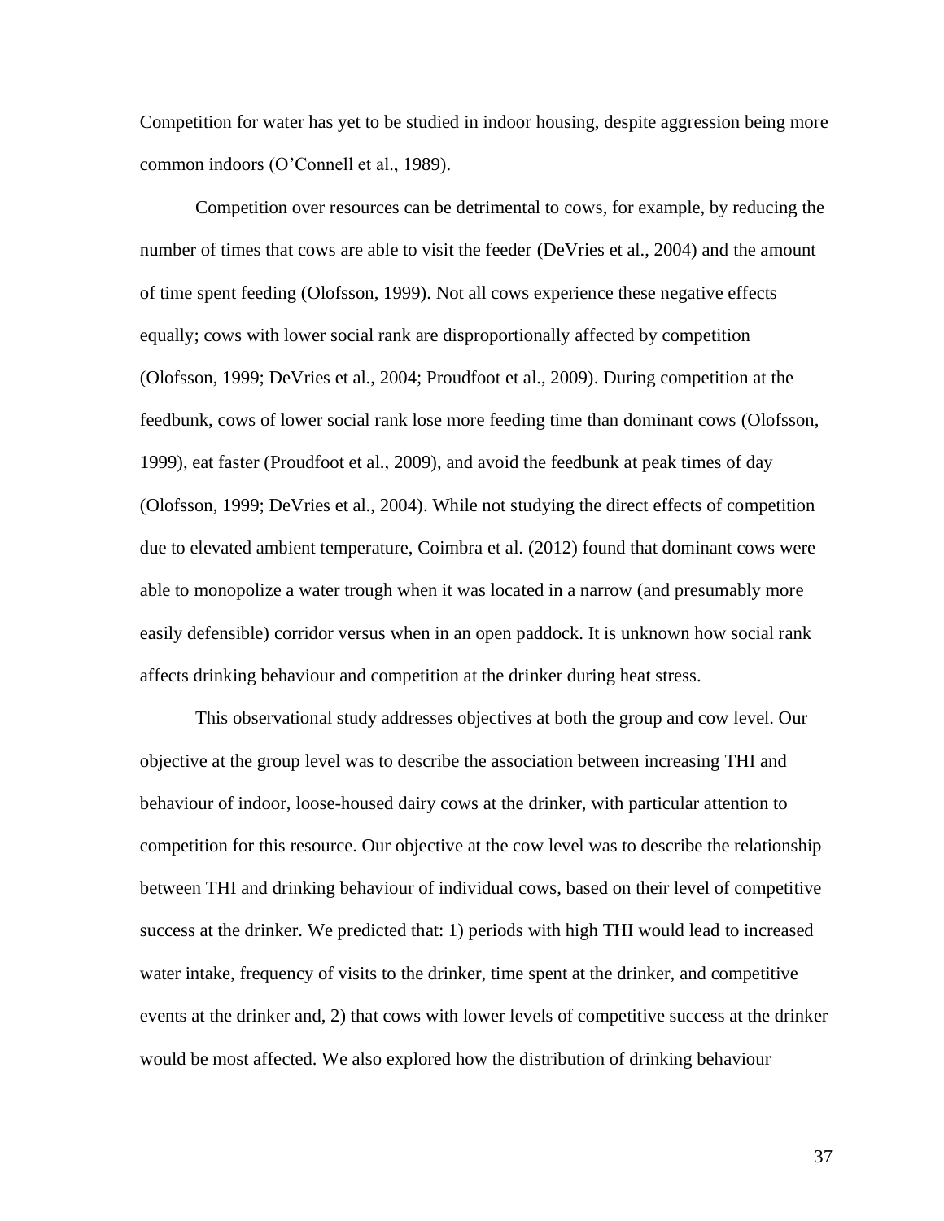Competition for water has yet to be studied in indoor housing, despite aggression being more common indoors (O'Connell et al., 1989).

Competition over resources can be detrimental to cows, for example, by reducing the number of times that cows are able to visit the feeder (DeVries et al., 2004) and the amount of time spent feeding (Olofsson, 1999). Not all cows experience these negative effects equally; cows with lower social rank are disproportionally affected by competition (Olofsson, 1999; DeVries et al., 2004; Proudfoot et al., 2009). During competition at the feedbunk, cows of lower social rank lose more feeding time than dominant cows (Olofsson, 1999), eat faster (Proudfoot et al., 2009), and avoid the feedbunk at peak times of day (Olofsson, 1999; DeVries et al., 2004). While not studying the direct effects of competition due to elevated ambient temperature, Coimbra et al. (2012) found that dominant cows were able to monopolize a water trough when it was located in a narrow (and presumably more easily defensible) corridor versus when in an open paddock. It is unknown how social rank affects drinking behaviour and competition at the drinker during heat stress.

This observational study addresses objectives at both the group and cow level. Our objective at the group level was to describe the association between increasing THI and behaviour of indoor, loose-housed dairy cows at the drinker, with particular attention to competition for this resource. Our objective at the cow level was to describe the relationship between THI and drinking behaviour of individual cows, based on their level of competitive success at the drinker. We predicted that: 1) periods with high THI would lead to increased water intake, frequency of visits to the drinker, time spent at the drinker, and competitive events at the drinker and, 2) that cows with lower levels of competitive success at the drinker would be most affected. We also explored how the distribution of drinking behaviour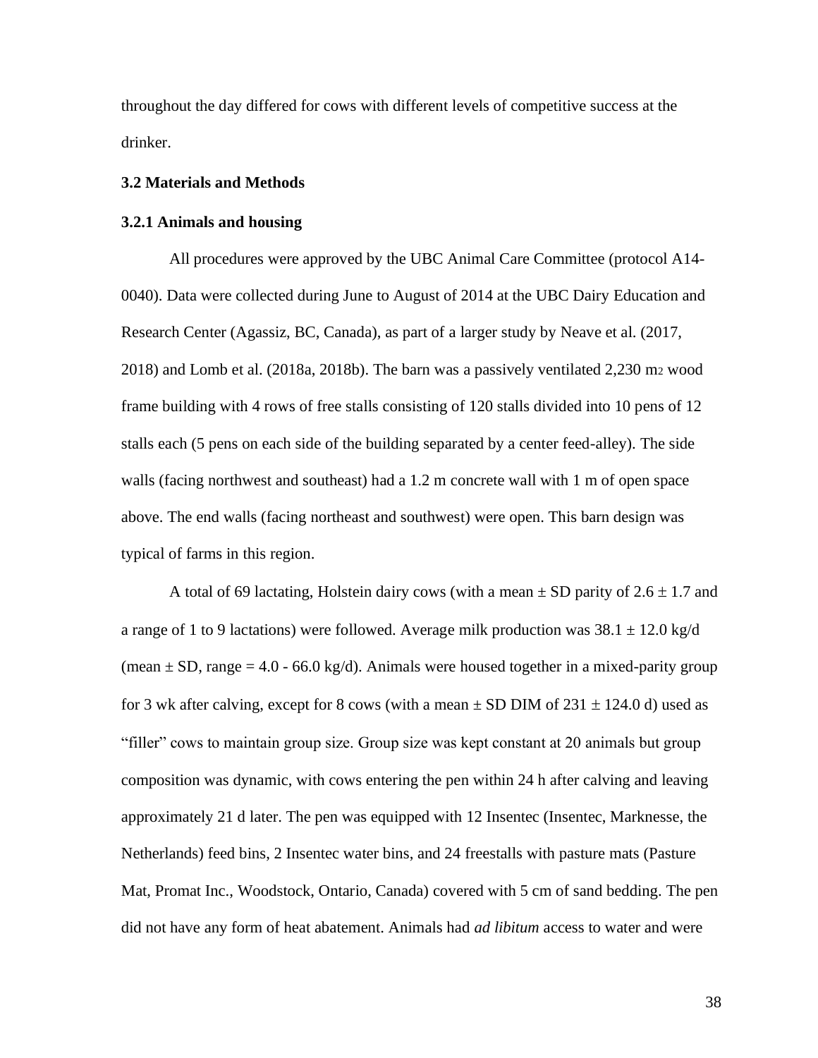throughout the day differed for cows with different levels of competitive success at the drinker.

### 3.2 Materials and Methods

#### 3.2.1 Animals and housing

All procedures were approved by the UBC Animal Care Committee (protocol A14-0040). Data were collected during June to August of 2014 at the UBC Dairy Education and Research Center (Agassiz, BC, Canada), as part of a larger study by Neave et al. (2017, 2018) and Lomb et al. (2018a, 2018b). The barn was a passively ventilated 2,230 $m^2$ wood frame building with 4 rows of free stalls consisting of 120 stalls divided into 10 pens of 12 stalls each (5 pens on each side of the building separated by a center feed-alley). The side walls (facing northwest and southeast) had a 1.2 m concrete wall with 1 m of open space above. The end walls (facing northeast and southwest) were open. This barn design was typical of farms in this region.

A total of 69 lactating, Holstein dairy cows (with a mean $\pm$ SD parity of $2.6 \pm 1.7$ and a range of 1 to 9 lactations) were followed. Average milk production was $38.1 \pm 12.0$ kg/d (mean $\pm$ SD, range = 4.0 - 66.0 kg/d). Animals were housed together in a mixed-parity group for 3 wk after calving, except for 8 cows (with a mean $\pm$ SD DIM of $231 \pm 124.0$ d) used as "filler" cows to maintain group size. Group size was kept constant at 20 animals but group composition was dynamic, with cows entering the pen within 24 h after calving and leaving approximately 21 d later. The pen was equipped with 12 Insentec (Insentec, Marknesse, the Netherlands) feed bins, 2 Insentec water bins, and 24 freestalls with pasture mats (Pasture Mat, Promat Inc., Woodstock, Ontario, Canada) covered with 5 cm of sand bedding. The pen did not have any form of heat abatement. Animals had *ad libitum* access to water and were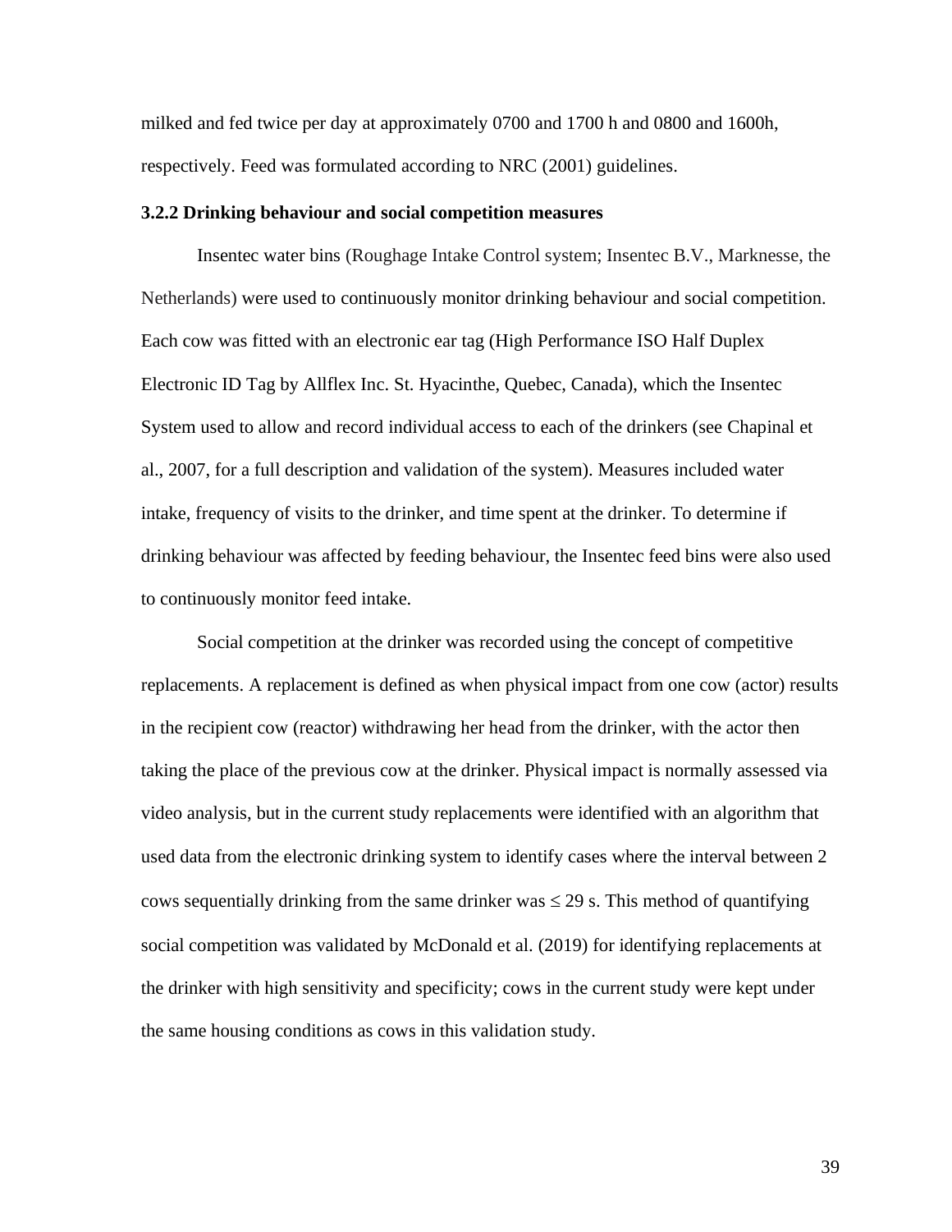milked and fed twice per day at approximately 0700 and 1700 h and 0800 and 1600h, respectively. Feed was formulated according to NRC (2001) guidelines.

### 3.2.2 Drinking behaviour and social competition measures

Insentec water bins (Roughage Intake Control system; Insentec B.V., Marknesse, the Netherlands) were used to continuously monitor drinking behaviour and social competition. Each cow was fitted with an electronic ear tag (High Performance ISO Half Duplex Electronic ID Tag by Allflex Inc. St. Hyacinthe, Quebec, Canada), which the Insentec System used to allow and record individual access to each of the drinkers (see Chapinal et al., 2007, for a full description and validation of the system). Measures included water intake, frequency of visits to the drinker, and time spent at the drinker. To determine if drinking behaviour was affected by feeding behaviour, the Insentec feed bins were also used to continuously monitor feed intake.

Social competition at the drinker was recorded using the concept of competitive replacements. A replacement is defined as when physical impact from one cow (actor) results in the recipient cow (reactor) withdrawing her head from the drinker, with the actor then taking the place of the previous cow at the drinker. Physical impact is normally assessed via video analysis, but in the current study replacements were identified with an algorithm that used data from the electronic drinking system to identify cases where the interval between 2 cows sequentially drinking from the same drinker was $\leq 29$ s. This method of quantifying social competition was validated by McDonald et al. (2019) for identifying replacements at the drinker with high sensitivity and specificity; cows in the current study were kept under the same housing conditions as cows in this validation study.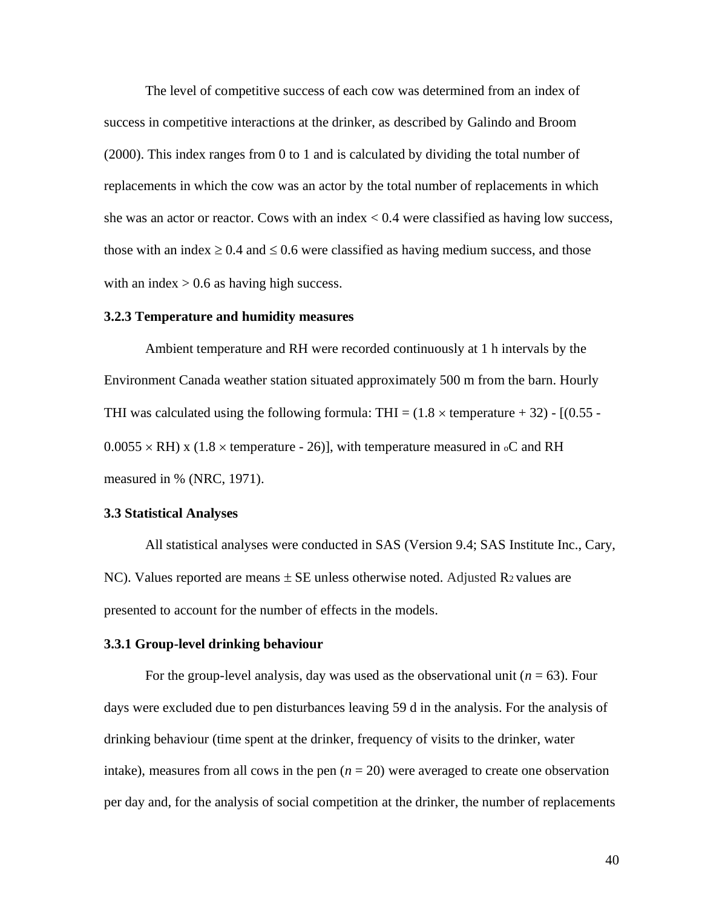The level of competitive success of each cow was determined from an index of success in competitive interactions at the drinker, as described by Galindo and Broom (2000). This index ranges from 0 to 1 and is calculated by dividing the total number of replacements in which the cow was an actor by the total number of replacements in which she was an actor or reactor. Cows with an index < 0.4 were classified as having low success, those with an index ≥ 0.4 and ≤ 0.6 were classified as having medium success, and those with an index > 0.6 as having high success.

### 3.2.3 Temperature and humidity measures

Ambient temperature and RH were recorded continuously at 1 h intervals by the Environment Canada weather station situated approximately 500 m from the barn. Hourly THI was calculated using the following formula: $\text{THI} = (1.8 \times \text{temperature} + 32) - [(0.55 - 0.0055 \times \text{RH}) \times (1.8 \times \text{temperature} - 26)]$, with temperature measured in $^{o}$C and RH measured in % (NRC, 1971).

## 3.3 Statistical Analyses

All statistical analyses were conducted in SAS (Version 9.4; SAS Institute Inc., Cary, NC). Values reported are means ± SE unless otherwise noted. Adjusted $R^2$ values are presented to account for the number of effects in the models.

### 3.3.1 Group-level drinking behaviour

For the group-level analysis, day was used as the observational unit ($n = 63$). Four days were excluded due to pen disturbances leaving 59 d in the analysis. For the analysis of drinking behaviour (time spent at the drinker, frequency of visits to the drinker, water intake), measures from all cows in the pen ($n = 20$) were averaged to create one observation per day and, for the analysis of social competition at the drinker, the number of replacements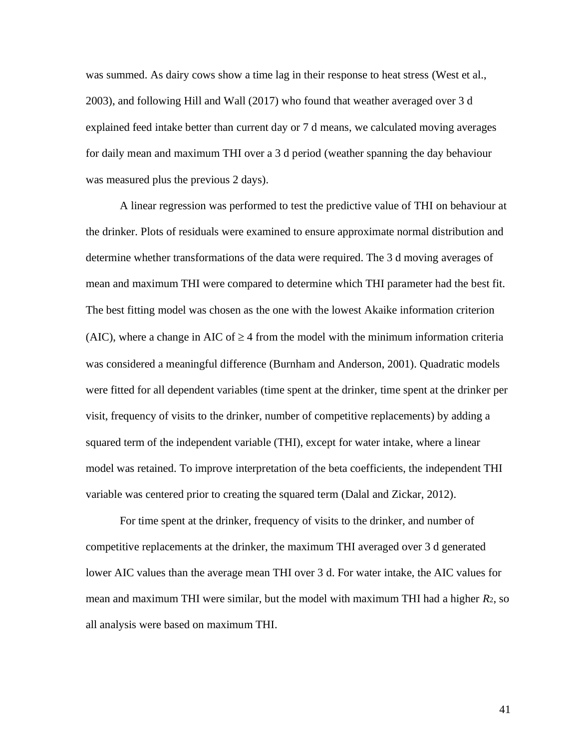was summed. As dairy cows show a time lag in their response to heat stress (West et al., 2003), and following Hill and Wall (2017) who found that weather averaged over 3 d explained feed intake better than current day or 7 d means, we calculated moving averages for daily mean and maximum THI over a 3 d period (weather spanning the day behaviour was measured plus the previous 2 days).

A linear regression was performed to test the predictive value of THI on behaviour at the drinker. Plots of residuals were examined to ensure approximate normal distribution and determine whether transformations of the data were required. The 3 d moving averages of mean and maximum THI were compared to determine which THI parameter had the best fit. The best fitting model was chosen as the one with the lowest Akaike information criterion (AIC), where a change in AIC of $\geq 4$ from the model with the minimum information criteria was considered a meaningful difference (Burnham and Anderson, 2001). Quadratic models were fitted for all dependent variables (time spent at the drinker, time spent at the drinker per visit, frequency of visits to the drinker, number of competitive replacements) by adding a squared term of the independent variable (THI), except for water intake, where a linear model was retained. To improve interpretation of the beta coefficients, the independent THI variable was centered prior to creating the squared term (Dalal and Zickar, 2012).

For time spent at the drinker, frequency of visits to the drinker, and number of competitive replacements at the drinker, the maximum THI averaged over 3 d generated lower AIC values than the average mean THI over 3 d. For water intake, the AIC values for mean and maximum THI were similar, but the model with maximum THI had a higher $R^2$, so all analysis were based on maximum THI.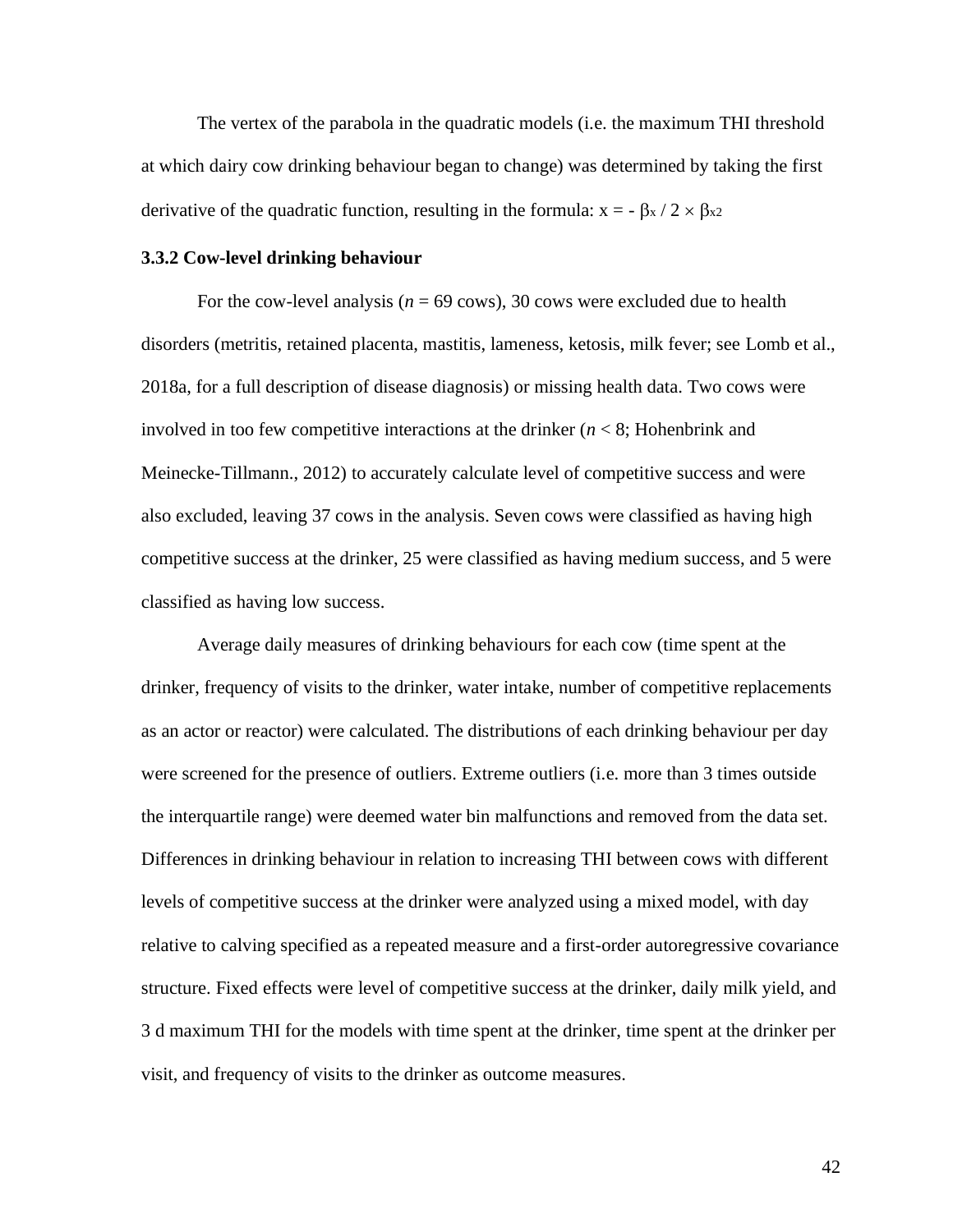The vertex of the parabola in the quadratic models (i.e. the maximum THI threshold at which dairy cow drinking behaviour began to change) was determined by taking the first derivative of the quadratic function, resulting in the formula: $x = - \beta_x / 2 \times \beta_{x2}$

### 3.3.2 Cow-level drinking behaviour

For the cow-level analysis ($n = 69$ cows), 30 cows were excluded due to health disorders (metritis, retained placenta, mastitis, lameness, ketosis, milk fever; see Lomb et al., 2018a, for a full description of disease diagnosis) or missing health data. Two cows were involved in too few competitive interactions at the drinker ($n < 8$; Hohenbrink and Meinecke-Tillmann., 2012) to accurately calculate level of competitive success and were also excluded, leaving 37 cows in the analysis. Seven cows were classified as having high competitive success at the drinker, 25 were classified as having medium success, and 5 were classified as having low success.

Average daily measures of drinking behaviours for each cow (time spent at the drinker, frequency of visits to the drinker, water intake, number of competitive replacements as an actor or reactor) were calculated. The distributions of each drinking behaviour per day were screened for the presence of outliers. Extreme outliers (i.e. more than 3 times outside the interquartile range) were deemed water bin malfunctions and removed from the data set. Differences in drinking behaviour in relation to increasing THI between cows with different levels of competitive success at the drinker were analyzed using a mixed model, with day relative to calving specified as a repeated measure and a first-order autoregressive covariance structure. Fixed effects were level of competitive success at the drinker, daily milk yield, and 3 d maximum THI for the models with time spent at the drinker, time spent at the drinker per visit, and frequency of visits to the drinker as outcome measures.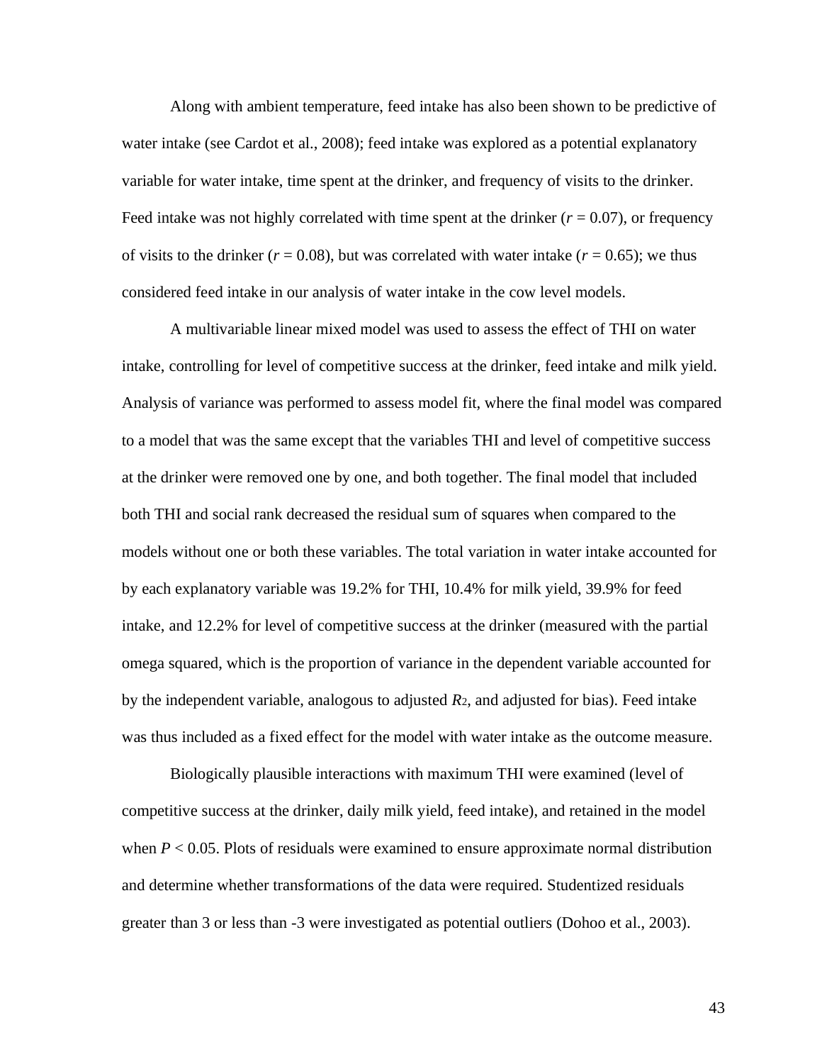Along with ambient temperature, feed intake has also been shown to be predictive of water intake (see Cardot et al., 2008); feed intake was explored as a potential explanatory variable for water intake, time spent at the drinker, and frequency of visits to the drinker. Feed intake was not highly correlated with time spent at the drinker ($r = 0.07$), or frequency of visits to the drinker ($r = 0.08$), but was correlated with water intake ($r = 0.65$); we thus considered feed intake in our analysis of water intake in the cow level models.

A multivariable linear mixed model was used to assess the effect of THI on water intake, controlling for level of competitive success at the drinker, feed intake and milk yield. Analysis of variance was performed to assess model fit, where the final model was compared to a model that was the same except that the variables THI and level of competitive success at the drinker were removed one by one, and both together. The final model that included both THI and social rank decreased the residual sum of squares when compared to the models without one or both these variables. The total variation in water intake accounted for by each explanatory variable was 19.2% for THI, 10.4% for milk yield, 39.9% for feed intake, and 12.2% for level of competitive success at the drinker (measured with the partial omega squared, which is the proportion of variance in the dependent variable accounted for by the independent variable, analogous to adjusted $R^2$, and adjusted for bias). Feed intake was thus included as a fixed effect for the model with water intake as the outcome measure.

Biologically plausible interactions with maximum THI were examined (level of competitive success at the drinker, daily milk yield, feed intake), and retained in the model when $P < 0.05$. Plots of residuals were examined to ensure approximate normal distribution and determine whether transformations of the data were required. Studentized residuals greater than 3 or less than -3 were investigated as potential outliers (Dohoo et al., 2003).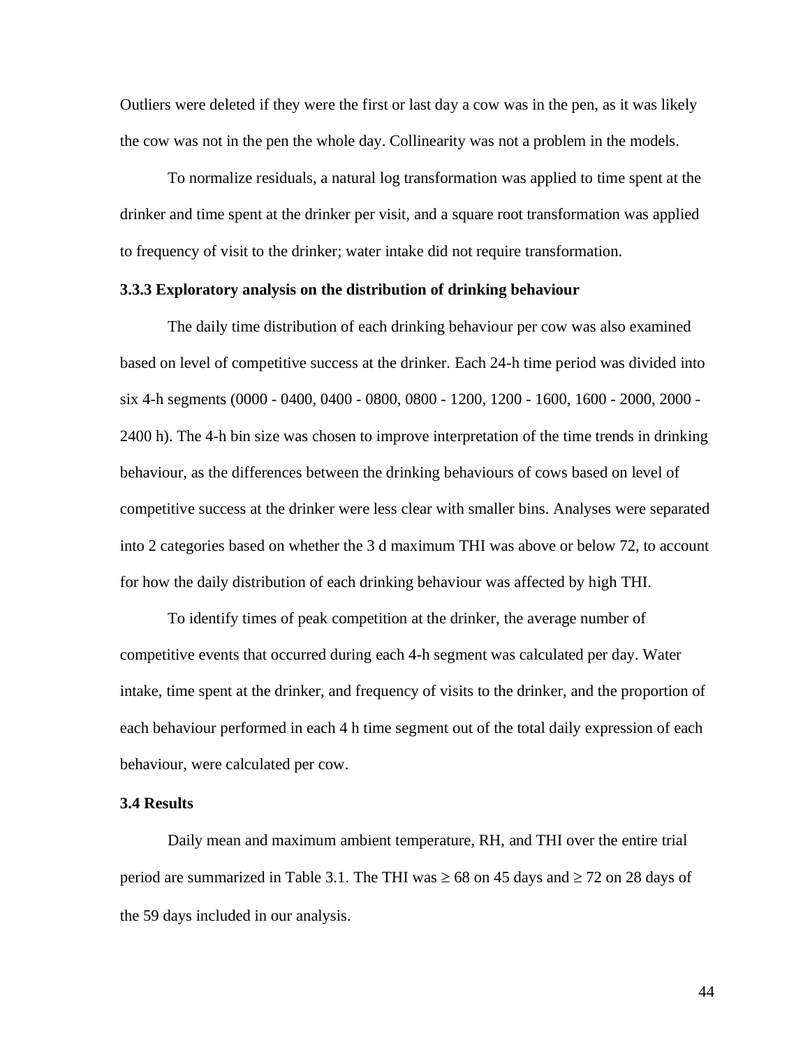Outliers were deleted if they were the first or last day a cow was in the pen, as it was likely the cow was not in the pen the whole day. Collinearity was not a problem in the models.

To normalize residuals, a natural log transformation was applied to time spent at the drinker and time spent at the drinker per visit, and a square root transformation was applied to frequency of visit to the drinker; water intake did not require transformation.

### 3.3.3 Exploratory analysis on the distribution of drinking behaviour

The daily time distribution of each drinking behaviour per cow was also examined based on level of competitive success at the drinker. Each 24-h time period was divided into six 4-h segments (0000 - 0400, 0400 - 0800, 0800 - 1200, 1200 - 1600, 1600 - 2000, 2000 - 2400 h). The 4-h bin size was chosen to improve interpretation of the time trends in drinking behaviour, as the differences between the drinking behaviours of cows based on level of competitive success at the drinker were less clear with smaller bins. Analyses were separated into 2 categories based on whether the 3 d maximum THI was above or below 72, to account for how the daily distribution of each drinking behaviour was affected by high THI.

To identify times of peak competition at the drinker, the average number of competitive events that occurred during each 4-h segment was calculated per day. Water intake, time spent at the drinker, and frequency of visits to the drinker, and the proportion of each behaviour performed in each 4 h time segment out of the total daily expression of each behaviour, were calculated per cow.

## 3.4 Results

Daily mean and maximum ambient temperature, RH, and THI over the entire trial period are summarized in Table 3.1. The THI was $\geq 68$ on 45 days and $\geq 72$ on 28 days of the 59 days included in our analysis.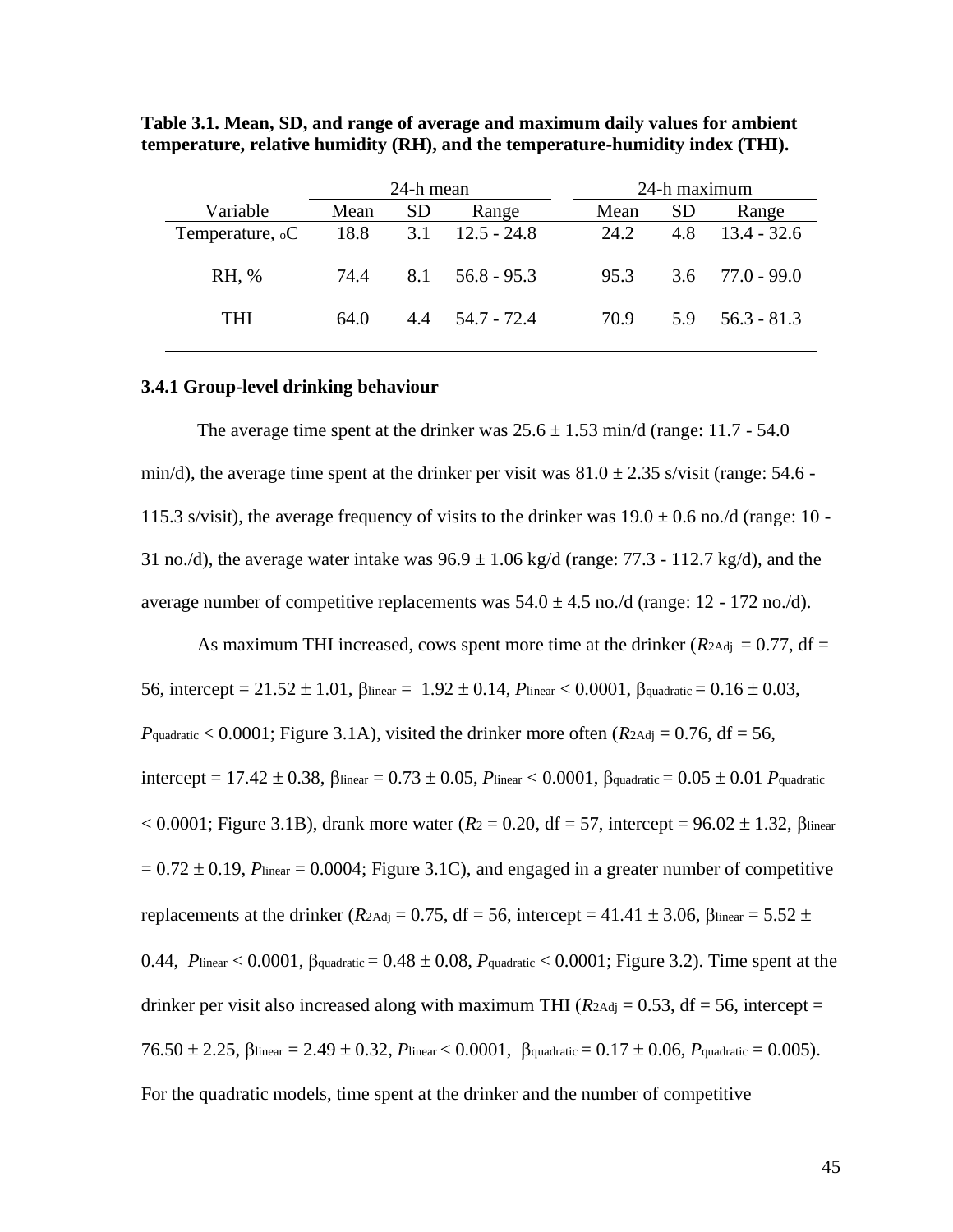**Table 3.1. Mean, SD, and range of average and maximum daily values for ambient temperature, relative humidity (RH), and the temperature-humidity index (THI).**

| | 24-h mean | | | 24-h maximum | | |
|---|---|---|---|---|---|---|
| Variable | Mean | SD | Range | Mean | SD | Range |
| Temperature, °C | 18.8 | 3.1 | 12.5 - 24.8 | 24.2 | 4.8 | 13.4 - 32.6 |
| RH, % | 74.4 | 8.1 | 56.8 - 95.3 | 95.3 | 3.6 | 77.0 - 99.0 |
| THI | 64.0 | 4.4 | 54.7 - 72.4 | 70.9 | 5.9 | 56.3 - 81.3 |

### 3.4.1 Group-level drinking behaviour

The average time spent at the drinker was 25.6 ± 1.53 min/d (range: 11.7 - 54.0 min/d), the average time spent at the drinker per visit was 81.0 ± 2.35 s/visit (range: 54.6 - 115.3 s/visit), the average frequency of visits to the drinker was 19.0 ± 0.6 no./d (range: 10 - 31 no./d), the average water intake was 96.9 ± 1.06 kg/d (range: 77.3 - 112.7 kg/d), and the average number of competitive replacements was 54.0 ± 4.5 no./d (range: 12 - 172 no./d).

As maximum THI increased, cows spent more time at the drinker ($R^2_{Adj}$ = 0.77, df = 56, intercept = 21.52 ± 1.01, $\beta_{linear}$ = 1.92 ± 0.14, $P_{linear}$ < 0.0001, $\beta_{quadratic}$ = 0.16 ± 0.03, $P_{quadratic}$ < 0.0001; Figure 3.1A), visited the drinker more often ($R^2_{Adj}$ = 0.76, df = 56, intercept = 17.42 ± 0.38, $\beta_{linear}$ = 0.73 ± 0.05, $P_{linear}$ < 0.0001, $\beta_{quadratic}$ = 0.05 ± 0.01 $P_{quadratic}$ < 0.0001; Figure 3.1B), drank more water ($R^2$ = 0.20, df = 57, intercept = 96.02 ± 1.32, $\beta_{linear}$ = 0.72 ± 0.19, $P_{linear}$ = 0.0004; Figure 3.1C), and engaged in a greater number of competitive replacements at the drinker ($R^2_{Adj}$ = 0.75, df = 56, intercept = 41.41 ± 3.06, $\beta_{linear}$ = 5.52 ± 0.44, $P_{linear}$ < 0.0001, $\beta_{quadratic}$ = 0.48 ± 0.08, $P_{quadratic}$ < 0.0001; Figure 3.2). Time spent at the drinker per visit also increased along with maximum THI ($R^2_{Adj}$ = 0.53, df = 56, intercept = 76.50 ± 2.25, $\beta_{linear}$ = 2.49 ± 0.32, $P_{linear}$ < 0.0001, $\beta_{quadratic}$ = 0.17 ± 0.06, $P_{quadratic}$ = 0.005). For the quadratic models, time spent at the drinker and the number of competitive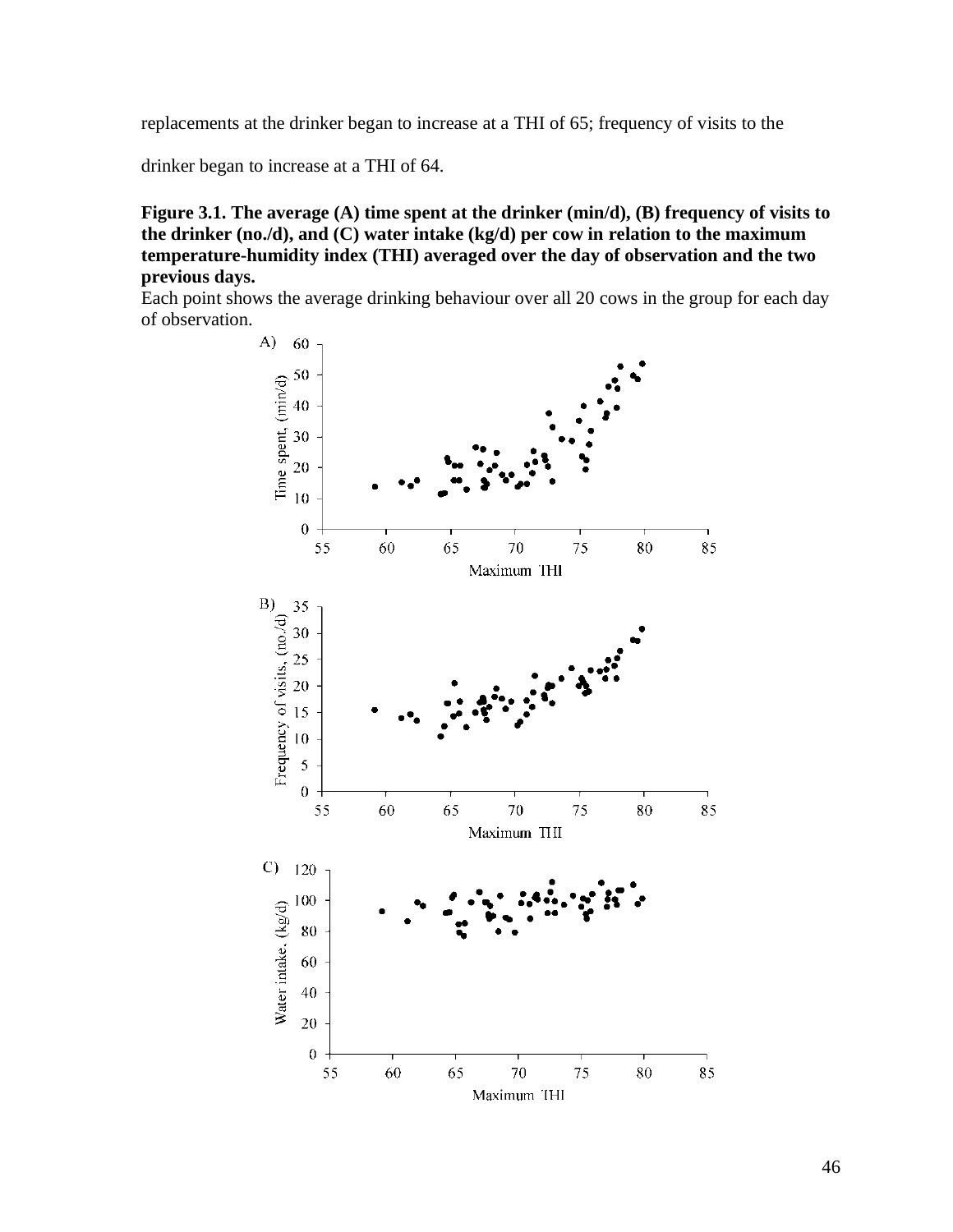replacements at the drinker began to increase at a THI of 65; frequency of visits to the drinker began to increase at a THI of 64.

**Figure 3.1. The average (A) time spent at the drinker (min/d), (B) frequency of visits to the drinker (no./d), and (C) water intake (kg/d) per cow in relation to the maximum temperature-humidity index (THI) averaged over the day of observation and the two previous days.**

Each point shows the average drinking behaviour over all 20 cows in the group for each day of observation.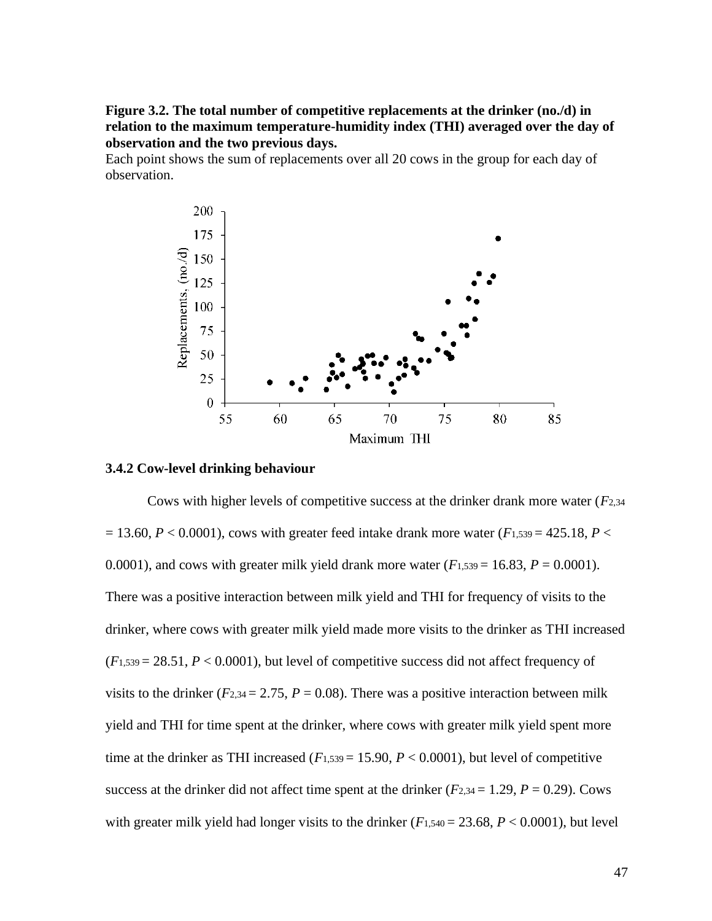**Figure 3.2. The total number of competitive replacements at the drinker (no./d) in relation to the maximum temperature-humidity index (THI) averaged over the day of observation and the two previous days.**

Each point shows the sum of replacements over all 20 cows in the group for each day of observation.

### 3.4.2 Cow-level drinking behaviour

Cows with higher levels of competitive success at the drinker drank more water ($F_{2,34} = 13.60$, $P < 0.0001$), cows with greater feed intake drank more water ($F_{1,539} = 425.18$, $P < 0.0001$), and cows with greater milk yield drank more water ($F_{1,539} = 16.83$, $P = 0.0001$). There was a positive interaction between milk yield and THI for frequency of visits to the drinker, where cows with greater milk yield made more visits to the drinker as THI increased ($F_{1,539} = 28.51$, $P < 0.0001$), but level of competitive success did not affect frequency of visits to the drinker ($F_{2,34} = 2.75$, $P = 0.08$). There was a positive interaction between milk yield and THI for time spent at the drinker, where cows with greater milk yield spent more time at the drinker as THI increased ($F_{1,539} = 15.90$, $P < 0.0001$), but level of competitive success at the drinker did not affect time spent at the drinker ($F_{2,34} = 1.29$, $P = 0.29$). Cows with greater milk yield had longer visits to the drinker ($F_{1,540} = 23.68$, $P < 0.0001$), but level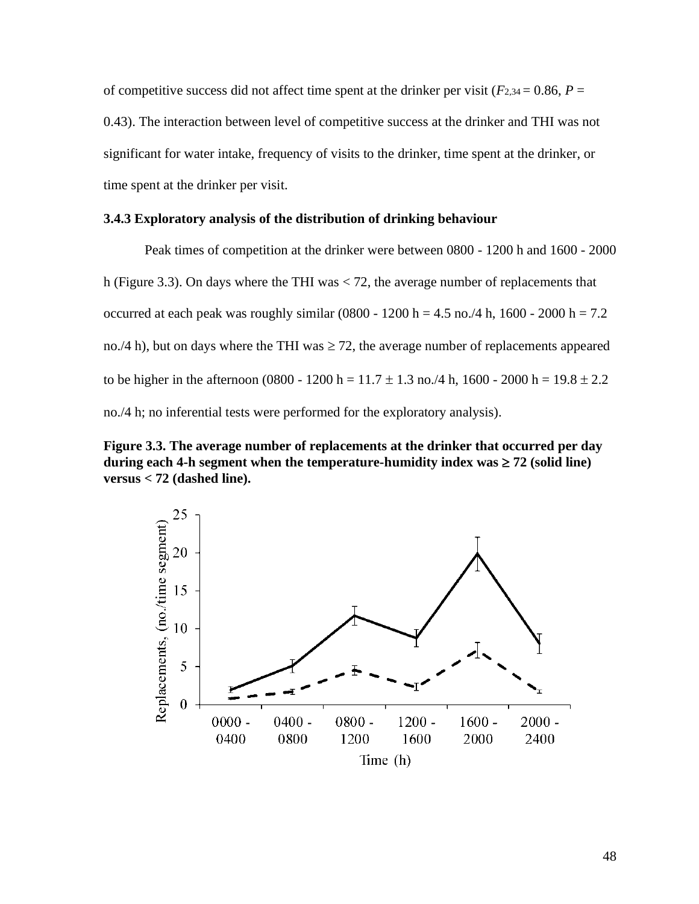of competitive success did not affect time spent at the drinker per visit ($F_{2,34} = 0.86$, $P = 0.43$). The interaction between level of competitive success at the drinker and THI was not significant for water intake, frequency of visits to the drinker, time spent at the drinker, or time spent at the drinker per visit.

### 3.4.3 Exploratory analysis of the distribution of drinking behaviour

Peak times of competition at the drinker were between 0800 - 1200 h and 1600 - 2000 h (Figure 3.3). On days where the THI was < 72, the average number of replacements that occurred at each peak was roughly similar (0800 - 1200 h = 4.5 no./4 h, 1600 - 2000 h = 7.2 no./4 h), but on days where the THI was ≥ 72, the average number of replacements appeared to be higher in the afternoon (0800 - 1200 h = 11.7 ± 1.3 no./4 h, 1600 - 2000 h = 19.8 ± 2.2 no./4 h; no inferential tests were performed for the exploratory analysis).

**Figure 3.3. The average number of replacements at the drinker that occurred per day during each 4-h segment when the temperature-humidity index was ≥ 72 (solid line) versus < 72 (dashed line).**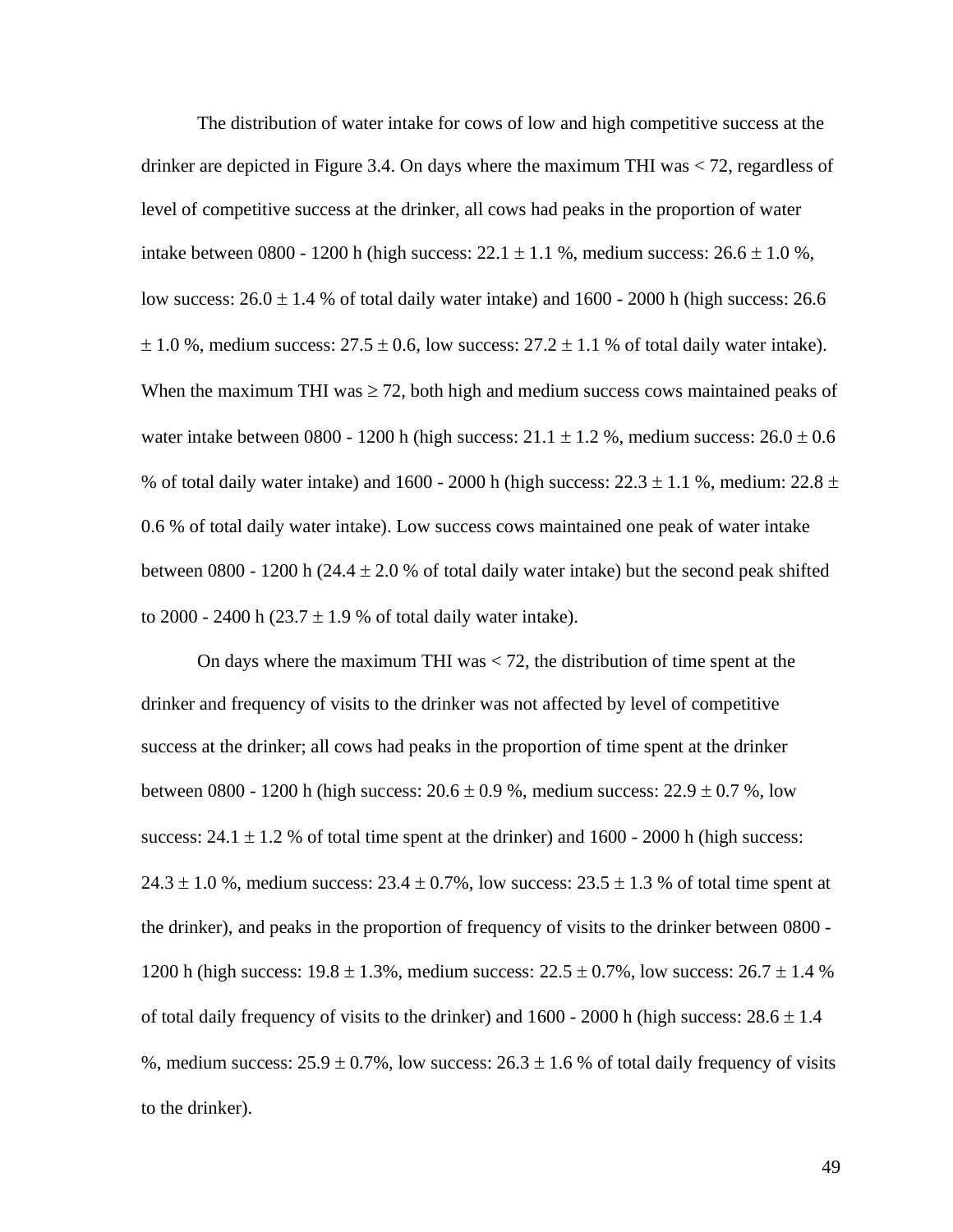The distribution of water intake for cows of low and high competitive success at the drinker are depicted in Figure 3.4. On days where the maximum THI was < 72, regardless of level of competitive success at the drinker, all cows had peaks in the proportion of water intake between 0800 - 1200 h (high success: 22.1 ± 1.1 %, medium success: 26.6 ± 1.0 %, low success: 26.0 ± 1.4 % of total daily water intake) and 1600 - 2000 h (high success: 26.6 ± 1.0 %, medium success: 27.5 ± 0.6, low success: 27.2 ± 1.1 % of total daily water intake). When the maximum THI was ≥ 72, both high and medium success cows maintained peaks of water intake between 0800 - 1200 h (high success: 21.1 ± 1.2 %, medium success: 26.0 ± 0.6 % of total daily water intake) and 1600 - 2000 h (high success: 22.3 ± 1.1 %, medium: 22.8 ± 0.6 % of total daily water intake). Low success cows maintained one peak of water intake between 0800 - 1200 h (24.4 ± 2.0 % of total daily water intake) but the second peak shifted to 2000 - 2400 h (23.7 ± 1.9 % of total daily water intake).

On days where the maximum THI was < 72, the distribution of time spent at the drinker and frequency of visits to the drinker was not affected by level of competitive success at the drinker; all cows had peaks in the proportion of time spent at the drinker between 0800 - 1200 h (high success: 20.6 ± 0.9 %, medium success: 22.9 ± 0.7 %, low success: 24.1 ± 1.2 % of total time spent at the drinker) and 1600 - 2000 h (high success: 24.3 ± 1.0 %, medium success: 23.4 ± 0.7%, low success: 23.5 ± 1.3 % of total time spent at the drinker), and peaks in the proportion of frequency of visits to the drinker between 0800 - 1200 h (high success: 19.8 ± 1.3%, medium success: 22.5 ± 0.7%, low success: 26.7 ± 1.4 % of total daily frequency of visits to the drinker) and 1600 - 2000 h (high success: 28.6 ± 1.4 %, medium success: 25.9 ± 0.7%, low success: 26.3 ± 1.6 % of total daily frequency of visits to the drinker).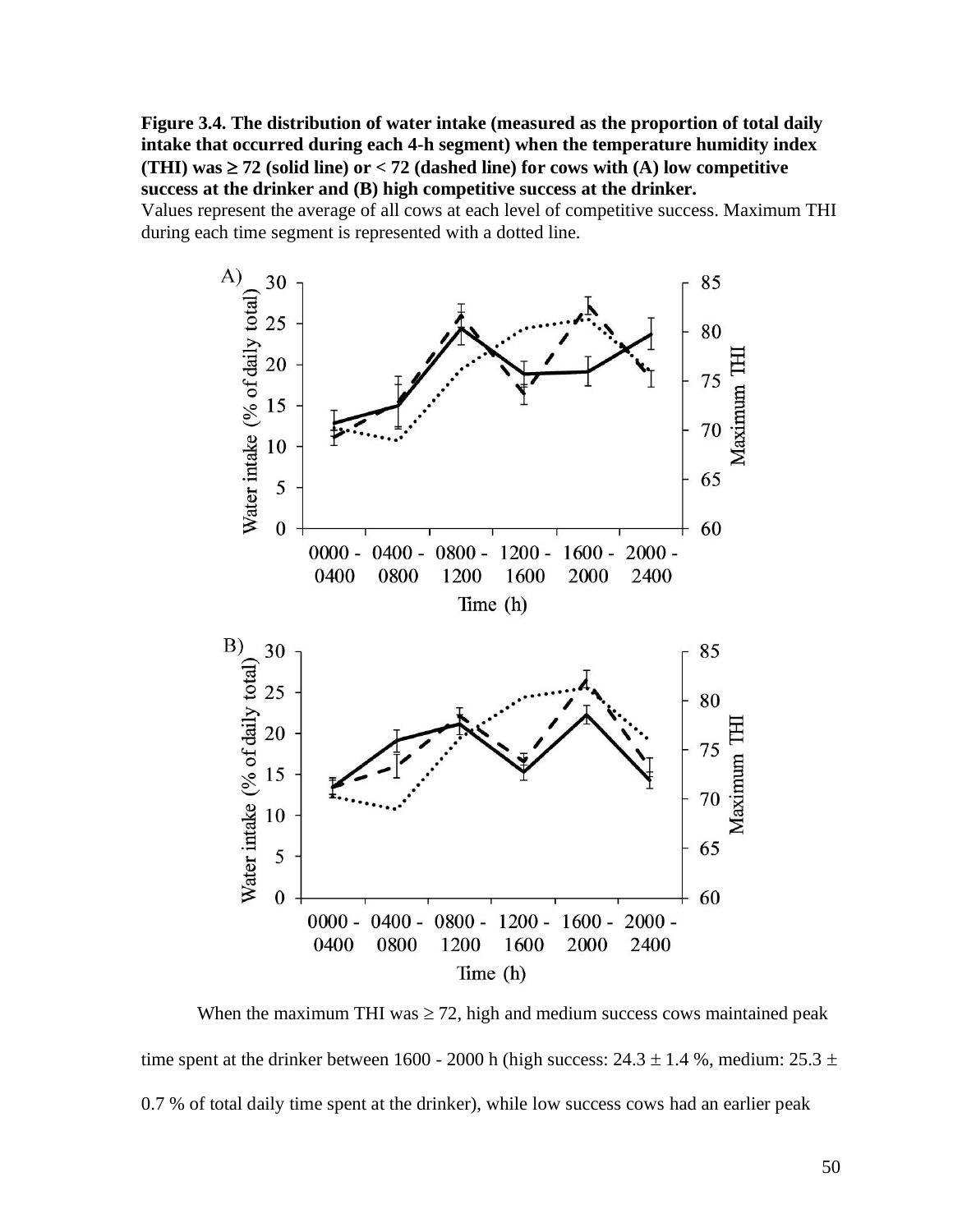**Figure 3.4. The distribution of water intake (measured as the proportion of total daily intake that occurred during each 4-h segment) when the temperature humidity index (THI) was ≥ 72 (solid line) or < 72 (dashed line) for cows with (A) low competitive success at the drinker and (B) high competitive success at the drinker.**
Values represent the average of all cows at each level of competitive success. Maximum THI during each time segment is represented with a dotted line.

When the maximum THI was ≥ 72, high and medium success cows maintained peak time spent at the drinker between 1600 - 2000 h (high success: 24.3 ± 1.4 %, medium: 25.3 ± 0.7 % of total daily time spent at the drinker), while low success cows had an earlier peak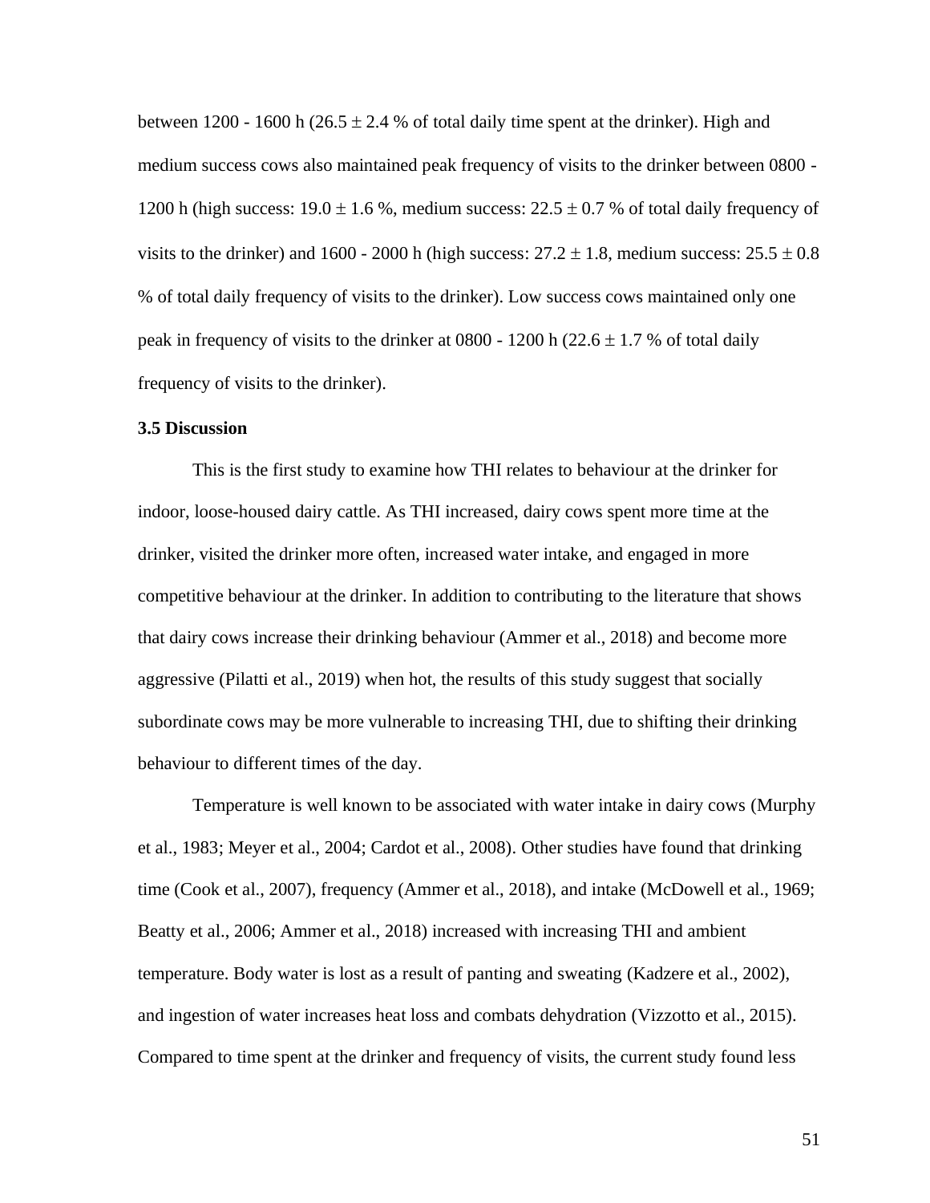between 1200 - 1600 h (26.5 ± 2.4 % of total daily time spent at the drinker). High and medium success cows also maintained peak frequency of visits to the drinker between 0800 - 1200 h (high success: 19.0 ± 1.6 %, medium success: 22.5 ± 0.7 % of total daily frequency of visits to the drinker) and 1600 - 2000 h (high success: 27.2 ± 1.8, medium success: 25.5 ± 0.8 % of total daily frequency of visits to the drinker). Low success cows maintained only one peak in frequency of visits to the drinker at 0800 - 1200 h (22.6 ± 1.7 % of total daily frequency of visits to the drinker).

### 3.5 Discussion

This is the first study to examine how THI relates to behaviour at the drinker for indoor, loose-housed dairy cattle. As THI increased, dairy cows spent more time at the drinker, visited the drinker more often, increased water intake, and engaged in more competitive behaviour at the drinker. In addition to contributing to the literature that shows that dairy cows increase their drinking behaviour (Ammer et al., 2018) and become more aggressive (Pilatti et al., 2019) when hot, the results of this study suggest that socially subordinate cows may be more vulnerable to increasing THI, due to shifting their drinking behaviour to different times of the day.

Temperature is well known to be associated with water intake in dairy cows (Murphy et al., 1983; Meyer et al., 2004; Cardot et al., 2008). Other studies have found that drinking time (Cook et al., 2007), frequency (Ammer et al., 2018), and intake (McDowell et al., 1969; Beatty et al., 2006; Ammer et al., 2018) increased with increasing THI and ambient temperature. Body water is lost as a result of panting and sweating (Kadzere et al., 2002), and ingestion of water increases heat loss and combats dehydration (Vizzotto et al., 2015). Compared to time spent at the drinker and frequency of visits, the current study found less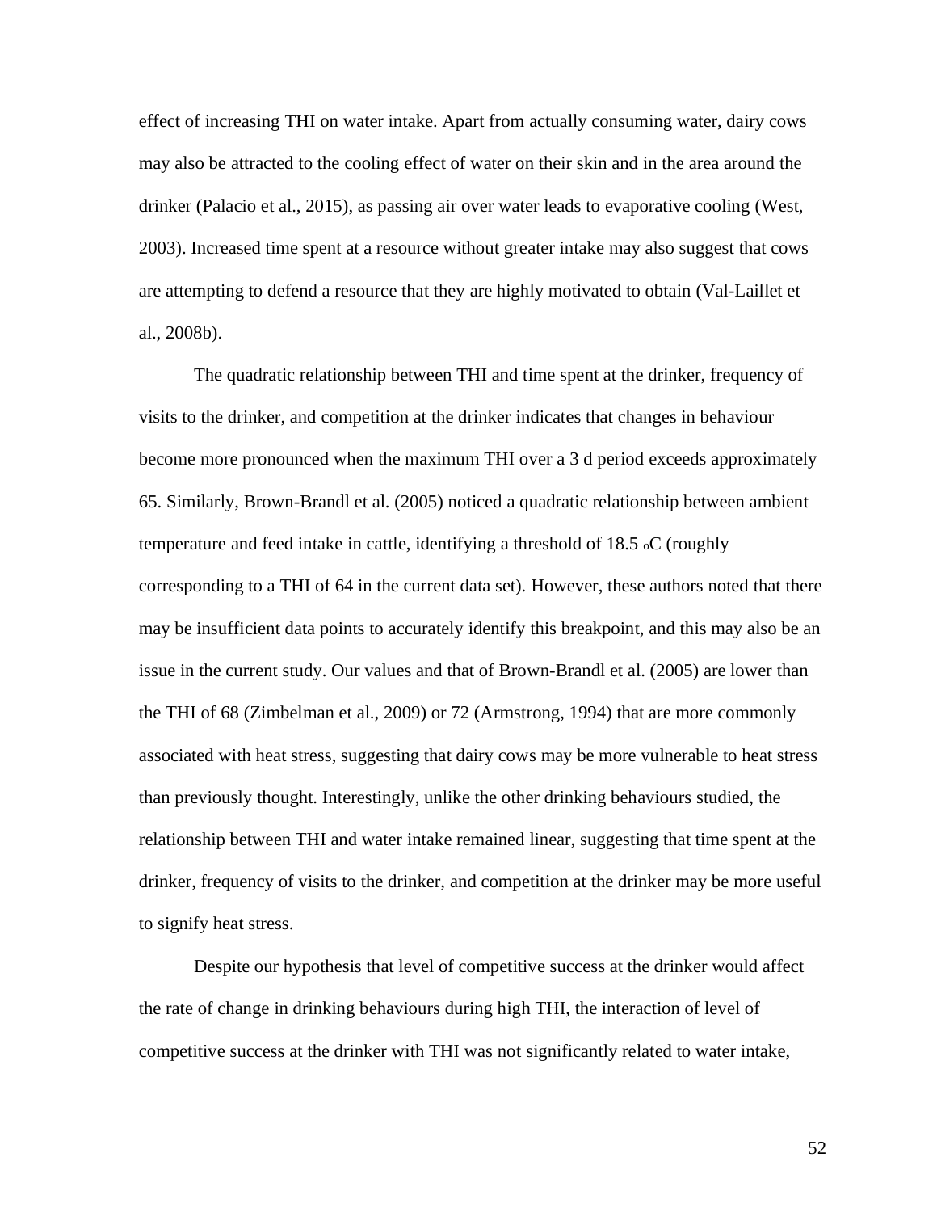effect of increasing THI on water intake. Apart from actually consuming water, dairy cows may also be attracted to the cooling effect of water on their skin and in the area around the drinker (Palacio et al., 2015), as passing air over water leads to evaporative cooling (West, 2003). Increased time spent at a resource without greater intake may also suggest that cows are attempting to defend a resource that they are highly motivated to obtain (Val-Laillet et al., 2008b).

The quadratic relationship between THI and time spent at the drinker, frequency of visits to the drinker, and competition at the drinker indicates that changes in behaviour become more pronounced when the maximum THI over a 3 d period exceeds approximately 65. Similarly, Brown-Brandl et al. (2005) noticed a quadratic relationship between ambient temperature and feed intake in cattle, identifying a threshold of 18.5 $^{o}$C (roughly corresponding to a THI of 64 in the current data set). However, these authors noted that there may be insufficient data points to accurately identify this breakpoint, and this may also be an issue in the current study. Our values and that of Brown-Brandl et al. (2005) are lower than the THI of 68 (Zimbelman et al., 2009) or 72 (Armstrong, 1994) that are more commonly associated with heat stress, suggesting that dairy cows may be more vulnerable to heat stress than previously thought. Interestingly, unlike the other drinking behaviours studied, the relationship between THI and water intake remained linear, suggesting that time spent at the drinker, frequency of visits to the drinker, and competition at the drinker may be more useful to signify heat stress.

Despite our hypothesis that level of competitive success at the drinker would affect the rate of change in drinking behaviours during high THI, the interaction of level of competitive success at the drinker with THI was not significantly related to water intake,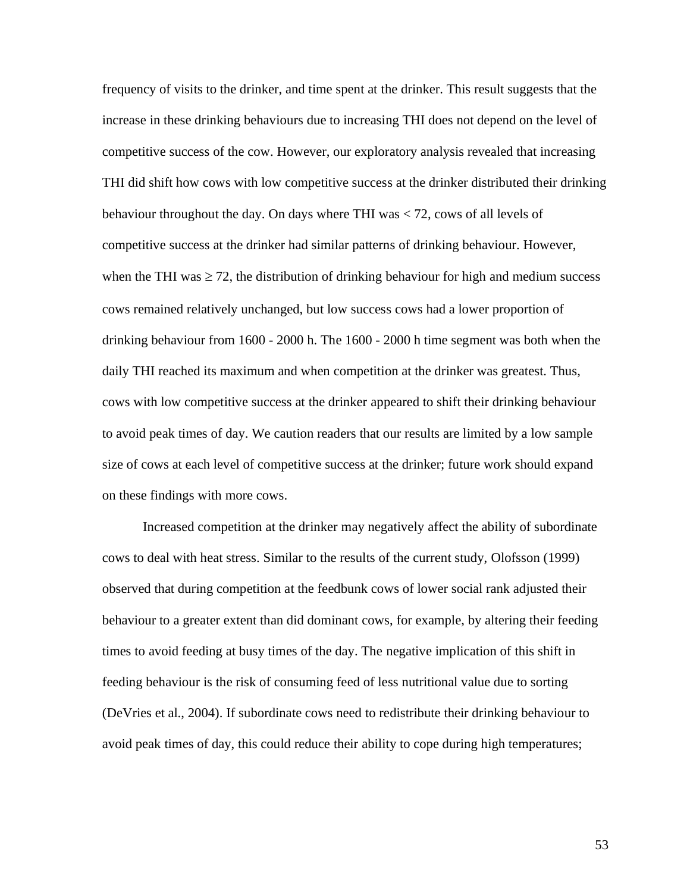frequency of visits to the drinker, and time spent at the drinker. This result suggests that the increase in these drinking behaviours due to increasing THI does not depend on the level of competitive success of the cow. However, our exploratory analysis revealed that increasing THI did shift how cows with low competitive success at the drinker distributed their drinking behaviour throughout the day. On days where THI was $< 72$, cows of all levels of competitive success at the drinker had similar patterns of drinking behaviour. However, when the THI was $\geq 72$, the distribution of drinking behaviour for high and medium success cows remained relatively unchanged, but low success cows had a lower proportion of drinking behaviour from 1600 - 2000 h. The 1600 - 2000 h time segment was both when the daily THI reached its maximum and when competition at the drinker was greatest. Thus, cows with low competitive success at the drinker appeared to shift their drinking behaviour to avoid peak times of day. We caution readers that our results are limited by a low sample size of cows at each level of competitive success at the drinker; future work should expand on these findings with more cows.

Increased competition at the drinker may negatively affect the ability of subordinate cows to deal with heat stress. Similar to the results of the current study, Olofsson (1999) observed that during competition at the feedbunk cows of lower social rank adjusted their behaviour to a greater extent than did dominant cows, for example, by altering their feeding times to avoid feeding at busy times of the day. The negative implication of this shift in feeding behaviour is the risk of consuming feed of less nutritional value due to sorting (DeVries et al., 2004). If subordinate cows need to redistribute their drinking behaviour to avoid peak times of day, this could reduce their ability to cope during high temperatures;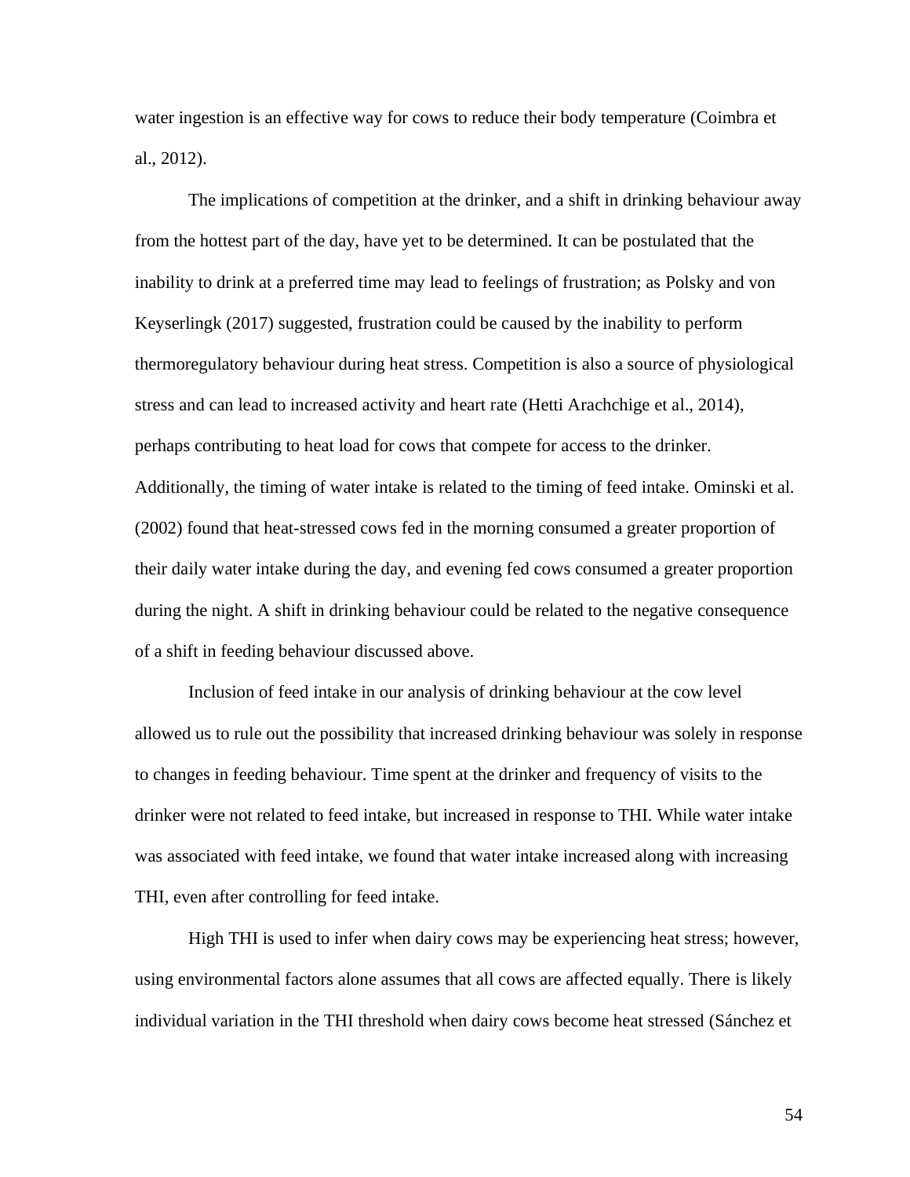water ingestion is an effective way for cows to reduce their body temperature (Coimbra et al., 2012).

The implications of competition at the drinker, and a shift in drinking behaviour away from the hottest part of the day, have yet to be determined. It can be postulated that the inability to drink at a preferred time may lead to feelings of frustration; as Polsky and von Keyserlingk (2017) suggested, frustration could be caused by the inability to perform thermoregulatory behaviour during heat stress. Competition is also a source of physiological stress and can lead to increased activity and heart rate (Hetti Arachchige et al., 2014), perhaps contributing to heat load for cows that compete for access to the drinker. Additionally, the timing of water intake is related to the timing of feed intake. Ominski et al. (2002) found that heat-stressed cows fed in the morning consumed a greater proportion of their daily water intake during the day, and evening fed cows consumed a greater proportion during the night. A shift in drinking behaviour could be related to the negative consequence of a shift in feeding behaviour discussed above.

Inclusion of feed intake in our analysis of drinking behaviour at the cow level allowed us to rule out the possibility that increased drinking behaviour was solely in response to changes in feeding behaviour. Time spent at the drinker and frequency of visits to the drinker were not related to feed intake, but increased in response to THI. While water intake was associated with feed intake, we found that water intake increased along with increasing THI, even after controlling for feed intake.

High THI is used to infer when dairy cows may be experiencing heat stress; however, using environmental factors alone assumes that all cows are affected equally. There is likely individual variation in the THI threshold when dairy cows become heat stressed (Sánchez et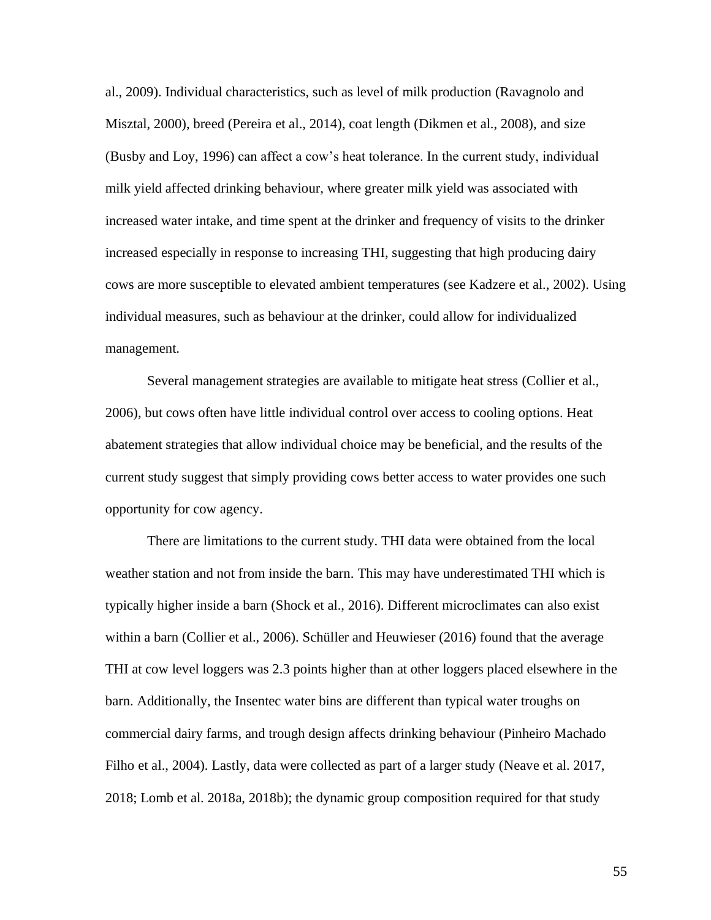al., 2009). Individual characteristics, such as level of milk production (Ravagnolo and Misztal, 2000), breed (Pereira et al., 2014), coat length (Dikmen et al., 2008), and size (Busby and Loy, 1996) can affect a cow's heat tolerance. In the current study, individual milk yield affected drinking behaviour, where greater milk yield was associated with increased water intake, and time spent at the drinker and frequency of visits to the drinker increased especially in response to increasing THI, suggesting that high producing dairy cows are more susceptible to elevated ambient temperatures (see Kadzere et al., 2002). Using individual measures, such as behaviour at the drinker, could allow for individualized management.

Several management strategies are available to mitigate heat stress (Collier et al., 2006), but cows often have little individual control over access to cooling options. Heat abatement strategies that allow individual choice may be beneficial, and the results of the current study suggest that simply providing cows better access to water provides one such opportunity for cow agency.

There are limitations to the current study. THI data were obtained from the local weather station and not from inside the barn. This may have underestimated THI which is typically higher inside a barn (Shock et al., 2016). Different microclimates can also exist within a barn (Collier et al., 2006). Schüller and Heuwieser (2016) found that the average THI at cow level loggers was 2.3 points higher than at other loggers placed elsewhere in the barn. Additionally, the Insentec water bins are different than typical water troughs on commercial dairy farms, and trough design affects drinking behaviour (Pinheiro Machado Filho et al., 2004). Lastly, data were collected as part of a larger study (Neave et al. 2017, 2018; Lomb et al. 2018a, 2018b); the dynamic group composition required for that study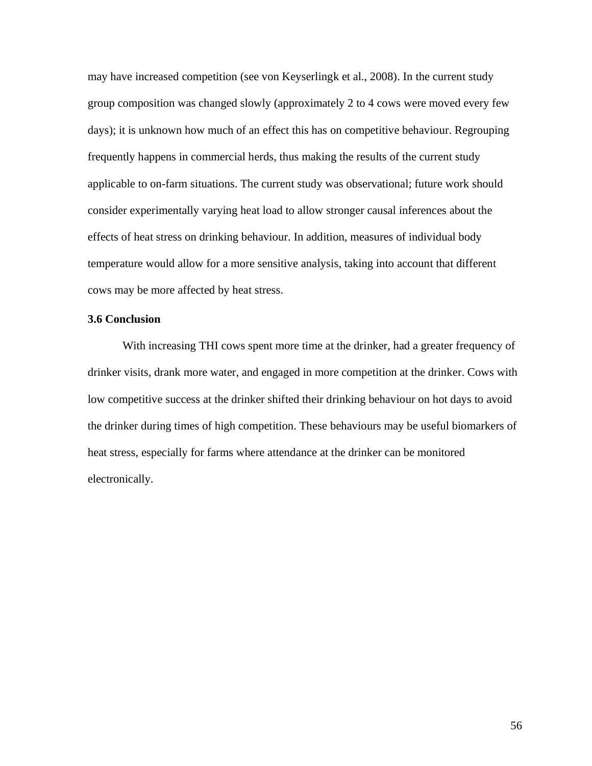may have increased competition (see von Keyserlingk et al., 2008). In the current study group composition was changed slowly (approximately 2 to 4 cows were moved every few days); it is unknown how much of an effect this has on competitive behaviour. Regrouping frequently happens in commercial herds, thus making the results of the current study applicable to on-farm situations. The current study was observational; future work should consider experimentally varying heat load to allow stronger causal inferences about the effects of heat stress on drinking behaviour. In addition, measures of individual body temperature would allow for a more sensitive analysis, taking into account that different cows may be more affected by heat stress.

### 3.6 Conclusion

With increasing THI cows spent more time at the drinker, had a greater frequency of drinker visits, drank more water, and engaged in more competition at the drinker. Cows with low competitive success at the drinker shifted their drinking behaviour on hot days to avoid the drinker during times of high competition. These behaviours may be useful biomarkers of heat stress, especially for farms where attendance at the drinker can be monitored electronically.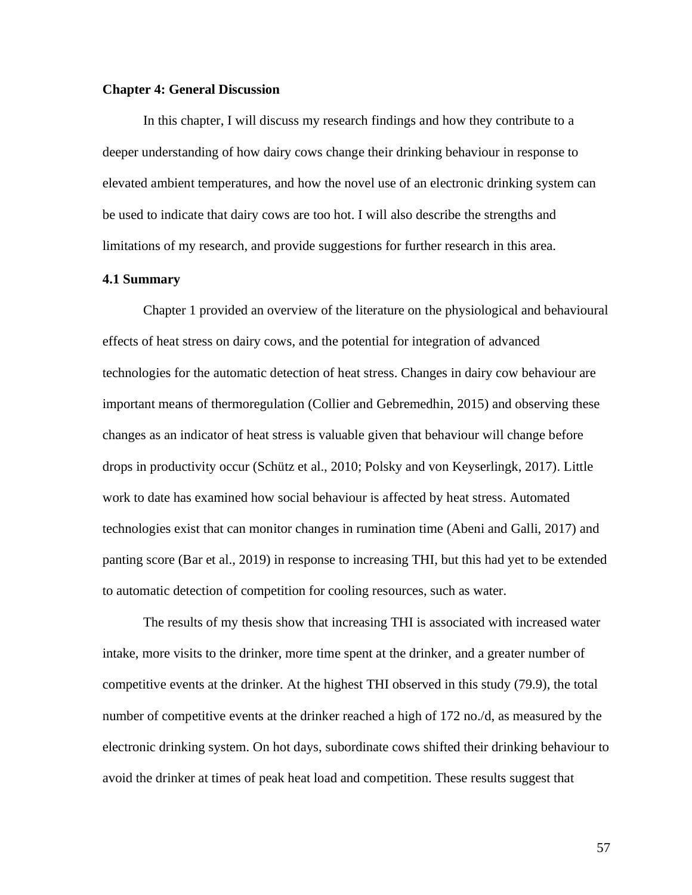## Chapter 4: General Discussion

In this chapter, I will discuss my research findings and how they contribute to a deeper understanding of how dairy cows change their drinking behaviour in response to elevated ambient temperatures, and how the novel use of an electronic drinking system can be used to indicate that dairy cows are too hot. I will also describe the strengths and limitations of my research, and provide suggestions for further research in this area.

### 4.1 Summary

Chapter 1 provided an overview of the literature on the physiological and behavioural effects of heat stress on dairy cows, and the potential for integration of advanced technologies for the automatic detection of heat stress. Changes in dairy cow behaviour are important means of thermoregulation (Collier and Gebremedhin, 2015) and observing these changes as an indicator of heat stress is valuable given that behaviour will change before drops in productivity occur (Schütz et al., 2010; Polsky and von Keyserlingk, 2017). Little work to date has examined how social behaviour is affected by heat stress. Automated technologies exist that can monitor changes in rumination time (Abeni and Galli, 2017) and panting score (Bar et al., 2019) in response to increasing THI, but this had yet to be extended to automatic detection of competition for cooling resources, such as water.

The results of my thesis show that increasing THI is associated with increased water intake, more visits to the drinker, more time spent at the drinker, and a greater number of competitive events at the drinker. At the highest THI observed in this study (79.9), the total number of competitive events at the drinker reached a high of 172 no./d, as measured by the electronic drinking system. On hot days, subordinate cows shifted their drinking behaviour to avoid the drinker at times of peak heat load and competition. These results suggest that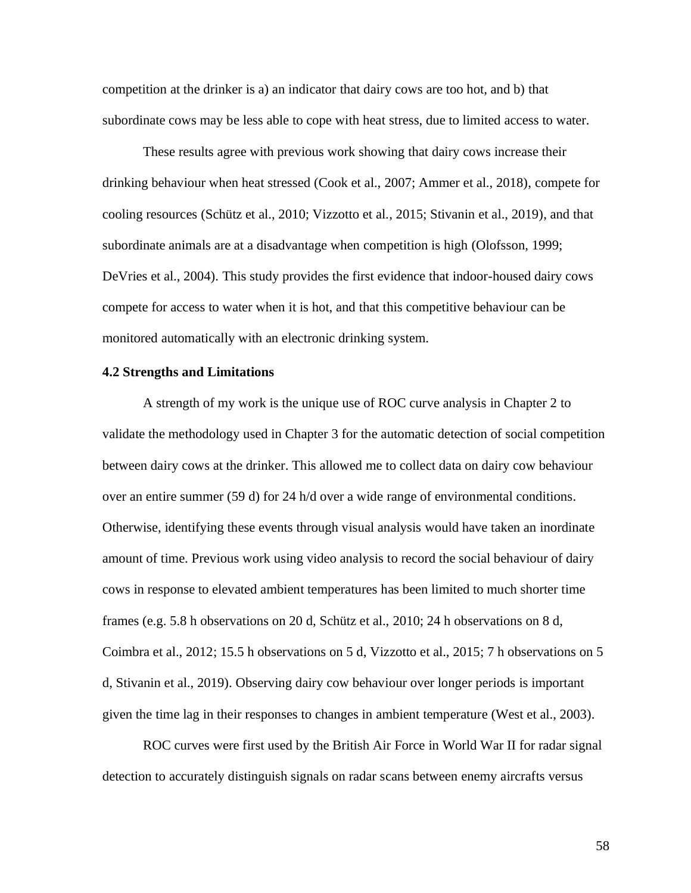competition at the drinker is a) an indicator that dairy cows are too hot, and b) that subordinate cows may be less able to cope with heat stress, due to limited access to water.

These results agree with previous work showing that dairy cows increase their drinking behaviour when heat stressed (Cook et al., 2007; Ammer et al., 2018), compete for cooling resources (Schütz et al., 2010; Vizzotto et al., 2015; Stivanin et al., 2019), and that subordinate animals are at a disadvantage when competition is high (Olofsson, 1999; DeVries et al., 2004). This study provides the first evidence that indoor-housed dairy cows compete for access to water when it is hot, and that this competitive behaviour can be monitored automatically with an electronic drinking system.

### 4.2 Strengths and Limitations

A strength of my work is the unique use of ROC curve analysis in Chapter 2 to validate the methodology used in Chapter 3 for the automatic detection of social competition between dairy cows at the drinker. This allowed me to collect data on dairy cow behaviour over an entire summer (59 d) for 24 h/d over a wide range of environmental conditions. Otherwise, identifying these events through visual analysis would have taken an inordinate amount of time. Previous work using video analysis to record the social behaviour of dairy cows in response to elevated ambient temperatures has been limited to much shorter time frames (e.g. 5.8 h observations on 20 d, Schütz et al., 2010; 24 h observations on 8 d, Coimbra et al., 2012; 15.5 h observations on 5 d, Vizzotto et al., 2015; 7 h observations on 5 d, Stivanin et al., 2019). Observing dairy cow behaviour over longer periods is important given the time lag in their responses to changes in ambient temperature (West et al., 2003).

ROC curves were first used by the British Air Force in World War II for radar signal detection to accurately distinguish signals on radar scans between enemy aircrafts versus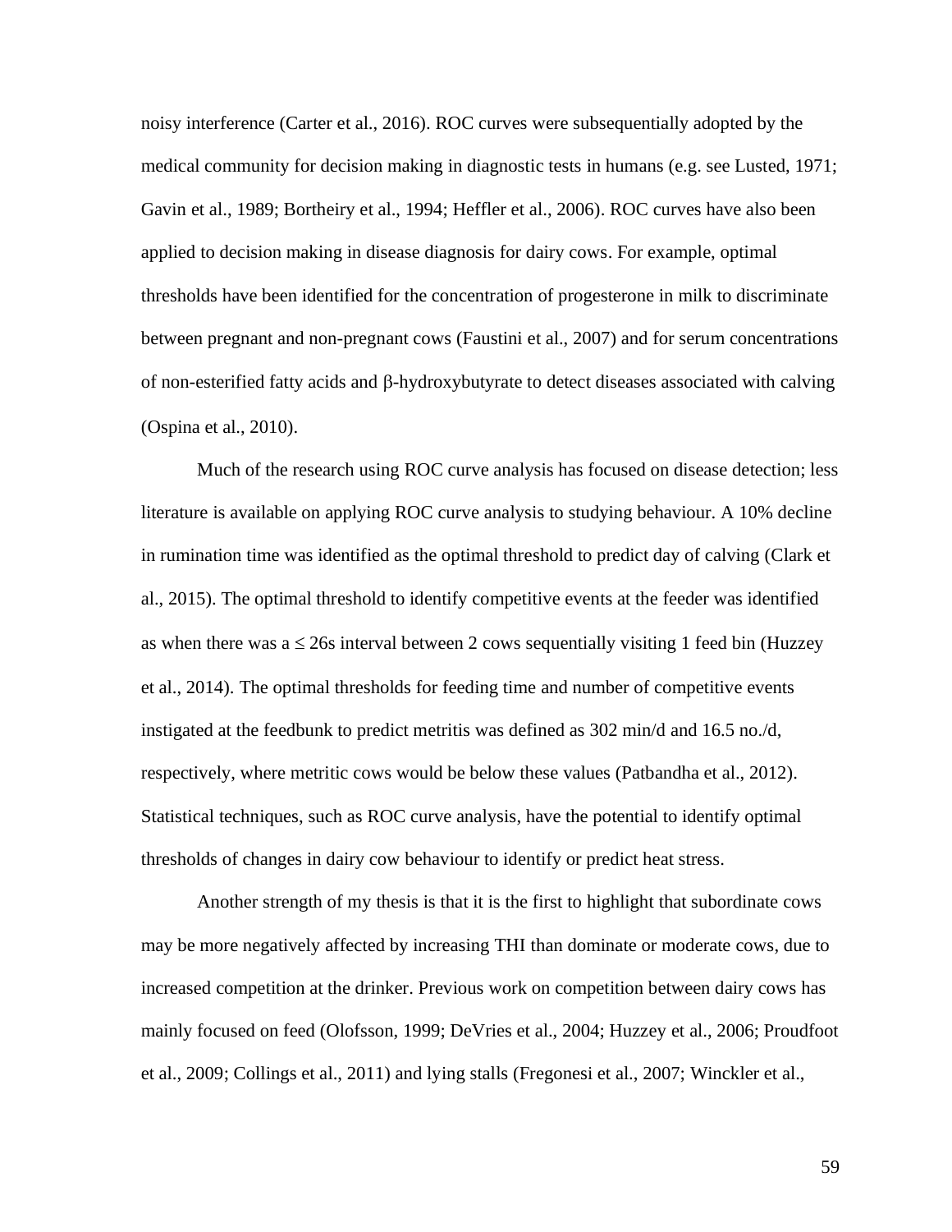noisy interference (Carter et al., 2016). ROC curves were subsequentially adopted by the medical community for decision making in diagnostic tests in humans (e.g. see Lusted, 1971; Gavin et al., 1989; Bortheiry et al., 1994; Heffler et al., 2006). ROC curves have also been applied to decision making in disease diagnosis for dairy cows. For example, optimal thresholds have been identified for the concentration of progesterone in milk to discriminate between pregnant and non-pregnant cows (Faustini et al., 2007) and for serum concentrations of non-esterified fatty acids and β-hydroxybutyrate to detect diseases associated with calving (Ospina et al., 2010).

Much of the research using ROC curve analysis has focused on disease detection; less literature is available on applying ROC curve analysis to studying behaviour. A 10% decline in rumination time was identified as the optimal threshold to predict day of calving (Clark et al., 2015). The optimal threshold to identify competitive events at the feeder was identified as when there was a $\leq$ 26s interval between 2 cows sequentially visiting 1 feed bin (Huzzey et al., 2014). The optimal thresholds for feeding time and number of competitive events instigated at the feedbunk to predict metritis was defined as 302 min/d and 16.5 no./d, respectively, where metritic cows would be below these values (Patbandha et al., 2012). Statistical techniques, such as ROC curve analysis, have the potential to identify optimal thresholds of changes in dairy cow behaviour to identify or predict heat stress.

Another strength of my thesis is that it is the first to highlight that subordinate cows may be more negatively affected by increasing THI than dominate or moderate cows, due to increased competition at the drinker. Previous work on competition between dairy cows has mainly focused on feed (Olofsson, 1999; DeVries et al., 2004; Huzzey et al., 2006; Proudfoot et al., 2009; Collings et al., 2011) and lying stalls (Fregonesi et al., 2007; Winckler et al.,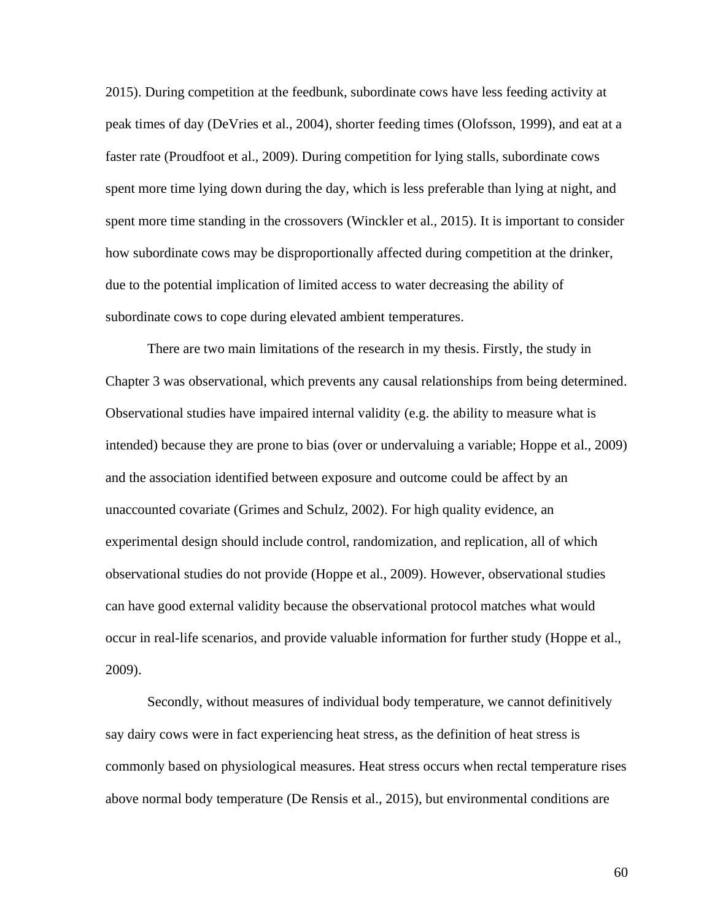2015). During competition at the feedbunk, subordinate cows have less feeding activity at peak times of day (DeVries et al., 2004), shorter feeding times (Olofsson, 1999), and eat at a faster rate (Proudfoot et al., 2009). During competition for lying stalls, subordinate cows spent more time lying down during the day, which is less preferable than lying at night, and spent more time standing in the crossovers (Winckler et al., 2015). It is important to consider how subordinate cows may be disproportionally affected during competition at the drinker, due to the potential implication of limited access to water decreasing the ability of subordinate cows to cope during elevated ambient temperatures.

There are two main limitations of the research in my thesis. Firstly, the study in Chapter 3 was observational, which prevents any causal relationships from being determined. Observational studies have impaired internal validity (e.g. the ability to measure what is intended) because they are prone to bias (over or undervaluing a variable; Hoppe et al., 2009) and the association identified between exposure and outcome could be affect by an unaccounted covariate (Grimes and Schulz, 2002). For high quality evidence, an experimental design should include control, randomization, and replication, all of which observational studies do not provide (Hoppe et al., 2009). However, observational studies can have good external validity because the observational protocol matches what would occur in real-life scenarios, and provide valuable information for further study (Hoppe et al., 2009).

Secondly, without measures of individual body temperature, we cannot definitively say dairy cows were in fact experiencing heat stress, as the definition of heat stress is commonly based on physiological measures. Heat stress occurs when rectal temperature rises above normal body temperature (De Rensis et al., 2015), but environmental conditions are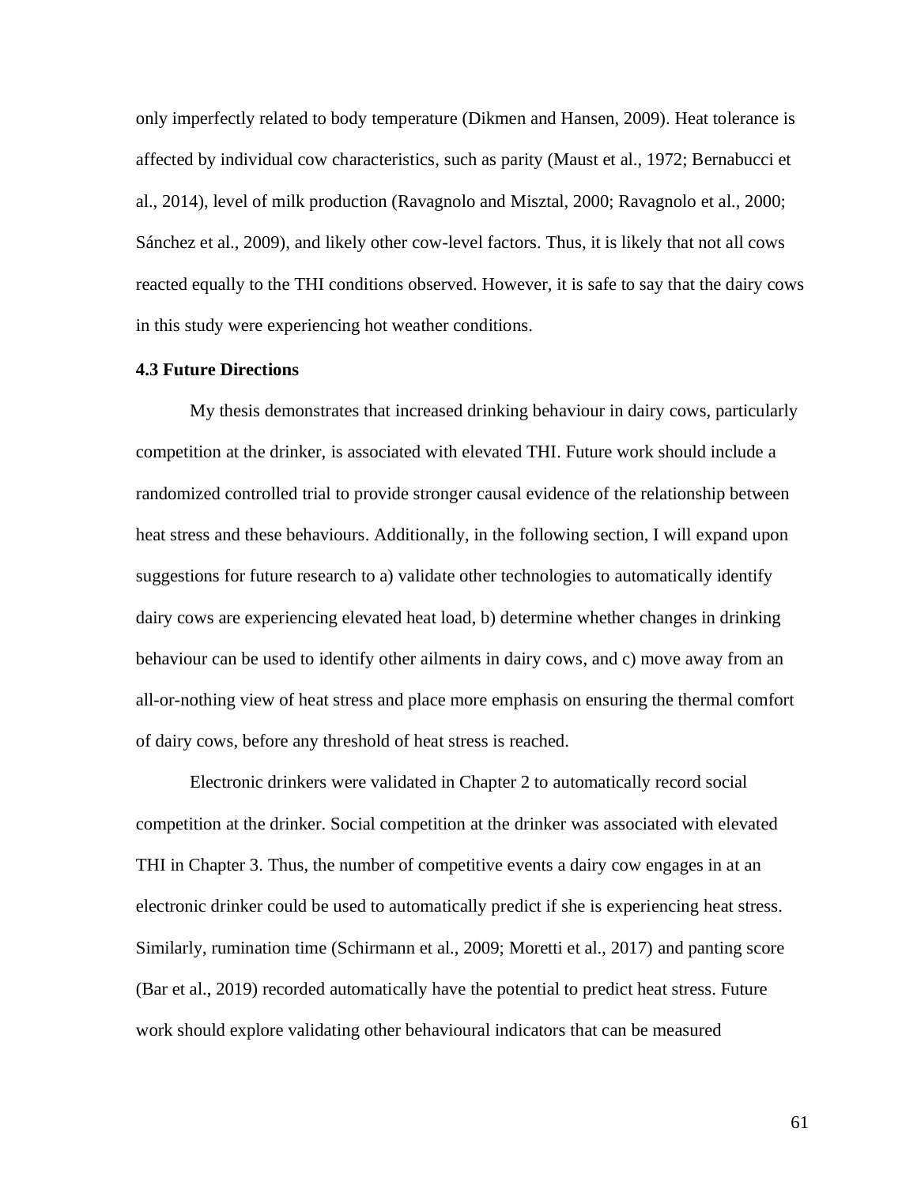only imperfectly related to body temperature (Dikmen and Hansen, 2009). Heat tolerance is affected by individual cow characteristics, such as parity (Maust et al., 1972; Bernabucci et al., 2014), level of milk production (Ravagnolo and Misztal, 2000; Ravagnolo et al., 2000; Sánchez et al., 2009), and likely other cow-level factors. Thus, it is likely that not all cows reacted equally to the THI conditions observed. However, it is safe to say that the dairy cows in this study were experiencing hot weather conditions.

**4.3 Future Directions**

My thesis demonstrates that increased drinking behaviour in dairy cows, particularly competition at the drinker, is associated with elevated THI. Future work should include a randomized controlled trial to provide stronger causal evidence of the relationship between heat stress and these behaviours. Additionally, in the following section, I will expand upon suggestions for future research to a) validate other technologies to automatically identify dairy cows are experiencing elevated heat load, b) determine whether changes in drinking behaviour can be used to identify other ailments in dairy cows, and c) move away from an all-or-nothing view of heat stress and place more emphasis on ensuring the thermal comfort of dairy cows, before any threshold of heat stress is reached.

Electronic drinkers were validated in Chapter 2 to automatically record social competition at the drinker. Social competition at the drinker was associated with elevated THI in Chapter 3. Thus, the number of competitive events a dairy cow engages in at an electronic drinker could be used to automatically predict if she is experiencing heat stress. Similarly, rumination time (Schirmann et al., 2009; Moretti et al., 2017) and panting score (Bar et al., 2019) recorded automatically have the potential to predict heat stress. Future work should explore validating other behavioural indicators that can be measured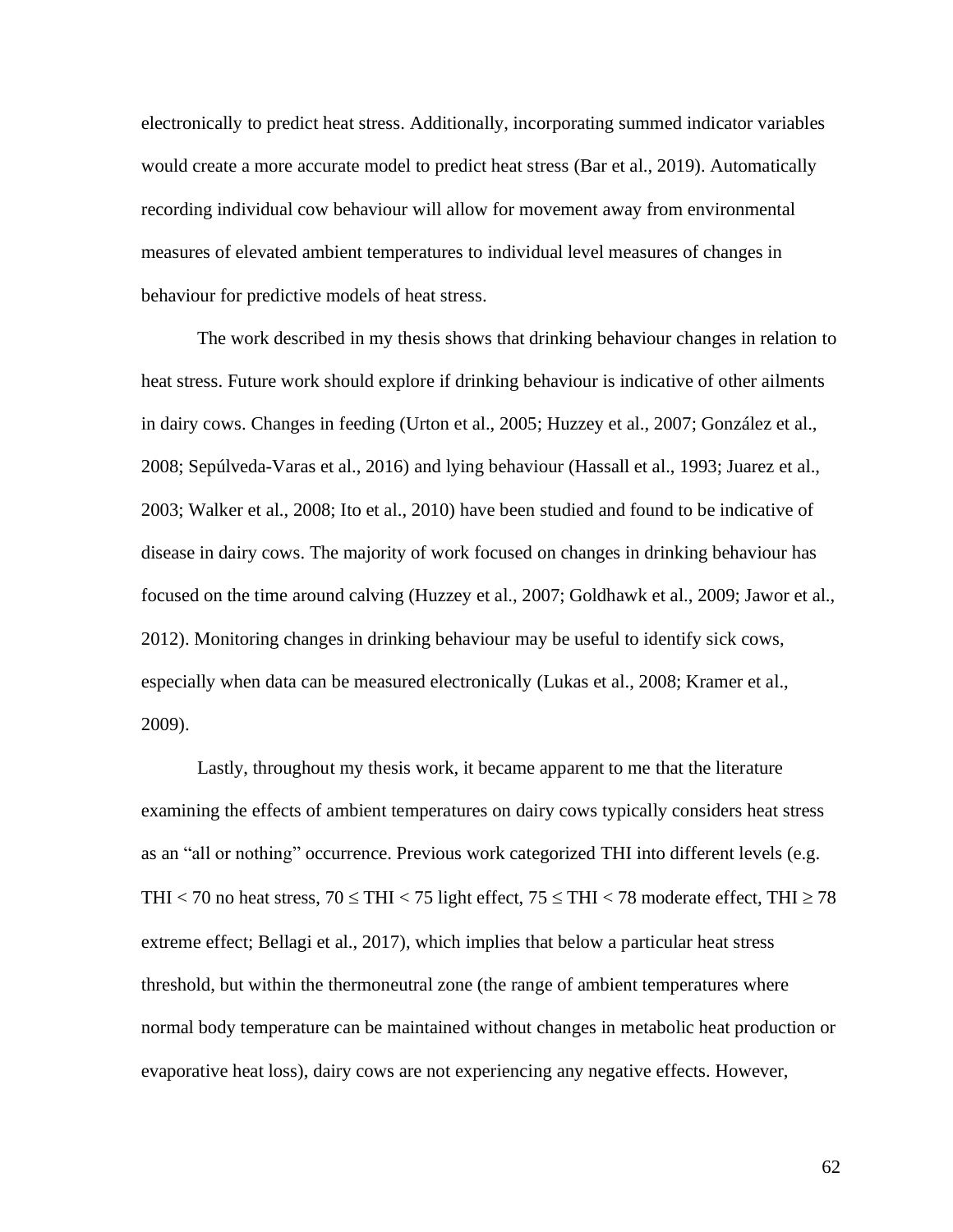electronically to predict heat stress. Additionally, incorporating summed indicator variables would create a more accurate model to predict heat stress (Bar et al., 2019). Automatically recording individual cow behaviour will allow for movement away from environmental measures of elevated ambient temperatures to individual level measures of changes in behaviour for predictive models of heat stress.

The work described in my thesis shows that drinking behaviour changes in relation to heat stress. Future work should explore if drinking behaviour is indicative of other ailments in dairy cows. Changes in feeding (Urton et al., 2005; Huzzey et al., 2007; González et al., 2008; Sepúlveda-Varas et al., 2016) and lying behaviour (Hassall et al., 1993; Juarez et al., 2003; Walker et al., 2008; Ito et al., 2010) have been studied and found to be indicative of disease in dairy cows. The majority of work focused on changes in drinking behaviour has focused on the time around calving (Huzzey et al., 2007; Goldhawk et al., 2009; Jawor et al., 2012). Monitoring changes in drinking behaviour may be useful to identify sick cows, especially when data can be measured electronically (Lukas et al., 2008; Kramer et al., 2009).

Lastly, throughout my thesis work, it became apparent to me that the literature examining the effects of ambient temperatures on dairy cows typically considers heat stress as an "all or nothing" occurrence. Previous work categorized THI into different levels (e.g. THI $< 70$ no heat stress, $70 \leq$ THI $< 75$ light effect, $75 \leq$ THI $< 78$ moderate effect, THI $\geq 78$ extreme effect; Bellagi et al., 2017), which implies that below a particular heat stress threshold, but within the thermoneutral zone (the range of ambient temperatures where normal body temperature can be maintained without changes in metabolic heat production or evaporative heat loss), dairy cows are not experiencing any negative effects. However,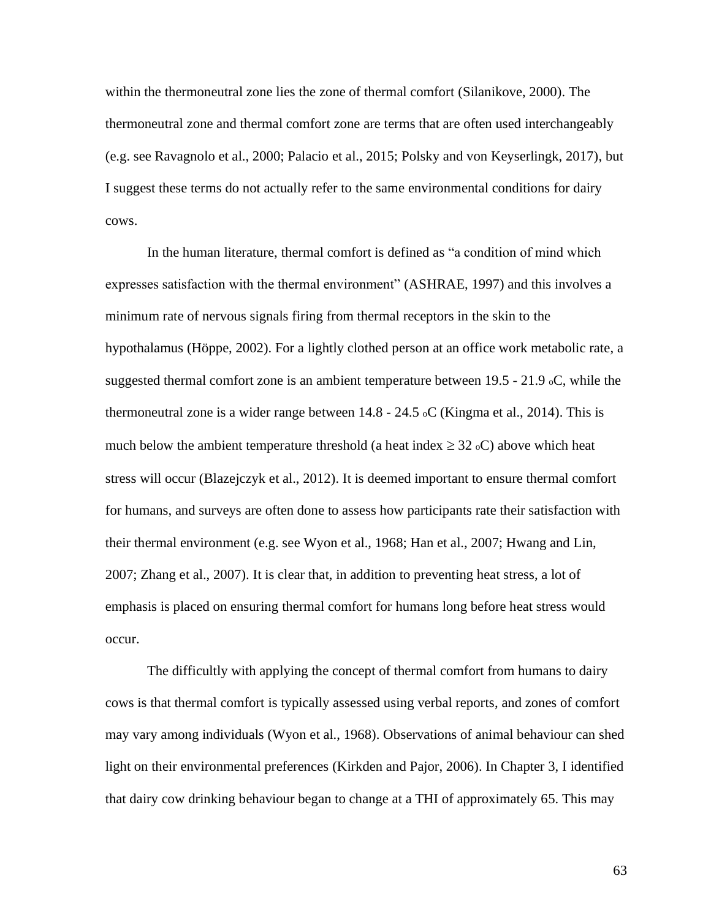within the thermoneutral zone lies the zone of thermal comfort (Silanikove, 2000). The thermoneutral zone and thermal comfort zone are terms that are often used interchangeably (e.g. see Ravagnolo et al., 2000; Palacio et al., 2015; Polsky and von Keyserlingk, 2017), but I suggest these terms do not actually refer to the same environmental conditions for dairy cows.

In the human literature, thermal comfort is defined as "a condition of mind which expresses satisfaction with the thermal environment" (ASHRAE, 1997) and this involves a minimum rate of nervous signals firing from thermal receptors in the skin to the hypothalamus (Höppe, 2002). For a lightly clothed person at an office work metabolic rate, a suggested thermal comfort zone is an ambient temperature between 19.5 - 21.9 $_{o}$C, while the thermoneutral zone is a wider range between 14.8 - 24.5 $_{o}$C (Kingma et al., 2014). This is much below the ambient temperature threshold (a heat index ≥ 32 $_{o}$C) above which heat stress will occur (Blazejczyk et al., 2012). It is deemed important to ensure thermal comfort for humans, and surveys are often done to assess how participants rate their satisfaction with their thermal environment (e.g. see Wyon et al., 1968; Han et al., 2007; Hwang and Lin, 2007; Zhang et al., 2007). It is clear that, in addition to preventing heat stress, a lot of emphasis is placed on ensuring thermal comfort for humans long before heat stress would occur.

The difficultly with applying the concept of thermal comfort from humans to dairy cows is that thermal comfort is typically assessed using verbal reports, and zones of comfort may vary among individuals (Wyon et al., 1968). Observations of animal behaviour can shed light on their environmental preferences (Kirkden and Pajor, 2006). In Chapter 3, I identified that dairy cow drinking behaviour began to change at a THI of approximately 65. This may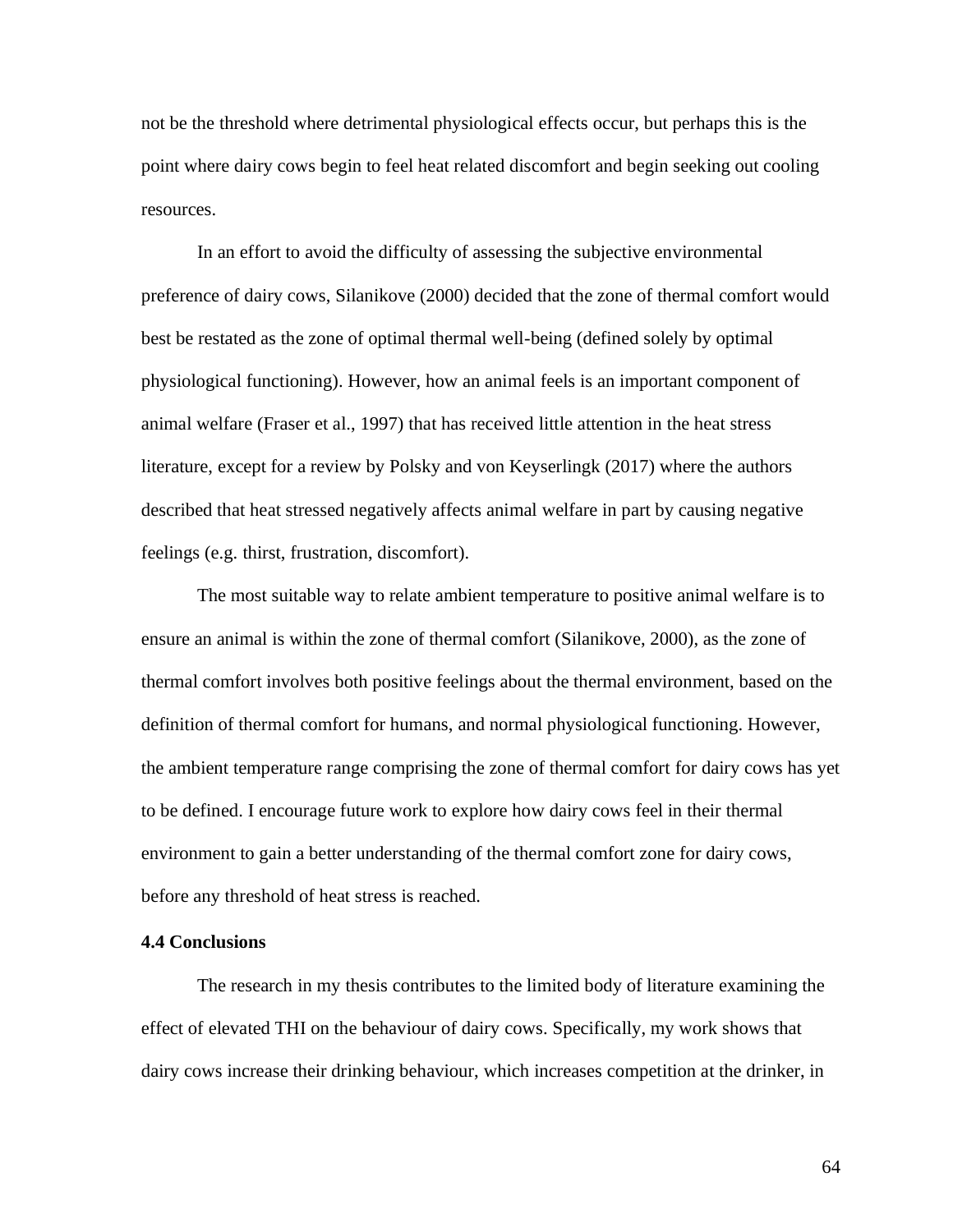not be the threshold where detrimental physiological effects occur, but perhaps this is the point where dairy cows begin to feel heat related discomfort and begin seeking out cooling resources.

In an effort to avoid the difficulty of assessing the subjective environmental preference of dairy cows, Silanikove (2000) decided that the zone of thermal comfort would best be restated as the zone of optimal thermal well-being (defined solely by optimal physiological functioning). However, how an animal feels is an important component of animal welfare (Fraser et al., 1997) that has received little attention in the heat stress literature, except for a review by Polsky and von Keyserlingk (2017) where the authors described that heat stressed negatively affects animal welfare in part by causing negative feelings (e.g. thirst, frustration, discomfort).

The most suitable way to relate ambient temperature to positive animal welfare is to ensure an animal is within the zone of thermal comfort (Silanikove, 2000), as the zone of thermal comfort involves both positive feelings about the thermal environment, based on the definition of thermal comfort for humans, and normal physiological functioning. However, the ambient temperature range comprising the zone of thermal comfort for dairy cows has yet to be defined. I encourage future work to explore how dairy cows feel in their thermal environment to gain a better understanding of the thermal comfort zone for dairy cows, before any threshold of heat stress is reached.

### 4.4 Conclusions

The research in my thesis contributes to the limited body of literature examining the effect of elevated THI on the behaviour of dairy cows. Specifically, my work shows that dairy cows increase their drinking behaviour, which increases competition at the drinker, in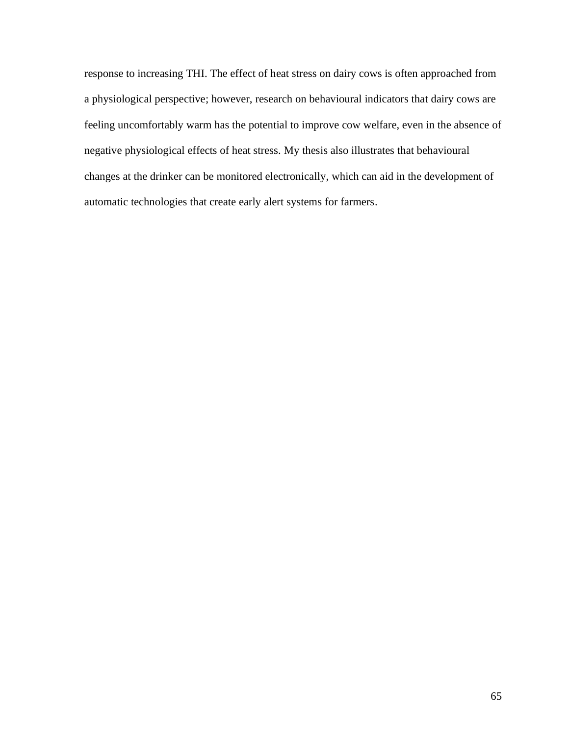response to increasing THI. The effect of heat stress on dairy cows is often approached from a physiological perspective; however, research on behavioural indicators that dairy cows are feeling uncomfortably warm has the potential to improve cow welfare, even in the absence of negative physiological effects of heat stress. My thesis also illustrates that behavioural changes at the drinker can be monitored electronically, which can aid in the development of automatic technologies that create early alert systems for farmers.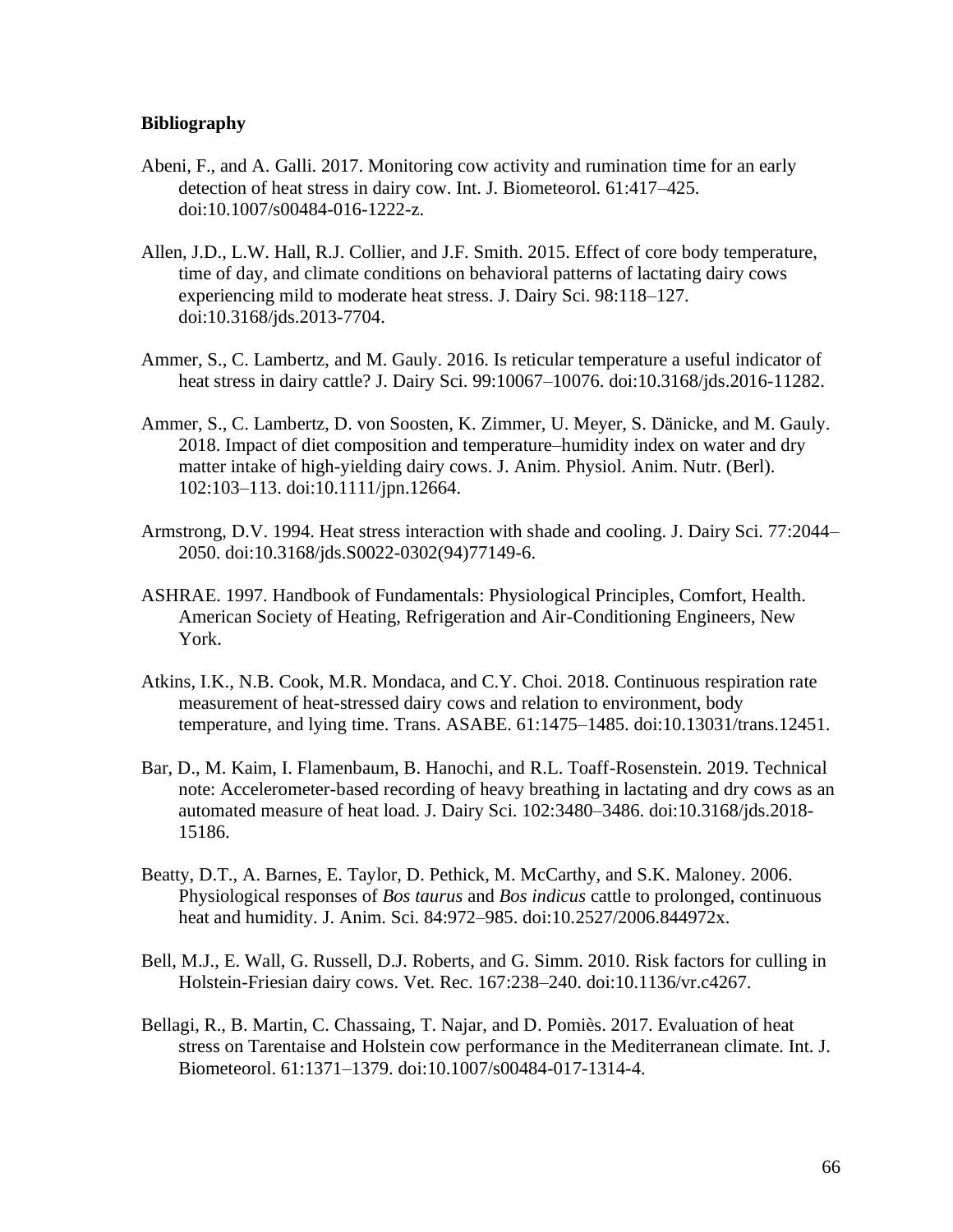**Bibliography**

Abeni, F., and A. Galli. 2017. Monitoring cow activity and rumination time for an early detection of heat stress in dairy cow. Int. J. Biometeorol. 61:417–425. doi:10.1007/s00484-016-1222-z.

Allen, J.D., L.W. Hall, R.J. Collier, and J.F. Smith. 2015. Effect of core body temperature, time of day, and climate conditions on behavioral patterns of lactating dairy cows experiencing mild to moderate heat stress. J. Dairy Sci. 98:118–127. doi:10.3168/jds.2013-7704.

Ammer, S., C. Lambertz, and M. Gauly. 2016. Is reticular temperature a useful indicator of heat stress in dairy cattle? J. Dairy Sci. 99:10067–10076. doi:10.3168/jds.2016-11282.

Ammer, S., C. Lambertz, D. von Soosten, K. Zimmer, U. Meyer, S. Dänicke, and M. Gauly. 2018. Impact of diet composition and temperature–humidity index on water and dry matter intake of high-yielding dairy cows. J. Anim. Physiol. Anim. Nutr. (Berl). 102:103–113. doi:10.1111/jpn.12664.

Armstrong, D.V. 1994. Heat stress interaction with shade and cooling. J. Dairy Sci. 77:2044–2050. doi:10.3168/jds.S0022-0302(94)77149-6.

ASHRAE. 1997. Handbook of Fundamentals: Physiological Principles, Comfort, Health. American Society of Heating, Refrigeration and Air-Conditioning Engineers, New York.

Atkins, I.K., N.B. Cook, M.R. Mondaca, and C.Y. Choi. 2018. Continuous respiration rate measurement of heat-stressed dairy cows and relation to environment, body temperature, and lying time. Trans. ASABE. 61:1475–1485. doi:10.13031/trans.12451.

Bar, D., M. Kaim, I. Flamenbaum, B. Hanochi, and R.L. Toaff-Rosenstein. 2019. Technical note: Accelerometer-based recording of heavy breathing in lactating and dry cows as an automated measure of heat load. J. Dairy Sci. 102:3480–3486. doi:10.3168/jds.2018-15186.

Beatty, D.T., A. Barnes, E. Taylor, D. Pethick, M. McCarthy, and S.K. Maloney. 2006. Physiological responses of *Bos taurus* and *Bos indicus* cattle to prolonged, continuous heat and humidity. J. Anim. Sci. 84:972–985. doi:10.2527/2006.844972x.

Bell, M.J., E. Wall, G. Russell, D.J. Roberts, and G. Simm. 2010. Risk factors for culling in Holstein-Friesian dairy cows. Vet. Rec. 167:238–240. doi:10.1136/vr.c4267.

Bellagi, R., B. Martin, C. Chassaing, T. Najar, and D. Pomiès. 2017. Evaluation of heat stress on Tarentaise and Holstein cow performance in the Mediterranean climate. Int. J. Biometeorol. 61:1371–1379. doi:10.1007/s00484-017-1314-4.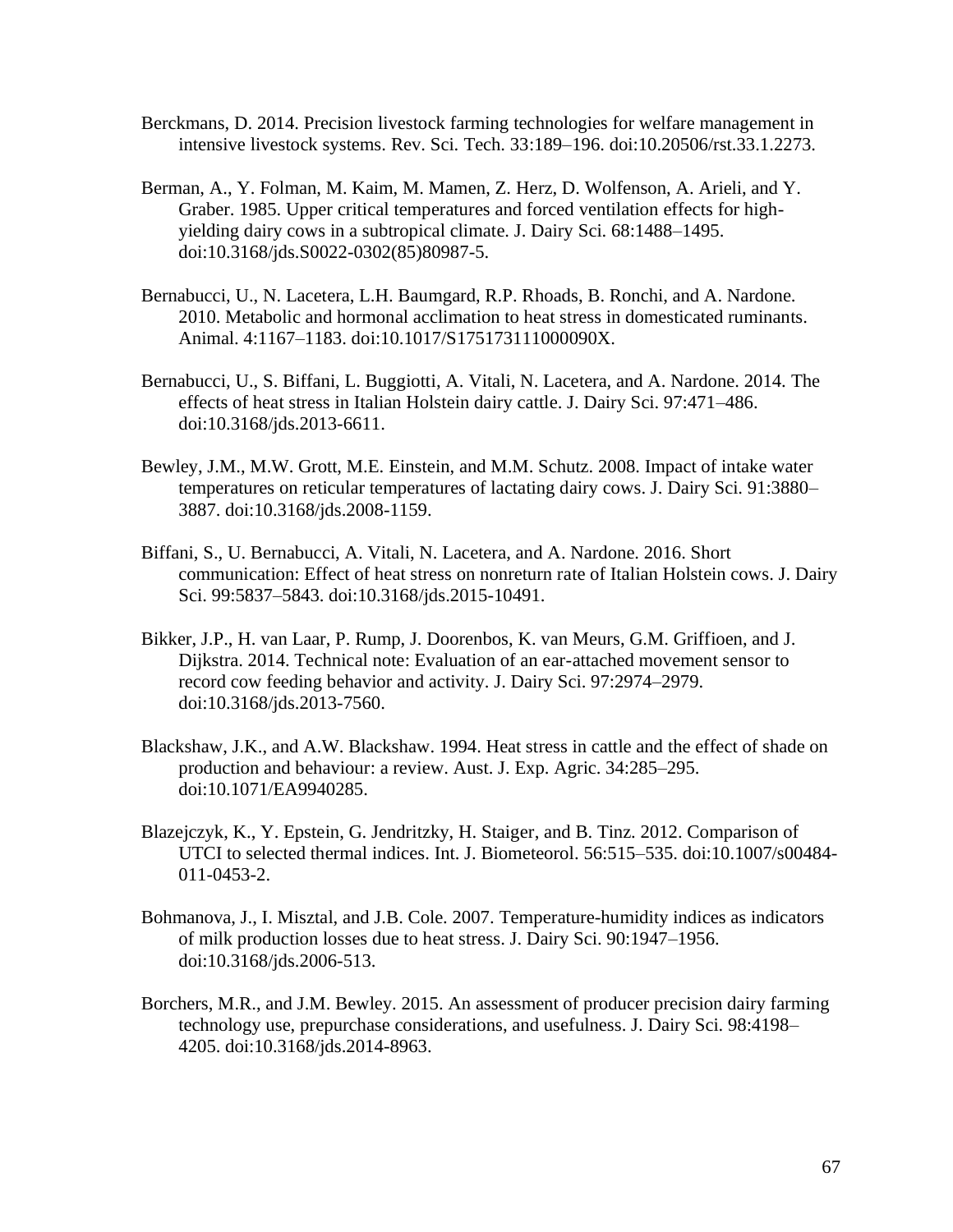Berckmans, D. 2014. Precision livestock farming technologies for welfare management in intensive livestock systems. Rev. Sci. Tech. 33:189–196. doi:10.20506/rst.33.1.2273.

Berman, A., Y. Folman, M. Kaim, M. Mamen, Z. Herz, D. Wolfenson, A. Arieli, and Y. Graber. 1985. Upper critical temperatures and forced ventilation effects for high-yielding dairy cows in a subtropical climate. J. Dairy Sci. 68:1488–1495. doi:10.3168/jds.S0022-0302(85)80987-5.

Bernabucci, U., N. Lacetera, L.H. Baumgard, R.P. Rhoads, B. Ronchi, and A. Nardone. 2010. Metabolic and hormonal acclimation to heat stress in domesticated ruminants. Animal. 4:1167–1183. doi:10.1017/S175173111000090X.

Bernabucci, U., S. Biffani, L. Buggiotti, A. Vitali, N. Lacetera, and A. Nardone. 2014. The effects of heat stress in Italian Holstein dairy cattle. J. Dairy Sci. 97:471–486. doi:10.3168/jds.2013-6611.

Bewley, J.M., M.W. Grott, M.E. Einstein, and M.M. Schutz. 2008. Impact of intake water temperatures on reticular temperatures of lactating dairy cows. J. Dairy Sci. 91:3880–3887. doi:10.3168/jds.2008-1159.

Biffani, S., U. Bernabucci, A. Vitali, N. Lacetera, and A. Nardone. 2016. Short communication: Effect of heat stress on nonreturn rate of Italian Holstein cows. J. Dairy Sci. 99:5837–5843. doi:10.3168/jds.2015-10491.

Bikker, J.P., H. van Laar, P. Rump, J. Doorenbos, K. van Meurs, G.M. Griffioen, and J. Dijkstra. 2014. Technical note: Evaluation of an ear-attached movement sensor to record cow feeding behavior and activity. J. Dairy Sci. 97:2974–2979. doi:10.3168/jds.2013-7560.

Blackshaw, J.K., and A.W. Blackshaw. 1994. Heat stress in cattle and the effect of shade on production and behaviour: a review. Aust. J. Exp. Agric. 34:285–295. doi:10.1071/EA9940285.

Blazejczyk, K., Y. Epstein, G. Jendritzky, H. Staiger, and B. Tinz. 2012. Comparison of UTCI to selected thermal indices. Int. J. Biometeorol. 56:515–535. doi:10.1007/s00484-011-0453-2.

Bohmanova, J., I. Misztal, and J.B. Cole. 2007. Temperature-humidity indices as indicators of milk production losses due to heat stress. J. Dairy Sci. 90:1947–1956. doi:10.3168/jds.2006-513.

Borchers, M.R., and J.M. Bewley. 2015. An assessment of producer precision dairy farming technology use, prepurchase considerations, and usefulness. J. Dairy Sci. 98:4198–4205. doi:10.3168/jds.2014-8963.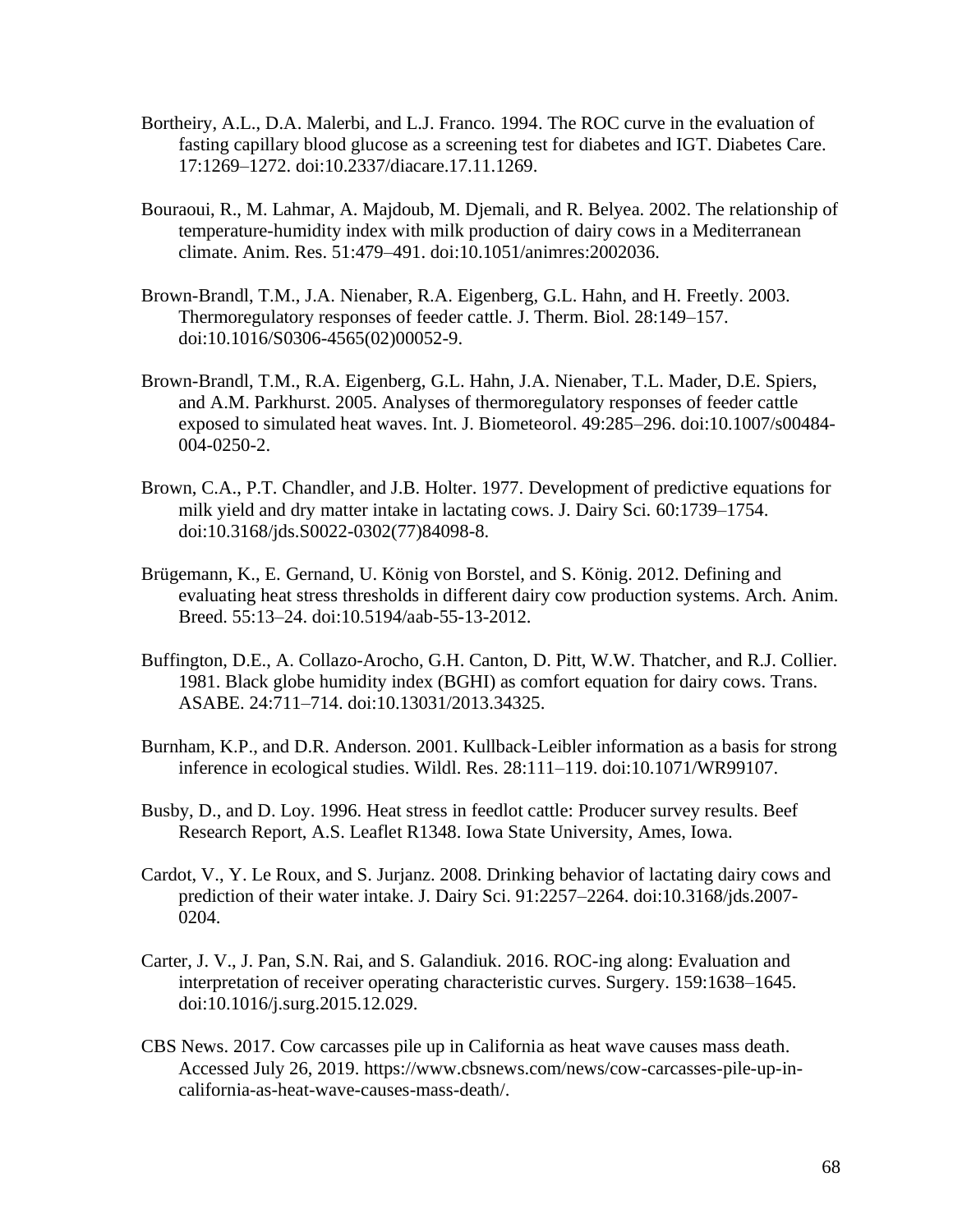Bortheiry, A.L., D.A. Malerbi, and L.J. Franco. 1994. The ROC curve in the evaluation of fasting capillary blood glucose as a screening test for diabetes and IGT. Diabetes Care. 17:1269–1272. doi:10.2337/diacare.17.11.1269.

Bouraoui, R., M. Lahmar, A. Majdoub, M. Djemali, and R. Belyea. 2002. The relationship of temperature-humidity index with milk production of dairy cows in a Mediterranean climate. Anim. Res. 51:479–491. doi:10.1051/animres:2002036.

Brown-Brandl, T.M., J.A. Nienaber, R.A. Eigenberg, G.L. Hahn, and H. Freetly. 2003. Thermoregulatory responses of feeder cattle. J. Therm. Biol. 28:149–157. doi:10.1016/S0306-4565(02)00052-9.

Brown-Brandl, T.M., R.A. Eigenberg, G.L. Hahn, J.A. Nienaber, T.L. Mader, D.E. Spiers, and A.M. Parkhurst. 2005. Analyses of thermoregulatory responses of feeder cattle exposed to simulated heat waves. Int. J. Biometeorol. 49:285–296. doi:10.1007/s00484-004-0250-2.

Brown, C.A., P.T. Chandler, and J.B. Holter. 1977. Development of predictive equations for milk yield and dry matter intake in lactating cows. J. Dairy Sci. 60:1739–1754. doi:10.3168/jds.S0022-0302(77)84098-8.

Brügemann, K., E. Gernand, U. König von Borstel, and S. König. 2012. Defining and evaluating heat stress thresholds in different dairy cow production systems. Arch. Anim. Breed. 55:13–24. doi:10.5194/aab-55-13-2012.

Buffington, D.E., A. Collazo-Arocho, G.H. Canton, D. Pitt, W.W. Thatcher, and R.J. Collier. 1981. Black globe humidity index (BGHI) as comfort equation for dairy cows. Trans. ASABE. 24:711–714. doi:10.13031/2013.34325.

Burnham, K.P., and D.R. Anderson. 2001. Kullback-Leibler information as a basis for strong inference in ecological studies. Wildl. Res. 28:111–119. doi:10.1071/WR99107.

Busby, D., and D. Loy. 1996. Heat stress in feedlot cattle: Producer survey results. Beef Research Report, A.S. Leaflet R1348. Iowa State University, Ames, Iowa.

Cardot, V., Y. Le Roux, and S. Jurjanz. 2008. Drinking behavior of lactating dairy cows and prediction of their water intake. J. Dairy Sci. 91:2257–2264. doi:10.3168/jds.2007-0204.

Carter, J. V., J. Pan, S.N. Rai, and S. Galandiuk. 2016. ROC-ing along: Evaluation and interpretation of receiver operating characteristic curves. Surgery. 159:1638–1645. doi:10.1016/j.surg.2015.12.029.

CBS News. 2017. Cow carcasses pile up in California as heat wave causes mass death. Accessed July 26, 2019. https://www.cbsnews.com/news/cow-carcasses-pile-up-in-california-as-heat-wave-causes-mass-death/.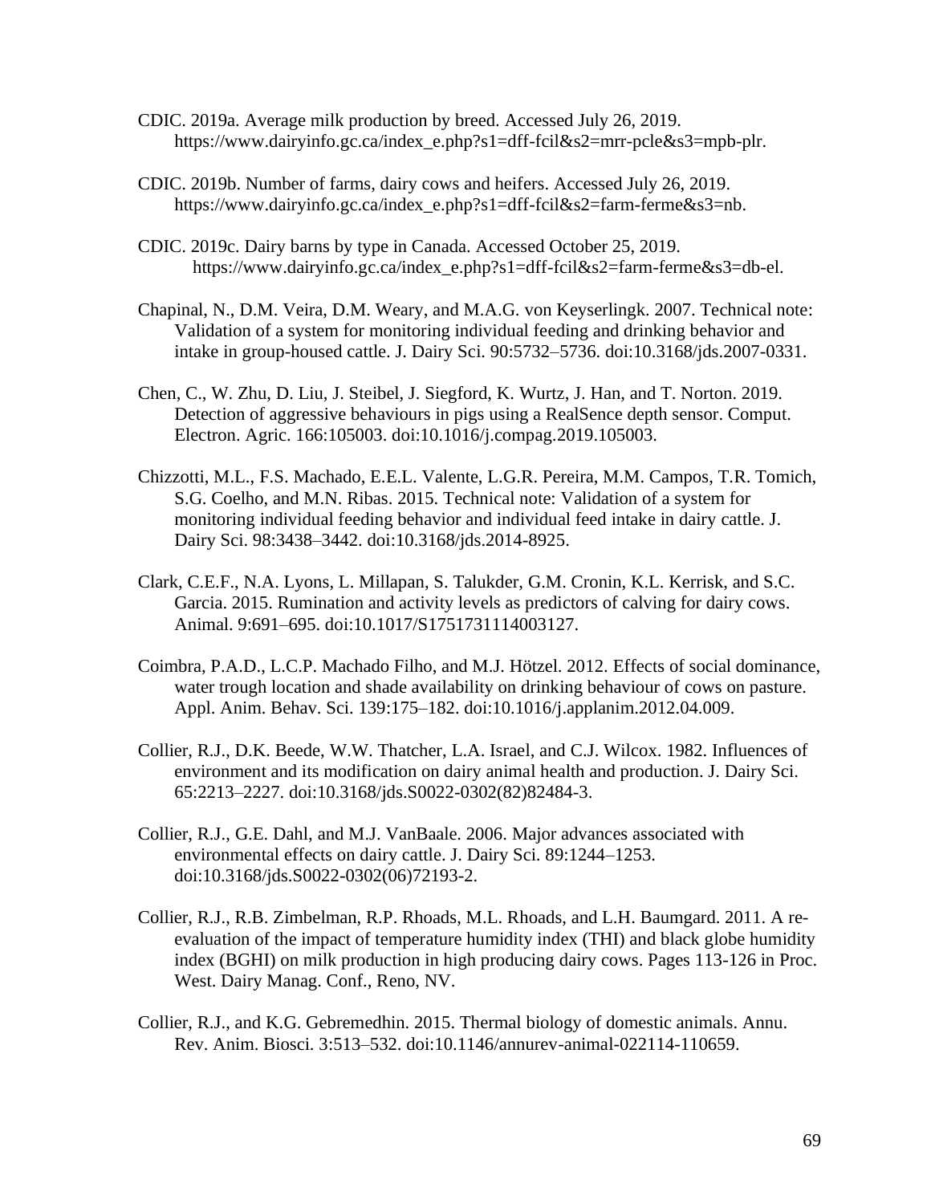CDIC. 2019a. Average milk production by breed. Accessed July 26, 2019. https://www.dairyinfo.gc.ca/index_e.php?s1=dff-fcil&s2=mrr-pcle&s3=mpb-plr.

CDIC. 2019b. Number of farms, dairy cows and heifers. Accessed July 26, 2019. https://www.dairyinfo.gc.ca/index_e.php?s1=dff-fcil&s2=farm-ferme&s3=nb.

CDIC. 2019c. Dairy barns by type in Canada. Accessed October 25, 2019. https://www.dairyinfo.gc.ca/index_e.php?s1=dff-fcil&s2=farm-ferme&s3=db-el.

Chapinal, N., D.M. Veira, D.M. Weary, and M.A.G. von Keyserlingk. 2007. Technical note: Validation of a system for monitoring individual feeding and drinking behavior and intake in group-housed cattle. J. Dairy Sci. 90:5732–5736. doi:10.3168/jds.2007-0331.

Chen, C., W. Zhu, D. Liu, J. Steibel, J. Siegford, K. Wurtz, J. Han, and T. Norton. 2019. Detection of aggressive behaviours in pigs using a RealSence depth sensor. Comput. Electron. Agric. 166:105003. doi:10.1016/j.compag.2019.105003.

Chizzotti, M.L., F.S. Machado, E.E.L. Valente, L.G.R. Pereira, M.M. Campos, T.R. Tomich, S.G. Coelho, and M.N. Ribas. 2015. Technical note: Validation of a system for monitoring individual feeding behavior and individual feed intake in dairy cattle. J. Dairy Sci. 98:3438–3442. doi:10.3168/jds.2014-8925.

Clark, C.E.F., N.A. Lyons, L. Millapan, S. Talukder, G.M. Cronin, K.L. Kerrisk, and S.C. Garcia. 2015. Rumination and activity levels as predictors of calving for dairy cows. Animal. 9:691–695. doi:10.1017/S1751731114003127.

Coimbra, P.A.D., L.C.P. Machado Filho, and M.J. Hötzel. 2012. Effects of social dominance, water trough location and shade availability on drinking behaviour of cows on pasture. Appl. Anim. Behav. Sci. 139:175–182. doi:10.1016/j.applanim.2012.04.009.

Collier, R.J., D.K. Beede, W.W. Thatcher, L.A. Israel, and C.J. Wilcox. 1982. Influences of environment and its modification on dairy animal health and production. J. Dairy Sci. 65:2213–2227. doi:10.3168/jds.S0022-0302(82)82484-3.

Collier, R.J., G.E. Dahl, and M.J. VanBaale. 2006. Major advances associated with environmental effects on dairy cattle. J. Dairy Sci. 89:1244–1253. doi:10.3168/jds.S0022-0302(06)72193-2.

Collier, R.J., R.B. Zimbelman, R.P. Rhoads, M.L. Rhoads, and L.H. Baumgard. 2011. A re-evaluation of the impact of temperature humidity index (THI) and black globe humidity index (BGHI) on milk production in high producing dairy cows. Pages 113-126 in Proc. West. Dairy Manag. Conf., Reno, NV.

Collier, R.J., and K.G. Gebremedhin. 2015. Thermal biology of domestic animals. Annu. Rev. Anim. Biosci. 3:513–532. doi:10.1146/annurev-animal-022114-110659.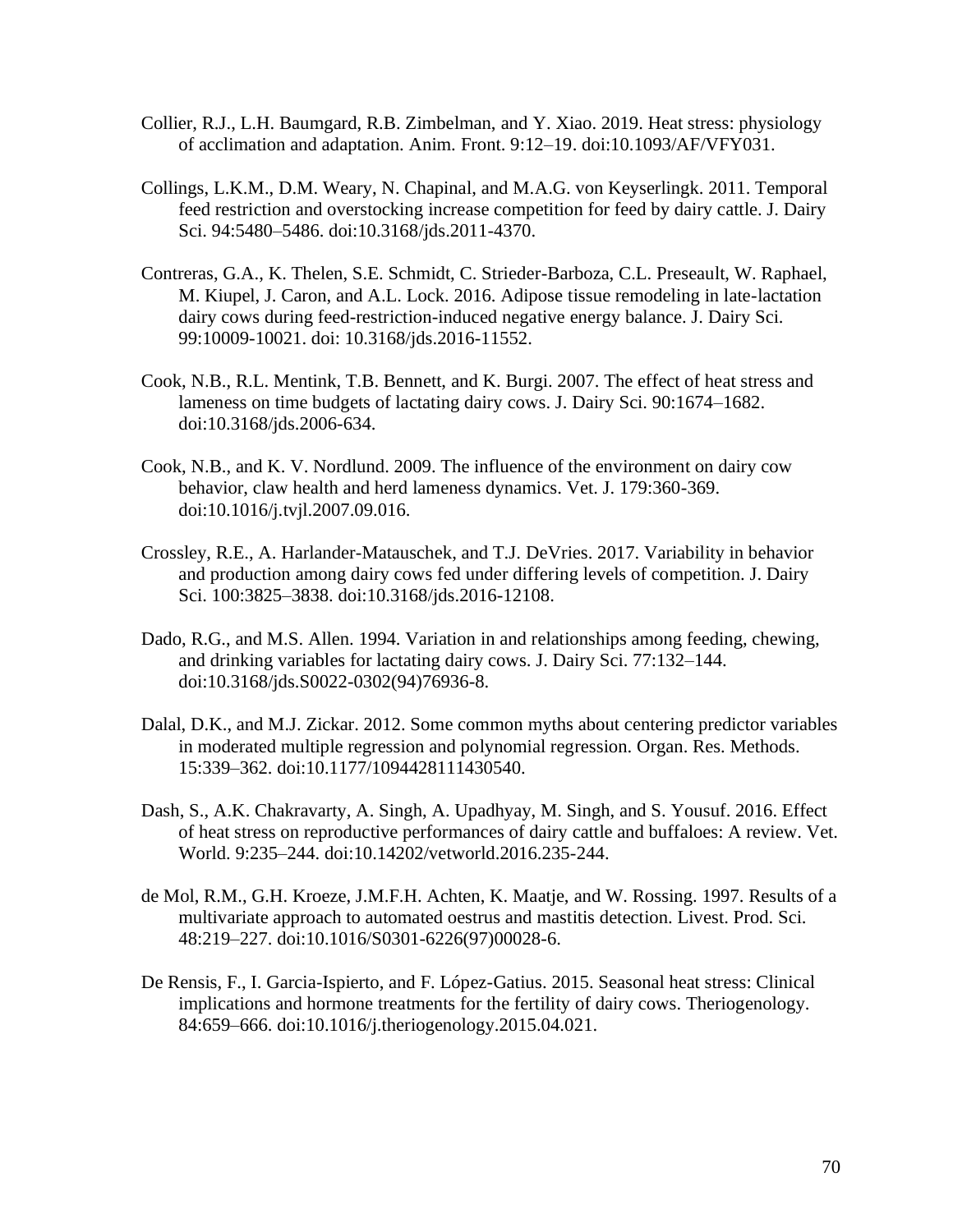Collier, R.J., L.H. Baumgard, R.B. Zimbelman, and Y. Xiao. 2019. Heat stress: physiology of acclimation and adaptation. Anim. Front. 9:12–19. doi:10.1093/AF/VFY031.

Collings, L.K.M., D.M. Weary, N. Chapinal, and M.A.G. von Keyserlingk. 2011. Temporal feed restriction and overstocking increase competition for feed by dairy cattle. J. Dairy Sci. 94:5480–5486. doi:10.3168/jds.2011-4370.

Contreras, G.A., K. Thelen, S.E. Schmidt, C. Strieder-Barboza, C.L. Preseault, W. Raphael, M. Kiupel, J. Caron, and A.L. Lock. 2016. Adipose tissue remodeling in late-lactation dairy cows during feed-restriction-induced negative energy balance. J. Dairy Sci. 99:10009-10021. doi: 10.3168/jds.2016-11552.

Cook, N.B., R.L. Mentink, T.B. Bennett, and K. Burgi. 2007. The effect of heat stress and lameness on time budgets of lactating dairy cows. J. Dairy Sci. 90:1674–1682. doi:10.3168/jds.2006-634.

Cook, N.B., and K. V. Nordlund. 2009. The influence of the environment on dairy cow behavior, claw health and herd lameness dynamics. Vet. J. 179:360-369. doi:10.1016/j.tvjl.2007.09.016.

Crossley, R.E., A. Harlander-Matauschek, and T.J. DeVries. 2017. Variability in behavior and production among dairy cows fed under differing levels of competition. J. Dairy Sci. 100:3825–3838. doi:10.3168/jds.2016-12108.

Dado, R.G., and M.S. Allen. 1994. Variation in and relationships among feeding, chewing, and drinking variables for lactating dairy cows. J. Dairy Sci. 77:132–144. doi:10.3168/jds.S0022-0302(94)76936-8.

Dalal, D.K., and M.J. Zickar. 2012. Some common myths about centering predictor variables in moderated multiple regression and polynomial regression. Organ. Res. Methods. 15:339–362. doi:10.1177/1094428111430540.

Dash, S., A.K. Chakravarty, A. Singh, A. Upadhyay, M. Singh, and S. Yousuf. 2016. Effect of heat stress on reproductive performances of dairy cattle and buffaloes: A review. Vet. World. 9:235–244. doi:10.14202/vetworld.2016.235-244.

de Mol, R.M., G.H. Kroeze, J.M.F.H. Achten, K. Maatje, and W. Rossing. 1997. Results of a multivariate approach to automated oestrus and mastitis detection. Livest. Prod. Sci. 48:219–227. doi:10.1016/S0301-6226(97)00028-6.

De Rensis, F., I. Garcia-Ispierto, and F. López-Gatius. 2015. Seasonal heat stress: Clinical implications and hormone treatments for the fertility of dairy cows. Theriogenology. 84:659–666. doi:10.1016/j.theriogenology.2015.04.021.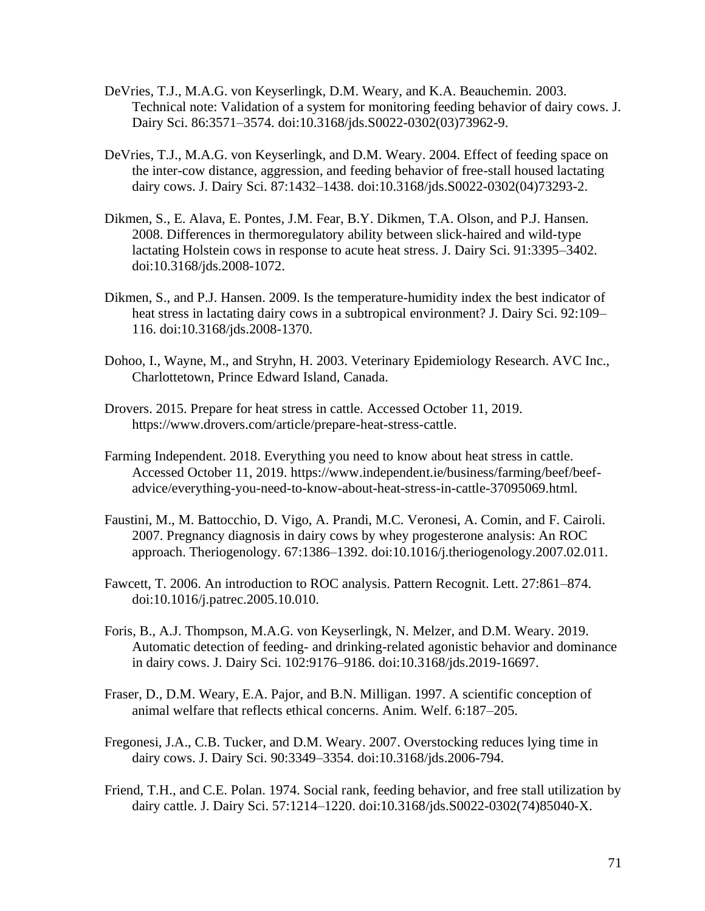DeVries, T.J., M.A.G. von Keyserlingk, D.M. Weary, and K.A. Beauchemin. 2003. Technical note: Validation of a system for monitoring feeding behavior of dairy cows. J. Dairy Sci. 86:3571–3574. doi:10.3168/jds.S0022-0302(03)73962-9.

DeVries, T.J., M.A.G. von Keyserlingk, and D.M. Weary. 2004. Effect of feeding space on the inter-cow distance, aggression, and feeding behavior of free-stall housed lactating dairy cows. J. Dairy Sci. 87:1432–1438. doi:10.3168/jds.S0022-0302(04)73293-2.

Dikmen, S., E. Alava, E. Pontes, J.M. Fear, B.Y. Dikmen, T.A. Olson, and P.J. Hansen. 2008. Differences in thermoregulatory ability between slick-haired and wild-type lactating Holstein cows in response to acute heat stress. J. Dairy Sci. 91:3395–3402. doi:10.3168/jds.2008-1072.

Dikmen, S., and P.J. Hansen. 2009. Is the temperature-humidity index the best indicator of heat stress in lactating dairy cows in a subtropical environment? J. Dairy Sci. 92:109–116. doi:10.3168/jds.2008-1370.

Dohoo, I., Wayne, M., and Stryhn, H. 2003. Veterinary Epidemiology Research. AVC Inc., Charlottetown, Prince Edward Island, Canada.

Drovers. 2015. Prepare for heat stress in cattle. Accessed October 11, 2019. https://www.drovers.com/article/prepare-heat-stress-cattle.

Farming Independent. 2018. Everything you need to know about heat stress in cattle. Accessed October 11, 2019. https://www.independent.ie/business/farming/beef/beef-advice/everything-you-need-to-know-about-heat-stress-in-cattle-37095069.html.

Faustini, M., M. Battocchio, D. Vigo, A. Prandi, M.C. Veronesi, A. Comin, and F. Cairoli. 2007. Pregnancy diagnosis in dairy cows by whey progesterone analysis: An ROC approach. Theriogenology. 67:1386–1392. doi:10.1016/j.theriogenology.2007.02.011.

Fawcett, T. 2006. An introduction to ROC analysis. Pattern Recognit. Lett. 27:861–874. doi:10.1016/j.patrec.2005.10.010.

Foris, B., A.J. Thompson, M.A.G. von Keyserlingk, N. Melzer, and D.M. Weary. 2019. Automatic detection of feeding- and drinking-related agonistic behavior and dominance in dairy cows. J. Dairy Sci. 102:9176–9186. doi:10.3168/jds.2019-16697.

Fraser, D., D.M. Weary, E.A. Pajor, and B.N. Milligan. 1997. A scientific conception of animal welfare that reflects ethical concerns. Anim. Welf. 6:187–205.

Fregonesi, J.A., C.B. Tucker, and D.M. Weary. 2007. Overstocking reduces lying time in dairy cows. J. Dairy Sci. 90:3349–3354. doi:10.3168/jds.2006-794.

Friend, T.H., and C.E. Polan. 1974. Social rank, feeding behavior, and free stall utilization by dairy cattle. J. Dairy Sci. 57:1214–1220. doi:10.3168/jds.S0022-0302(74)85040-X.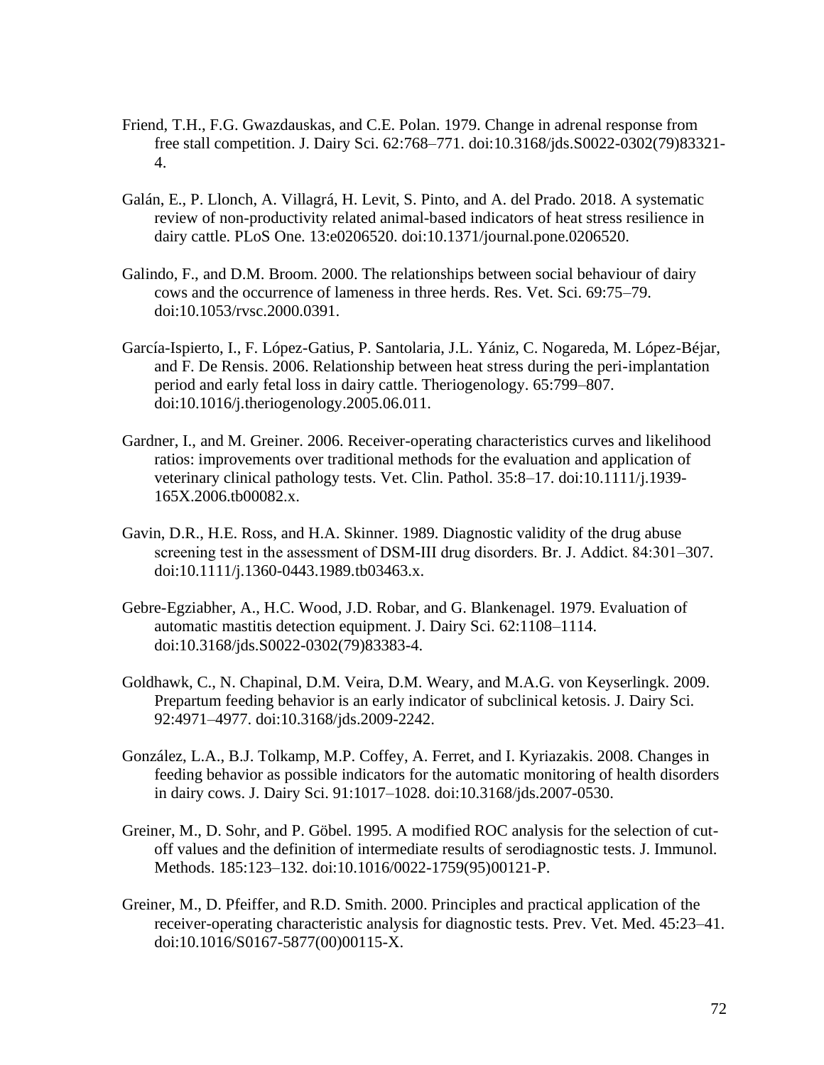Friend, T.H., F.G. Gwazdauskas, and C.E. Polan. 1979. Change in adrenal response from free stall competition. J. Dairy Sci. 62:768–771. doi:10.3168/jds.S0022-0302(79)83321-4.

Galán, E., P. Llonch, A. Villagrá, H. Levit, S. Pinto, and A. del Prado. 2018. A systematic review of non-productivity related animal-based indicators of heat stress resilience in dairy cattle. PLoS One. 13:e0206520. doi:10.1371/journal.pone.0206520.

Galindo, F., and D.M. Broom. 2000. The relationships between social behaviour of dairy cows and the occurrence of lameness in three herds. Res. Vet. Sci. 69:75–79. doi:10.1053/rvsc.2000.0391.

García-Ispierto, I., F. López-Gatius, P. Santolaria, J.L. Yániz, C. Nogareda, M. López-Béjar, and F. De Rensis. 2006. Relationship between heat stress during the peri-implantation period and early fetal loss in dairy cattle. Theriogenology. 65:799–807. doi:10.1016/j.theriogenology.2005.06.011.

Gardner, I., and M. Greiner. 2006. Receiver-operating characteristics curves and likelihood ratios: improvements over traditional methods for the evaluation and application of veterinary clinical pathology tests. Vet. Clin. Pathol. 35:8–17. doi:10.1111/j.1939-165X.2006.tb00082.x.

Gavin, D.R., H.E. Ross, and H.A. Skinner. 1989. Diagnostic validity of the drug abuse screening test in the assessment of DSM-III drug disorders. Br. J. Addict. 84:301–307. doi:10.1111/j.1360-0443.1989.tb03463.x.

Gebre-Egziabher, A., H.C. Wood, J.D. Robar, and G. Blankenagel. 1979. Evaluation of automatic mastitis detection equipment. J. Dairy Sci. 62:1108–1114. doi:10.3168/jds.S0022-0302(79)83383-4.

Goldhawk, C., N. Chapinal, D.M. Veira, D.M. Weary, and M.A.G. von Keyserlingk. 2009. Prepartum feeding behavior is an early indicator of subclinical ketosis. J. Dairy Sci. 92:4971–4977. doi:10.3168/jds.2009-2242.

González, L.A., B.J. Tolkamp, M.P. Coffey, A. Ferret, and I. Kyriazakis. 2008. Changes in feeding behavior as possible indicators for the automatic monitoring of health disorders in dairy cows. J. Dairy Sci. 91:1017–1028. doi:10.3168/jds.2007-0530.

Greiner, M., D. Sohr, and P. Göbel. 1995. A modified ROC analysis for the selection of cut-off values and the definition of intermediate results of serodiagnostic tests. J. Immunol. Methods. 185:123–132. doi:10.1016/0022-1759(95)00121-P.

Greiner, M., D. Pfeiffer, and R.D. Smith. 2000. Principles and practical application of the receiver-operating characteristic analysis for diagnostic tests. Prev. Vet. Med. 45:23–41. doi:10.1016/S0167-5877(00)00115-X.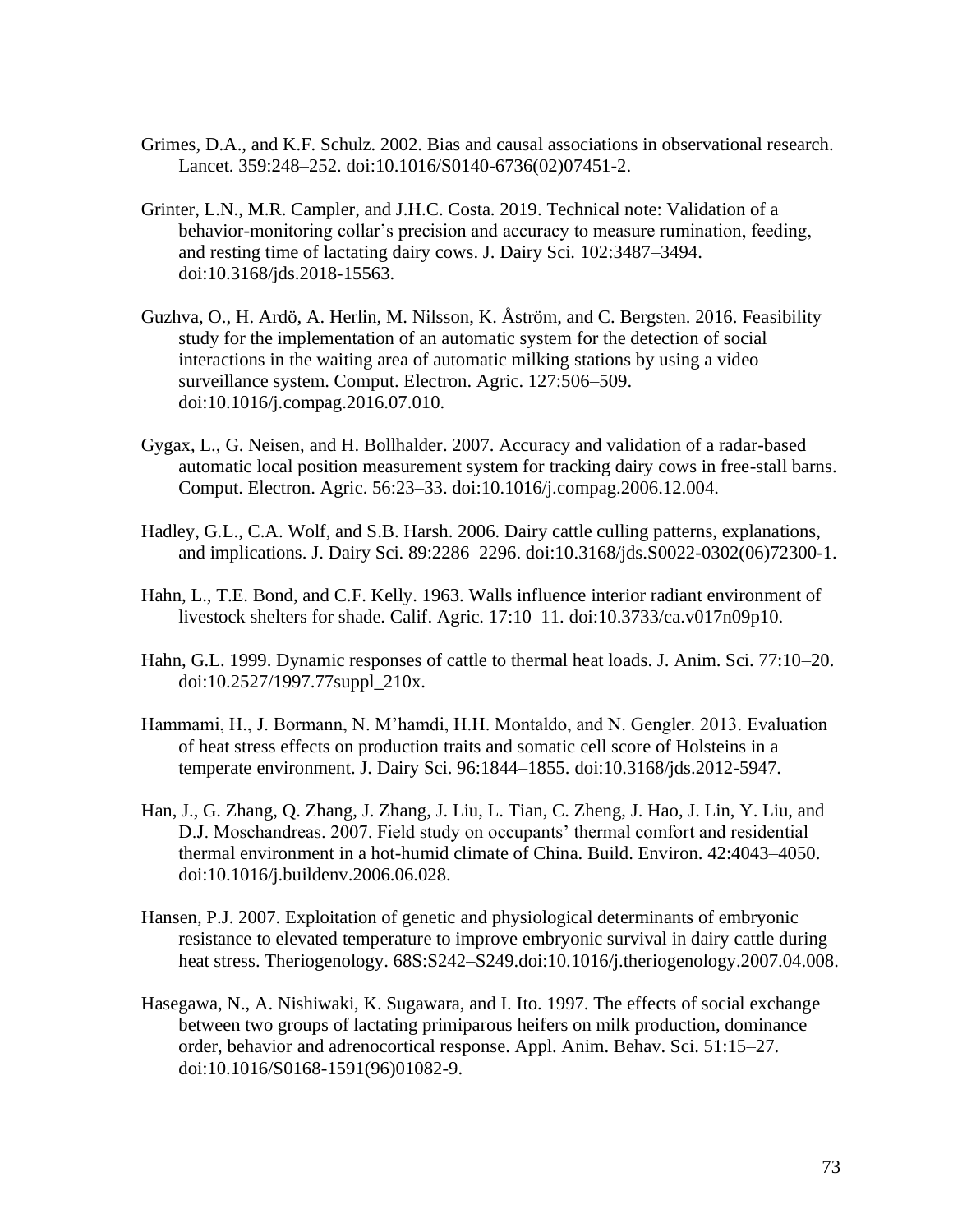Grimes, D.A., and K.F. Schulz. 2002. Bias and causal associations in observational research. Lancet. 359:248–252. doi:10.1016/S0140-6736(02)07451-2.

Grinter, L.N., M.R. Campler, and J.H.C. Costa. 2019. Technical note: Validation of a behavior-monitoring collar's precision and accuracy to measure rumination, feeding, and resting time of lactating dairy cows. J. Dairy Sci. 102:3487–3494. doi:10.3168/jds.2018-15563.

Guzhva, O., H. Ardö, A. Herlin, M. Nilsson, K. Åström, and C. Bergsten. 2016. Feasibility study for the implementation of an automatic system for the detection of social interactions in the waiting area of automatic milking stations by using a video surveillance system. Comput. Electron. Agric. 127:506–509. doi:10.1016/j.compag.2016.07.010.

Gygax, L., G. Neisen, and H. Bollhalder. 2007. Accuracy and validation of a radar-based automatic local position measurement system for tracking dairy cows in free-stall barns. Comput. Electron. Agric. 56:23–33. doi:10.1016/j.compag.2006.12.004.

Hadley, G.L., C.A. Wolf, and S.B. Harsh. 2006. Dairy cattle culling patterns, explanations, and implications. J. Dairy Sci. 89:2286–2296. doi:10.3168/jds.S0022-0302(06)72300-1.

Hahn, L., T.E. Bond, and C.F. Kelly. 1963. Walls influence interior radiant environment of livestock shelters for shade. Calif. Agric. 17:10–11. doi:10.3733/ca.v017n09p10.

Hahn, G.L. 1999. Dynamic responses of cattle to thermal heat loads. J. Anim. Sci. 77:10–20. doi:10.2527/1997.77suppl_210x.

Hammami, H., J. Bormann, N. M'hamdi, H.H. Montaldo, and N. Gengler. 2013. Evaluation of heat stress effects on production traits and somatic cell score of Holsteins in a temperate environment. J. Dairy Sci. 96:1844–1855. doi:10.3168/jds.2012-5947.

Han, J., G. Zhang, Q. Zhang, J. Zhang, J. Liu, L. Tian, C. Zheng, J. Hao, J. Lin, Y. Liu, and D.J. Moschandreas. 2007. Field study on occupants' thermal comfort and residential thermal environment in a hot-humid climate of China. Build. Environ. 42:4043–4050. doi:10.1016/j.buildenv.2006.06.028.

Hansen, P.J. 2007. Exploitation of genetic and physiological determinants of embryonic resistance to elevated temperature to improve embryonic survival in dairy cattle during heat stress. Theriogenology. 68S:S242–S249.doi:10.1016/j.theriogenology.2007.04.008.

Hasegawa, N., A. Nishiwaki, K. Sugawara, and I. Ito. 1997. The effects of social exchange between two groups of lactating primiparous heifers on milk production, dominance order, behavior and adrenocortical response. Appl. Anim. Behav. Sci. 51:15–27. doi:10.1016/S0168-1591(96)01082-9.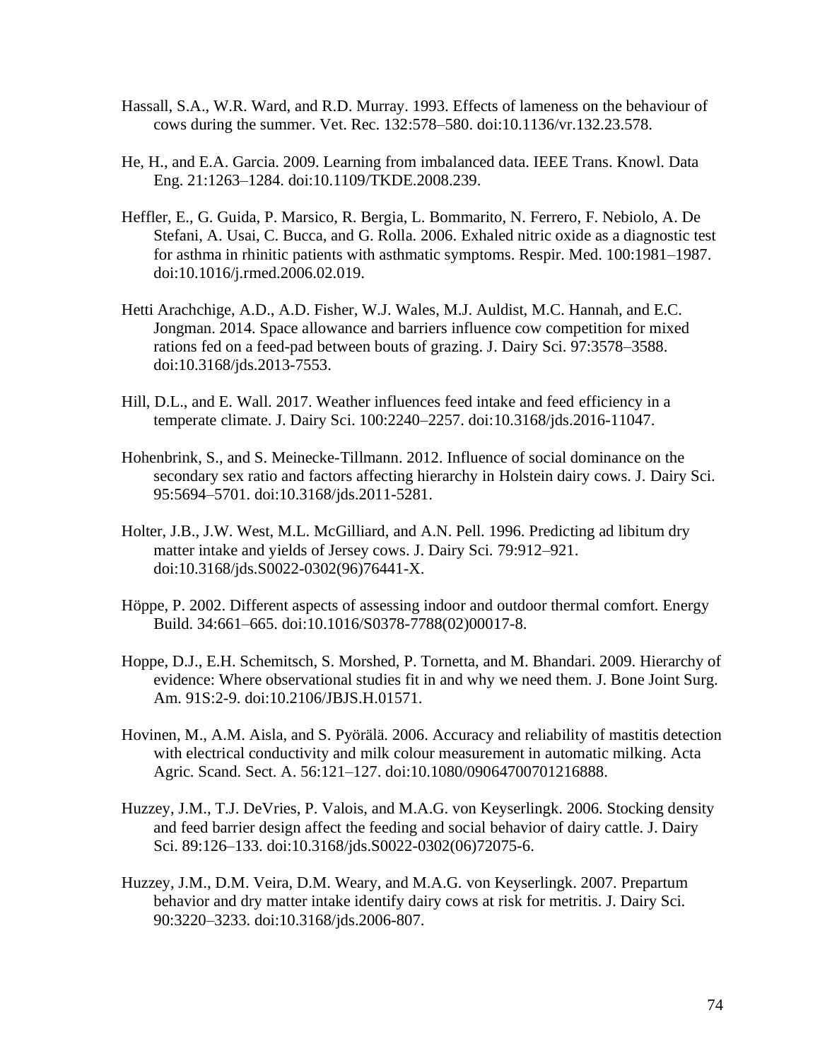Hassall, S.A., W.R. Ward, and R.D. Murray. 1993. Effects of lameness on the behaviour of cows during the summer. Vet. Rec. 132:578–580. doi:10.1136/vr.132.23.578.

He, H., and E.A. Garcia. 2009. Learning from imbalanced data. IEEE Trans. Knowl. Data Eng. 21:1263–1284. doi:10.1109/TKDE.2008.239.

Heffler, E., G. Guida, P. Marsico, R. Bergia, L. Bommarito, N. Ferrero, F. Nebiolo, A. De Stefani, A. Usai, C. Bucca, and G. Rolla. 2006. Exhaled nitric oxide as a diagnostic test for asthma in rhinitic patients with asthmatic symptoms. Respir. Med. 100:1981–1987. doi:10.1016/j.rmed.2006.02.019.

Hetti Arachchige, A.D., A.D. Fisher, W.J. Wales, M.J. Auldist, M.C. Hannah, and E.C. Jongman. 2014. Space allowance and barriers influence cow competition for mixed rations fed on a feed-pad between bouts of grazing. J. Dairy Sci. 97:3578–3588. doi:10.3168/jds.2013-7553.

Hill, D.L., and E. Wall. 2017. Weather influences feed intake and feed efficiency in a temperate climate. J. Dairy Sci. 100:2240–2257. doi:10.3168/jds.2016-11047.

Hohenbrink, S., and S. Meinecke-Tillmann. 2012. Influence of social dominance on the secondary sex ratio and factors affecting hierarchy in Holstein dairy cows. J. Dairy Sci. 95:5694–5701. doi:10.3168/jds.2011-5281.

Holter, J.B., J.W. West, M.L. McGilliard, and A.N. Pell. 1996. Predicting ad libitum dry matter intake and yields of Jersey cows. J. Dairy Sci. 79:912–921. doi:10.3168/jds.S0022-0302(96)76441-X.

Höppe, P. 2002. Different aspects of assessing indoor and outdoor thermal comfort. Energy Build. 34:661–665. doi:10.1016/S0378-7788(02)00017-8.

Hoppe, D.J., E.H. Schemitsch, S. Morshed, P. Tornetta, and M. Bhandari. 2009. Hierarchy of evidence: Where observational studies fit in and why we need them. J. Bone Joint Surg. Am. 91S:2-9. doi:10.2106/JBJS.H.01571.

Hovinen, M., A.M. Aisla, and S. Pyörälä. 2006. Accuracy and reliability of mastitis detection with electrical conductivity and milk colour measurement in automatic milking. Acta Agric. Scand. Sect. A. 56:121–127. doi:10.1080/09064700701216888.

Huzzey, J.M., T.J. DeVries, P. Valois, and M.A.G. von Keyserlingk. 2006. Stocking density and feed barrier design affect the feeding and social behavior of dairy cattle. J. Dairy Sci. 89:126–133. doi:10.3168/jds.S0022-0302(06)72075-6.

Huzzey, J.M., D.M. Veira, D.M. Weary, and M.A.G. von Keyserlingk. 2007. Prepartum behavior and dry matter intake identify dairy cows at risk for metritis. J. Dairy Sci. 90:3220–3233. doi:10.3168/jds.2006-807.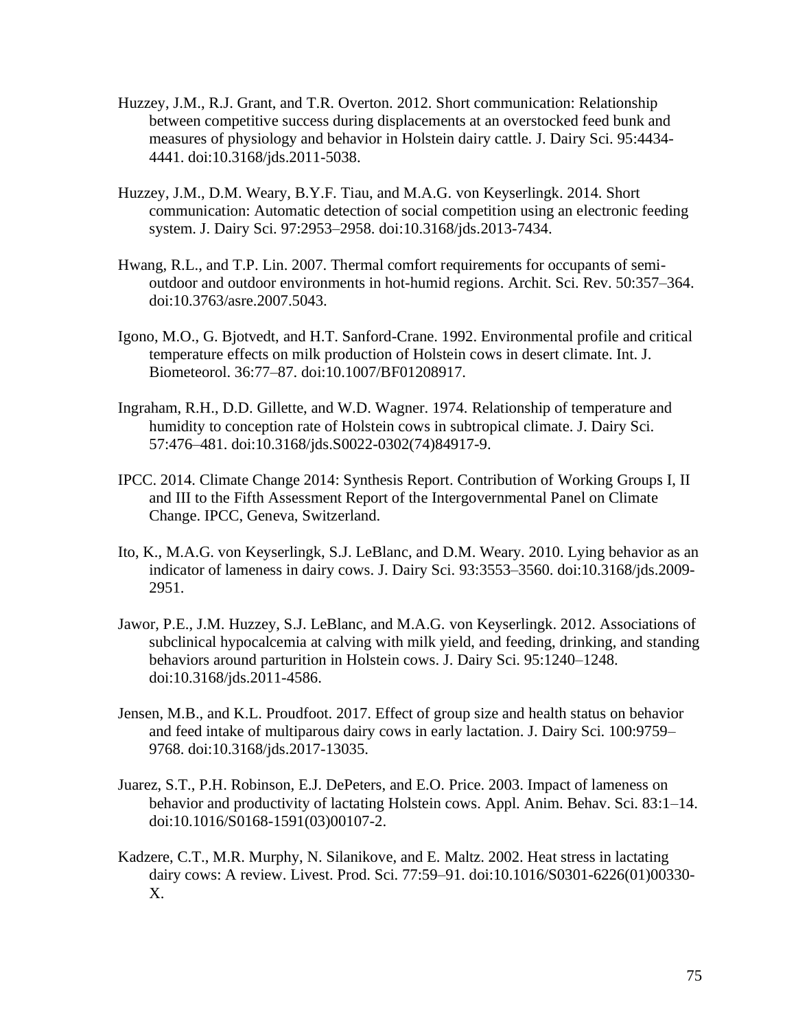Huzzey, J.M., R.J. Grant, and T.R. Overton. 2012. Short communication: Relationship between competitive success during displacements at an overstocked feed bunk and measures of physiology and behavior in Holstein dairy cattle. J. Dairy Sci. 95:4434-4441. doi:10.3168/jds.2011-5038.

Huzzey, J.M., D.M. Weary, B.Y.F. Tiau, and M.A.G. von Keyserlingk. 2014. Short communication: Automatic detection of social competition using an electronic feeding system. J. Dairy Sci. 97:2953–2958. doi:10.3168/jds.2013-7434.

Hwang, R.L., and T.P. Lin. 2007. Thermal comfort requirements for occupants of semi-outdoor and outdoor environments in hot-humid regions. Archit. Sci. Rev. 50:357–364. doi:10.3763/asre.2007.5043.

Igono, M.O., G. Bjotvedt, and H.T. Sanford-Crane. 1992. Environmental profile and critical temperature effects on milk production of Holstein cows in desert climate. Int. J. Biometeorol. 36:77–87. doi:10.1007/BF01208917.

Ingraham, R.H., D.D. Gillette, and W.D. Wagner. 1974. Relationship of temperature and humidity to conception rate of Holstein cows in subtropical climate. J. Dairy Sci. 57:476–481. doi:10.3168/jds.S0022-0302(74)84917-9.

IPCC. 2014. Climate Change 2014: Synthesis Report. Contribution of Working Groups I, II and III to the Fifth Assessment Report of the Intergovernmental Panel on Climate Change. IPCC, Geneva, Switzerland.

Ito, K., M.A.G. von Keyserlingk, S.J. LeBlanc, and D.M. Weary. 2010. Lying behavior as an indicator of lameness in dairy cows. J. Dairy Sci. 93:3553–3560. doi:10.3168/jds.2009-2951.

Jawor, P.E., J.M. Huzzey, S.J. LeBlanc, and M.A.G. von Keyserlingk. 2012. Associations of subclinical hypocalcemia at calving with milk yield, and feeding, drinking, and standing behaviors around parturition in Holstein cows. J. Dairy Sci. 95:1240–1248. doi:10.3168/jds.2011-4586.

Jensen, M.B., and K.L. Proudfoot. 2017. Effect of group size and health status on behavior and feed intake of multiparous dairy cows in early lactation. J. Dairy Sci. 100:9759–9768. doi:10.3168/jds.2017-13035.

Juarez, S.T., P.H. Robinson, E.J. DePeters, and E.O. Price. 2003. Impact of lameness on behavior and productivity of lactating Holstein cows. Appl. Anim. Behav. Sci. 83:1–14. doi:10.1016/S0168-1591(03)00107-2.

Kadzere, C.T., M.R. Murphy, N. Silanikove, and E. Maltz. 2002. Heat stress in lactating dairy cows: A review. Livest. Prod. Sci. 77:59–91. doi:10.1016/S0301-6226(01)00330-X.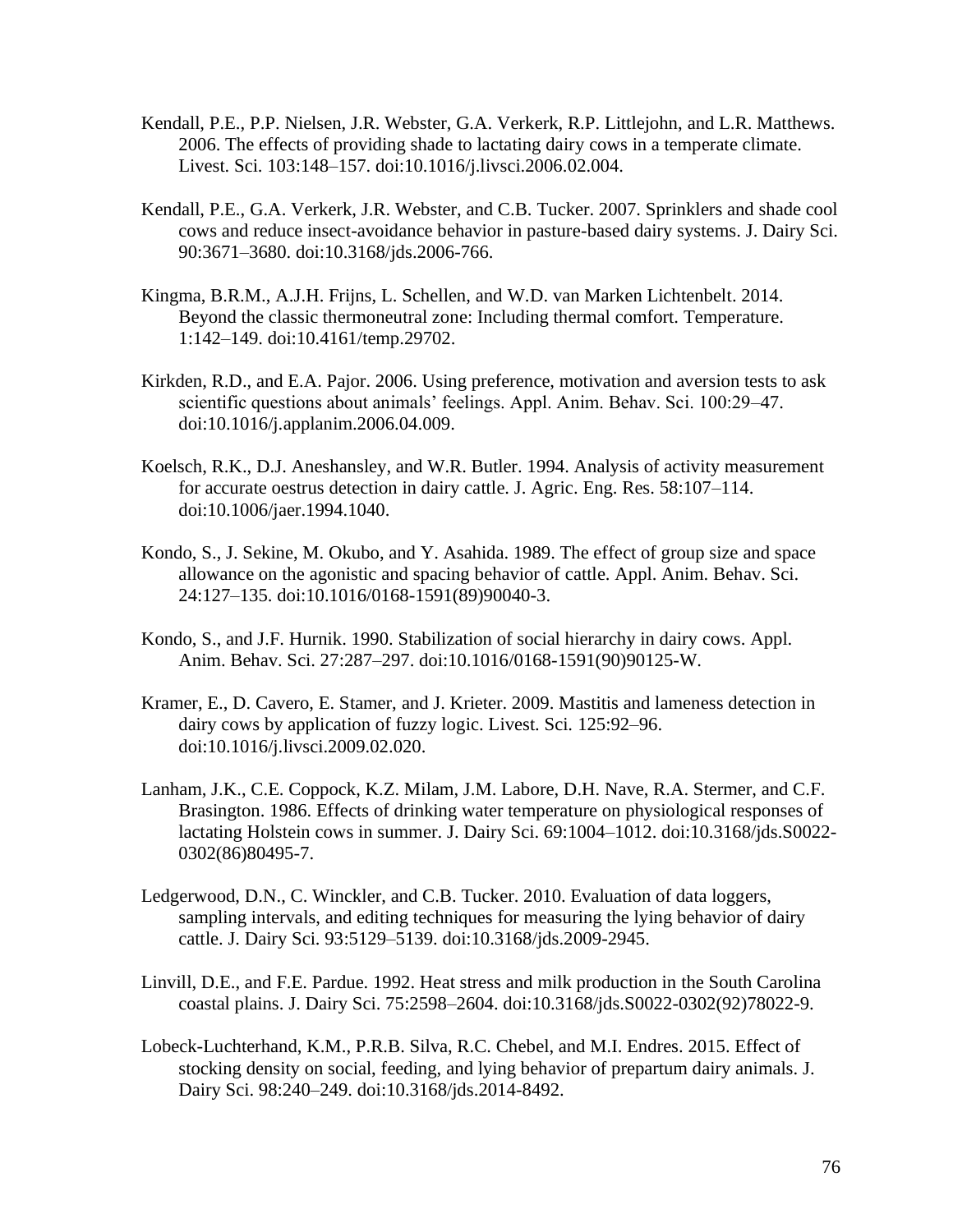Kendall, P.E., P.P. Nielsen, J.R. Webster, G.A. Verkerk, R.P. Littlejohn, and L.R. Matthews. 2006. The effects of providing shade to lactating dairy cows in a temperate climate. Livest. Sci. 103:148–157. doi:10.1016/j.livsci.2006.02.004.

Kendall, P.E., G.A. Verkerk, J.R. Webster, and C.B. Tucker. 2007. Sprinklers and shade cool cows and reduce insect-avoidance behavior in pasture-based dairy systems. J. Dairy Sci. 90:3671–3680. doi:10.3168/jds.2006-766.

Kingma, B.R.M., A.J.H. Frijns, L. Schellen, and W.D. van Marken Lichtenbelt. 2014. Beyond the classic thermoneutral zone: Including thermal comfort. Temperature. 1:142–149. doi:10.4161/temp.29702.

Kirkden, R.D., and E.A. Pajor. 2006. Using preference, motivation and aversion tests to ask scientific questions about animals' feelings. Appl. Anim. Behav. Sci. 100:29–47. doi:10.1016/j.applanim.2006.04.009.

Koelsch, R.K., D.J. Aneshansley, and W.R. Butler. 1994. Analysis of activity measurement for accurate oestrus detection in dairy cattle. J. Agric. Eng. Res. 58:107–114. doi:10.1006/jaer.1994.1040.

Kondo, S., J. Sekine, M. Okubo, and Y. Asahida. 1989. The effect of group size and space allowance on the agonistic and spacing behavior of cattle. Appl. Anim. Behav. Sci. 24:127–135. doi:10.1016/0168-1591(89)90040-3.

Kondo, S., and J.F. Hurnik. 1990. Stabilization of social hierarchy in dairy cows. Appl. Anim. Behav. Sci. 27:287–297. doi:10.1016/0168-1591(90)90125-W.

Kramer, E., D. Cavero, E. Stamer, and J. Krieter. 2009. Mastitis and lameness detection in dairy cows by application of fuzzy logic. Livest. Sci. 125:92–96. doi:10.1016/j.livsci.2009.02.020.

Lanham, J.K., C.E. Coppock, K.Z. Milam, J.M. Labore, D.H. Nave, R.A. Stermer, and C.F. Brasington. 1986. Effects of drinking water temperature on physiological responses of lactating Holstein cows in summer. J. Dairy Sci. 69:1004–1012. doi:10.3168/jds.S0022-0302(86)80495-7.

Ledgerwood, D.N., C. Winckler, and C.B. Tucker. 2010. Evaluation of data loggers, sampling intervals, and editing techniques for measuring the lying behavior of dairy cattle. J. Dairy Sci. 93:5129–5139. doi:10.3168/jds.2009-2945.

Linvill, D.E., and F.E. Pardue. 1992. Heat stress and milk production in the South Carolina coastal plains. J. Dairy Sci. 75:2598–2604. doi:10.3168/jds.S0022-0302(92)78022-9.

Lobeck-Luchterhand, K.M., P.R.B. Silva, R.C. Chebel, and M.I. Endres. 2015. Effect of stocking density on social, feeding, and lying behavior of prepartum dairy animals. J. Dairy Sci. 98:240–249. doi:10.3168/jds.2014-8492.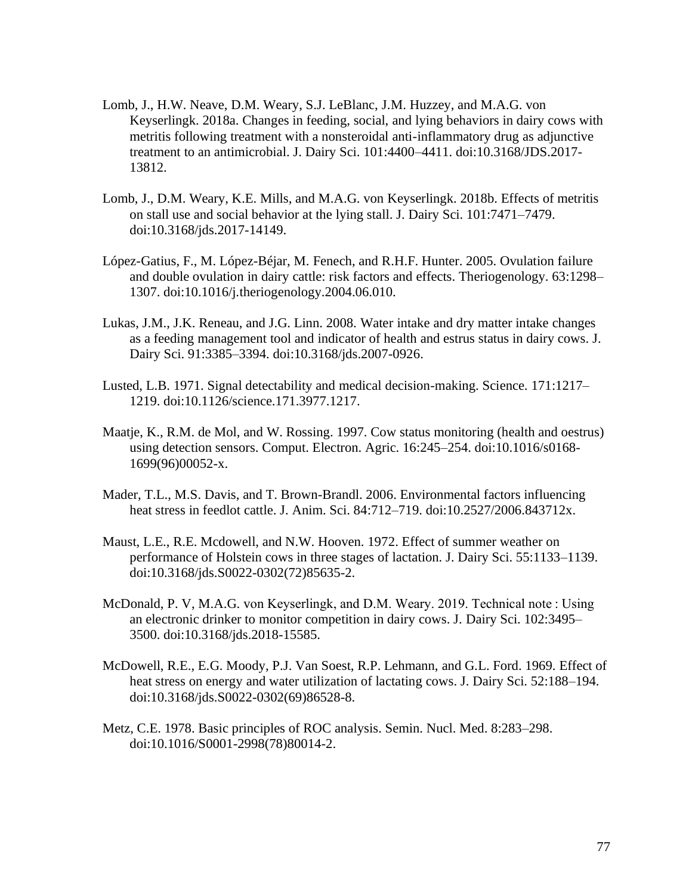Lomb, J., H.W. Neave, D.M. Weary, S.J. LeBlanc, J.M. Huzzey, and M.A.G. von Keyserlingk. 2018a. Changes in feeding, social, and lying behaviors in dairy cows with metritis following treatment with a nonsteroidal anti-inflammatory drug as adjunctive treatment to an antimicrobial. J. Dairy Sci. 101:4400–4411. doi:10.3168/JDS.2017-13812.

Lomb, J., D.M. Weary, K.E. Mills, and M.A.G. von Keyserlingk. 2018b. Effects of metritis on stall use and social behavior at the lying stall. J. Dairy Sci. 101:7471–7479. doi:10.3168/jds.2017-14149.

López-Gatius, F., M. López-Béjar, M. Fenech, and R.H.F. Hunter. 2005. Ovulation failure and double ovulation in dairy cattle: risk factors and effects. Theriogenology. 63:1298–1307. doi:10.1016/j.theriogenology.2004.06.010.

Lukas, J.M., J.K. Reneau, and J.G. Linn. 2008. Water intake and dry matter intake changes as a feeding management tool and indicator of health and estrus status in dairy cows. J. Dairy Sci. 91:3385–3394. doi:10.3168/jds.2007-0926.

Lusted, L.B. 1971. Signal detectability and medical decision-making. Science. 171:1217–1219. doi:10.1126/science.171.3977.1217.

Maatje, K., R.M. de Mol, and W. Rossing. 1997. Cow status monitoring (health and oestrus) using detection sensors. Comput. Electron. Agric. 16:245–254. doi:10.1016/s0168-1699(96)00052-x.

Mader, T.L., M.S. Davis, and T. Brown-Brandl. 2006. Environmental factors influencing heat stress in feedlot cattle. J. Anim. Sci. 84:712–719. doi:10.2527/2006.843712x.

Maust, L.E., R.E. Mcdowell, and N.W. Hooven. 1972. Effect of summer weather on performance of Holstein cows in three stages of lactation. J. Dairy Sci. 55:1133–1139. doi:10.3168/jds.S0022-0302(72)85635-2.

McDonald, P. V, M.A.G. von Keyserlingk, and D.M. Weary. 2019. Technical note : Using an electronic drinker to monitor competition in dairy cows. J. Dairy Sci. 102:3495–3500. doi:10.3168/jds.2018-15585.

McDowell, R.E., E.G. Moody, P.J. Van Soest, R.P. Lehmann, and G.L. Ford. 1969. Effect of heat stress on energy and water utilization of lactating cows. J. Dairy Sci. 52:188–194. doi:10.3168/jds.S0022-0302(69)86528-8.

Metz, C.E. 1978. Basic principles of ROC analysis. Semin. Nucl. Med. 8:283–298. doi:10.1016/S0001-2998(78)80014-2.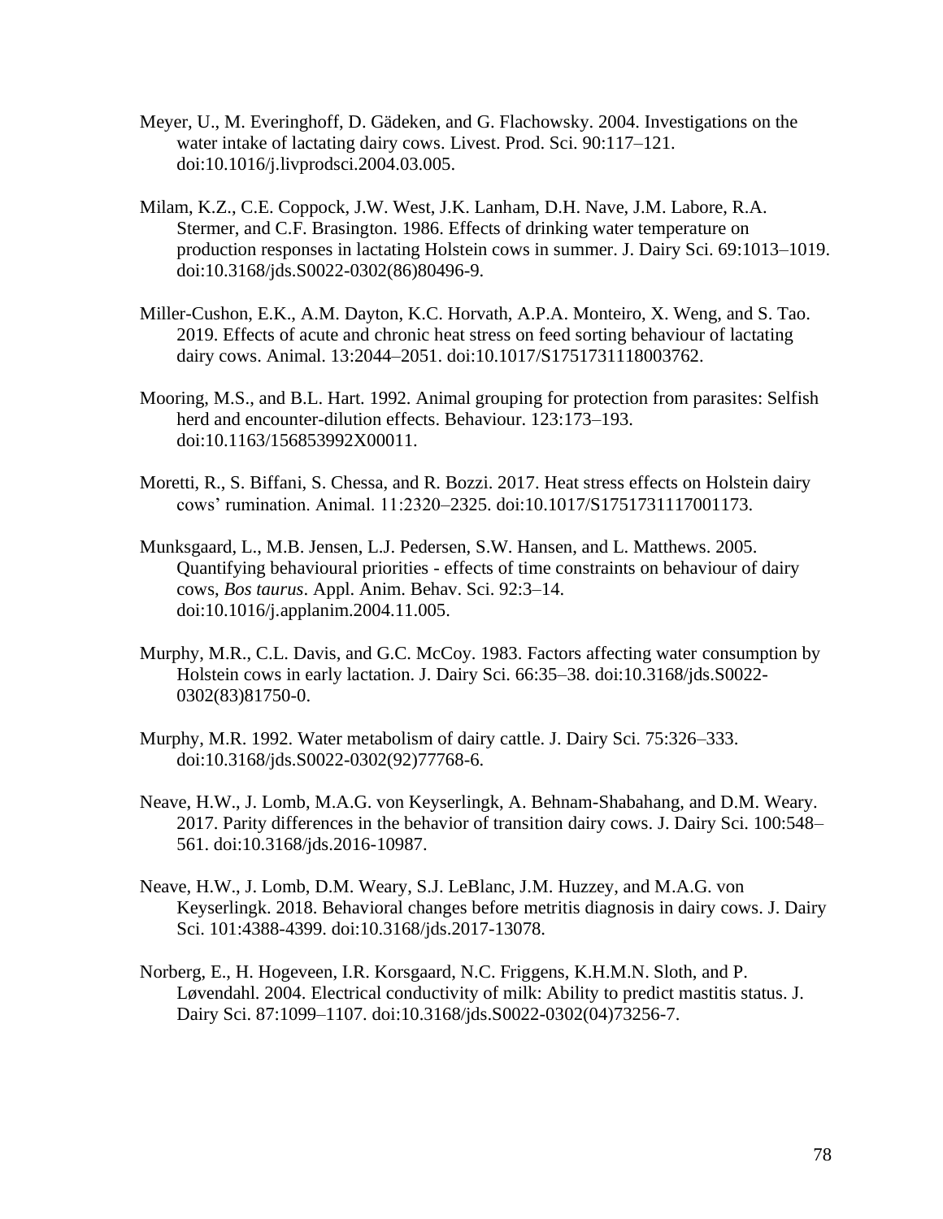Meyer, U., M. Everinghoff, D. Gädeken, and G. Flachowsky. 2004. Investigations on the water intake of lactating dairy cows. Livest. Prod. Sci. 90:117–121. doi:10.1016/j.livprodsci.2004.03.005.

Milam, K.Z., C.E. Coppock, J.W. West, J.K. Lanham, D.H. Nave, J.M. Labore, R.A. Stermer, and C.F. Brasington. 1986. Effects of drinking water temperature on production responses in lactating Holstein cows in summer. J. Dairy Sci. 69:1013–1019. doi:10.3168/jds.S0022-0302(86)80496-9.

Miller-Cushon, E.K., A.M. Dayton, K.C. Horvath, A.P.A. Monteiro, X. Weng, and S. Tao. 2019. Effects of acute and chronic heat stress on feed sorting behaviour of lactating dairy cows. Animal. 13:2044–2051. doi:10.1017/S1751731118003762.

Mooring, M.S., and B.L. Hart. 1992. Animal grouping for protection from parasites: Selfish herd and encounter-dilution effects. Behaviour. 123:173–193. doi:10.1163/156853992X00011.

Moretti, R., S. Biffani, S. Chessa, and R. Bozzi. 2017. Heat stress effects on Holstein dairy cows' rumination. Animal. 11:2320–2325. doi:10.1017/S1751731117001173.

Munksgaard, L., M.B. Jensen, L.J. Pedersen, S.W. Hansen, and L. Matthews. 2005. Quantifying behavioural priorities - effects of time constraints on behaviour of dairy cows, *Bos taurus*. Appl. Anim. Behav. Sci. 92:3–14. doi:10.1016/j.applanim.2004.11.005.

Murphy, M.R., C.L. Davis, and G.C. McCoy. 1983. Factors affecting water consumption by Holstein cows in early lactation. J. Dairy Sci. 66:35–38. doi:10.3168/jds.S0022-0302(83)81750-0.

Murphy, M.R. 1992. Water metabolism of dairy cattle. J. Dairy Sci. 75:326–333. doi:10.3168/jds.S0022-0302(92)77768-6.

Neave, H.W., J. Lomb, M.A.G. von Keyserlingk, A. Behnam-Shabahang, and D.M. Weary. 2017. Parity differences in the behavior of transition dairy cows. J. Dairy Sci. 100:548–561. doi:10.3168/jds.2016-10987.

Neave, H.W., J. Lomb, D.M. Weary, S.J. LeBlanc, J.M. Huzzey, and M.A.G. von Keyserlingk. 2018. Behavioral changes before metritis diagnosis in dairy cows. J. Dairy Sci. 101:4388-4399. doi:10.3168/jds.2017-13078.

Norberg, E., H. Hogeveen, I.R. Korsgaard, N.C. Friggens, K.H.M.N. Sloth, and P. Løvendahl. 2004. Electrical conductivity of milk: Ability to predict mastitis status. J. Dairy Sci. 87:1099–1107. doi:10.3168/jds.S0022-0302(04)73256-7.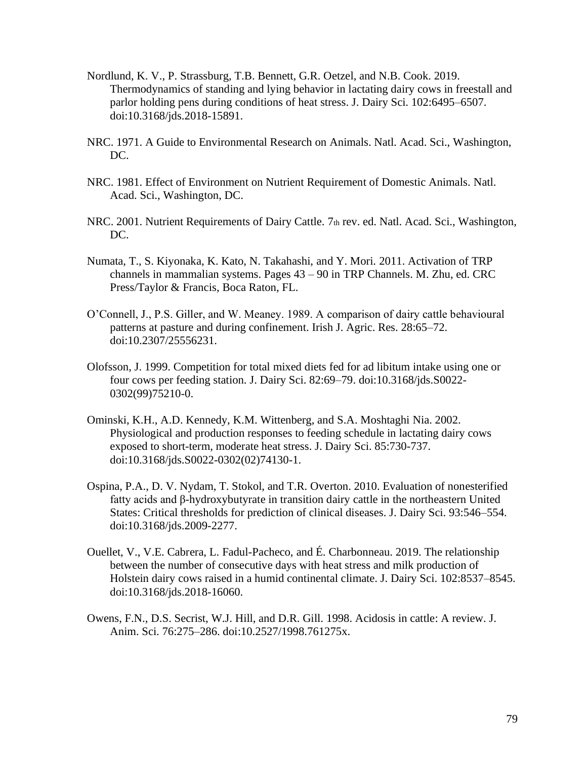Nordlund, K. V., P. Strassburg, T.B. Bennett, G.R. Oetzel, and N.B. Cook. 2019. Thermodynamics of standing and lying behavior in lactating dairy cows in freestall and parlor holding pens during conditions of heat stress. J. Dairy Sci. 102:6495–6507. doi:10.3168/jds.2018-15891.

NRC. 1971. A Guide to Environmental Research on Animals. Natl. Acad. Sci., Washington, DC.

NRC. 1981. Effect of Environment on Nutrient Requirement of Domestic Animals. Natl. Acad. Sci., Washington, DC.

NRC. 2001. Nutrient Requirements of Dairy Cattle. 7th rev. ed. Natl. Acad. Sci., Washington, DC.

Numata, T., S. Kiyonaka, K. Kato, N. Takahashi, and Y. Mori. 2011. Activation of TRP channels in mammalian systems. Pages 43 – 90 in TRP Channels. M. Zhu, ed. CRC Press/Taylor & Francis, Boca Raton, FL.

O'Connell, J., P.S. Giller, and W. Meaney. 1989. A comparison of dairy cattle behavioural patterns at pasture and during confinement. Irish J. Agric. Res. 28:65–72. doi:10.2307/25556231.

Olofsson, J. 1999. Competition for total mixed diets fed for ad libitum intake using one or four cows per feeding station. J. Dairy Sci. 82:69–79. doi:10.3168/jds.S0022-0302(99)75210-0.

Ominski, K.H., A.D. Kennedy, K.M. Wittenberg, and S.A. Moshtaghi Nia. 2002. Physiological and production responses to feeding schedule in lactating dairy cows exposed to short-term, moderate heat stress. J. Dairy Sci. 85:730-737. doi:10.3168/jds.S0022-0302(02)74130-1.

Ospina, P.A., D. V. Nydam, T. Stokol, and T.R. Overton. 2010. Evaluation of nonesterified fatty acids and β-hydroxybutyrate in transition dairy cattle in the northeastern United States: Critical thresholds for prediction of clinical diseases. J. Dairy Sci. 93:546–554. doi:10.3168/jds.2009-2277.

Ouellet, V., V.E. Cabrera, L. Fadul-Pacheco, and É. Charbonneau. 2019. The relationship between the number of consecutive days with heat stress and milk production of Holstein dairy cows raised in a humid continental climate. J. Dairy Sci. 102:8537–8545. doi:10.3168/jds.2018-16060.

Owens, F.N., D.S. Secrist, W.J. Hill, and D.R. Gill. 1998. Acidosis in cattle: A review. J. Anim. Sci. 76:275–286. doi:10.2527/1998.761275x.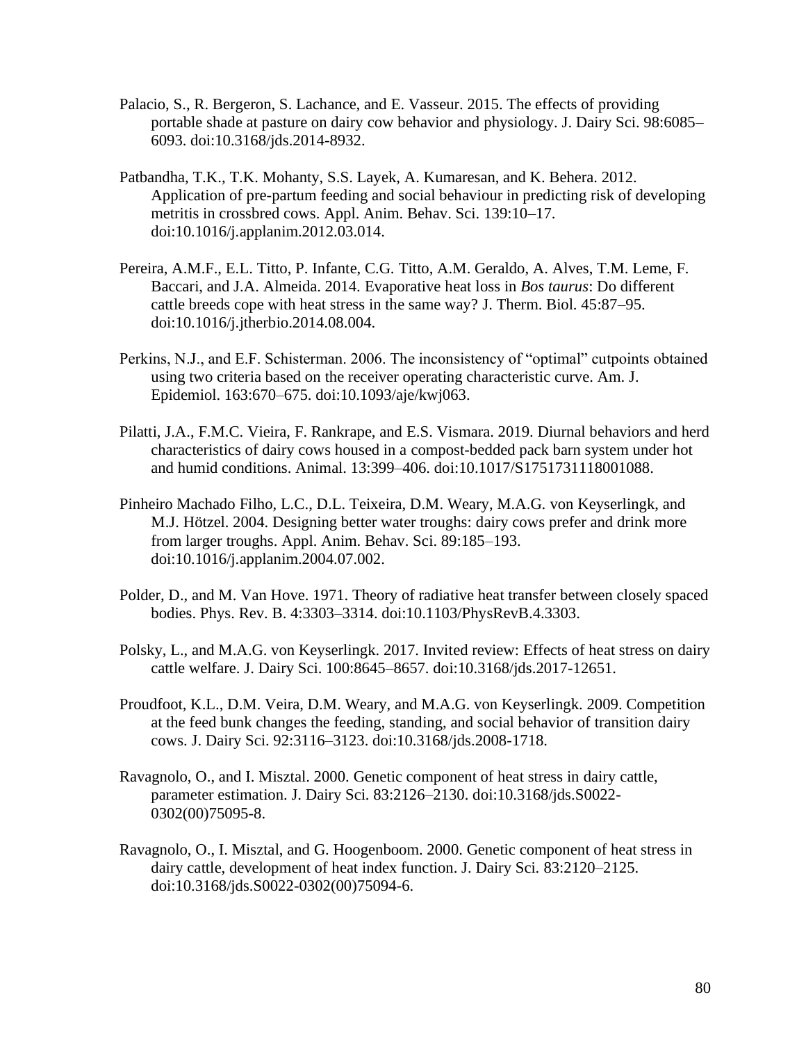Palacio, S., R. Bergeron, S. Lachance, and E. Vasseur. 2015. The effects of providing portable shade at pasture on dairy cow behavior and physiology. J. Dairy Sci. 98:6085–6093. doi:10.3168/jds.2014-8932.

Patbandha, T.K., T.K. Mohanty, S.S. Layek, A. Kumaresan, and K. Behera. 2012. Application of pre-partum feeding and social behaviour in predicting risk of developing metritis in crossbred cows. Appl. Anim. Behav. Sci. 139:10–17. doi:10.1016/j.applanim.2012.03.014.

Pereira, A.M.F., E.L. Titto, P. Infante, C.G. Titto, A.M. Geraldo, A. Alves, T.M. Leme, F. Baccari, and J.A. Almeida. 2014. Evaporative heat loss in *Bos taurus*: Do different cattle breeds cope with heat stress in the same way? J. Therm. Biol. 45:87–95. doi:10.1016/j.jtherbio.2014.08.004.

Perkins, N.J., and E.F. Schisterman. 2006. The inconsistency of "optimal" cutpoints obtained using two criteria based on the receiver operating characteristic curve. Am. J. Epidemiol. 163:670–675. doi:10.1093/aje/kwj063.

Pilatti, J.A., F.M.C. Vieira, F. Rankrape, and E.S. Vismara. 2019. Diurnal behaviors and herd characteristics of dairy cows housed in a compost-bedded pack barn system under hot and humid conditions. Animal. 13:399–406. doi:10.1017/S1751731118001088.

Pinheiro Machado Filho, L.C., D.L. Teixeira, D.M. Weary, M.A.G. von Keyserlingk, and M.J. Hötzel. 2004. Designing better water troughs: dairy cows prefer and drink more from larger troughs. Appl. Anim. Behav. Sci. 89:185–193. doi:10.1016/j.applanim.2004.07.002.

Polder, D., and M. Van Hove. 1971. Theory of radiative heat transfer between closely spaced bodies. Phys. Rev. B. 4:3303–3314. doi:10.1103/PhysRevB.4.3303.

Polsky, L., and M.A.G. von Keyserlingk. 2017. Invited review: Effects of heat stress on dairy cattle welfare. J. Dairy Sci. 100:8645–8657. doi:10.3168/jds.2017-12651.

Proudfoot, K.L., D.M. Veira, D.M. Weary, and M.A.G. von Keyserlingk. 2009. Competition at the feed bunk changes the feeding, standing, and social behavior of transition dairy cows. J. Dairy Sci. 92:3116–3123. doi:10.3168/jds.2008-1718.

Ravagnolo, O., and I. Misztal. 2000. Genetic component of heat stress in dairy cattle, parameter estimation. J. Dairy Sci. 83:2126–2130. doi:10.3168/jds.S0022-0302(00)75095-8.

Ravagnolo, O., I. Misztal, and G. Hoogenboom. 2000. Genetic component of heat stress in dairy cattle, development of heat index function. J. Dairy Sci. 83:2120–2125. doi:10.3168/jds.S0022-0302(00)75094-6.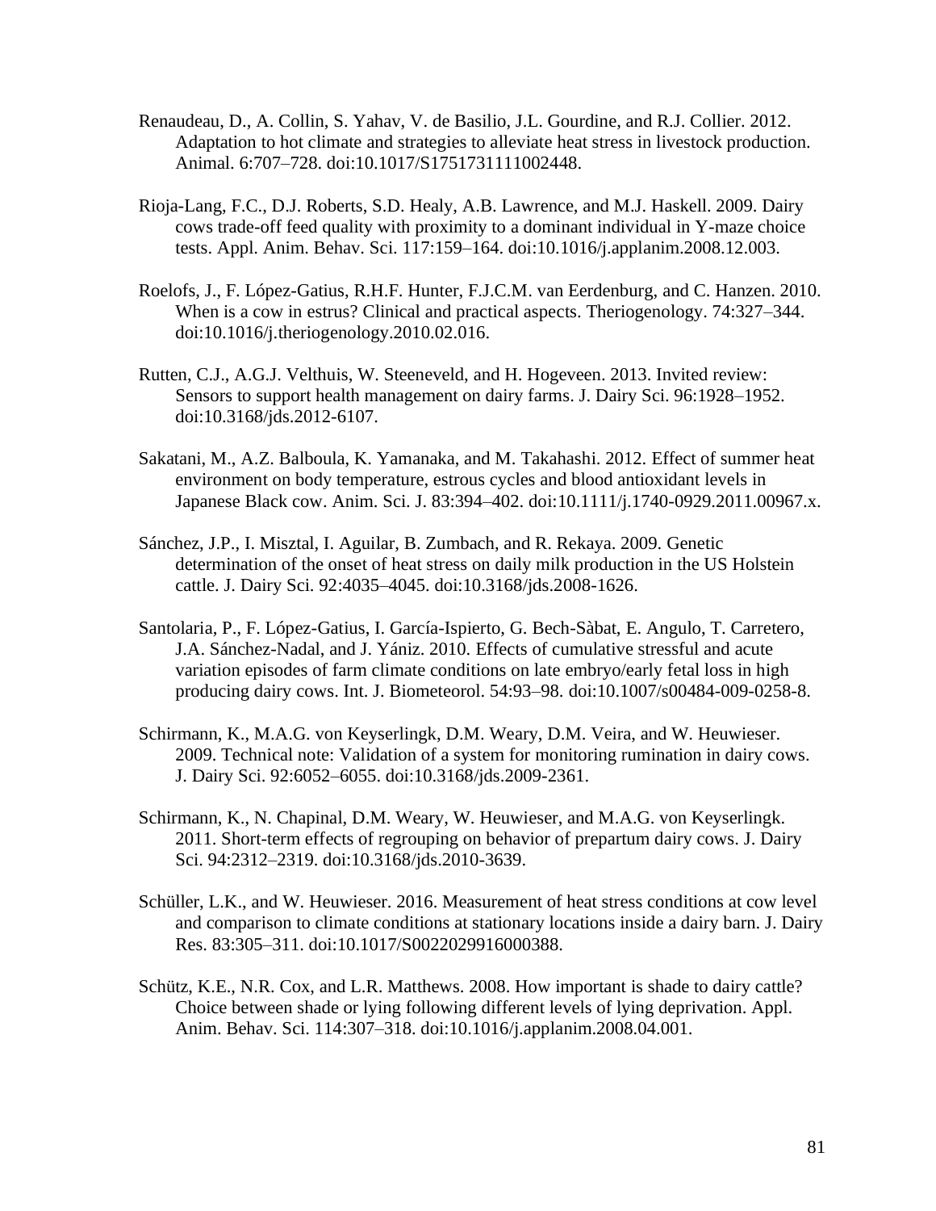Renaudeau, D., A. Collin, S. Yahav, V. de Basilio, J.L. Gourdine, and R.J. Collier. 2012. Adaptation to hot climate and strategies to alleviate heat stress in livestock production. Animal. 6:707–728. doi:10.1017/S1751731111002448.

Rioja-Lang, F.C., D.J. Roberts, S.D. Healy, A.B. Lawrence, and M.J. Haskell. 2009. Dairy cows trade-off feed quality with proximity to a dominant individual in Y-maze choice tests. Appl. Anim. Behav. Sci. 117:159–164. doi:10.1016/j.applanim.2008.12.003.

Roelofs, J., F. López-Gatius, R.H.F. Hunter, F.J.C.M. van Eerdenburg, and C. Hanzen. 2010. When is a cow in estrus? Clinical and practical aspects. Theriogenology. 74:327–344. doi:10.1016/j.theriogenology.2010.02.016.

Rutten, C.J., A.G.J. Velthuis, W. Steeneveld, and H. Hogeveen. 2013. Invited review: Sensors to support health management on dairy farms. J. Dairy Sci. 96:1928–1952. doi:10.3168/jds.2012-6107.

Sakatani, M., A.Z. Balboula, K. Yamanaka, and M. Takahashi. 2012. Effect of summer heat environment on body temperature, estrous cycles and blood antioxidant levels in Japanese Black cow. Anim. Sci. J. 83:394–402. doi:10.1111/j.1740-0929.2011.00967.x.

Sánchez, J.P., I. Misztal, I. Aguilar, B. Zumbach, and R. Rekaya. 2009. Genetic determination of the onset of heat stress on daily milk production in the US Holstein cattle. J. Dairy Sci. 92:4035–4045. doi:10.3168/jds.2008-1626.

Santolaria, P., F. López-Gatius, I. García-Ispierto, G. Bech-Sàbat, E. Angulo, T. Carretero, J.A. Sánchez-Nadal, and J. Yániz. 2010. Effects of cumulative stressful and acute variation episodes of farm climate conditions on late embryo/early fetal loss in high producing dairy cows. Int. J. Biometeorol. 54:93–98. doi:10.1007/s00484-009-0258-8.

Schirmann, K., M.A.G. von Keyserlingk, D.M. Weary, D.M. Veira, and W. Heuwieser. 2009. Technical note: Validation of a system for monitoring rumination in dairy cows. J. Dairy Sci. 92:6052–6055. doi:10.3168/jds.2009-2361.

Schirmann, K., N. Chapinal, D.M. Weary, W. Heuwieser, and M.A.G. von Keyserlingk. 2011. Short-term effects of regrouping on behavior of prepartum dairy cows. J. Dairy Sci. 94:2312–2319. doi:10.3168/jds.2010-3639.

Schüller, L.K., and W. Heuwieser. 2016. Measurement of heat stress conditions at cow level and comparison to climate conditions at stationary locations inside a dairy barn. J. Dairy Res. 83:305–311. doi:10.1017/S0022029916000388.

Schütz, K.E., N.R. Cox, and L.R. Matthews. 2008. How important is shade to dairy cattle? Choice between shade or lying following different levels of lying deprivation. Appl. Anim. Behav. Sci. 114:307–318. doi:10.1016/j.applanim.2008.04.001.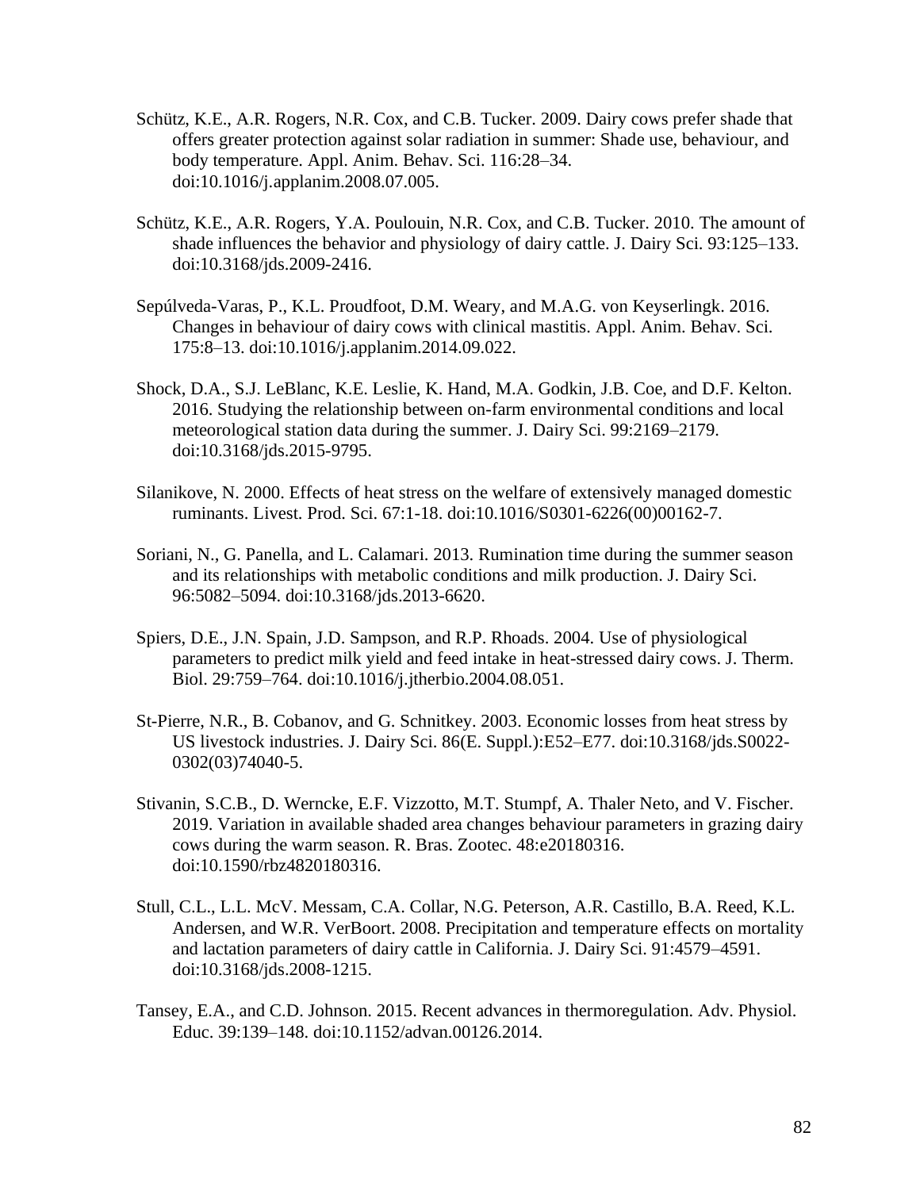Schütz, K.E., A.R. Rogers, N.R. Cox, and C.B. Tucker. 2009. Dairy cows prefer shade that offers greater protection against solar radiation in summer: Shade use, behaviour, and body temperature. Appl. Anim. Behav. Sci. 116:28–34. doi:10.1016/j.applanim.2008.07.005.

Schütz, K.E., A.R. Rogers, Y.A. Poulouin, N.R. Cox, and C.B. Tucker. 2010. The amount of shade influences the behavior and physiology of dairy cattle. J. Dairy Sci. 93:125–133. doi:10.3168/jds.2009-2416.

Sepúlveda-Varas, P., K.L. Proudfoot, D.M. Weary, and M.A.G. von Keyserlingk. 2016. Changes in behaviour of dairy cows with clinical mastitis. Appl. Anim. Behav. Sci. 175:8–13. doi:10.1016/j.applanim.2014.09.022.

Shock, D.A., S.J. LeBlanc, K.E. Leslie, K. Hand, M.A. Godkin, J.B. Coe, and D.F. Kelton. 2016. Studying the relationship between on-farm environmental conditions and local meteorological station data during the summer. J. Dairy Sci. 99:2169–2179. doi:10.3168/jds.2015-9795.

Silanikove, N. 2000. Effects of heat stress on the welfare of extensively managed domestic ruminants. Livest. Prod. Sci. 67:1-18. doi:10.1016/S0301-6226(00)00162-7.

Soriani, N., G. Panella, and L. Calamari. 2013. Rumination time during the summer season and its relationships with metabolic conditions and milk production. J. Dairy Sci. 96:5082–5094. doi:10.3168/jds.2013-6620.

Spiers, D.E., J.N. Spain, J.D. Sampson, and R.P. Rhoads. 2004. Use of physiological parameters to predict milk yield and feed intake in heat-stressed dairy cows. J. Therm. Biol. 29:759–764. doi:10.1016/j.jtherbio.2004.08.051.

St-Pierre, N.R., B. Cobanov, and G. Schnitkey. 2003. Economic losses from heat stress by US livestock industries. J. Dairy Sci. 86(E. Suppl.):E52–E77. doi:10.3168/jds.S0022-0302(03)74040-5.

Stivanin, S.C.B., D. Werncke, E.F. Vizzotto, M.T. Stumpf, A. Thaler Neto, and V. Fischer. 2019. Variation in available shaded area changes behaviour parameters in grazing dairy cows during the warm season. R. Bras. Zootec. 48:e20180316. doi:10.1590/rbz4820180316.

Stull, C.L., L.L. McV. Messam, C.A. Collar, N.G. Peterson, A.R. Castillo, B.A. Reed, K.L. Andersen, and W.R. VerBoort. 2008. Precipitation and temperature effects on mortality and lactation parameters of dairy cattle in California. J. Dairy Sci. 91:4579–4591. doi:10.3168/jds.2008-1215.

Tansey, E.A., and C.D. Johnson. 2015. Recent advances in thermoregulation. Adv. Physiol. Educ. 39:139–148. doi:10.1152/advan.00126.2014.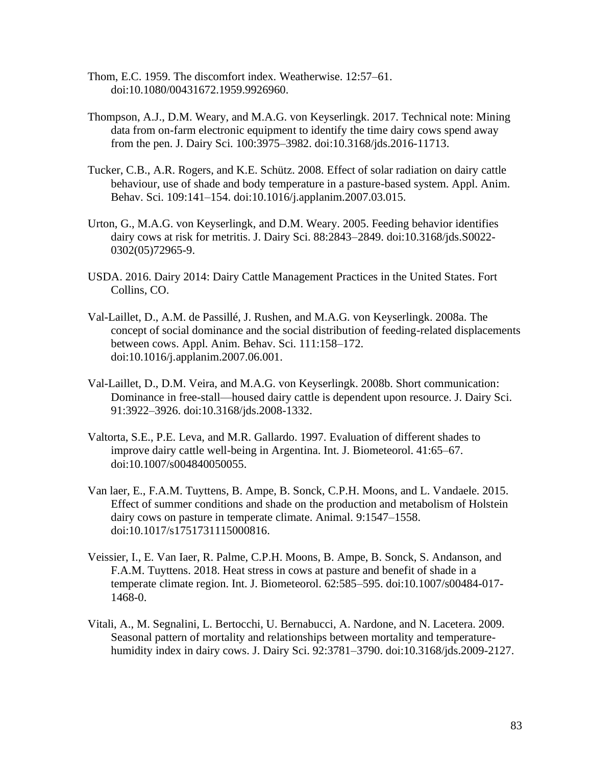Thom, E.C. 1959. The discomfort index. Weatherwise. 12:57–61. doi:10.1080/00431672.1959.9926960.

Thompson, A.J., D.M. Weary, and M.A.G. von Keyserlingk. 2017. Technical note: Mining data from on-farm electronic equipment to identify the time dairy cows spend away from the pen. J. Dairy Sci. 100:3975–3982. doi:10.3168/jds.2016-11713.

Tucker, C.B., A.R. Rogers, and K.E. Schütz. 2008. Effect of solar radiation on dairy cattle behaviour, use of shade and body temperature in a pasture-based system. Appl. Anim. Behav. Sci. 109:141–154. doi:10.1016/j.applanim.2007.03.015.

Urton, G., M.A.G. von Keyserlingk, and D.M. Weary. 2005. Feeding behavior identifies dairy cows at risk for metritis. J. Dairy Sci. 88:2843–2849. doi:10.3168/jds.S0022-0302(05)72965-9.

USDA. 2016. Dairy 2014: Dairy Cattle Management Practices in the United States. Fort Collins, CO.

Val-Laillet, D., A.M. de Passillé, J. Rushen, and M.A.G. von Keyserlingk. 2008a. The concept of social dominance and the social distribution of feeding-related displacements between cows. Appl. Anim. Behav. Sci. 111:158–172. doi:10.1016/j.applanim.2007.06.001.

Val-Laillet, D., D.M. Veira, and M.A.G. von Keyserlingk. 2008b. Short communication: Dominance in free-stall—housed dairy cattle is dependent upon resource. J. Dairy Sci. 91:3922–3926. doi:10.3168/jds.2008-1332.

Valtorta, S.E., P.E. Leva, and M.R. Gallardo. 1997. Evaluation of different shades to improve dairy cattle well-being in Argentina. Int. J. Biometeorol. 41:65–67. doi:10.1007/s004840050055.

Van laer, E., F.A.M. Tuyttens, B. Ampe, B. Sonck, C.P.H. Moons, and L. Vandaele. 2015. Effect of summer conditions and shade on the production and metabolism of Holstein dairy cows on pasture in temperate climate. Animal. 9:1547–1558. doi:10.1017/s1751731115000816.

Veissier, I., E. Van laer, R. Palme, C.P.H. Moons, B. Ampe, B. Sonck, S. Andanson, and F.A.M. Tuyttens. 2018. Heat stress in cows at pasture and benefit of shade in a temperate climate region. Int. J. Biometeorol. 62:585–595. doi:10.1007/s00484-017-1468-0.

Vitali, A., M. Segnalini, L. Bertocchi, U. Bernabucci, A. Nardone, and N. Lacetera. 2009. Seasonal pattern of mortality and relationships between mortality and temperature-humidity index in dairy cows. J. Dairy Sci. 92:3781–3790. doi:10.3168/jds.2009-2127.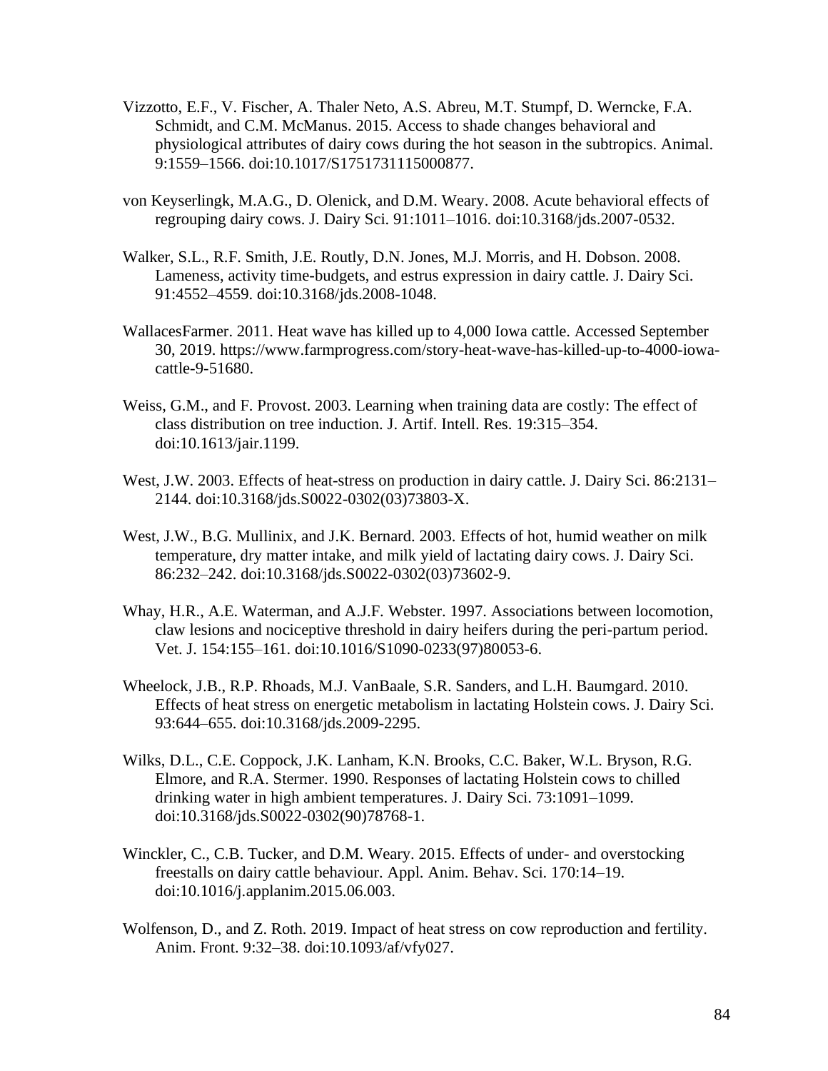Vizzotto, E.F., V. Fischer, A. Thaler Neto, A.S. Abreu, M.T. Stumpf, D. Werncke, F.A. Schmidt, and C.M. McManus. 2015. Access to shade changes behavioral and physiological attributes of dairy cows during the hot season in the subtropics. Animal. 9:1559–1566. doi:10.1017/S1751731115000877.

von Keyserlingk, M.A.G., D. Olenick, and D.M. Weary. 2008. Acute behavioral effects of regrouping dairy cows. J. Dairy Sci. 91:1011–1016. doi:10.3168/jds.2007-0532.

Walker, S.L., R.F. Smith, J.E. Routly, D.N. Jones, M.J. Morris, and H. Dobson. 2008. Lameness, activity time-budgets, and estrus expression in dairy cattle. J. Dairy Sci. 91:4552–4559. doi:10.3168/jds.2008-1048.

WallacesFarmer. 2011. Heat wave has killed up to 4,000 Iowa cattle. Accessed September 30, 2019. https://www.farmprogress.com/story-heat-wave-has-killed-up-to-4000-iowa-cattle-9-51680.

Weiss, G.M., and F. Provost. 2003. Learning when training data are costly: The effect of class distribution on tree induction. J. Artif. Intell. Res. 19:315–354. doi:10.1613/jair.1199.

West, J.W. 2003. Effects of heat-stress on production in dairy cattle. J. Dairy Sci. 86:2131–2144. doi:10.3168/jds.S0022-0302(03)73803-X.

West, J.W., B.G. Mullinix, and J.K. Bernard. 2003. Effects of hot, humid weather on milk temperature, dry matter intake, and milk yield of lactating dairy cows. J. Dairy Sci. 86:232–242. doi:10.3168/jds.S0022-0302(03)73602-9.

Whay, H.R., A.E. Waterman, and A.J.F. Webster. 1997. Associations between locomotion, claw lesions and nociceptive threshold in dairy heifers during the peri-partum period. Vet. J. 154:155–161. doi:10.1016/S1090-0233(97)80053-6.

Wheelock, J.B., R.P. Rhoads, M.J. VanBaale, S.R. Sanders, and L.H. Baumgard. 2010. Effects of heat stress on energetic metabolism in lactating Holstein cows. J. Dairy Sci. 93:644–655. doi:10.3168/jds.2009-2295.

Wilks, D.L., C.E. Coppock, J.K. Lanham, K.N. Brooks, C.C. Baker, W.L. Bryson, R.G. Elmore, and R.A. Stermer. 1990. Responses of lactating Holstein cows to chilled drinking water in high ambient temperatures. J. Dairy Sci. 73:1091–1099. doi:10.3168/jds.S0022-0302(90)78768-1.

Winckler, C., C.B. Tucker, and D.M. Weary. 2015. Effects of under- and overstocking freestalls on dairy cattle behaviour. Appl. Anim. Behav. Sci. 170:14–19. doi:10.1016/j.applanim.2015.06.003.

Wolfenson, D., and Z. Roth. 2019. Impact of heat stress on cow reproduction and fertility. Anim. Front. 9:32–38. doi:10.1093/af/vfy027.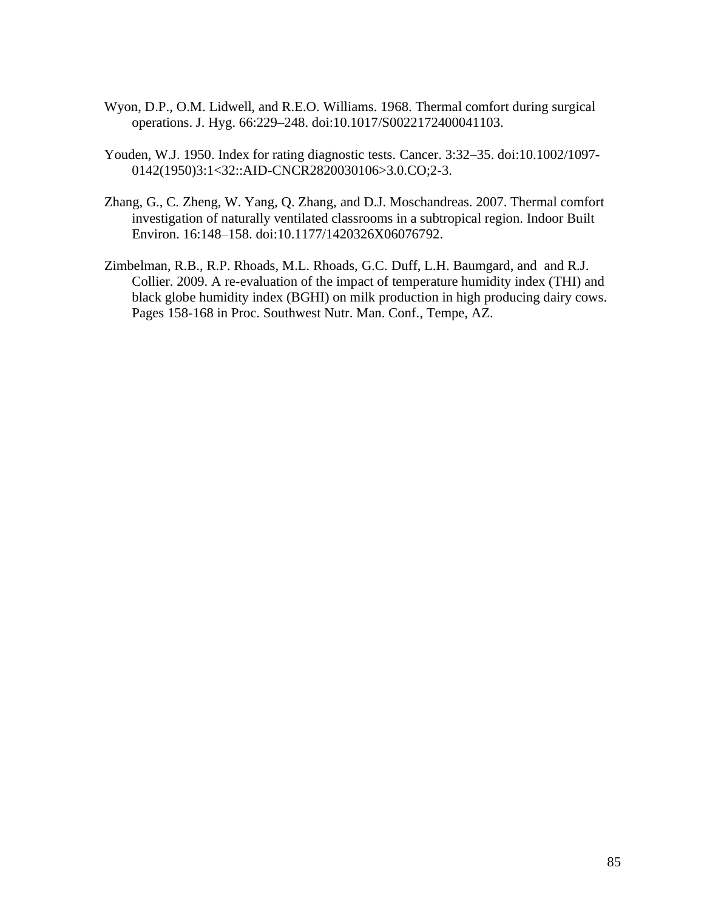Wyon, D.P., O.M. Lidwell, and R.E.O. Williams. 1968. Thermal comfort during surgical operations. J. Hyg. 66:229–248. doi:10.1017/S0022172400041103.

Youden, W.J. 1950. Index for rating diagnostic tests. Cancer. 3:32–35. doi:10.1002/1097-0142(1950)3:1<32::AID-CNCR2820030106>3.0.CO;2-3.

Zhang, G., C. Zheng, W. Yang, Q. Zhang, and D.J. Moschandreas. 2007. Thermal comfort investigation of naturally ventilated classrooms in a subtropical region. Indoor Built Environ. 16:148–158. doi:10.1177/1420326X06076792.

Zimbelman, R.B., R.P. Rhoads, M.L. Rhoads, G.C. Duff, L.H. Baumgard, and and R.J. Collier. 2009. A re-evaluation of the impact of temperature humidity index (THI) and black globe humidity index (BGHI) on milk production in high producing dairy cows. Pages 158-168 in Proc. Southwest Nutr. Man. Conf., Tempe, AZ.